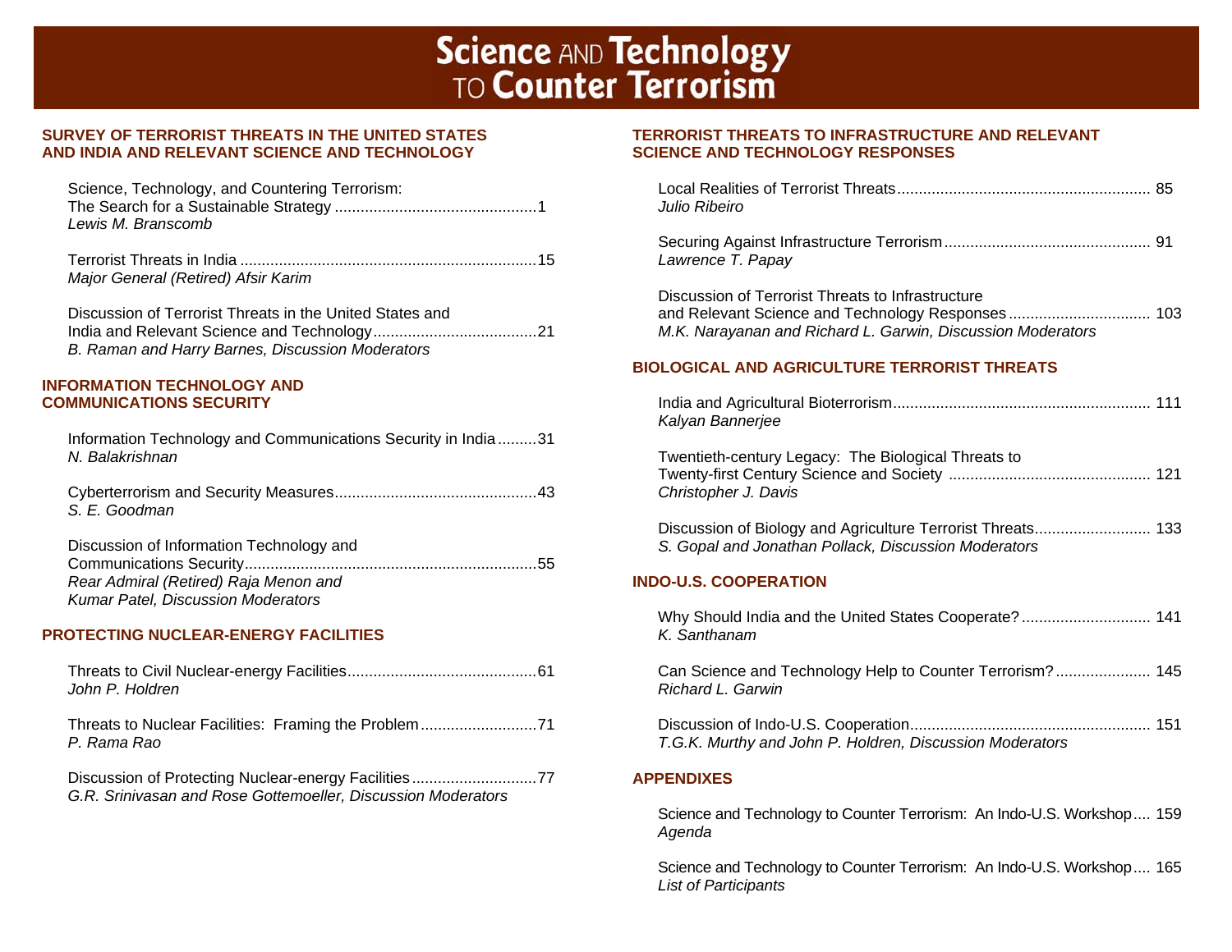# Science AND Technology TO Counter Terrorism

## SURVEY OF TERRORIST THREATS IN THE UNITED STATES AND INDIA AND RELEVANT SCIENCE AND TECHNOLOGY

Science, Technology, and Countering Terrorism: The Search for a Sustainable Strategy ....1
*Lewis M. Branscomb*

Terrorist Threats in India ....15
*Major General (Retired) Afsir Karim*

Discussion of Terrorist Threats in the United States and India and Relevant Science and Technology ....21
*B. Raman and Harry Barnes, Discussion Moderators*

## INFORMATION TECHNOLOGY AND COMMUNICATIONS SECURITY

Information Technology and Communications Security in India ....31
*N. Balakrishnan*

Cyberterrorism and Security Measures ....43
*S. E. Goodman*

Discussion of Information Technology and Communications Security ....55
*Rear Admiral (Retired) Raja Menon and Kumar Patel, Discussion Moderators*

## PROTECTING NUCLEAR-ENERGY FACILITIES

Threats to Civil Nuclear-energy Facilities ....61
*John P. Holdren*

Threats to Nuclear Facilities: Framing the Problem ....71
*P. Rama Rao*

Discussion of Protecting Nuclear-energy Facilities ....77
*G.R. Srinivasan and Rose Gottemoeller, Discussion Moderators*

## TERRORIST THREATS TO INFRASTRUCTURE AND RELEVANT SCIENCE AND TECHNOLOGY RESPONSES

Local Realities of Terrorist Threats ....85
*Julio Ribeiro*

Securing Against Infrastructure Terrorism ....91
*Lawrence T. Papay*

Discussion of Terrorist Threats to Infrastructure and Relevant Science and Technology Responses ....103
*M.K. Narayanan and Richard L. Garwin, Discussion Moderators*

## BIOLOGICAL AND AGRICULTURE TERRORIST THREATS

India and Agricultural Bioterrorism ....111
*Kalyan Bannerjee*

Twentieth-century Legacy: The Biological Threats to Twenty-first Century Science and Society ....121
*Christopher J. Davis*

Discussion of Biology and Agriculture Terrorist Threats ....133
*S. Gopal and Jonathan Pollack, Discussion Moderators*

## INDO-U.S. COOPERATION

Why Should India and the United States Cooperate? ....141
*K. Santhanam*

Can Science and Technology Help to Counter Terrorism? ....145
*Richard L. Garwin*

Discussion of Indo-U.S. Cooperation ....151
*T.G.K. Murthy and John P. Holdren, Discussion Moderators*

## APPENDIXES

Science and Technology to Counter Terrorism: An Indo-U.S. Workshop ....159
*Agenda*

Science and Technology to Counter Terrorism: An Indo-U.S. Workshop ....165
*List of Participants*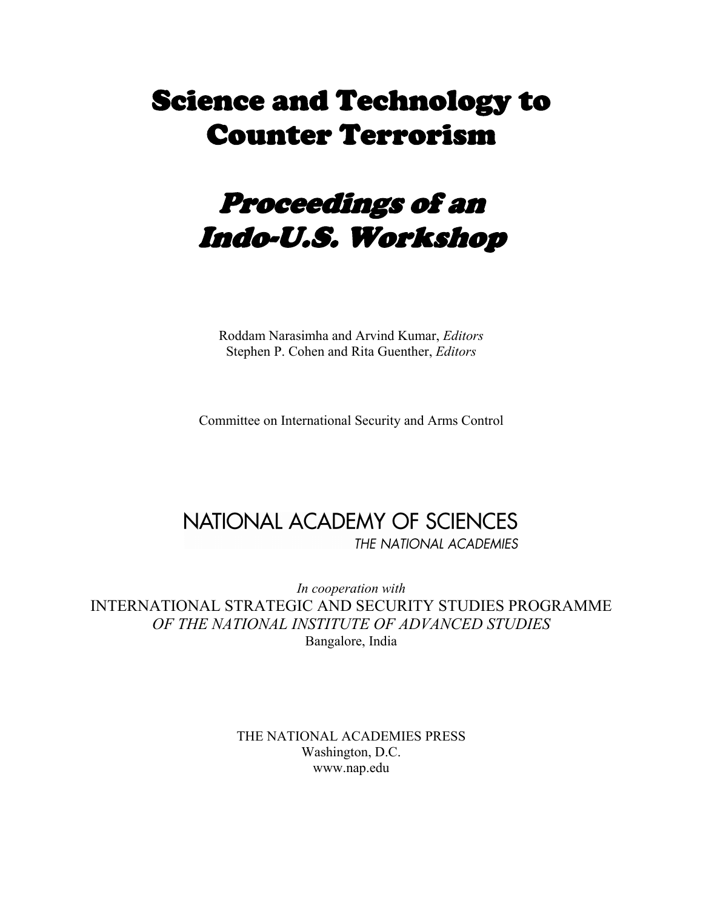# Science and Technology to Counter Terrorism

## *Proceedings of an Indo-U.S. Workshop*

Roddam Narasimha and Arvind Kumar, *Editors*
Stephen P. Cohen and Rita Guenther, *Editors*

Committee on International Security and Arms Control

NATIONAL ACADEMY OF SCIENCES
*THE NATIONAL ACADEMIES*

*In cooperation with*
INTERNATIONAL STRATEGIC AND SECURITY STUDIES PROGRAMME
*OF THE NATIONAL INSTITUTE OF ADVANCED STUDIES*
Bangalore, India

THE NATIONAL ACADEMIES PRESS
Washington, D.C.
www.nap.edu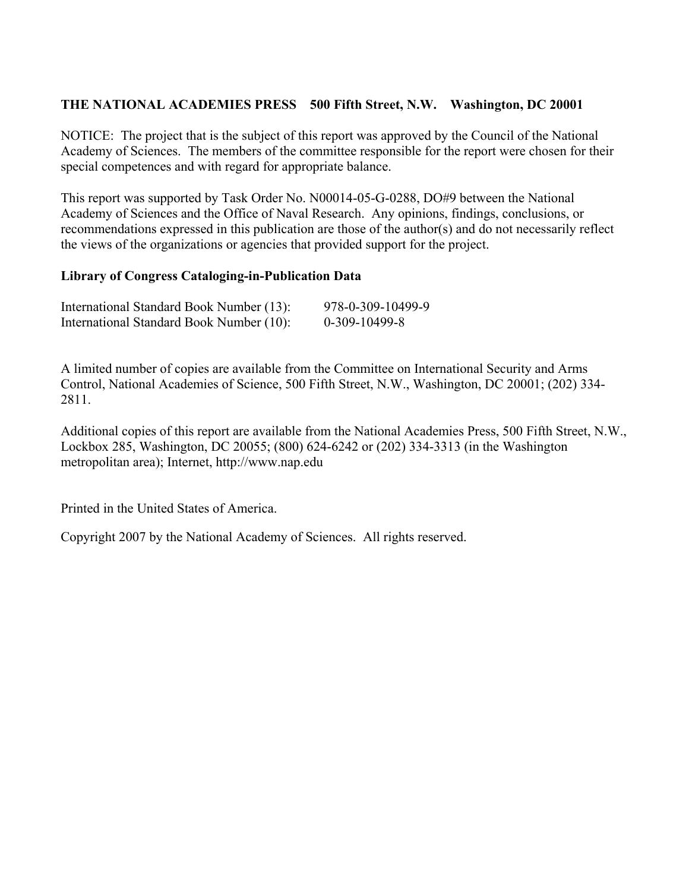**THE NATIONAL ACADEMIES PRESS    500 Fifth Street, N.W.    Washington, DC 20001**

NOTICE: The project that is the subject of this report was approved by the Council of the National Academy of Sciences. The members of the committee responsible for the report were chosen for their special competences and with regard for appropriate balance.

This report was supported by Task Order No. N00014-05-G-0288, DO#9 between the National Academy of Sciences and the Office of Naval Research. Any opinions, findings, conclusions, or recommendations expressed in this publication are those of the author(s) and do not necessarily reflect the views of the organizations or agencies that provided support for the project.

**Library of Congress Cataloging-in-Publication Data**

International Standard Book Number (13):    978-0-309-10499-9
International Standard Book Number (10):    0-309-10499-8

A limited number of copies are available from the Committee on International Security and Arms Control, National Academies of Science, 500 Fifth Street, N.W., Washington, DC 20001; (202) 334-2811.

Additional copies of this report are available from the National Academies Press, 500 Fifth Street, N.W., Lockbox 285, Washington, DC 20055; (800) 624-6242 or (202) 334-3313 (in the Washington metropolitan area); Internet, http://www.nap.edu

Printed in the United States of America.

Copyright 2007 by the National Academy of Sciences. All rights reserved.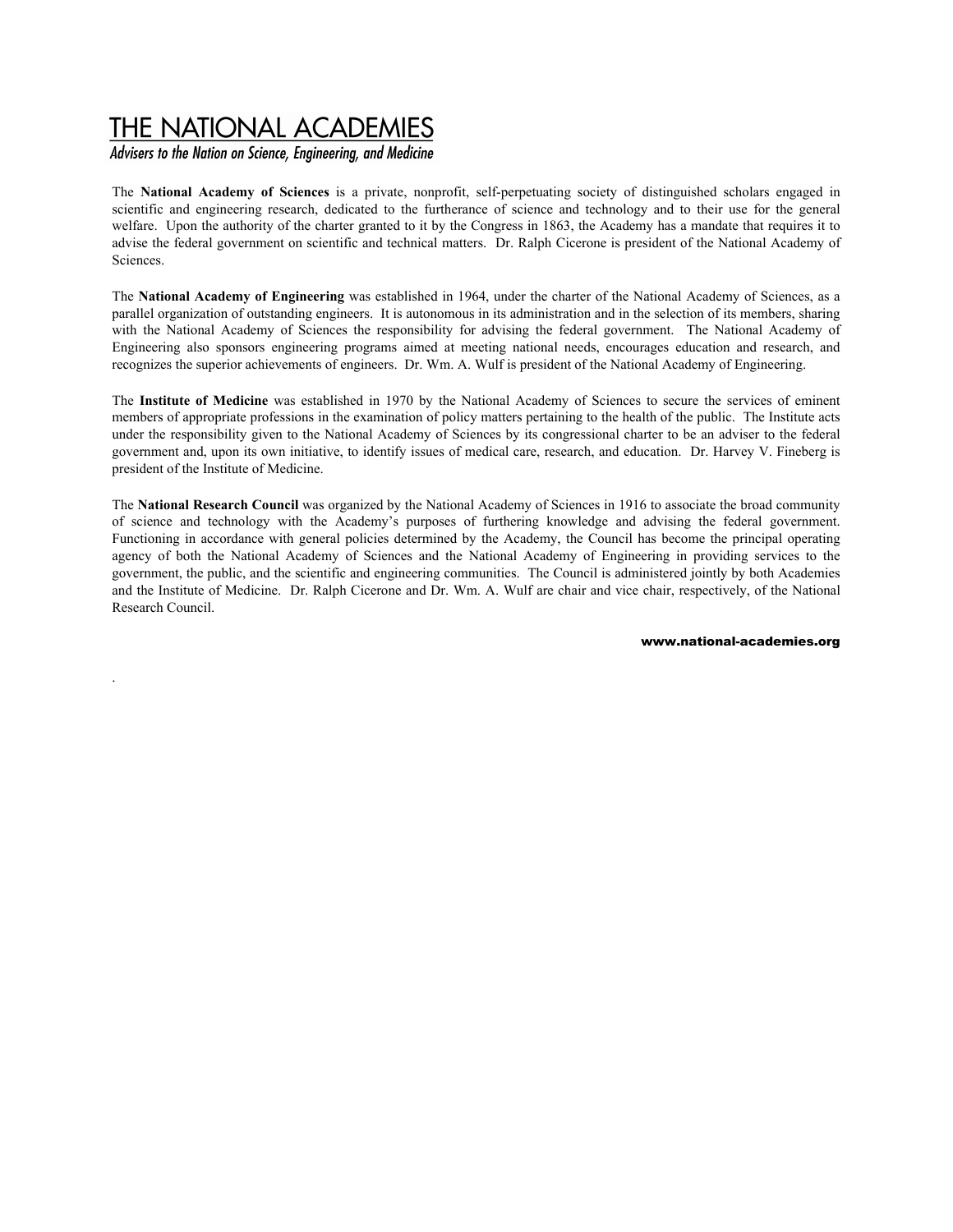# THE NATIONAL ACADEMIES

*Advisers to the Nation on Science, Engineering, and Medicine*

The **National Academy of Sciences** is a private, nonprofit, self-perpetuating society of distinguished scholars engaged in scientific and engineering research, dedicated to the furtherance of science and technology and to their use for the general welfare. Upon the authority of the charter granted to it by the Congress in 1863, the Academy has a mandate that requires it to advise the federal government on scientific and technical matters. Dr. Ralph Cicerone is president of the National Academy of Sciences.

The **National Academy of Engineering** was established in 1964, under the charter of the National Academy of Sciences, as a parallel organization of outstanding engineers. It is autonomous in its administration and in the selection of its members, sharing with the National Academy of Sciences the responsibility for advising the federal government. The National Academy of Engineering also sponsors engineering programs aimed at meeting national needs, encourages education and research, and recognizes the superior achievements of engineers. Dr. Wm. A. Wulf is president of the National Academy of Engineering.

The **Institute of Medicine** was established in 1970 by the National Academy of Sciences to secure the services of eminent members of appropriate professions in the examination of policy matters pertaining to the health of the public. The Institute acts under the responsibility given to the National Academy of Sciences by its congressional charter to be an adviser to the federal government and, upon its own initiative, to identify issues of medical care, research, and education. Dr. Harvey V. Fineberg is president of the Institute of Medicine.

The **National Research Council** was organized by the National Academy of Sciences in 1916 to associate the broad community of science and technology with the Academy's purposes of furthering knowledge and advising the federal government. Functioning in accordance with general policies determined by the Academy, the Council has become the principal operating agency of both the National Academy of Sciences and the National Academy of Engineering in providing services to the government, the public, and the scientific and engineering communities. The Council is administered jointly by both Academies and the Institute of Medicine. Dr. Ralph Cicerone and Dr. Wm. A. Wulf are chair and vice chair, respectively, of the National Research Council.

**www.national-academies.org**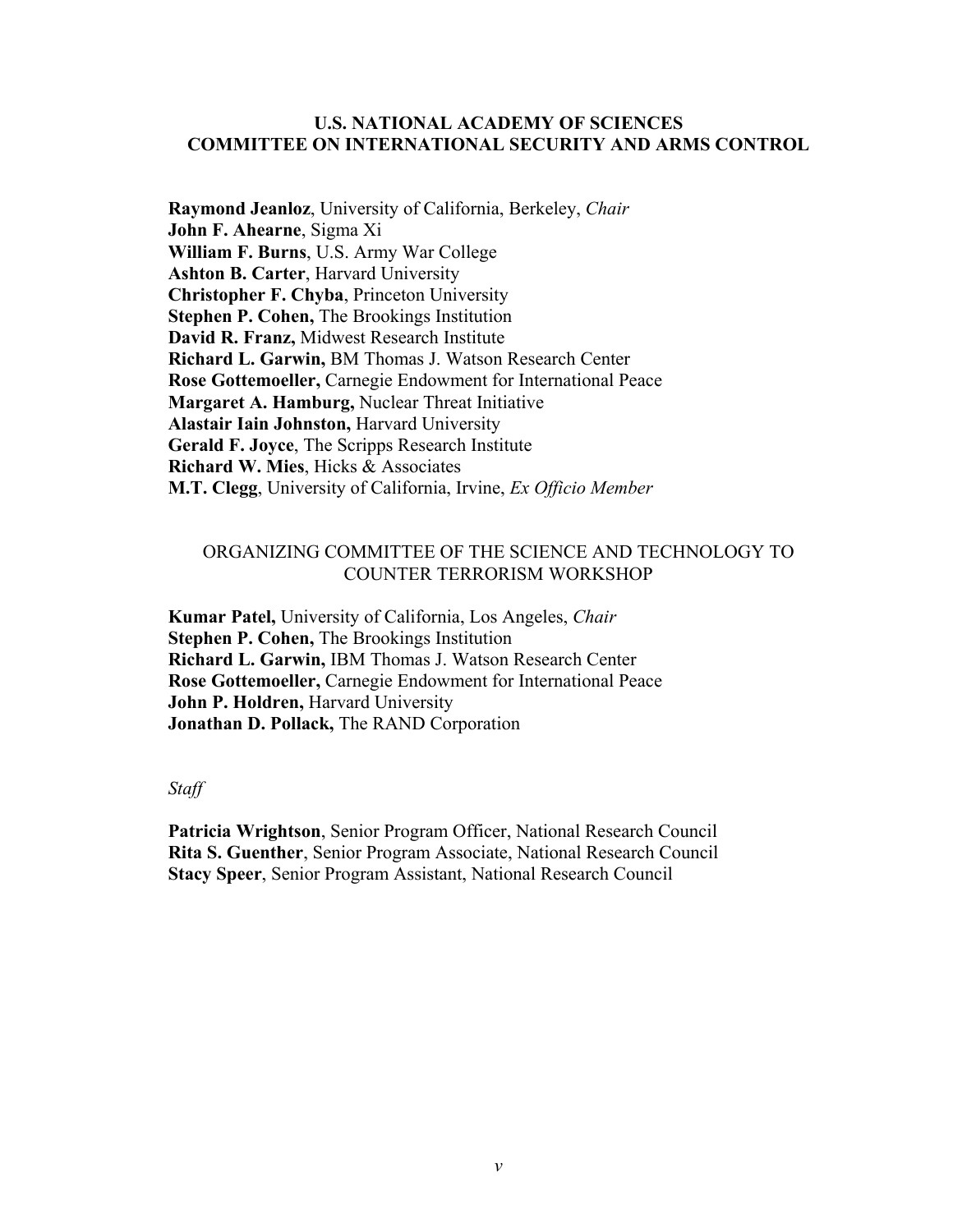## U.S. NATIONAL ACADEMY OF SCIENCES COMMITTEE ON INTERNATIONAL SECURITY AND ARMS CONTROL

**Raymond Jeanloz**, University of California, Berkeley, *Chair*
**John F. Ahearne**, Sigma Xi
**William F. Burns**, U.S. Army War College
**Ashton B. Carter**, Harvard University
**Christopher F. Chyba**, Princeton University
**Stephen P. Cohen,** The Brookings Institution
**David R. Franz,** Midwest Research Institute
**Richard L. Garwin,** BM Thomas J. Watson Research Center
**Rose Gottemoeller,** Carnegie Endowment for International Peace
**Margaret A. Hamburg,** Nuclear Threat Initiative
**Alastair Iain Johnston,** Harvard University
**Gerald F. Joyce**, The Scripps Research Institute
**Richard W. Mies**, Hicks & Associates
**M.T. Clegg**, University of California, Irvine, *Ex Officio Member*

## ORGANIZING COMMITTEE OF THE SCIENCE AND TECHNOLOGY TO COUNTER TERRORISM WORKSHOP

**Kumar Patel,** University of California, Los Angeles, *Chair*
**Stephen P. Cohen,** The Brookings Institution
**Richard L. Garwin,** IBM Thomas J. Watson Research Center
**Rose Gottemoeller,** Carnegie Endowment for International Peace
**John P. Holdren,** Harvard University
**Jonathan D. Pollack,** The RAND Corporation

*Staff*

**Patricia Wrightson**, Senior Program Officer, National Research Council
**Rita S. Guenther**, Senior Program Associate, National Research Council
**Stacy Speer**, Senior Program Assistant, National Research Council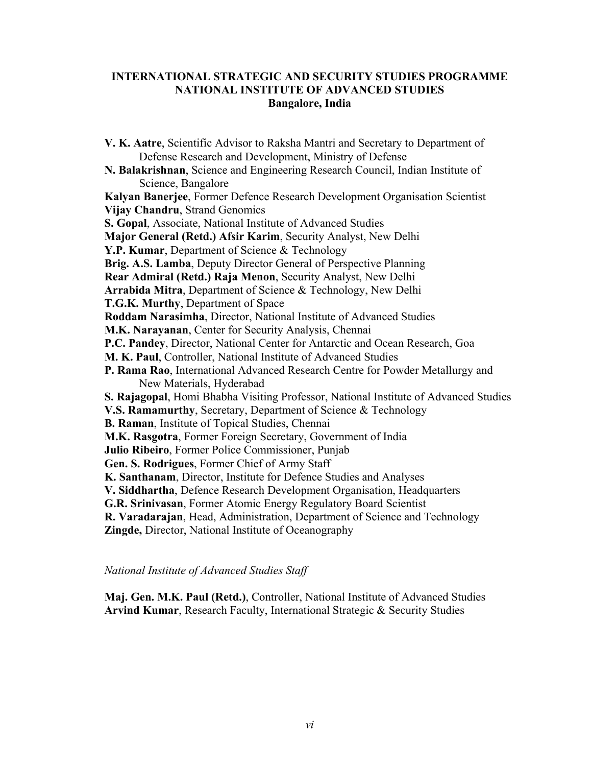**INTERNATIONAL STRATEGIC AND SECURITY STUDIES PROGRAMME**
**NATIONAL INSTITUTE OF ADVANCED STUDIES**
**Bangalore, India**

**V. K. Aatre**, Scientific Advisor to Raksha Mantri and Secretary to Department of Defense Research and Development, Ministry of Defense
**N. Balakrishnan**, Science and Engineering Research Council, Indian Institute of Science, Bangalore
**Kalyan Banerjee**, Former Defence Research Development Organisation Scientist
**Vijay Chandru**, Strand Genomics
**S. Gopal**, Associate, National Institute of Advanced Studies
**Major General (Retd.) Afsir Karim**, Security Analyst, New Delhi
**Y.P. Kumar**, Department of Science & Technology
**Brig. A.S. Lamba**, Deputy Director General of Perspective Planning
**Rear Admiral (Retd.) Raja Menon**, Security Analyst, New Delhi
**Arrabida Mitra**, Department of Science & Technology, New Delhi
**T.G.K. Murthy**, Department of Space
**Roddam Narasimha**, Director, National Institute of Advanced Studies
**M.K. Narayanan**, Center for Security Analysis, Chennai
**P.C. Pandey**, Director, National Center for Antarctic and Ocean Research, Goa
**M. K. Paul**, Controller, National Institute of Advanced Studies
**P. Rama Rao**, International Advanced Research Centre for Powder Metallurgy and New Materials, Hyderabad
**S. Rajagopal**, Homi Bhabha Visiting Professor, National Institute of Advanced Studies
**V.S. Ramamurthy**, Secretary, Department of Science & Technology
**B. Raman**, Institute of Topical Studies, Chennai
**M.K. Rasgotra**, Former Foreign Secretary, Government of India
**Julio Ribeiro**, Former Police Commissioner, Punjab
**Gen. S. Rodrigues**, Former Chief of Army Staff
**K. Santhanam**, Director, Institute for Defence Studies and Analyses
**V. Siddhartha**, Defence Research Development Organisation, Headquarters
**G.R. Srinivasan**, Former Atomic Energy Regulatory Board Scientist
**R. Varadarajan**, Head, Administration, Department of Science and Technology
**Zingde,** Director, National Institute of Oceanography

*National Institute of Advanced Studies Staff*

**Maj. Gen. M.K. Paul (Retd.)**, Controller, National Institute of Advanced Studies
**Arvind Kumar**, Research Faculty, International Strategic & Security Studies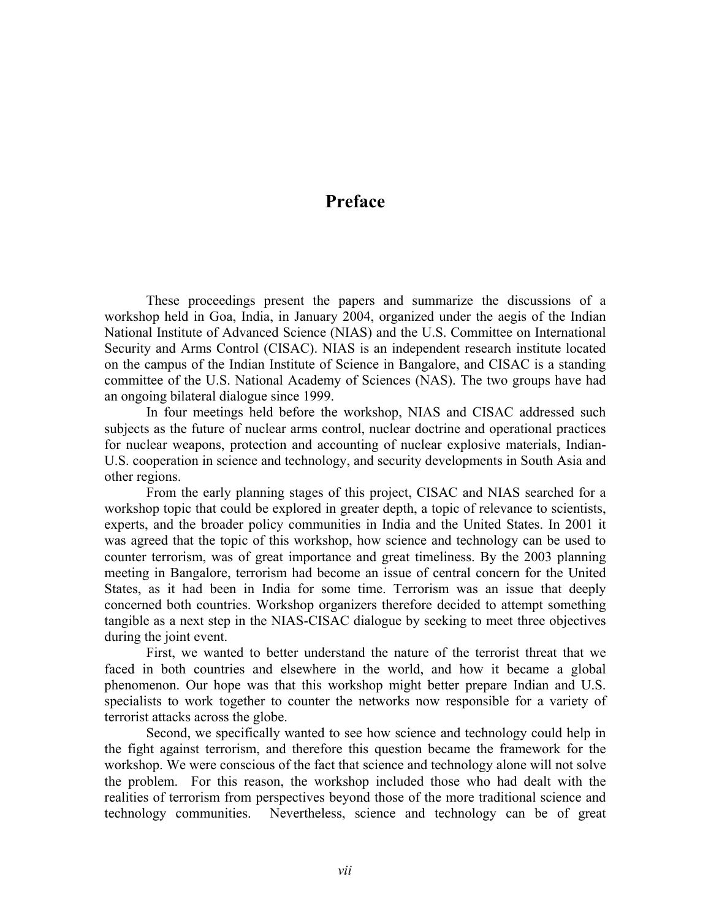# Preface

These proceedings present the papers and summarize the discussions of a workshop held in Goa, India, in January 2004, organized under the aegis of the Indian National Institute of Advanced Science (NIAS) and the U.S. Committee on International Security and Arms Control (CISAC). NIAS is an independent research institute located on the campus of the Indian Institute of Science in Bangalore, and CISAC is a standing committee of the U.S. National Academy of Sciences (NAS). The two groups have had an ongoing bilateral dialogue since 1999.

In four meetings held before the workshop, NIAS and CISAC addressed such subjects as the future of nuclear arms control, nuclear doctrine and operational practices for nuclear weapons, protection and accounting of nuclear explosive materials, Indian-U.S. cooperation in science and technology, and security developments in South Asia and other regions.

From the early planning stages of this project, CISAC and NIAS searched for a workshop topic that could be explored in greater depth, a topic of relevance to scientists, experts, and the broader policy communities in India and the United States. In 2001 it was agreed that the topic of this workshop, how science and technology can be used to counter terrorism, was of great importance and great timeliness. By the 2003 planning meeting in Bangalore, terrorism had become an issue of central concern for the United States, as it had been in India for some time. Terrorism was an issue that deeply concerned both countries. Workshop organizers therefore decided to attempt something tangible as a next step in the NIAS-CISAC dialogue by seeking to meet three objectives during the joint event.

First, we wanted to better understand the nature of the terrorist threat that we faced in both countries and elsewhere in the world, and how it became a global phenomenon. Our hope was that this workshop might better prepare Indian and U.S. specialists to work together to counter the networks now responsible for a variety of terrorist attacks across the globe.

Second, we specifically wanted to see how science and technology could help in the fight against terrorism, and therefore this question became the framework for the workshop. We were conscious of the fact that science and technology alone will not solve the problem. For this reason, the workshop included those who had dealt with the realities of terrorism from perspectives beyond those of the more traditional science and technology communities. Nevertheless, science and technology can be of great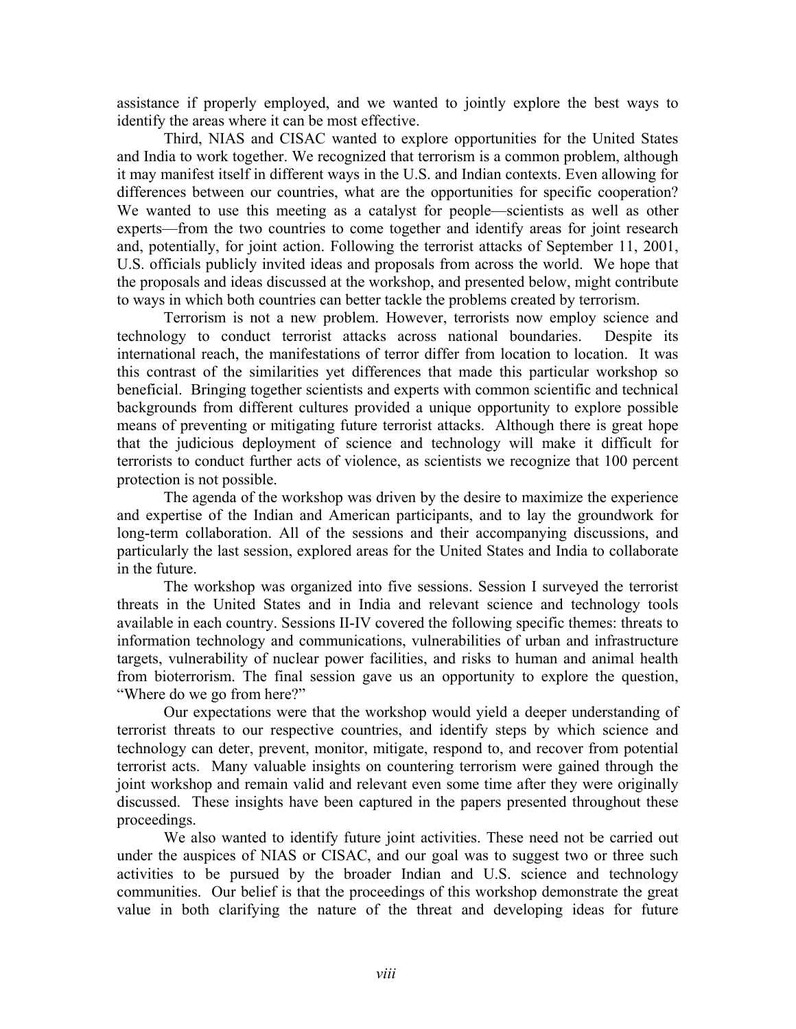assistance if properly employed, and we wanted to jointly explore the best ways to identify the areas where it can be most effective.

Third, NIAS and CISAC wanted to explore opportunities for the United States and India to work together. We recognized that terrorism is a common problem, although it may manifest itself in different ways in the U.S. and Indian contexts. Even allowing for differences between our countries, what are the opportunities for specific cooperation? We wanted to use this meeting as a catalyst for people—scientists as well as other experts—from the two countries to come together and identify areas for joint research and, potentially, for joint action. Following the terrorist attacks of September 11, 2001, U.S. officials publicly invited ideas and proposals from across the world. We hope that the proposals and ideas discussed at the workshop, and presented below, might contribute to ways in which both countries can better tackle the problems created by terrorism.

Terrorism is not a new problem. However, terrorists now employ science and technology to conduct terrorist attacks across national boundaries. Despite its international reach, the manifestations of terror differ from location to location. It was this contrast of the similarities yet differences that made this particular workshop so beneficial. Bringing together scientists and experts with common scientific and technical backgrounds from different cultures provided a unique opportunity to explore possible means of preventing or mitigating future terrorist attacks. Although there is great hope that the judicious deployment of science and technology will make it difficult for terrorists to conduct further acts of violence, as scientists we recognize that 100 percent protection is not possible.

The agenda of the workshop was driven by the desire to maximize the experience and expertise of the Indian and American participants, and to lay the groundwork for long-term collaboration. All of the sessions and their accompanying discussions, and particularly the last session, explored areas for the United States and India to collaborate in the future.

The workshop was organized into five sessions. Session I surveyed the terrorist threats in the United States and in India and relevant science and technology tools available in each country. Sessions II-IV covered the following specific themes: threats to information technology and communications, vulnerabilities of urban and infrastructure targets, vulnerability of nuclear power facilities, and risks to human and animal health from bioterrorism. The final session gave us an opportunity to explore the question, "Where do we go from here?"

Our expectations were that the workshop would yield a deeper understanding of terrorist threats to our respective countries, and identify steps by which science and technology can deter, prevent, monitor, mitigate, respond to, and recover from potential terrorist acts. Many valuable insights on countering terrorism were gained through the joint workshop and remain valid and relevant even some time after they were originally discussed. These insights have been captured in the papers presented throughout these proceedings.

We also wanted to identify future joint activities. These need not be carried out under the auspices of NIAS or CISAC, and our goal was to suggest two or three such activities to be pursued by the broader Indian and U.S. science and technology communities. Our belief is that the proceedings of this workshop demonstrate the great value in both clarifying the nature of the threat and developing ideas for future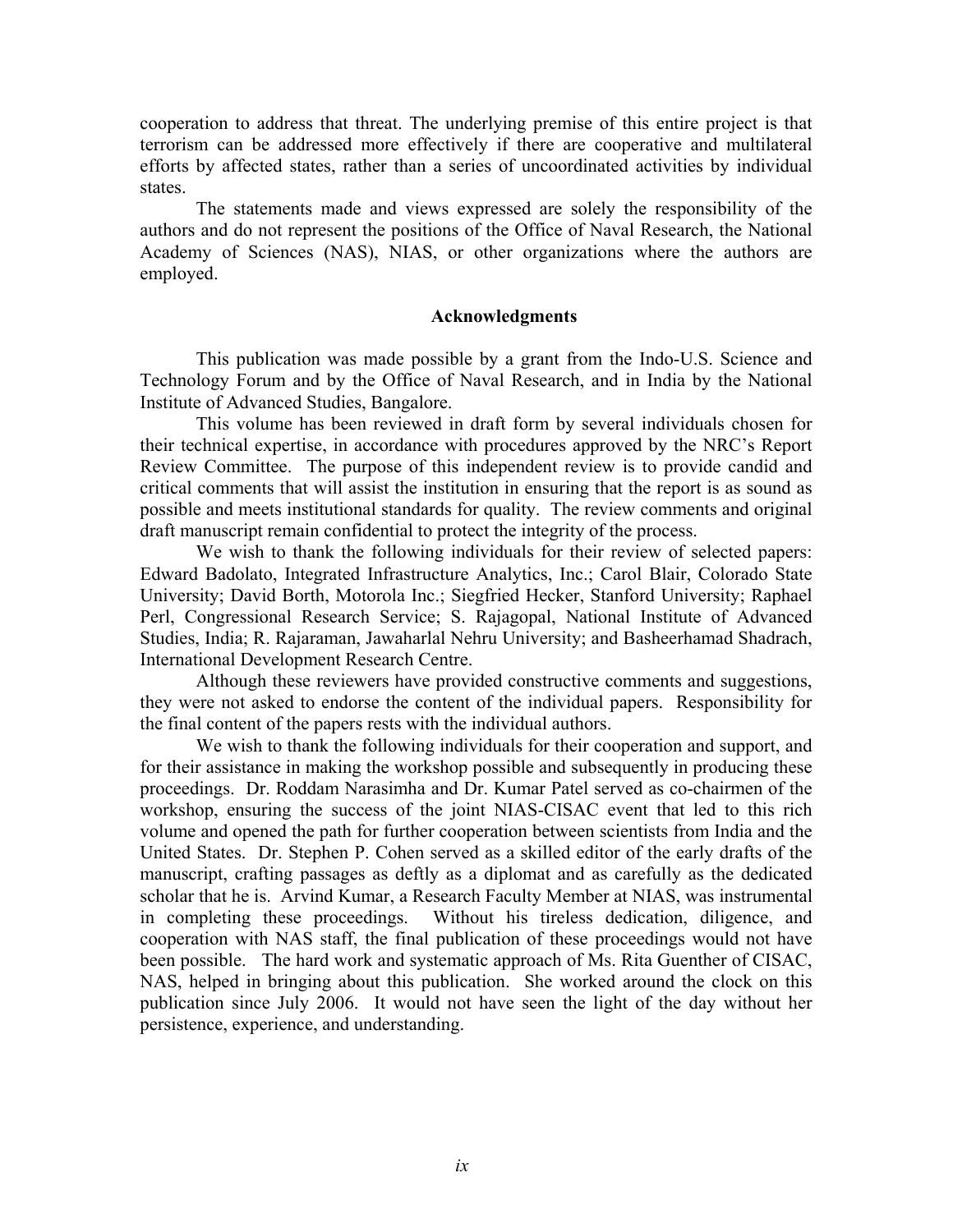cooperation to address that threat. The underlying premise of this entire project is that terrorism can be addressed more effectively if there are cooperative and multilateral efforts by affected states, rather than a series of uncoordinated activities by individual states.

The statements made and views expressed are solely the responsibility of the authors and do not represent the positions of the Office of Naval Research, the National Academy of Sciences (NAS), NIAS, or other organizations where the authors are employed.

## Acknowledgments

This publication was made possible by a grant from the Indo-U.S. Science and Technology Forum and by the Office of Naval Research, and in India by the National Institute of Advanced Studies, Bangalore.

This volume has been reviewed in draft form by several individuals chosen for their technical expertise, in accordance with procedures approved by the NRC's Report Review Committee. The purpose of this independent review is to provide candid and critical comments that will assist the institution in ensuring that the report is as sound as possible and meets institutional standards for quality. The review comments and original draft manuscript remain confidential to protect the integrity of the process.

We wish to thank the following individuals for their review of selected papers: Edward Badolato, Integrated Infrastructure Analytics, Inc.; Carol Blair, Colorado State University; David Borth, Motorola Inc.; Siegfried Hecker, Stanford University; Raphael Perl, Congressional Research Service; S. Rajagopal, National Institute of Advanced Studies, India; R. Rajaraman, Jawaharlal Nehru University; and Basheerhamad Shadrach, International Development Research Centre.

Although these reviewers have provided constructive comments and suggestions, they were not asked to endorse the content of the individual papers. Responsibility for the final content of the papers rests with the individual authors.

We wish to thank the following individuals for their cooperation and support, and for their assistance in making the workshop possible and subsequently in producing these proceedings. Dr. Roddam Narasimha and Dr. Kumar Patel served as co-chairmen of the workshop, ensuring the success of the joint NIAS-CISAC event that led to this rich volume and opened the path for further cooperation between scientists from India and the United States. Dr. Stephen P. Cohen served as a skilled editor of the early drafts of the manuscript, crafting passages as deftly as a diplomat and as carefully as the dedicated scholar that he is. Arvind Kumar, a Research Faculty Member at NIAS, was instrumental in completing these proceedings. Without his tireless dedication, diligence, and cooperation with NAS staff, the final publication of these proceedings would not have been possible. The hard work and systematic approach of Ms. Rita Guenther of CISAC, NAS, helped in bringing about this publication. She worked around the clock on this publication since July 2006. It would not have seen the light of the day without her persistence, experience, and understanding.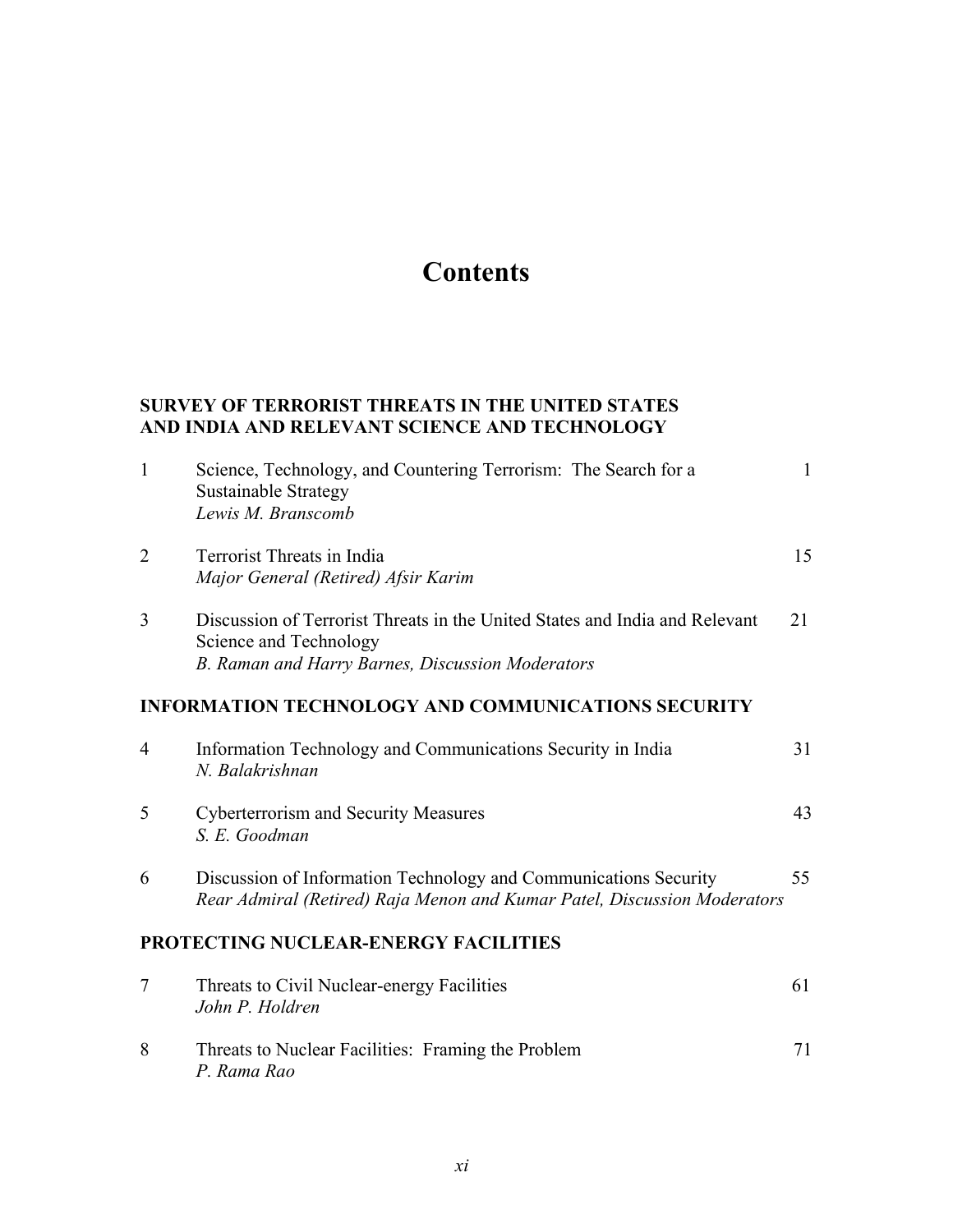# Contents

**SURVEY OF TERRORIST THREATS IN THE UNITED STATES AND INDIA AND RELEVANT SCIENCE AND TECHNOLOGY**

| | | |
|---|---|---|
| 1 | Science, Technology, and Countering Terrorism: The Search for a Sustainable Strategy<br>*Lewis M. Branscomb* | 1 |
| 2 | Terrorist Threats in India<br>*Major General (Retired) Afsir Karim* | 15 |
| 3 | Discussion of Terrorist Threats in the United States and India and Relevant Science and Technology<br>*B. Raman and Harry Barnes, Discussion Moderators* | 21 |

**INFORMATION TECHNOLOGY AND COMMUNICATIONS SECURITY**

| | | |
|---|---|---|
| 4 | Information Technology and Communications Security in India<br>*N. Balakrishnan* | 31 |
| 5 | Cyberterrorism and Security Measures<br>*S. E. Goodman* | 43 |
| 6 | Discussion of Information Technology and Communications Security<br>*Rear Admiral (Retired) Raja Menon and Kumar Patel, Discussion Moderators* | 55 |

**PROTECTING NUCLEAR-ENERGY FACILITIES**

| | | |
|---|---|---|
| 7 | Threats to Civil Nuclear-energy Facilities<br>*John P. Holdren* | 61 |
| 8 | Threats to Nuclear Facilities: Framing the Problem<br>*P. Rama Rao* | 71 |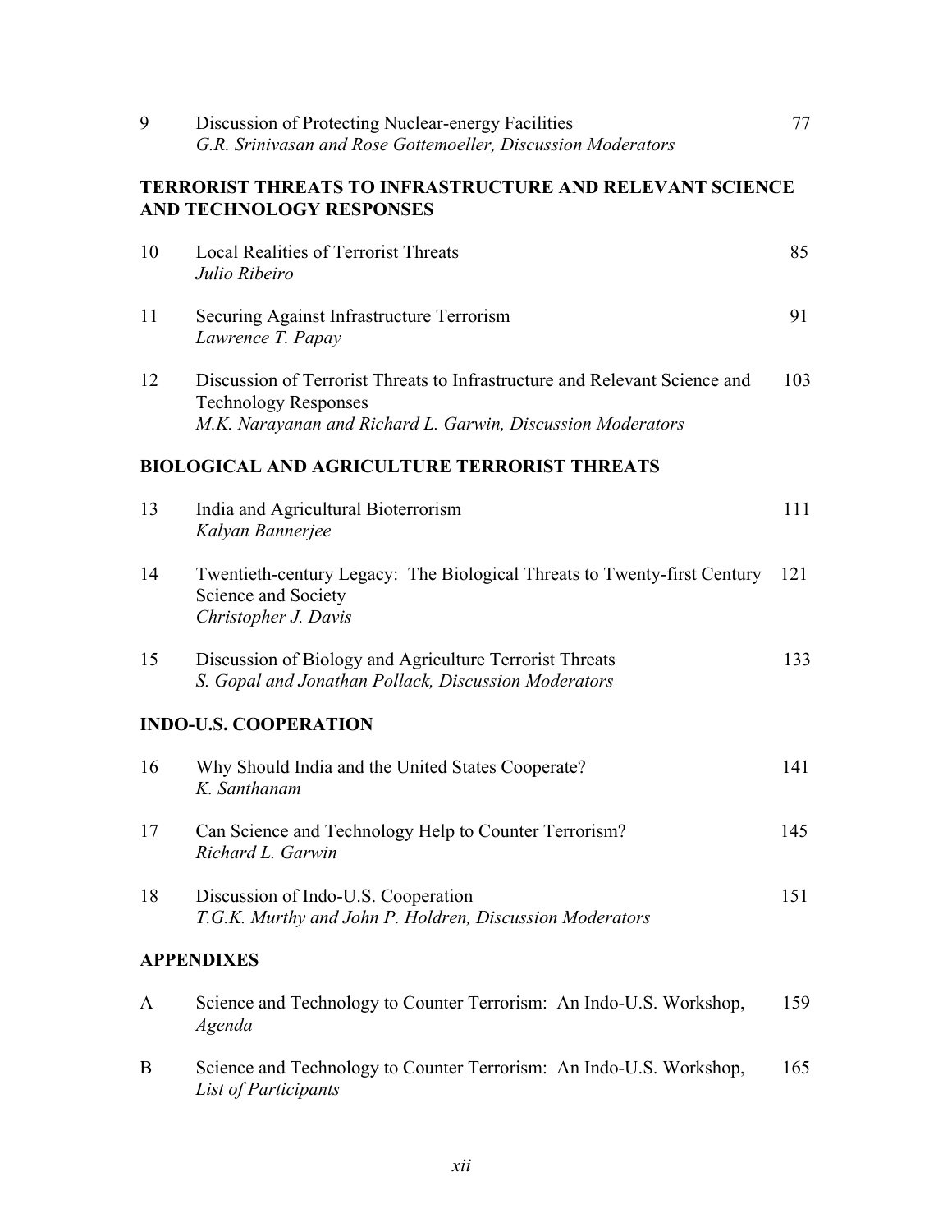9 Discussion of Protecting Nuclear-energy Facilities — 77
*G.R. Srinivasan and Rose Gottemoeller, Discussion Moderators*

**TERRORIST THREATS TO INFRASTRUCTURE AND RELEVANT SCIENCE AND TECHNOLOGY RESPONSES**

10 Local Realities of Terrorist Threats — 85
*Julio Ribeiro*

11 Securing Against Infrastructure Terrorism — 91
*Lawrence T. Papay*

12 Discussion of Terrorist Threats to Infrastructure and Relevant Science and Technology Responses — 103
*M.K. Narayanan and Richard L. Garwin, Discussion Moderators*

**BIOLOGICAL AND AGRICULTURE TERRORIST THREATS**

13 India and Agricultural Bioterrorism — 111
*Kalyan Bannerjee*

14 Twentieth-century Legacy: The Biological Threats to Twenty-first Century Science and Society — 121
*Christopher J. Davis*

15 Discussion of Biology and Agriculture Terrorist Threats — 133
*S. Gopal and Jonathan Pollack, Discussion Moderators*

**INDO-U.S. COOPERATION**

16 Why Should India and the United States Cooperate? — 141
*K. Santhanam*

17 Can Science and Technology Help to Counter Terrorism? — 145
*Richard L. Garwin*

18 Discussion of Indo-U.S. Cooperation — 151
*T.G.K. Murthy and John P. Holdren, Discussion Moderators*

**APPENDIXES**

A Science and Technology to Counter Terrorism: An Indo-U.S. Workshop, *Agenda* — 159

B Science and Technology to Counter Terrorism: An Indo-U.S. Workshop, *List of Participants* — 165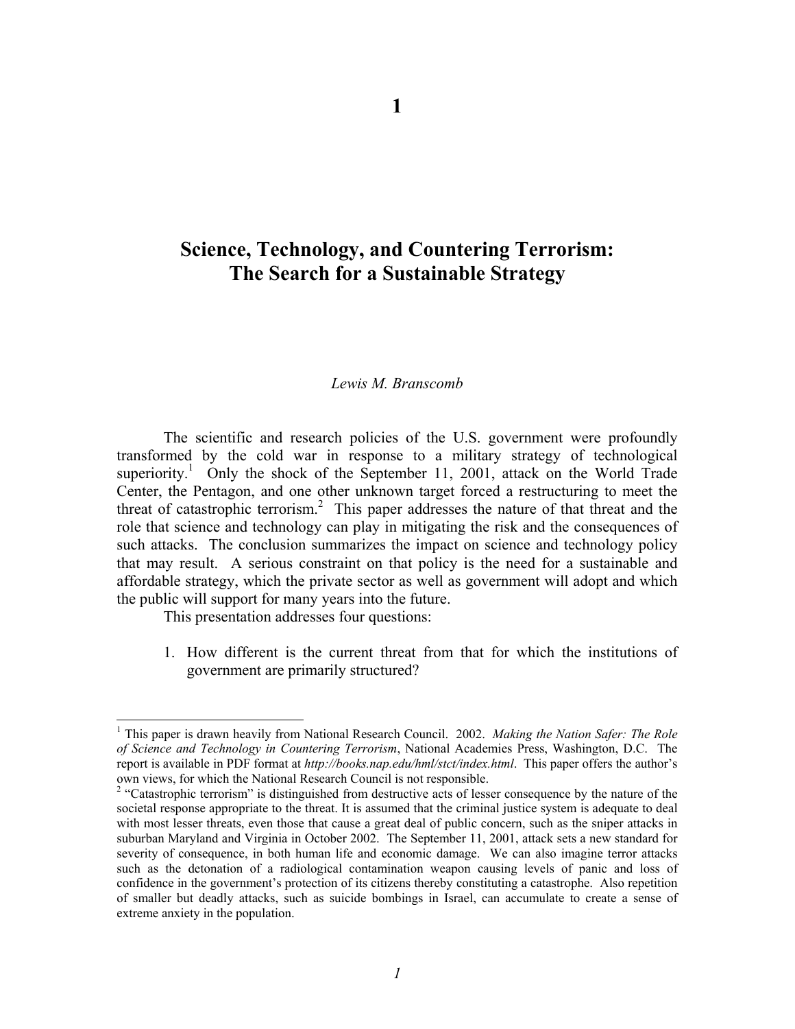# 1

## Science, Technology, and Countering Terrorism: The Search for a Sustainable Strategy

*Lewis M. Branscomb*

The scientific and research policies of the U.S. government were profoundly transformed by the cold war in response to a military strategy of technological superiority.[1] Only the shock of the September 11, 2001, attack on the World Trade Center, the Pentagon, and one other unknown target forced a restructuring to meet the threat of catastrophic terrorism.[2] This paper addresses the nature of that threat and the role that science and technology can play in mitigating the risk and the consequences of such attacks. The conclusion summarizes the impact on science and technology policy that may result. A serious constraint on that policy is the need for a sustainable and affordable strategy, which the private sector as well as government will adopt and which the public will support for many years into the future.

This presentation addresses four questions:

1. How different is the current threat from that for which the institutions of government are primarily structured?

---

[1] This paper is drawn heavily from National Research Council. 2002. *Making the Nation Safer: The Role of Science and Technology in Countering Terrorism*, National Academies Press, Washington, D.C. The report is available in PDF format at *http://books.nap.edu/hml/stct/index.html*. This paper offers the author's own views, for which the National Research Council is not responsible.

[2] "Catastrophic terrorism" is distinguished from destructive acts of lesser consequence by the nature of the societal response appropriate to the threat. It is assumed that the criminal justice system is adequate to deal with most lesser threats, even those that cause a great deal of public concern, such as the sniper attacks in suburban Maryland and Virginia in October 2002. The September 11, 2001, attack sets a new standard for severity of consequence, in both human life and economic damage. We can also imagine terror attacks such as the detonation of a radiological contamination weapon causing levels of panic and loss of confidence in the government's protection of its citizens thereby constituting a catastrophe. Also repetition of smaller but deadly attacks, such as suicide bombings in Israel, can accumulate to create a sense of extreme anxiety in the population.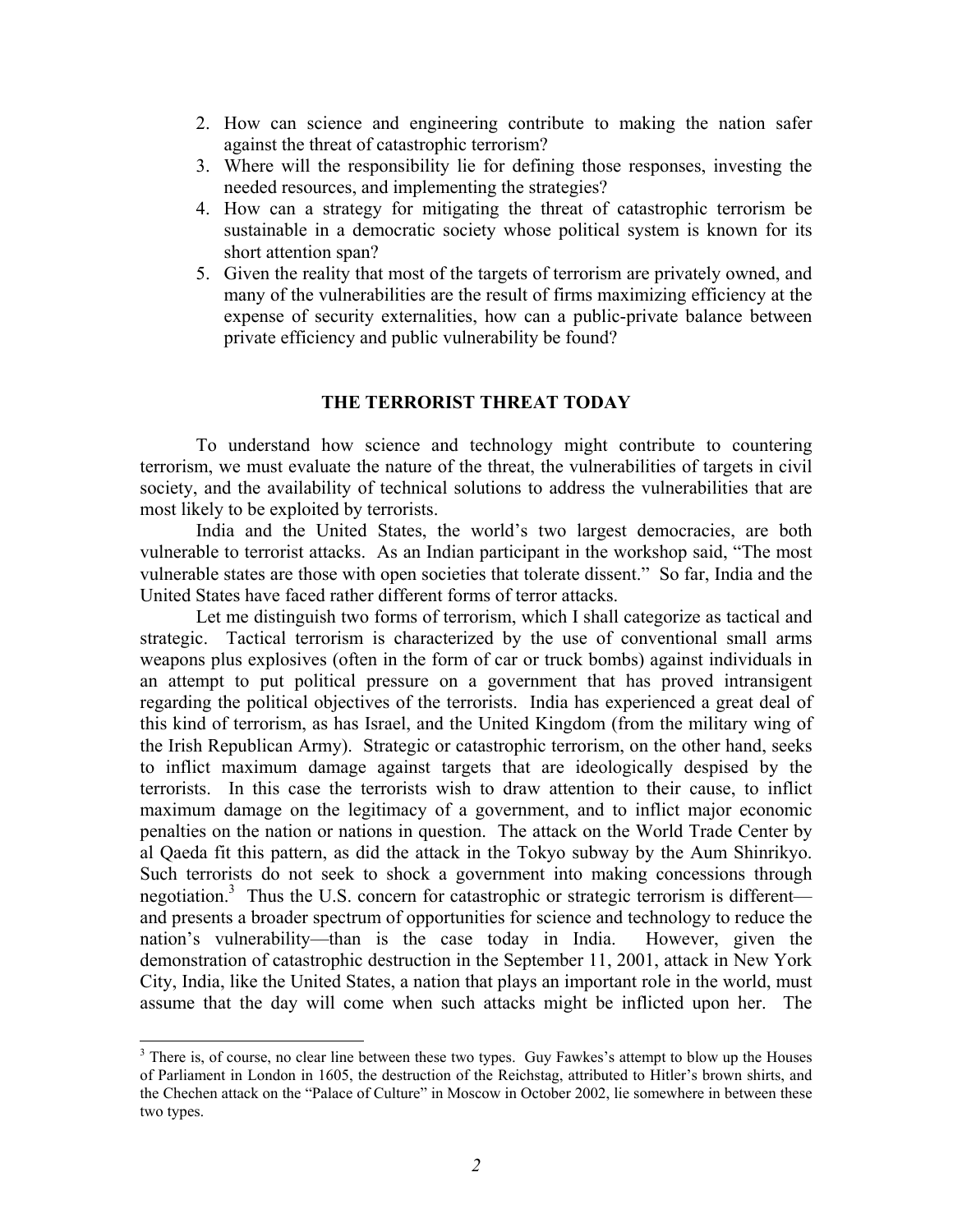2. How can science and engineering contribute to making the nation safer against the threat of catastrophic terrorism?
3. Where will the responsibility lie for defining those responses, investing the needed resources, and implementing the strategies?
4. How can a strategy for mitigating the threat of catastrophic terrorism be sustainable in a democratic society whose political system is known for its short attention span?
5. Given the reality that most of the targets of terrorism are privately owned, and many of the vulnerabilities are the result of firms maximizing efficiency at the expense of security externalities, how can a public-private balance between private efficiency and public vulnerability be found?

## THE TERRORIST THREAT TODAY

To understand how science and technology might contribute to countering terrorism, we must evaluate the nature of the threat, the vulnerabilities of targets in civil society, and the availability of technical solutions to address the vulnerabilities that are most likely to be exploited by terrorists.

India and the United States, the world's two largest democracies, are both vulnerable to terrorist attacks. As an Indian participant in the workshop said, "The most vulnerable states are those with open societies that tolerate dissent." So far, India and the United States have faced rather different forms of terror attacks.

Let me distinguish two forms of terrorism, which I shall categorize as tactical and strategic. Tactical terrorism is characterized by the use of conventional small arms weapons plus explosives (often in the form of car or truck bombs) against individuals in an attempt to put political pressure on a government that has proved intransigent regarding the political objectives of the terrorists. India has experienced a great deal of this kind of terrorism, as has Israel, and the United Kingdom (from the military wing of the Irish Republican Army). Strategic or catastrophic terrorism, on the other hand, seeks to inflict maximum damage against targets that are ideologically despised by the terrorists. In this case the terrorists wish to draw attention to their cause, to inflict maximum damage on the legitimacy of a government, and to inflict major economic penalties on the nation or nations in question. The attack on the World Trade Center by al Qaeda fit this pattern, as did the attack in the Tokyo subway by the Aum Shinrikyo. Such terrorists do not seek to shock a government into making concessions through negotiation.[3] Thus the U.S. concern for catastrophic or strategic terrorism is different—and presents a broader spectrum of opportunities for science and technology to reduce the nation's vulnerability—than is the case today in India. However, given the demonstration of catastrophic destruction in the September 11, 2001, attack in New York City, India, like the United States, a nation that plays an important role in the world, must assume that the day will come when such attacks might be inflicted upon her. The

[3] There is, of course, no clear line between these two types. Guy Fawkes's attempt to blow up the Houses of Parliament in London in 1605, the destruction of the Reichstag, attributed to Hitler's brown shirts, and the Chechen attack on the "Palace of Culture" in Moscow in October 2002, lie somewhere in between these two types.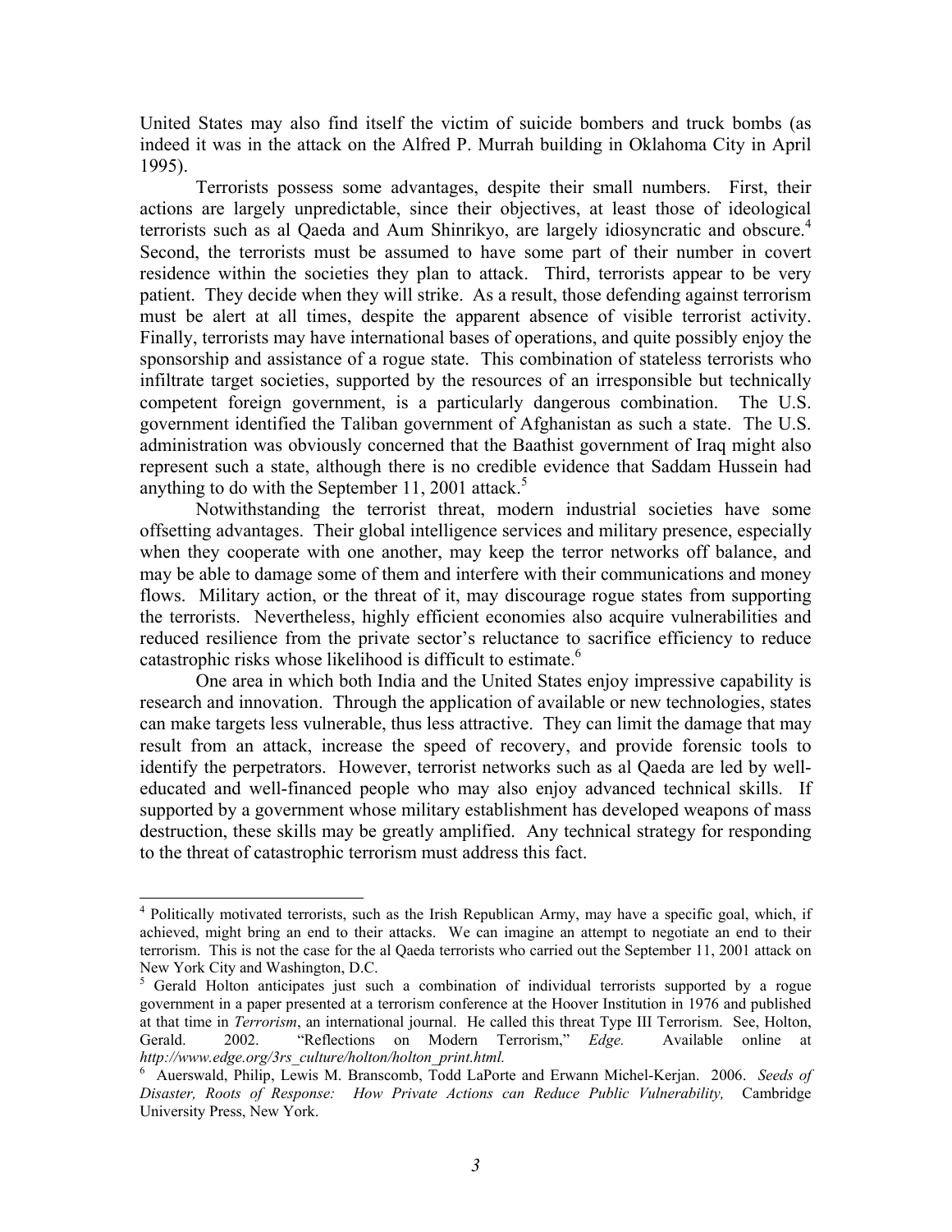United States may also find itself the victim of suicide bombers and truck bombs (as indeed it was in the attack on the Alfred P. Murrah building in Oklahoma City in April 1995).

Terrorists possess some advantages, despite their small numbers. First, their actions are largely unpredictable, since their objectives, at least those of ideological terrorists such as al Qaeda and Aum Shinrikyo, are largely idiosyncratic and obscure.[4] Second, the terrorists must be assumed to have some part of their number in covert residence within the societies they plan to attack. Third, terrorists appear to be very patient. They decide when they will strike. As a result, those defending against terrorism must be alert at all times, despite the apparent absence of visible terrorist activity. Finally, terrorists may have international bases of operations, and quite possibly enjoy the sponsorship and assistance of a rogue state. This combination of stateless terrorists who infiltrate target societies, supported by the resources of an irresponsible but technically competent foreign government, is a particularly dangerous combination. The U.S. government identified the Taliban government of Afghanistan as such a state. The U.S. administration was obviously concerned that the Baathist government of Iraq might also represent such a state, although there is no credible evidence that Saddam Hussein had anything to do with the September 11, 2001 attack.[5]

Notwithstanding the terrorist threat, modern industrial societies have some offsetting advantages. Their global intelligence services and military presence, especially when they cooperate with one another, may keep the terror networks off balance, and may be able to damage some of them and interfere with their communications and money flows. Military action, or the threat of it, may discourage rogue states from supporting the terrorists. Nevertheless, highly efficient economies also acquire vulnerabilities and reduced resilience from the private sector's reluctance to sacrifice efficiency to reduce catastrophic risks whose likelihood is difficult to estimate.[6]

One area in which both India and the United States enjoy impressive capability is research and innovation. Through the application of available or new technologies, states can make targets less vulnerable, thus less attractive. They can limit the damage that may result from an attack, increase the speed of recovery, and provide forensic tools to identify the perpetrators. However, terrorist networks such as al Qaeda are led by well-educated and well-financed people who may also enjoy advanced technical skills. If supported by a government whose military establishment has developed weapons of mass destruction, these skills may be greatly amplified. Any technical strategy for responding to the threat of catastrophic terrorism must address this fact.

---

[4] Politically motivated terrorists, such as the Irish Republican Army, may have a specific goal, which, if achieved, might bring an end to their attacks. We can imagine an attempt to negotiate an end to their terrorism. This is not the case for the al Qaeda terrorists who carried out the September 11, 2001 attack on New York City and Washington, D.C.

[5] Gerald Holton anticipates just such a combination of individual terrorists supported by a rogue government in a paper presented at a terrorism conference at the Hoover Institution in 1976 and published at that time in *Terrorism*, an international journal. He called this threat Type III Terrorism. See, Holton, Gerald. 2002. "Reflections on Modern Terrorism," *Edge.* Available online at *http://www.edge.org/3rs_culture/holton/holton_print.html.*

[6] Auerswald, Philip, Lewis M. Branscomb, Todd LaPorte and Erwann Michel-Kerjan. 2006. *Seeds of Disaster, Roots of Response: How Private Actions can Reduce Public Vulnerability,* Cambridge University Press, New York.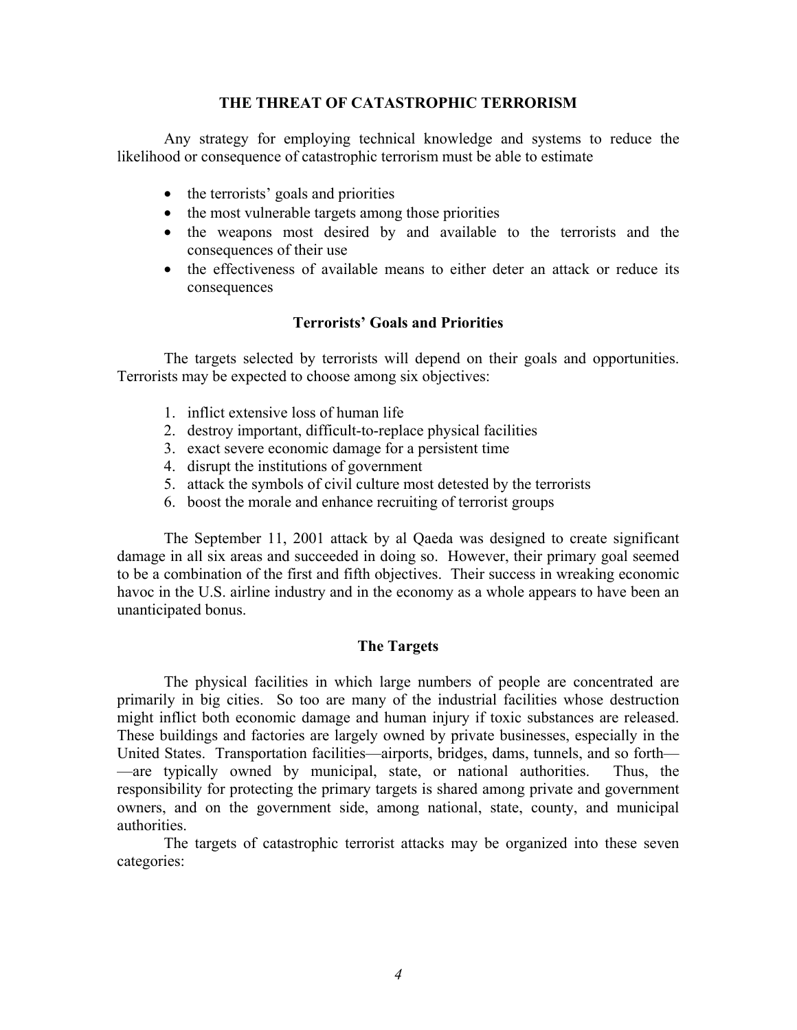## THE THREAT OF CATASTROPHIC TERRORISM

Any strategy for employing technical knowledge and systems to reduce the likelihood or consequence of catastrophic terrorism must be able to estimate

- the terrorists' goals and priorities
- the most vulnerable targets among those priorities
- the weapons most desired by and available to the terrorists and the consequences of their use
- the effectiveness of available means to either deter an attack or reduce its consequences

### Terrorists' Goals and Priorities

The targets selected by terrorists will depend on their goals and opportunities. Terrorists may be expected to choose among six objectives:

1. inflict extensive loss of human life
2. destroy important, difficult-to-replace physical facilities
3. exact severe economic damage for a persistent time
4. disrupt the institutions of government
5. attack the symbols of civil culture most detested by the terrorists
6. boost the morale and enhance recruiting of terrorist groups

The September 11, 2001 attack by al Qaeda was designed to create significant damage in all six areas and succeeded in doing so. However, their primary goal seemed to be a combination of the first and fifth objectives. Their success in wreaking economic havoc in the U.S. airline industry and in the economy as a whole appears to have been an unanticipated bonus.

### The Targets

The physical facilities in which large numbers of people are concentrated are primarily in big cities. So too are many of the industrial facilities whose destruction might inflict both economic damage and human injury if toxic substances are released. These buildings and factories are largely owned by private businesses, especially in the United States. Transportation facilities—airports, bridges, dams, tunnels, and so forth——are typically owned by municipal, state, or national authorities. Thus, the responsibility for protecting the primary targets is shared among private and government owners, and on the government side, among national, state, county, and municipal authorities.

The targets of catastrophic terrorist attacks may be organized into these seven categories: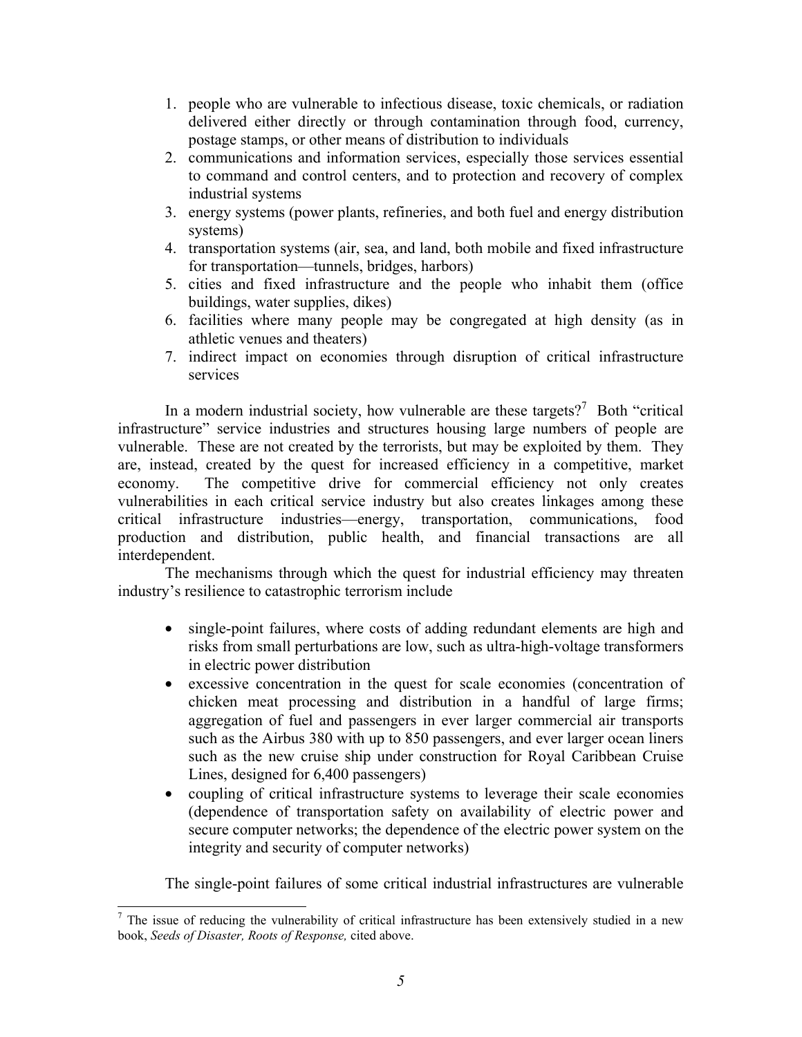1. people who are vulnerable to infectious disease, toxic chemicals, or radiation delivered either directly or through contamination through food, currency, postage stamps, or other means of distribution to individuals
2. communications and information services, especially those services essential to command and control centers, and to protection and recovery of complex industrial systems
3. energy systems (power plants, refineries, and both fuel and energy distribution systems)
4. transportation systems (air, sea, and land, both mobile and fixed infrastructure for transportation—tunnels, bridges, harbors)
5. cities and fixed infrastructure and the people who inhabit them (office buildings, water supplies, dikes)
6. facilities where many people may be congregated at high density (as in athletic venues and theaters)
7. indirect impact on economies through disruption of critical infrastructure services

In a modern industrial society, how vulnerable are these targets?[7] Both "critical infrastructure" service industries and structures housing large numbers of people are vulnerable. These are not created by the terrorists, but may be exploited by them. They are, instead, created by the quest for increased efficiency in a competitive, market economy. The competitive drive for commercial efficiency not only creates vulnerabilities in each critical service industry but also creates linkages among these critical infrastructure industries—energy, transportation, communications, food production and distribution, public health, and financial transactions are all interdependent.

The mechanisms through which the quest for industrial efficiency may threaten industry's resilience to catastrophic terrorism include

- single-point failures, where costs of adding redundant elements are high and risks from small perturbations are low, such as ultra-high-voltage transformers in electric power distribution
- excessive concentration in the quest for scale economies (concentration of chicken meat processing and distribution in a handful of large firms; aggregation of fuel and passengers in ever larger commercial air transports such as the Airbus 380 with up to 850 passengers, and ever larger ocean liners such as the new cruise ship under construction for Royal Caribbean Cruise Lines, designed for 6,400 passengers)
- coupling of critical infrastructure systems to leverage their scale economies (dependence of transportation safety on availability of electric power and secure computer networks; the dependence of the electric power system on the integrity and security of computer networks)

The single-point failures of some critical industrial infrastructures are vulnerable

[7] The issue of reducing the vulnerability of critical infrastructure has been extensively studied in a new book, *Seeds of Disaster, Roots of Response,* cited above.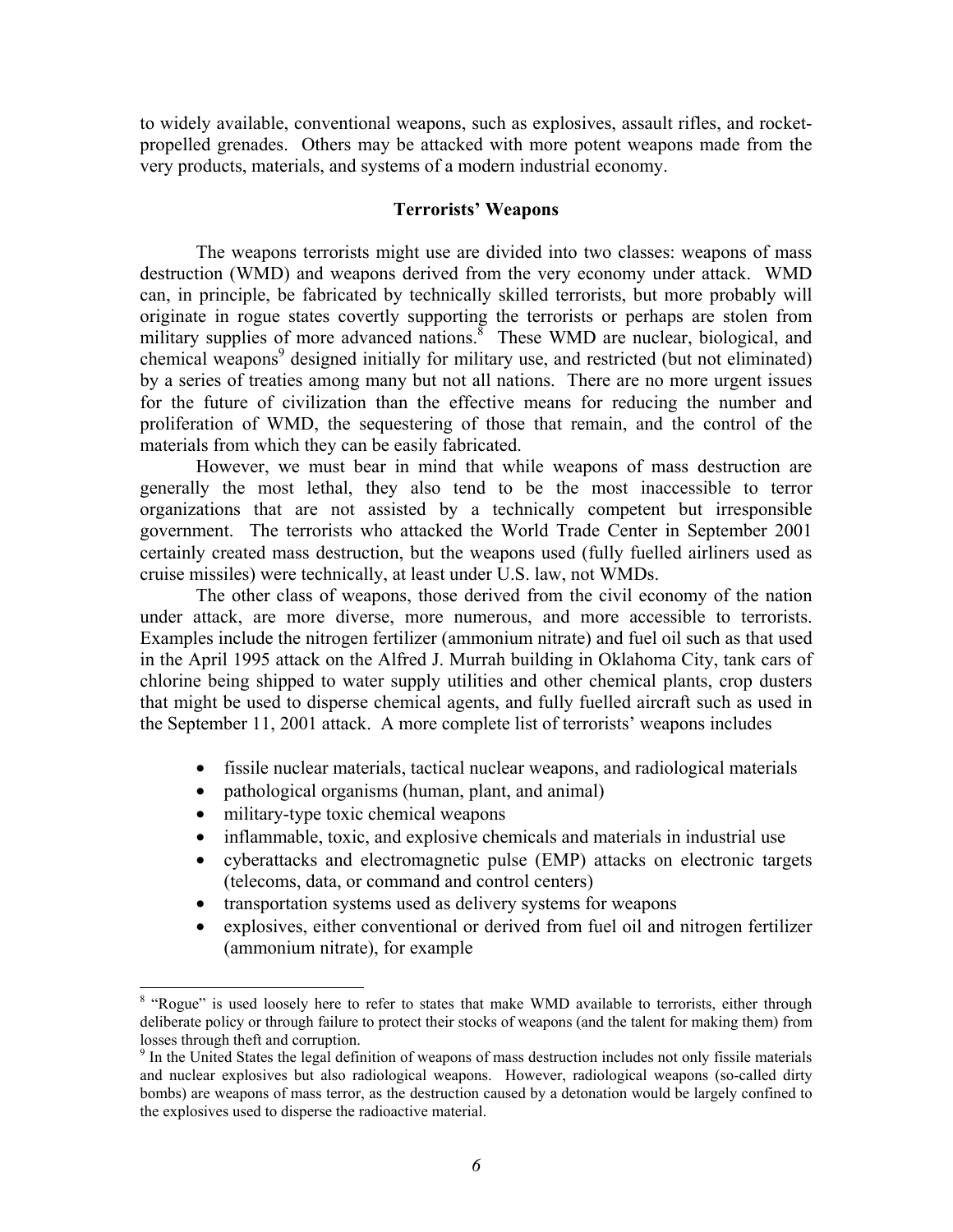to widely available, conventional weapons, such as explosives, assault rifles, and rocket-propelled grenades. Others may be attacked with more potent weapons made from the very products, materials, and systems of a modern industrial economy.

### Terrorists' Weapons

The weapons terrorists might use are divided into two classes: weapons of mass destruction (WMD) and weapons derived from the very economy under attack. WMD can, in principle, be fabricated by technically skilled terrorists, but more probably will originate in rogue states covertly supporting the terrorists or perhaps are stolen from military supplies of more advanced nations.[8] These WMD are nuclear, biological, and chemical weapons[9] designed initially for military use, and restricted (but not eliminated) by a series of treaties among many but not all nations. There are no more urgent issues for the future of civilization than the effective means for reducing the number and proliferation of WMD, the sequestering of those that remain, and the control of the materials from which they can be easily fabricated.

However, we must bear in mind that while weapons of mass destruction are generally the most lethal, they also tend to be the most inaccessible to terror organizations that are not assisted by a technically competent but irresponsible government. The terrorists who attacked the World Trade Center in September 2001 certainly created mass destruction, but the weapons used (fully fuelled airliners used as cruise missiles) were technically, at least under U.S. law, not WMDs.

The other class of weapons, those derived from the civil economy of the nation under attack, are more diverse, more numerous, and more accessible to terrorists. Examples include the nitrogen fertilizer (ammonium nitrate) and fuel oil such as that used in the April 1995 attack on the Alfred J. Murrah building in Oklahoma City, tank cars of chlorine being shipped to water supply utilities and other chemical plants, crop dusters that might be used to disperse chemical agents, and fully fuelled aircraft such as used in the September 11, 2001 attack. A more complete list of terrorists' weapons includes

- fissile nuclear materials, tactical nuclear weapons, and radiological materials
- pathological organisms (human, plant, and animal)
- military-type toxic chemical weapons
- inflammable, toxic, and explosive chemicals and materials in industrial use
- cyberattacks and electromagnetic pulse (EMP) attacks on electronic targets (telecoms, data, or command and control centers)
- transportation systems used as delivery systems for weapons
- explosives, either conventional or derived from fuel oil and nitrogen fertilizer (ammonium nitrate), for example

---

[8] "Rogue" is used loosely here to refer to states that make WMD available to terrorists, either through deliberate policy or through failure to protect their stocks of weapons (and the talent for making them) from losses through theft and corruption.

[9] In the United States the legal definition of weapons of mass destruction includes not only fissile materials and nuclear explosives but also radiological weapons. However, radiological weapons (so-called dirty bombs) are weapons of mass terror, as the destruction caused by a detonation would be largely confined to the explosives used to disperse the radioactive material.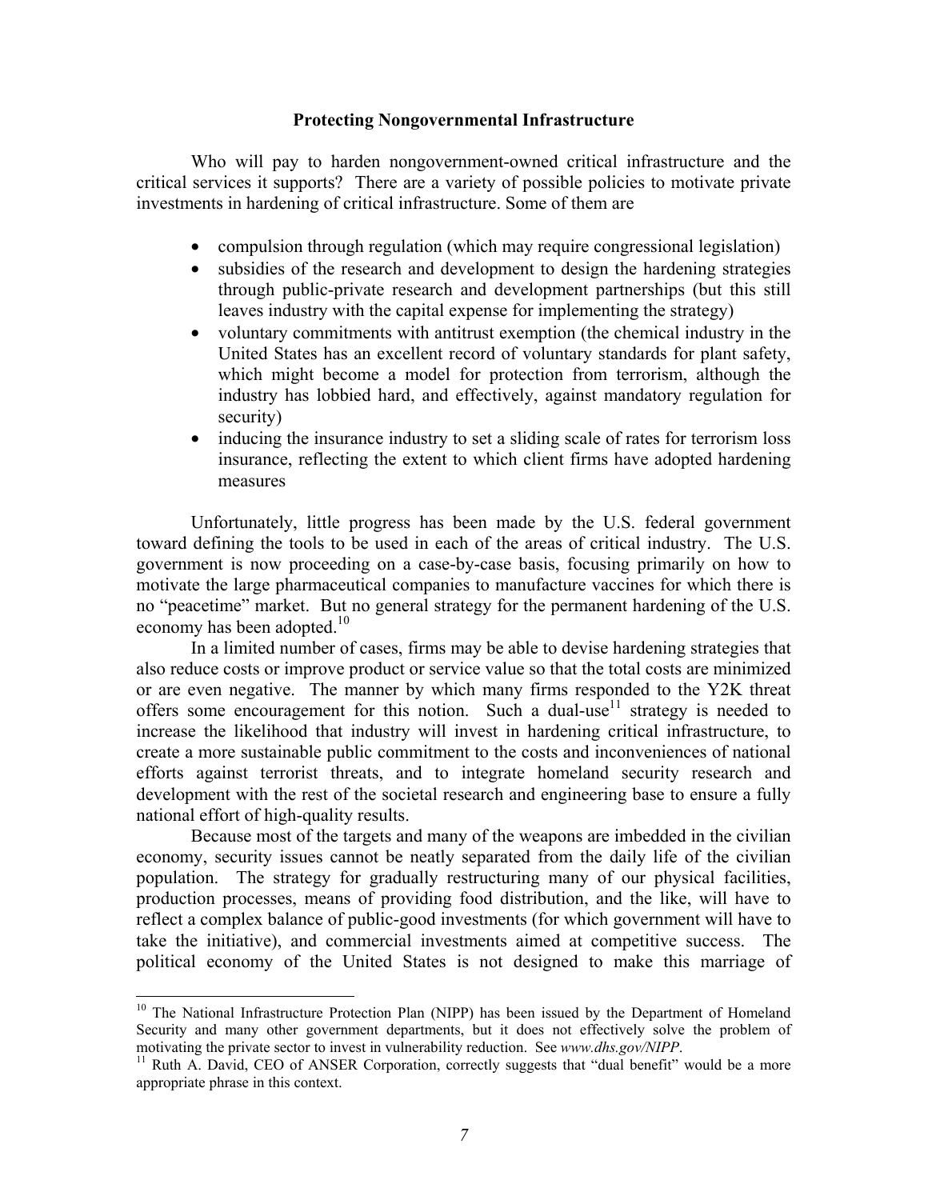## Protecting Nongovernmental Infrastructure

Who will pay to harden nongovernment-owned critical infrastructure and the critical services it supports? There are a variety of possible policies to motivate private investments in hardening of critical infrastructure. Some of them are

- compulsion through regulation (which may require congressional legislation)
- subsidies of the research and development to design the hardening strategies through public-private research and development partnerships (but this still leaves industry with the capital expense for implementing the strategy)
- voluntary commitments with antitrust exemption (the chemical industry in the United States has an excellent record of voluntary standards for plant safety, which might become a model for protection from terrorism, although the industry has lobbied hard, and effectively, against mandatory regulation for security)
- inducing the insurance industry to set a sliding scale of rates for terrorism loss insurance, reflecting the extent to which client firms have adopted hardening measures

Unfortunately, little progress has been made by the U.S. federal government toward defining the tools to be used in each of the areas of critical industry. The U.S. government is now proceeding on a case-by-case basis, focusing primarily on how to motivate the large pharmaceutical companies to manufacture vaccines for which there is no "peacetime" market. But no general strategy for the permanent hardening of the U.S. economy has been adopted.[10]

In a limited number of cases, firms may be able to devise hardening strategies that also reduce costs or improve product or service value so that the total costs are minimized or are even negative. The manner by which many firms responded to the Y2K threat offers some encouragement for this notion. Such a dual-use[11] strategy is needed to increase the likelihood that industry will invest in hardening critical infrastructure, to create a more sustainable public commitment to the costs and inconveniences of national efforts against terrorist threats, and to integrate homeland security research and development with the rest of the societal research and engineering base to ensure a fully national effort of high-quality results.

Because most of the targets and many of the weapons are imbedded in the civilian economy, security issues cannot be neatly separated from the daily life of the civilian population. The strategy for gradually restructuring many of our physical facilities, production processes, means of providing food distribution, and the like, will have to reflect a complex balance of public-good investments (for which government will have to take the initiative), and commercial investments aimed at competitive success. The political economy of the United States is not designed to make this marriage of

---

[10] The National Infrastructure Protection Plan (NIPP) has been issued by the Department of Homeland Security and many other government departments, but it does not effectively solve the problem of motivating the private sector to invest in vulnerability reduction. See *www.dhs.gov/NIPP*.

[11] Ruth A. David, CEO of ANSER Corporation, correctly suggests that "dual benefit" would be a more appropriate phrase in this context.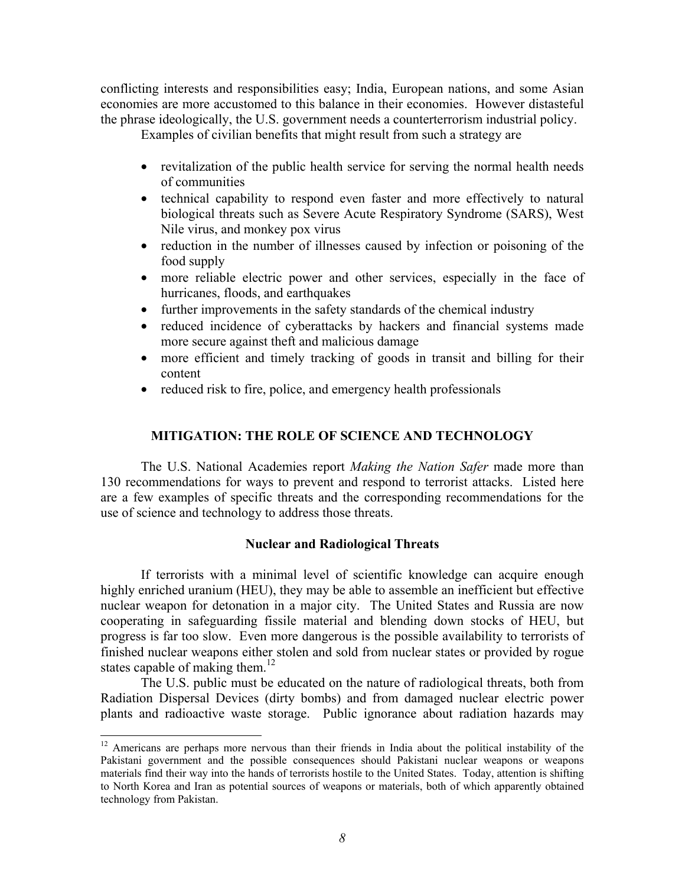conflicting interests and responsibilities easy; India, European nations, and some Asian economies are more accustomed to this balance in their economies. However distasteful the phrase ideologically, the U.S. government needs a counterterrorism industrial policy.

Examples of civilian benefits that might result from such a strategy are

- revitalization of the public health service for serving the normal health needs of communities
- technical capability to respond even faster and more effectively to natural biological threats such as Severe Acute Respiratory Syndrome (SARS), West Nile virus, and monkey pox virus
- reduction in the number of illnesses caused by infection or poisoning of the food supply
- more reliable electric power and other services, especially in the face of hurricanes, floods, and earthquakes
- further improvements in the safety standards of the chemical industry
- reduced incidence of cyberattacks by hackers and financial systems made more secure against theft and malicious damage
- more efficient and timely tracking of goods in transit and billing for their content
- reduced risk to fire, police, and emergency health professionals

## MITIGATION: THE ROLE OF SCIENCE AND TECHNOLOGY

The U.S. National Academies report *Making the Nation Safer* made more than 130 recommendations for ways to prevent and respond to terrorist attacks. Listed here are a few examples of specific threats and the corresponding recommendations for the use of science and technology to address those threats.

### Nuclear and Radiological Threats

If terrorists with a minimal level of scientific knowledge can acquire enough highly enriched uranium (HEU), they may be able to assemble an inefficient but effective nuclear weapon for detonation in a major city. The United States and Russia are now cooperating in safeguarding fissile material and blending down stocks of HEU, but progress is far too slow. Even more dangerous is the possible availability to terrorists of finished nuclear weapons either stolen and sold from nuclear states or provided by rogue states capable of making them.[12]

The U.S. public must be educated on the nature of radiological threats, both from Radiation Dispersal Devices (dirty bombs) and from damaged nuclear electric power plants and radioactive waste storage. Public ignorance about radiation hazards may

[12] Americans are perhaps more nervous than their friends in India about the political instability of the Pakistani government and the possible consequences should Pakistani nuclear weapons or weapons materials find their way into the hands of terrorists hostile to the United States. Today, attention is shifting to North Korea and Iran as potential sources of weapons or materials, both of which apparently obtained technology from Pakistan.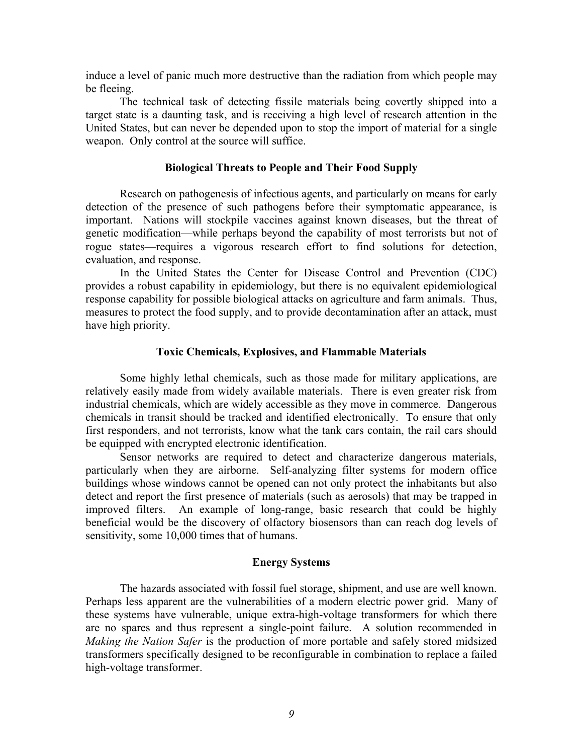induce a level of panic much more destructive than the radiation from which people may be fleeing.

The technical task of detecting fissile materials being covertly shipped into a target state is a daunting task, and is receiving a high level of research attention in the United States, but can never be depended upon to stop the import of material for a single weapon. Only control at the source will suffice.

### Biological Threats to People and Their Food Supply

Research on pathogenesis of infectious agents, and particularly on means for early detection of the presence of such pathogens before their symptomatic appearance, is important. Nations will stockpile vaccines against known diseases, but the threat of genetic modification—while perhaps beyond the capability of most terrorists but not of rogue states—requires a vigorous research effort to find solutions for detection, evaluation, and response.

In the United States the Center for Disease Control and Prevention (CDC) provides a robust capability in epidemiology, but there is no equivalent epidemiological response capability for possible biological attacks on agriculture and farm animals. Thus, measures to protect the food supply, and to provide decontamination after an attack, must have high priority.

### Toxic Chemicals, Explosives, and Flammable Materials

Some highly lethal chemicals, such as those made for military applications, are relatively easily made from widely available materials. There is even greater risk from industrial chemicals, which are widely accessible as they move in commerce. Dangerous chemicals in transit should be tracked and identified electronically. To ensure that only first responders, and not terrorists, know what the tank cars contain, the rail cars should be equipped with encrypted electronic identification.

Sensor networks are required to detect and characterize dangerous materials, particularly when they are airborne. Self-analyzing filter systems for modern office buildings whose windows cannot be opened can not only protect the inhabitants but also detect and report the first presence of materials (such as aerosols) that may be trapped in improved filters. An example of long-range, basic research that could be highly beneficial would be the discovery of olfactory biosensors than can reach dog levels of sensitivity, some 10,000 times that of humans.

### Energy Systems

The hazards associated with fossil fuel storage, shipment, and use are well known. Perhaps less apparent are the vulnerabilities of a modern electric power grid. Many of these systems have vulnerable, unique extra-high-voltage transformers for which there are no spares and thus represent a single-point failure. A solution recommended in *Making the Nation Safer* is the production of more portable and safely stored midsized transformers specifically designed to be reconfigurable in combination to replace a failed high-voltage transformer.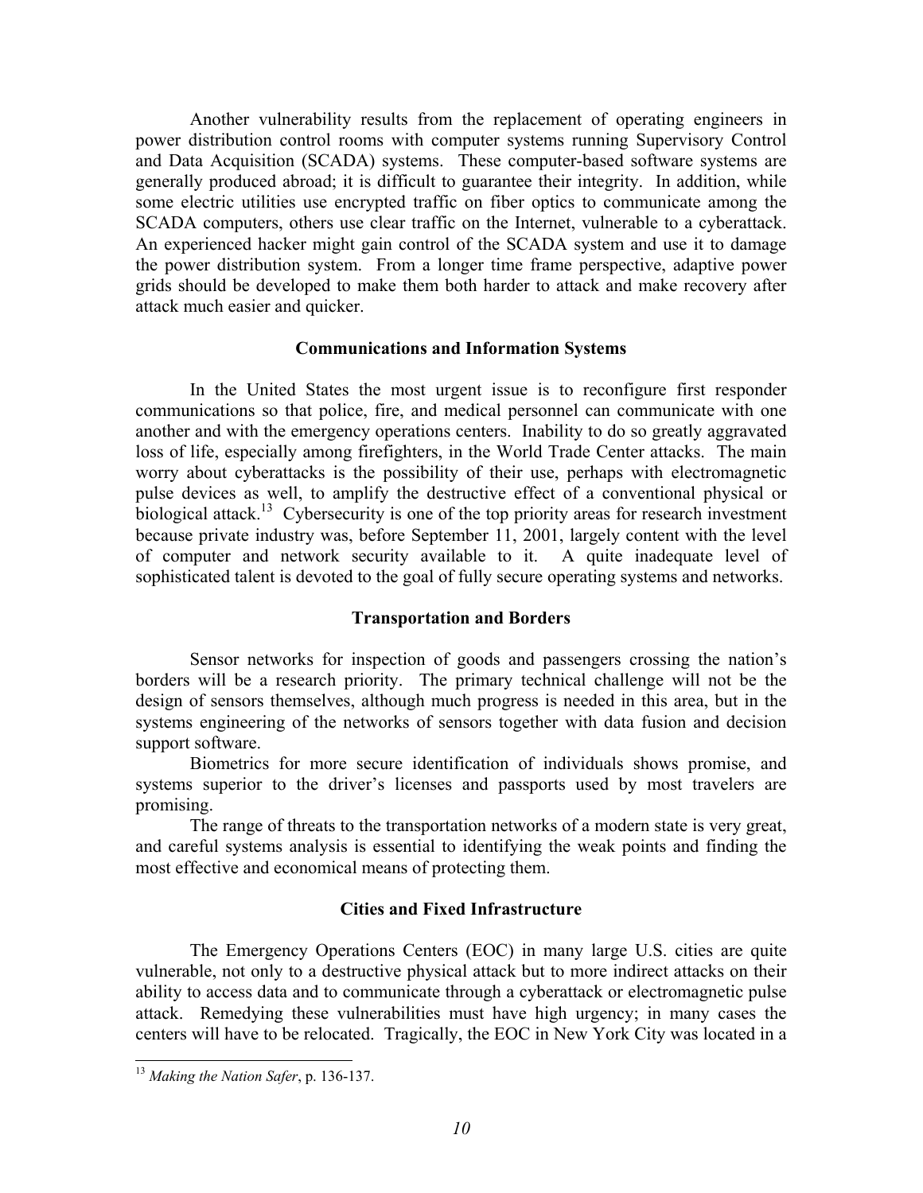Another vulnerability results from the replacement of operating engineers in power distribution control rooms with computer systems running Supervisory Control and Data Acquisition (SCADA) systems. These computer-based software systems are generally produced abroad; it is difficult to guarantee their integrity. In addition, while some electric utilities use encrypted traffic on fiber optics to communicate among the SCADA computers, others use clear traffic on the Internet, vulnerable to a cyberattack. An experienced hacker might gain control of the SCADA system and use it to damage the power distribution system. From a longer time frame perspective, adaptive power grids should be developed to make them both harder to attack and make recovery after attack much easier and quicker.

### Communications and Information Systems

In the United States the most urgent issue is to reconfigure first responder communications so that police, fire, and medical personnel can communicate with one another and with the emergency operations centers. Inability to do so greatly aggravated loss of life, especially among firefighters, in the World Trade Center attacks. The main worry about cyberattacks is the possibility of their use, perhaps with electromagnetic pulse devices as well, to amplify the destructive effect of a conventional physical or biological attack.[13] Cybersecurity is one of the top priority areas for research investment because private industry was, before September 11, 2001, largely content with the level of computer and network security available to it. A quite inadequate level of sophisticated talent is devoted to the goal of fully secure operating systems and networks.

### Transportation and Borders

Sensor networks for inspection of goods and passengers crossing the nation's borders will be a research priority. The primary technical challenge will not be the design of sensors themselves, although much progress is needed in this area, but in the systems engineering of the networks of sensors together with data fusion and decision support software.

Biometrics for more secure identification of individuals shows promise, and systems superior to the driver's licenses and passports used by most travelers are promising.

The range of threats to the transportation networks of a modern state is very great, and careful systems analysis is essential to identifying the weak points and finding the most effective and economical means of protecting them.

### Cities and Fixed Infrastructure

The Emergency Operations Centers (EOC) in many large U.S. cities are quite vulnerable, not only to a destructive physical attack but to more indirect attacks on their ability to access data and to communicate through a cyberattack or electromagnetic pulse attack. Remedying these vulnerabilities must have high urgency; in many cases the centers will have to be relocated. Tragically, the EOC in New York City was located in a

[13] *Making the Nation Safer*, p. 136-137.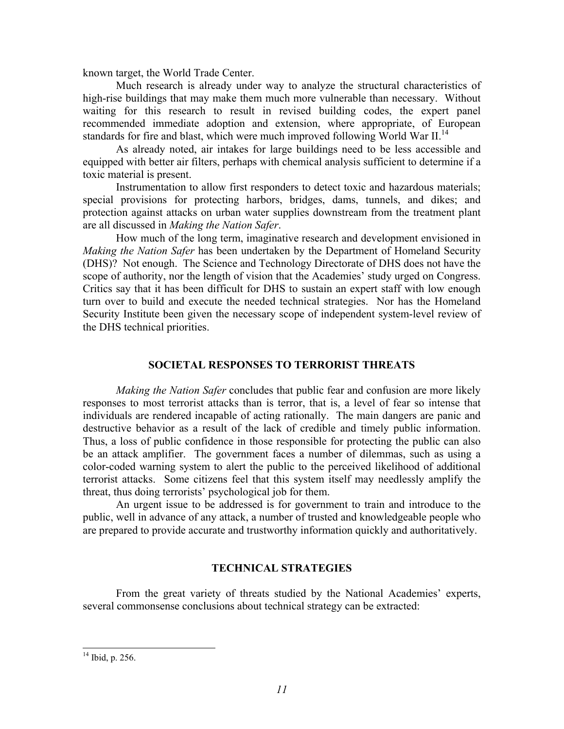known target, the World Trade Center.

Much research is already under way to analyze the structural characteristics of high-rise buildings that may make them much more vulnerable than necessary. Without waiting for this research to result in revised building codes, the expert panel recommended immediate adoption and extension, where appropriate, of European standards for fire and blast, which were much improved following World War II.[14]

As already noted, air intakes for large buildings need to be less accessible and equipped with better air filters, perhaps with chemical analysis sufficient to determine if a toxic material is present.

Instrumentation to allow first responders to detect toxic and hazardous materials; special provisions for protecting harbors, bridges, dams, tunnels, and dikes; and protection against attacks on urban water supplies downstream from the treatment plant are all discussed in *Making the Nation Safer*.

How much of the long term, imaginative research and development envisioned in *Making the Nation Safer* has been undertaken by the Department of Homeland Security (DHS)? Not enough. The Science and Technology Directorate of DHS does not have the scope of authority, nor the length of vision that the Academies' study urged on Congress. Critics say that it has been difficult for DHS to sustain an expert staff with low enough turn over to build and execute the needed technical strategies. Nor has the Homeland Security Institute been given the necessary scope of independent system-level review of the DHS technical priorities.

## SOCIETAL RESPONSES TO TERRORIST THREATS

*Making the Nation Safer* concludes that public fear and confusion are more likely responses to most terrorist attacks than is terror, that is, a level of fear so intense that individuals are rendered incapable of acting rationally. The main dangers are panic and destructive behavior as a result of the lack of credible and timely public information. Thus, a loss of public confidence in those responsible for protecting the public can also be an attack amplifier. The government faces a number of dilemmas, such as using a color-coded warning system to alert the public to the perceived likelihood of additional terrorist attacks. Some citizens feel that this system itself may needlessly amplify the threat, thus doing terrorists' psychological job for them.

An urgent issue to be addressed is for government to train and introduce to the public, well in advance of any attack, a number of trusted and knowledgeable people who are prepared to provide accurate and trustworthy information quickly and authoritatively.

## TECHNICAL STRATEGIES

From the great variety of threats studied by the National Academies' experts, several commonsense conclusions about technical strategy can be extracted:

[14] Ibid, p. 256.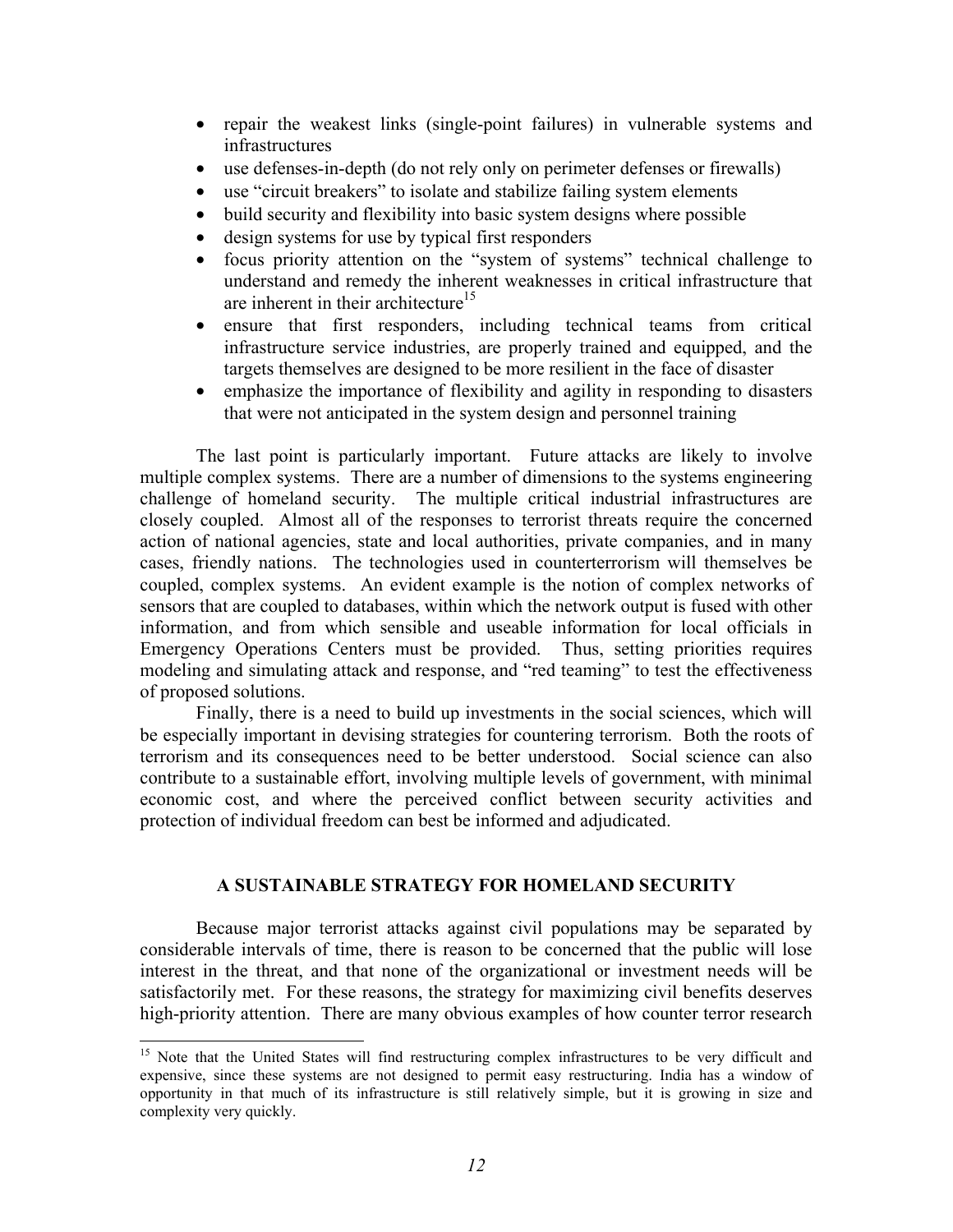- repair the weakest links (single-point failures) in vulnerable systems and infrastructures
- use defenses-in-depth (do not rely only on perimeter defenses or firewalls)
- use "circuit breakers" to isolate and stabilize failing system elements
- build security and flexibility into basic system designs where possible
- design systems for use by typical first responders
- focus priority attention on the "system of systems" technical challenge to understand and remedy the inherent weaknesses in critical infrastructure that are inherent in their architecture[15]
- ensure that first responders, including technical teams from critical infrastructure service industries, are properly trained and equipped, and the targets themselves are designed to be more resilient in the face of disaster
- emphasize the importance of flexibility and agility in responding to disasters that were not anticipated in the system design and personnel training

The last point is particularly important. Future attacks are likely to involve multiple complex systems. There are a number of dimensions to the systems engineering challenge of homeland security. The multiple critical industrial infrastructures are closely coupled. Almost all of the responses to terrorist threats require the concerned action of national agencies, state and local authorities, private companies, and in many cases, friendly nations. The technologies used in counterterrorism will themselves be coupled, complex systems. An evident example is the notion of complex networks of sensors that are coupled to databases, within which the network output is fused with other information, and from which sensible and useable information for local officials in Emergency Operations Centers must be provided. Thus, setting priorities requires modeling and simulating attack and response, and "red teaming" to test the effectiveness of proposed solutions.

Finally, there is a need to build up investments in the social sciences, which will be especially important in devising strategies for countering terrorism. Both the roots of terrorism and its consequences need to be better understood. Social science can also contribute to a sustainable effort, involving multiple levels of government, with minimal economic cost, and where the perceived conflict between security activities and protection of individual freedom can best be informed and adjudicated.

## A SUSTAINABLE STRATEGY FOR HOMELAND SECURITY

Because major terrorist attacks against civil populations may be separated by considerable intervals of time, there is reason to be concerned that the public will lose interest in the threat, and that none of the organizational or investment needs will be satisfactorily met. For these reasons, the strategy for maximizing civil benefits deserves high-priority attention. There are many obvious examples of how counter terror research

[15] Note that the United States will find restructuring complex infrastructures to be very difficult and expensive, since these systems are not designed to permit easy restructuring. India has a window of opportunity in that much of its infrastructure is still relatively simple, but it is growing in size and complexity very quickly.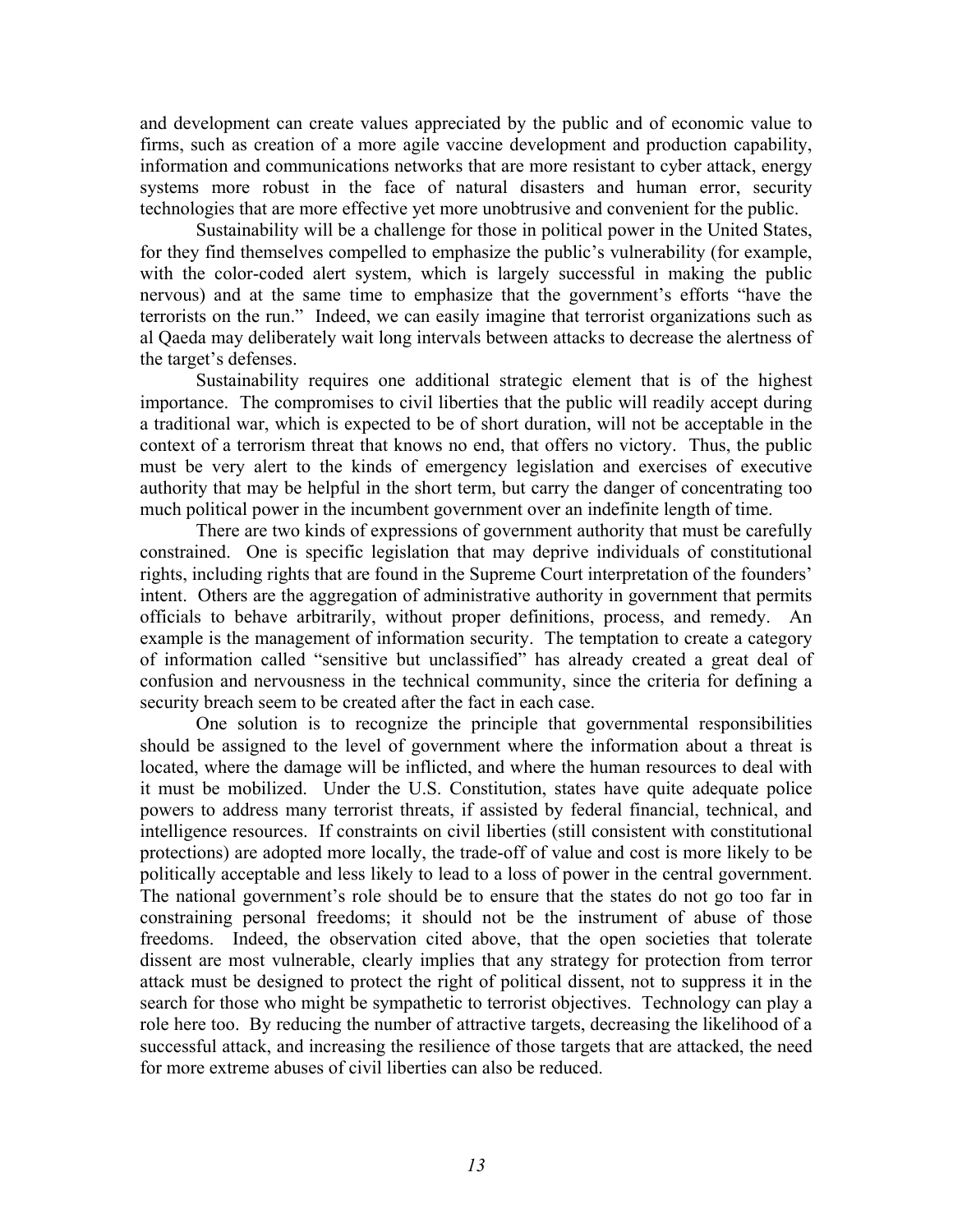and development can create values appreciated by the public and of economic value to firms, such as creation of a more agile vaccine development and production capability, information and communications networks that are more resistant to cyber attack, energy systems more robust in the face of natural disasters and human error, security technologies that are more effective yet more unobtrusive and convenient for the public.

Sustainability will be a challenge for those in political power in the United States, for they find themselves compelled to emphasize the public's vulnerability (for example, with the color-coded alert system, which is largely successful in making the public nervous) and at the same time to emphasize that the government's efforts "have the terrorists on the run." Indeed, we can easily imagine that terrorist organizations such as al Qaeda may deliberately wait long intervals between attacks to decrease the alertness of the target's defenses.

Sustainability requires one additional strategic element that is of the highest importance. The compromises to civil liberties that the public will readily accept during a traditional war, which is expected to be of short duration, will not be acceptable in the context of a terrorism threat that knows no end, that offers no victory. Thus, the public must be very alert to the kinds of emergency legislation and exercises of executive authority that may be helpful in the short term, but carry the danger of concentrating too much political power in the incumbent government over an indefinite length of time.

There are two kinds of expressions of government authority that must be carefully constrained. One is specific legislation that may deprive individuals of constitutional rights, including rights that are found in the Supreme Court interpretation of the founders' intent. Others are the aggregation of administrative authority in government that permits officials to behave arbitrarily, without proper definitions, process, and remedy. An example is the management of information security. The temptation to create a category of information called "sensitive but unclassified" has already created a great deal of confusion and nervousness in the technical community, since the criteria for defining a security breach seem to be created after the fact in each case.

One solution is to recognize the principle that governmental responsibilities should be assigned to the level of government where the information about a threat is located, where the damage will be inflicted, and where the human resources to deal with it must be mobilized. Under the U.S. Constitution, states have quite adequate police powers to address many terrorist threats, if assisted by federal financial, technical, and intelligence resources. If constraints on civil liberties (still consistent with constitutional protections) are adopted more locally, the trade-off of value and cost is more likely to be politically acceptable and less likely to lead to a loss of power in the central government. The national government's role should be to ensure that the states do not go too far in constraining personal freedoms; it should not be the instrument of abuse of those freedoms. Indeed, the observation cited above, that the open societies that tolerate dissent are most vulnerable, clearly implies that any strategy for protection from terror attack must be designed to protect the right of political dissent, not to suppress it in the search for those who might be sympathetic to terrorist objectives. Technology can play a role here too. By reducing the number of attractive targets, decreasing the likelihood of a successful attack, and increasing the resilience of those targets that are attacked, the need for more extreme abuses of civil liberties can also be reduced.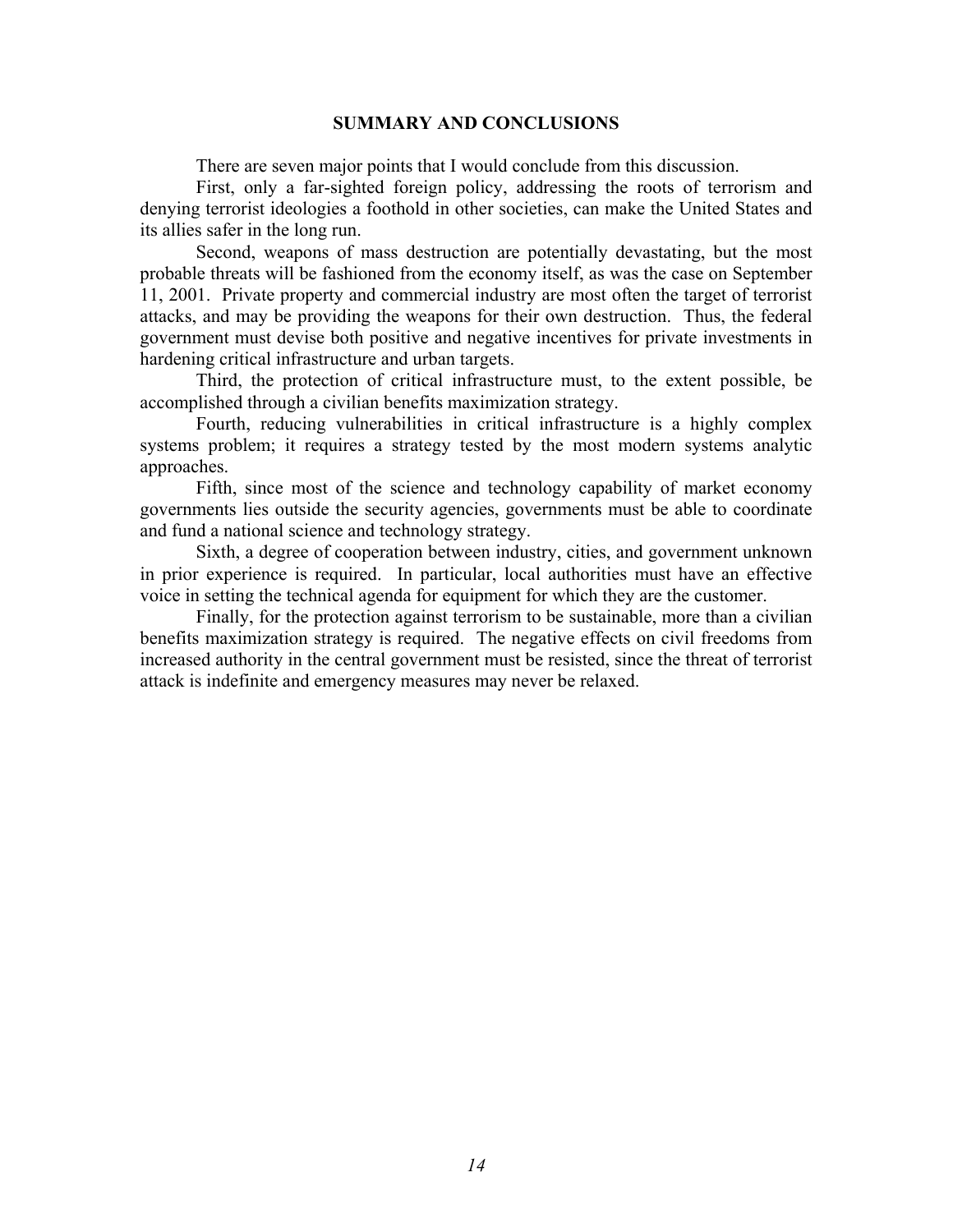## SUMMARY AND CONCLUSIONS

There are seven major points that I would conclude from this discussion.

First, only a far-sighted foreign policy, addressing the roots of terrorism and denying terrorist ideologies a foothold in other societies, can make the United States and its allies safer in the long run.

Second, weapons of mass destruction are potentially devastating, but the most probable threats will be fashioned from the economy itself, as was the case on September 11, 2001. Private property and commercial industry are most often the target of terrorist attacks, and may be providing the weapons for their own destruction. Thus, the federal government must devise both positive and negative incentives for private investments in hardening critical infrastructure and urban targets.

Third, the protection of critical infrastructure must, to the extent possible, be accomplished through a civilian benefits maximization strategy.

Fourth, reducing vulnerabilities in critical infrastructure is a highly complex systems problem; it requires a strategy tested by the most modern systems analytic approaches.

Fifth, since most of the science and technology capability of market economy governments lies outside the security agencies, governments must be able to coordinate and fund a national science and technology strategy.

Sixth, a degree of cooperation between industry, cities, and government unknown in prior experience is required. In particular, local authorities must have an effective voice in setting the technical agenda for equipment for which they are the customer.

Finally, for the protection against terrorism to be sustainable, more than a civilian benefits maximization strategy is required. The negative effects on civil freedoms from increased authority in the central government must be resisted, since the threat of terrorist attack is indefinite and emergency measures may never be relaxed.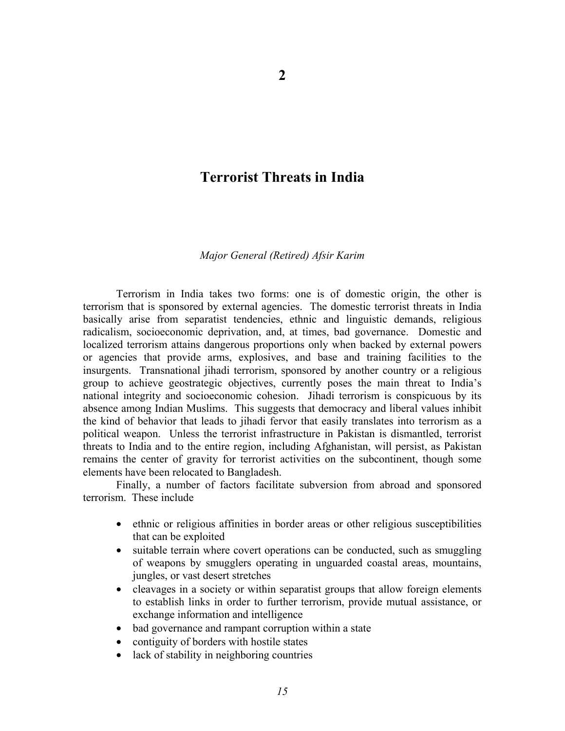# 2

# Terrorist Threats in India

*Major General (Retired) Afsir Karim*

Terrorism in India takes two forms: one is of domestic origin, the other is terrorism that is sponsored by external agencies. The domestic terrorist threats in India basically arise from separatist tendencies, ethnic and linguistic demands, religious radicalism, socioeconomic deprivation, and, at times, bad governance. Domestic and localized terrorism attains dangerous proportions only when backed by external powers or agencies that provide arms, explosives, and base and training facilities to the insurgents. Transnational jihadi terrorism, sponsored by another country or a religious group to achieve geostrategic objectives, currently poses the main threat to India's national integrity and socioeconomic cohesion. Jihadi terrorism is conspicuous by its absence among Indian Muslims. This suggests that democracy and liberal values inhibit the kind of behavior that leads to jihadi fervor that easily translates into terrorism as a political weapon. Unless the terrorist infrastructure in Pakistan is dismantled, terrorist threats to India and to the entire region, including Afghanistan, will persist, as Pakistan remains the center of gravity for terrorist activities on the subcontinent, though some elements have been relocated to Bangladesh.

Finally, a number of factors facilitate subversion from abroad and sponsored terrorism. These include

- ethnic or religious affinities in border areas or other religious susceptibilities that can be exploited
- suitable terrain where covert operations can be conducted, such as smuggling of weapons by smugglers operating in unguarded coastal areas, mountains, jungles, or vast desert stretches
- cleavages in a society or within separatist groups that allow foreign elements to establish links in order to further terrorism, provide mutual assistance, or exchange information and intelligence
- bad governance and rampant corruption within a state
- contiguity of borders with hostile states
- lack of stability in neighboring countries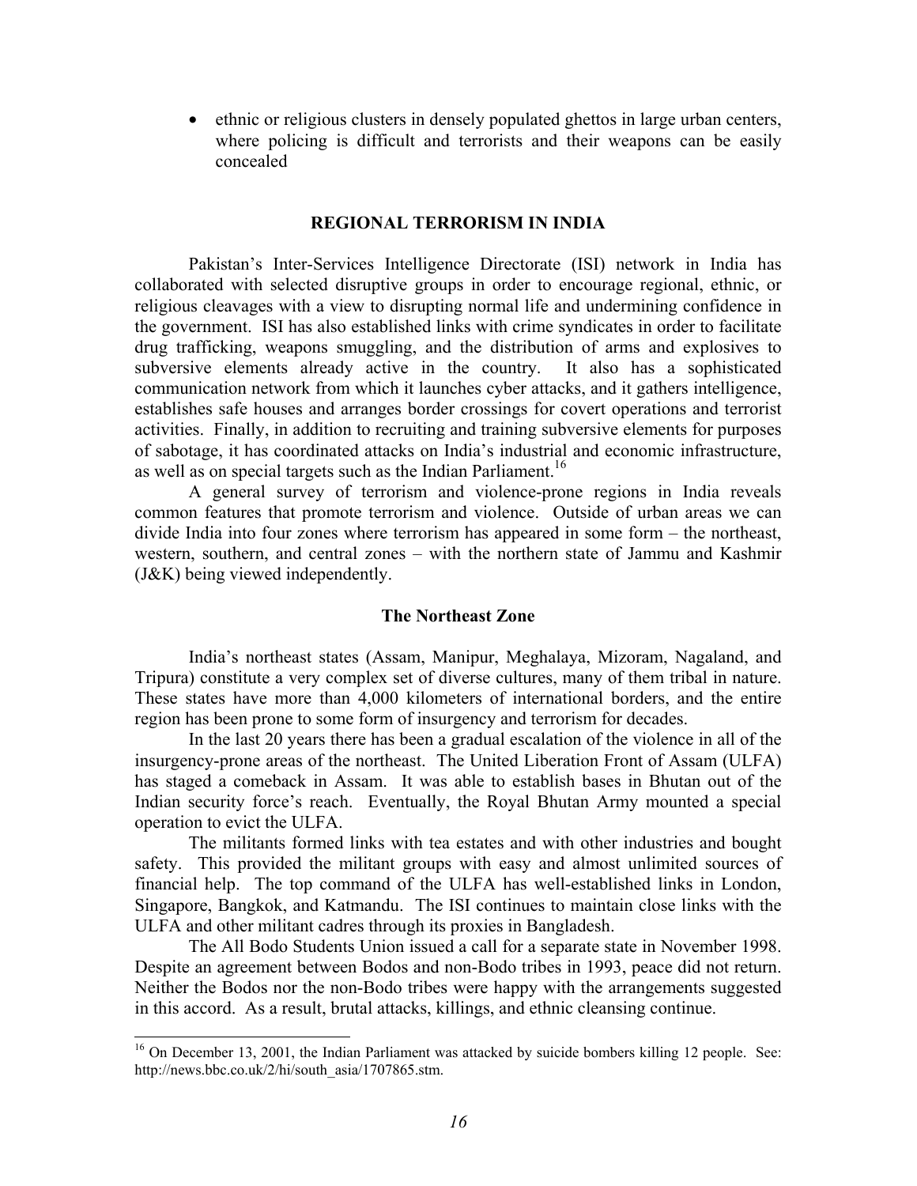- ethnic or religious clusters in densely populated ghettos in large urban centers, where policing is difficult and terrorists and their weapons can be easily concealed

## REGIONAL TERRORISM IN INDIA

Pakistan's Inter-Services Intelligence Directorate (ISI) network in India has collaborated with selected disruptive groups in order to encourage regional, ethnic, or religious cleavages with a view to disrupting normal life and undermining confidence in the government. ISI has also established links with crime syndicates in order to facilitate drug trafficking, weapons smuggling, and the distribution of arms and explosives to subversive elements already active in the country. It also has a sophisticated communication network from which it launches cyber attacks, and it gathers intelligence, establishes safe houses and arranges border crossings for covert operations and terrorist activities. Finally, in addition to recruiting and training subversive elements for purposes of sabotage, it has coordinated attacks on India's industrial and economic infrastructure, as well as on special targets such as the Indian Parliament.[16]

A general survey of terrorism and violence-prone regions in India reveals common features that promote terrorism and violence. Outside of urban areas we can divide India into four zones where terrorism has appeared in some form – the northeast, western, southern, and central zones – with the northern state of Jammu and Kashmir (J&K) being viewed independently.

### The Northeast Zone

India's northeast states (Assam, Manipur, Meghalaya, Mizoram, Nagaland, and Tripura) constitute a very complex set of diverse cultures, many of them tribal in nature. These states have more than 4,000 kilometers of international borders, and the entire region has been prone to some form of insurgency and terrorism for decades.

In the last 20 years there has been a gradual escalation of the violence in all of the insurgency-prone areas of the northeast. The United Liberation Front of Assam (ULFA) has staged a comeback in Assam. It was able to establish bases in Bhutan out of the Indian security force's reach. Eventually, the Royal Bhutan Army mounted a special operation to evict the ULFA.

The militants formed links with tea estates and with other industries and bought safety. This provided the militant groups with easy and almost unlimited sources of financial help. The top command of the ULFA has well-established links in London, Singapore, Bangkok, and Katmandu. The ISI continues to maintain close links with the ULFA and other militant cadres through its proxies in Bangladesh.

The All Bodo Students Union issued a call for a separate state in November 1998. Despite an agreement between Bodos and non-Bodo tribes in 1993, peace did not return. Neither the Bodos nor the non-Bodo tribes were happy with the arrangements suggested in this accord. As a result, brutal attacks, killings, and ethnic cleansing continue.

---

[16] On December 13, 2001, the Indian Parliament was attacked by suicide bombers killing 12 people. See: http://news.bbc.co.uk/2/hi/south_asia/1707865.stm.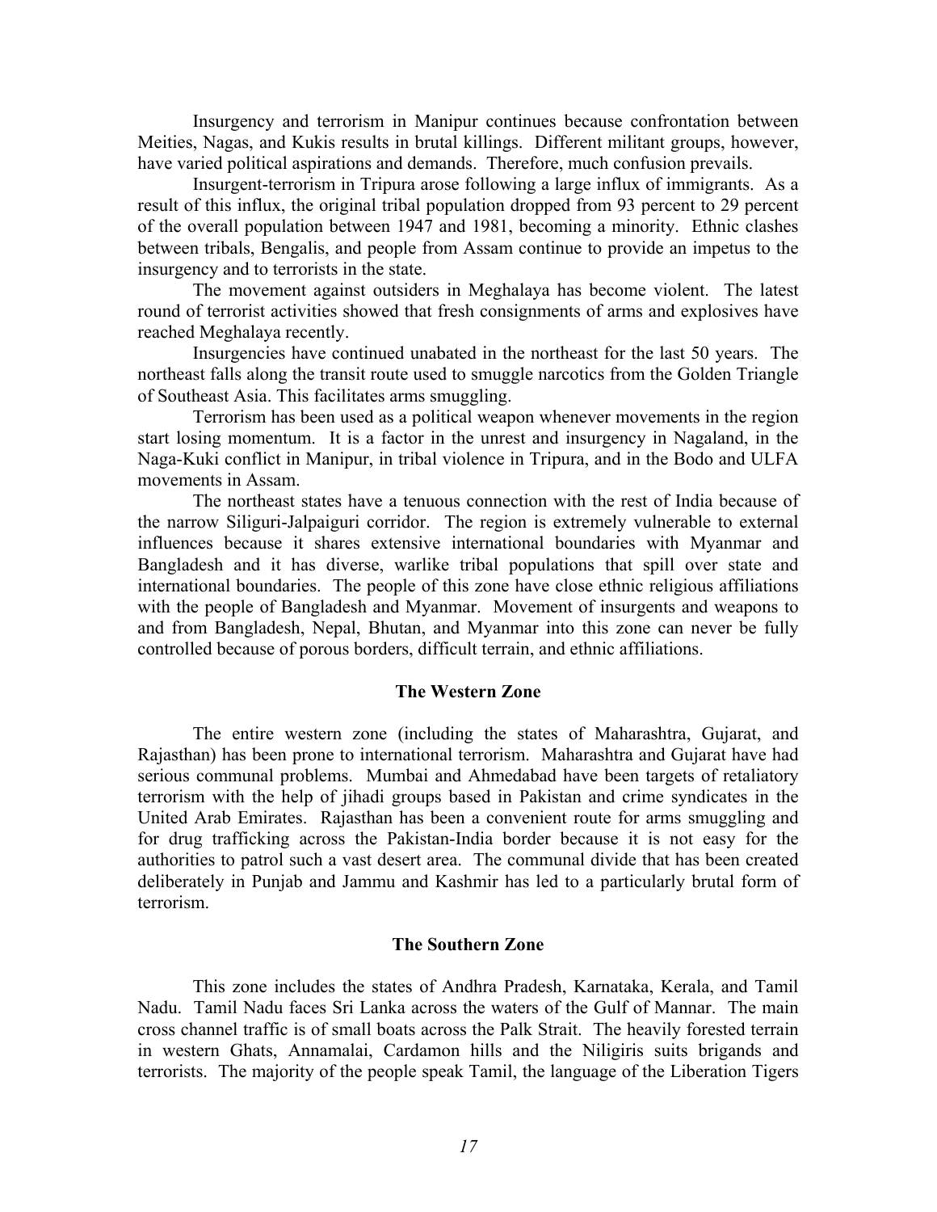Insurgency and terrorism in Manipur continues because confrontation between Meities, Nagas, and Kukis results in brutal killings. Different militant groups, however, have varied political aspirations and demands. Therefore, much confusion prevails.

Insurgent-terrorism in Tripura arose following a large influx of immigrants. As a result of this influx, the original tribal population dropped from 93 percent to 29 percent of the overall population between 1947 and 1981, becoming a minority. Ethnic clashes between tribals, Bengalis, and people from Assam continue to provide an impetus to the insurgency and to terrorists in the state.

The movement against outsiders in Meghalaya has become violent. The latest round of terrorist activities showed that fresh consignments of arms and explosives have reached Meghalaya recently.

Insurgencies have continued unabated in the northeast for the last 50 years. The northeast falls along the transit route used to smuggle narcotics from the Golden Triangle of Southeast Asia. This facilitates arms smuggling.

Terrorism has been used as a political weapon whenever movements in the region start losing momentum. It is a factor in the unrest and insurgency in Nagaland, in the Naga-Kuki conflict in Manipur, in tribal violence in Tripura, and in the Bodo and ULFA movements in Assam.

The northeast states have a tenuous connection with the rest of India because of the narrow Siliguri-Jalpaiguri corridor. The region is extremely vulnerable to external influences because it shares extensive international boundaries with Myanmar and Bangladesh and it has diverse, warlike tribal populations that spill over state and international boundaries. The people of this zone have close ethnic religious affiliations with the people of Bangladesh and Myanmar. Movement of insurgents and weapons to and from Bangladesh, Nepal, Bhutan, and Myanmar into this zone can never be fully controlled because of porous borders, difficult terrain, and ethnic affiliations.

## The Western Zone

The entire western zone (including the states of Maharashtra, Gujarat, and Rajasthan) has been prone to international terrorism. Maharashtra and Gujarat have had serious communal problems. Mumbai and Ahmedabad have been targets of retaliatory terrorism with the help of jihadi groups based in Pakistan and crime syndicates in the United Arab Emirates. Rajasthan has been a convenient route for arms smuggling and for drug trafficking across the Pakistan-India border because it is not easy for the authorities to patrol such a vast desert area. The communal divide that has been created deliberately in Punjab and Jammu and Kashmir has led to a particularly brutal form of terrorism.

## The Southern Zone

This zone includes the states of Andhra Pradesh, Karnataka, Kerala, and Tamil Nadu. Tamil Nadu faces Sri Lanka across the waters of the Gulf of Mannar. The main cross channel traffic is of small boats across the Palk Strait. The heavily forested terrain in western Ghats, Annamalai, Cardamon hills and the Niligiris suits brigands and terrorists. The majority of the people speak Tamil, the language of the Liberation Tigers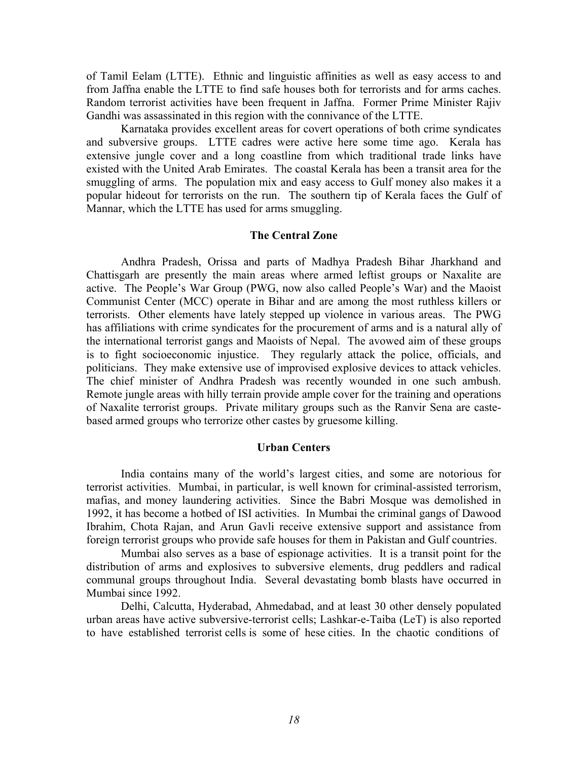of Tamil Eelam (LTTE). Ethnic and linguistic affinities as well as easy access to and from Jaffna enable the LTTE to find safe houses both for terrorists and for arms caches. Random terrorist activities have been frequent in Jaffna. Former Prime Minister Rajiv Gandhi was assassinated in this region with the connivance of the LTTE.

Karnataka provides excellent areas for covert operations of both crime syndicates and subversive groups. LTTE cadres were active here some time ago. Kerala has extensive jungle cover and a long coastline from which traditional trade links have existed with the United Arab Emirates. The coastal Kerala has been a transit area for the smuggling of arms. The population mix and easy access to Gulf money also makes it a popular hideout for terrorists on the run. The southern tip of Kerala faces the Gulf of Mannar, which the LTTE has used for arms smuggling.

### The Central Zone

Andhra Pradesh, Orissa and parts of Madhya Pradesh Bihar Jharkhand and Chattisgarh are presently the main areas where armed leftist groups or Naxalite are active. The People's War Group (PWG, now also called People's War) and the Maoist Communist Center (MCC) operate in Bihar and are among the most ruthless killers or terrorists. Other elements have lately stepped up violence in various areas. The PWG has affiliations with crime syndicates for the procurement of arms and is a natural ally of the international terrorist gangs and Maoists of Nepal. The avowed aim of these groups is to fight socioeconomic injustice. They regularly attack the police, officials, and politicians. They make extensive use of improvised explosive devices to attack vehicles. The chief minister of Andhra Pradesh was recently wounded in one such ambush. Remote jungle areas with hilly terrain provide ample cover for the training and operations of Naxalite terrorist groups. Private military groups such as the Ranvir Sena are caste-based armed groups who terrorize other castes by gruesome killing.

### Urban Centers

India contains many of the world's largest cities, and some are notorious for terrorist activities. Mumbai, in particular, is well known for criminal-assisted terrorism, mafias, and money laundering activities. Since the Babri Mosque was demolished in 1992, it has become a hotbed of ISI activities. In Mumbai the criminal gangs of Dawood Ibrahim, Chota Rajan, and Arun Gavli receive extensive support and assistance from foreign terrorist groups who provide safe houses for them in Pakistan and Gulf countries.

Mumbai also serves as a base of espionage activities. It is a transit point for the distribution of arms and explosives to subversive elements, drug peddlers and radical communal groups throughout India. Several devastating bomb blasts have occurred in Mumbai since 1992.

Delhi, Calcutta, Hyderabad, Ahmedabad, and at least 30 other densely populated urban areas have active subversive-terrorist cells; Lashkar-e-Taiba (LeT) is also reported to have established terrorist cells is some of hese cities. In the chaotic conditions of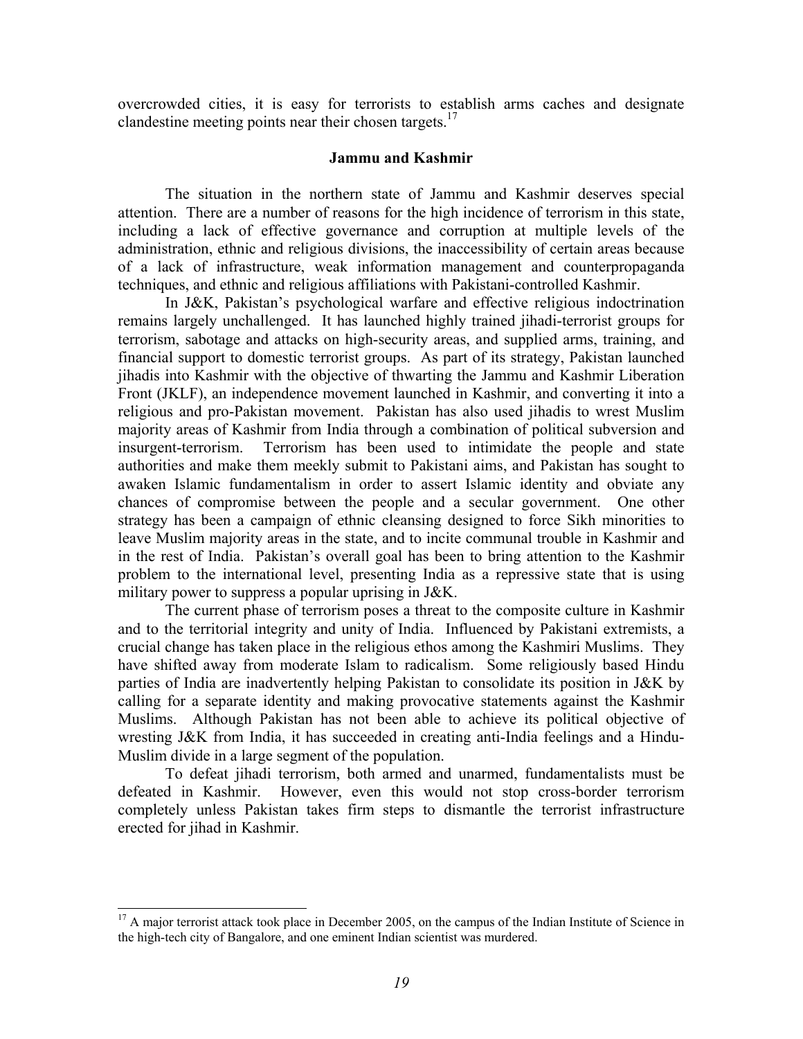overcrowded cities, it is easy for terrorists to establish arms caches and designate clandestine meeting points near their chosen targets.[17]

## Jammu and Kashmir

The situation in the northern state of Jammu and Kashmir deserves special attention. There are a number of reasons for the high incidence of terrorism in this state, including a lack of effective governance and corruption at multiple levels of the administration, ethnic and religious divisions, the inaccessibility of certain areas because of a lack of infrastructure, weak information management and counterpropaganda techniques, and ethnic and religious affiliations with Pakistani-controlled Kashmir.

In J&K, Pakistan's psychological warfare and effective religious indoctrination remains largely unchallenged. It has launched highly trained jihadi-terrorist groups for terrorism, sabotage and attacks on high-security areas, and supplied arms, training, and financial support to domestic terrorist groups. As part of its strategy, Pakistan launched jihadis into Kashmir with the objective of thwarting the Jammu and Kashmir Liberation Front (JKLF), an independence movement launched in Kashmir, and converting it into a religious and pro-Pakistan movement. Pakistan has also used jihadis to wrest Muslim majority areas of Kashmir from India through a combination of political subversion and insurgent-terrorism. Terrorism has been used to intimidate the people and state authorities and make them meekly submit to Pakistani aims, and Pakistan has sought to awaken Islamic fundamentalism in order to assert Islamic identity and obviate any chances of compromise between the people and a secular government. One other strategy has been a campaign of ethnic cleansing designed to force Sikh minorities to leave Muslim majority areas in the state, and to incite communal trouble in Kashmir and in the rest of India. Pakistan's overall goal has been to bring attention to the Kashmir problem to the international level, presenting India as a repressive state that is using military power to suppress a popular uprising in J&K.

The current phase of terrorism poses a threat to the composite culture in Kashmir and to the territorial integrity and unity of India. Influenced by Pakistani extremists, a crucial change has taken place in the religious ethos among the Kashmiri Muslims. They have shifted away from moderate Islam to radicalism. Some religiously based Hindu parties of India are inadvertently helping Pakistan to consolidate its position in J&K by calling for a separate identity and making provocative statements against the Kashmir Muslims. Although Pakistan has not been able to achieve its political objective of wresting J&K from India, it has succeeded in creating anti-India feelings and a Hindu-Muslim divide in a large segment of the population.

To defeat jihadi terrorism, both armed and unarmed, fundamentalists must be defeated in Kashmir. However, even this would not stop cross-border terrorism completely unless Pakistan takes firm steps to dismantle the terrorist infrastructure erected for jihad in Kashmir.

---

[17] A major terrorist attack took place in December 2005, on the campus of the Indian Institute of Science in the high-tech city of Bangalore, and one eminent Indian scientist was murdered.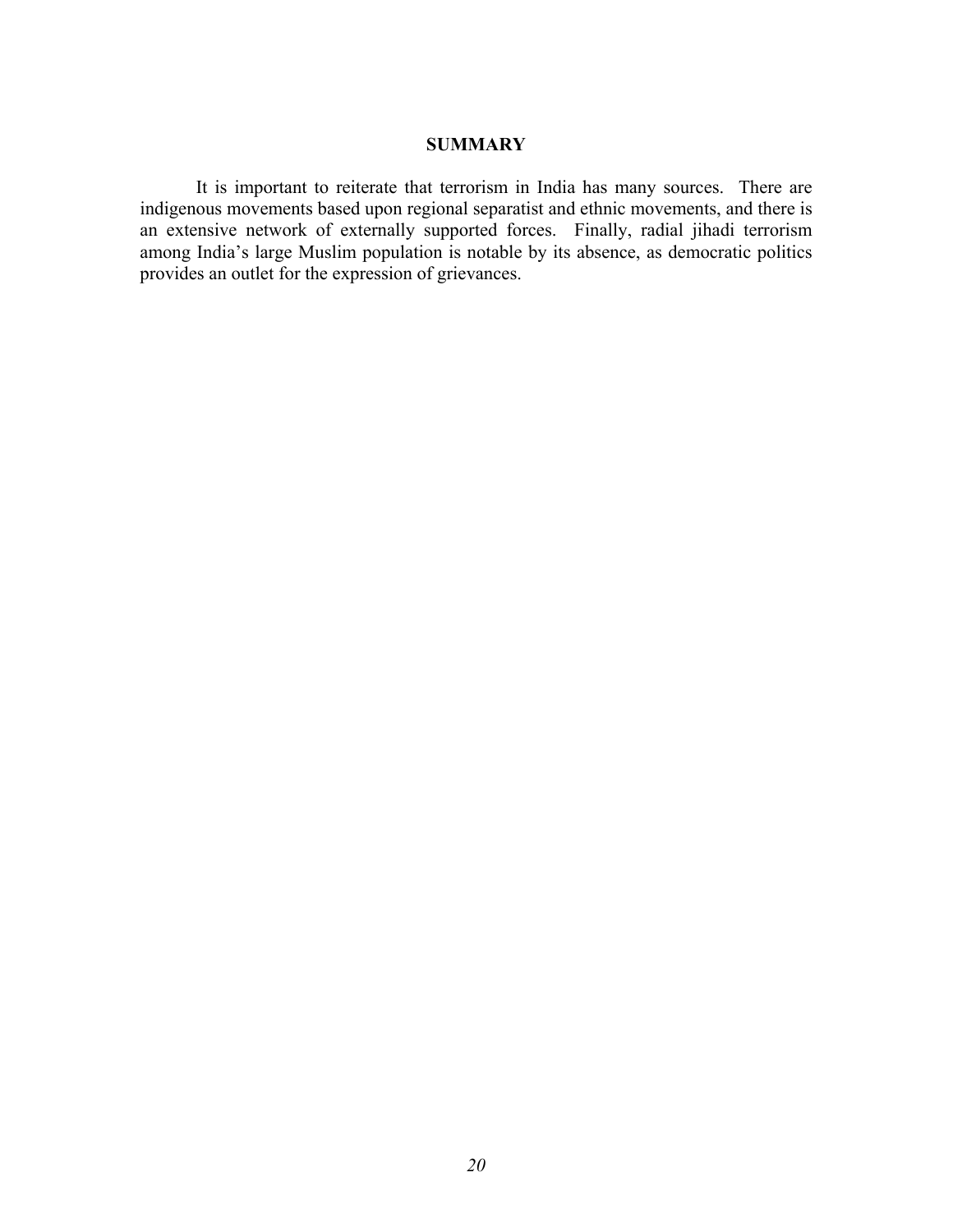## SUMMARY

It is important to reiterate that terrorism in India has many sources. There are indigenous movements based upon regional separatist and ethnic movements, and there is an extensive network of externally supported forces. Finally, radial jihadi terrorism among India's large Muslim population is notable by its absence, as democratic politics provides an outlet for the expression of grievances.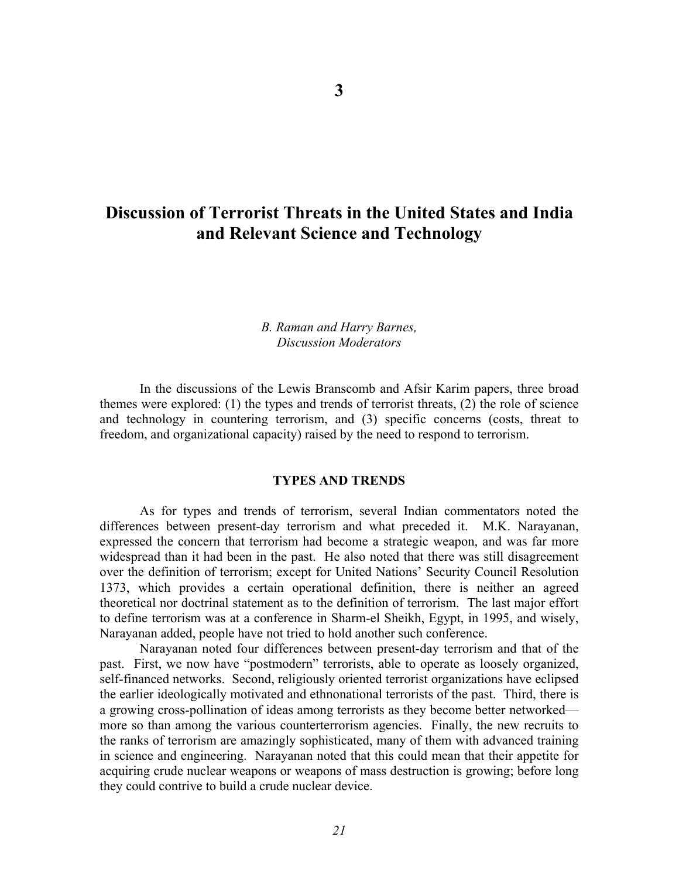# 3

# Discussion of Terrorist Threats in the United States and India and Relevant Science and Technology

*B. Raman and Harry Barnes,*
*Discussion Moderators*

In the discussions of the Lewis Branscomb and Afsir Karim papers, three broad themes were explored: (1) the types and trends of terrorist threats, (2) the role of science and technology in countering terrorism, and (3) specific concerns (costs, threat to freedom, and organizational capacity) raised by the need to respond to terrorism.

## TYPES AND TRENDS

As for types and trends of terrorism, several Indian commentators noted the differences between present-day terrorism and what preceded it. M.K. Narayanan, expressed the concern that terrorism had become a strategic weapon, and was far more widespread than it had been in the past. He also noted that there was still disagreement over the definition of terrorism; except for United Nations' Security Council Resolution 1373, which provides a certain operational definition, there is neither an agreed theoretical nor doctrinal statement as to the definition of terrorism. The last major effort to define terrorism was at a conference in Sharm-el Sheikh, Egypt, in 1995, and wisely, Narayanan added, people have not tried to hold another such conference.

Narayanan noted four differences between present-day terrorism and that of the past. First, we now have "postmodern" terrorists, able to operate as loosely organized, self-financed networks. Second, religiously oriented terrorist organizations have eclipsed the earlier ideologically motivated and ethnonational terrorists of the past. Third, there is a growing cross-pollination of ideas among terrorists as they become better networked—more so than among the various counterterrorism agencies. Finally, the new recruits to the ranks of terrorism are amazingly sophisticated, many of them with advanced training in science and engineering. Narayanan noted that this could mean that their appetite for acquiring crude nuclear weapons or weapons of mass destruction is growing; before long they could contrive to build a crude nuclear device.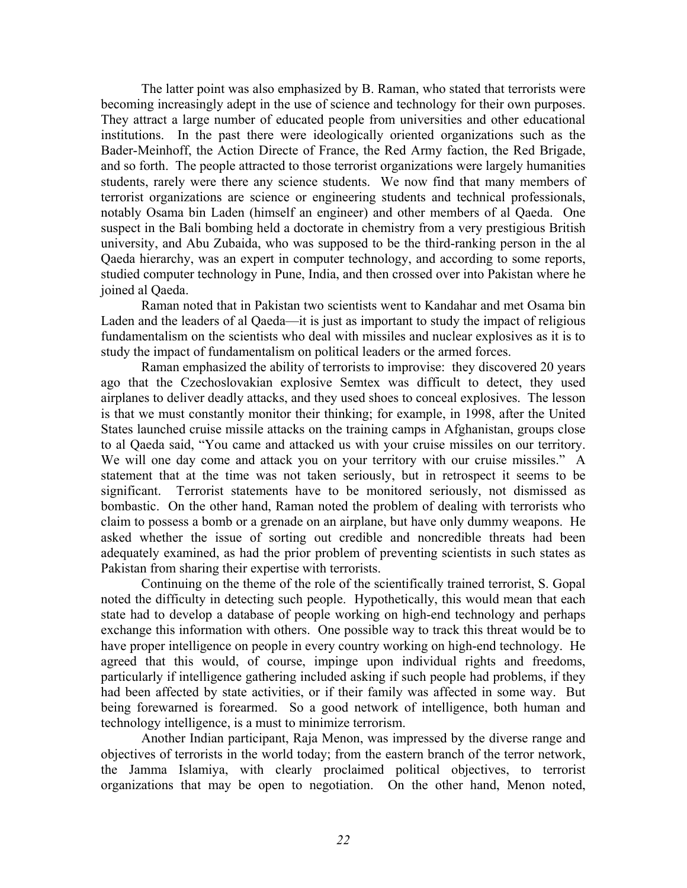The latter point was also emphasized by B. Raman, who stated that terrorists were becoming increasingly adept in the use of science and technology for their own purposes. They attract a large number of educated people from universities and other educational institutions. In the past there were ideologically oriented organizations such as the Bader-Meinhoff, the Action Directe of France, the Red Army faction, the Red Brigade, and so forth. The people attracted to those terrorist organizations were largely humanities students, rarely were there any science students. We now find that many members of terrorist organizations are science or engineering students and technical professionals, notably Osama bin Laden (himself an engineer) and other members of al Qaeda. One suspect in the Bali bombing held a doctorate in chemistry from a very prestigious British university, and Abu Zubaida, who was supposed to be the third-ranking person in the al Qaeda hierarchy, was an expert in computer technology, and according to some reports, studied computer technology in Pune, India, and then crossed over into Pakistan where he joined al Qaeda.

Raman noted that in Pakistan two scientists went to Kandahar and met Osama bin Laden and the leaders of al Qaeda—it is just as important to study the impact of religious fundamentalism on the scientists who deal with missiles and nuclear explosives as it is to study the impact of fundamentalism on political leaders or the armed forces.

Raman emphasized the ability of terrorists to improvise: they discovered 20 years ago that the Czechoslovakian explosive Semtex was difficult to detect, they used airplanes to deliver deadly attacks, and they used shoes to conceal explosives. The lesson is that we must constantly monitor their thinking; for example, in 1998, after the United States launched cruise missile attacks on the training camps in Afghanistan, groups close to al Qaeda said, "You came and attacked us with your cruise missiles on our territory. We will one day come and attack you on your territory with our cruise missiles." A statement that at the time was not taken seriously, but in retrospect it seems to be significant. Terrorist statements have to be monitored seriously, not dismissed as bombastic. On the other hand, Raman noted the problem of dealing with terrorists who claim to possess a bomb or a grenade on an airplane, but have only dummy weapons. He asked whether the issue of sorting out credible and noncredible threats had been adequately examined, as had the prior problem of preventing scientists in such states as Pakistan from sharing their expertise with terrorists.

Continuing on the theme of the role of the scientifically trained terrorist, S. Gopal noted the difficulty in detecting such people. Hypothetically, this would mean that each state had to develop a database of people working on high-end technology and perhaps exchange this information with others. One possible way to track this threat would be to have proper intelligence on people in every country working on high-end technology. He agreed that this would, of course, impinge upon individual rights and freedoms, particularly if intelligence gathering included asking if such people had problems, if they had been affected by state activities, or if their family was affected in some way. But being forewarned is forearmed. So a good network of intelligence, both human and technology intelligence, is a must to minimize terrorism.

Another Indian participant, Raja Menon, was impressed by the diverse range and objectives of terrorists in the world today; from the eastern branch of the terror network, the Jamma Islamiya, with clearly proclaimed political objectives, to terrorist organizations that may be open to negotiation. On the other hand, Menon noted,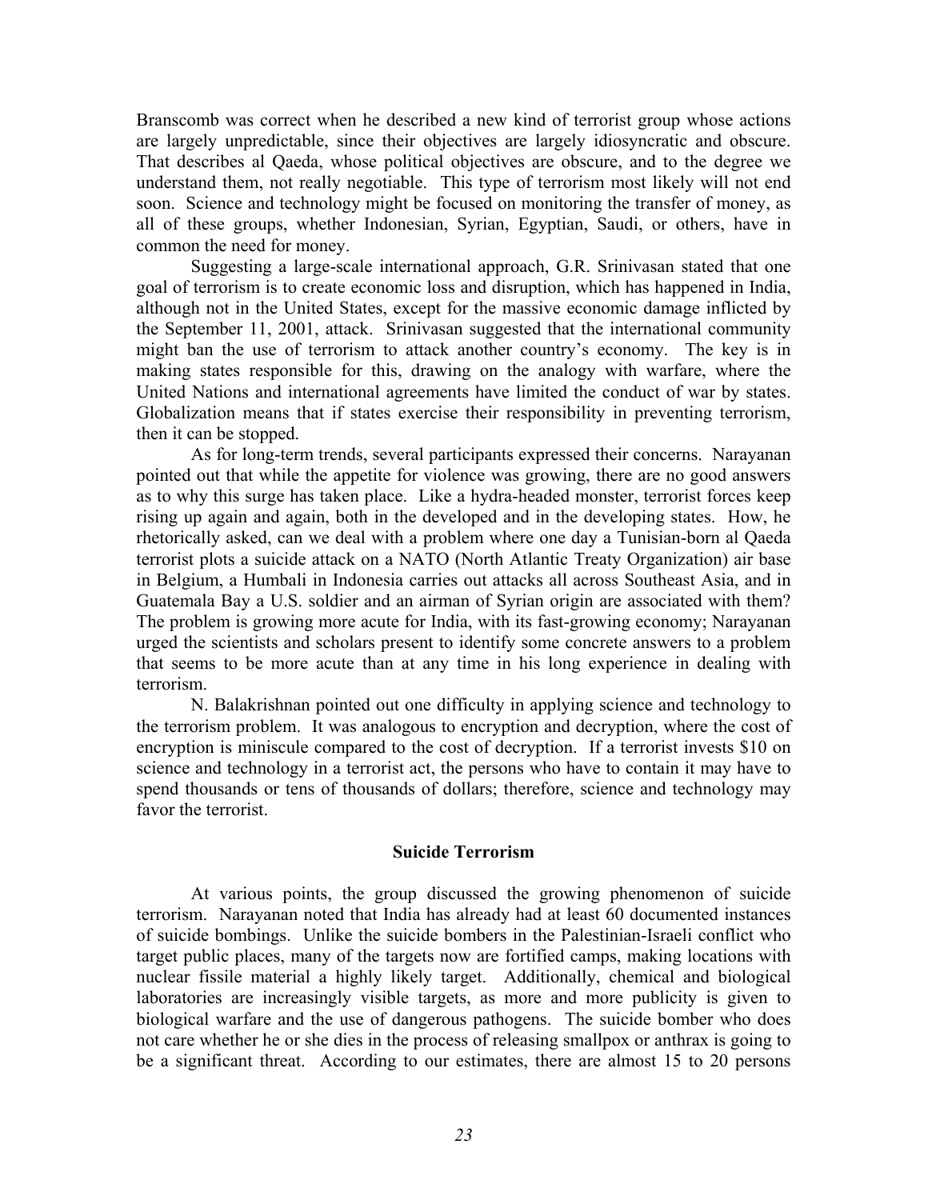Branscomb was correct when he described a new kind of terrorist group whose actions are largely unpredictable, since their objectives are largely idiosyncratic and obscure. That describes al Qaeda, whose political objectives are obscure, and to the degree we understand them, not really negotiable. This type of terrorism most likely will not end soon. Science and technology might be focused on monitoring the transfer of money, as all of these groups, whether Indonesian, Syrian, Egyptian, Saudi, or others, have in common the need for money.

Suggesting a large-scale international approach, G.R. Srinivasan stated that one goal of terrorism is to create economic loss and disruption, which has happened in India, although not in the United States, except for the massive economic damage inflicted by the September 11, 2001, attack. Srinivasan suggested that the international community might ban the use of terrorism to attack another country's economy. The key is in making states responsible for this, drawing on the analogy with warfare, where the United Nations and international agreements have limited the conduct of war by states. Globalization means that if states exercise their responsibility in preventing terrorism, then it can be stopped.

As for long-term trends, several participants expressed their concerns. Narayanan pointed out that while the appetite for violence was growing, there are no good answers as to why this surge has taken place. Like a hydra-headed monster, terrorist forces keep rising up again and again, both in the developed and in the developing states. How, he rhetorically asked, can we deal with a problem where one day a Tunisian-born al Qaeda terrorist plots a suicide attack on a NATO (North Atlantic Treaty Organization) air base in Belgium, a Humbali in Indonesia carries out attacks all across Southeast Asia, and in Guatemala Bay a U.S. soldier and an airman of Syrian origin are associated with them? The problem is growing more acute for India, with its fast-growing economy; Narayanan urged the scientists and scholars present to identify some concrete answers to a problem that seems to be more acute than at any time in his long experience in dealing with terrorism.

N. Balakrishnan pointed out one difficulty in applying science and technology to the terrorism problem. It was analogous to encryption and decryption, where the cost of encryption is miniscule compared to the cost of decryption. If a terrorist invests $10 on science and technology in a terrorist act, the persons who have to contain it may have to spend thousands or tens of thousands of dollars; therefore, science and technology may favor the terrorist.

## Suicide Terrorism

At various points, the group discussed the growing phenomenon of suicide terrorism. Narayanan noted that India has already had at least 60 documented instances of suicide bombings. Unlike the suicide bombers in the Palestinian-Israeli conflict who target public places, many of the targets now are fortified camps, making locations with nuclear fissile material a highly likely target. Additionally, chemical and biological laboratories are increasingly visible targets, as more and more publicity is given to biological warfare and the use of dangerous pathogens. The suicide bomber who does not care whether he or she dies in the process of releasing smallpox or anthrax is going to be a significant threat. According to our estimates, there are almost 15 to 20 persons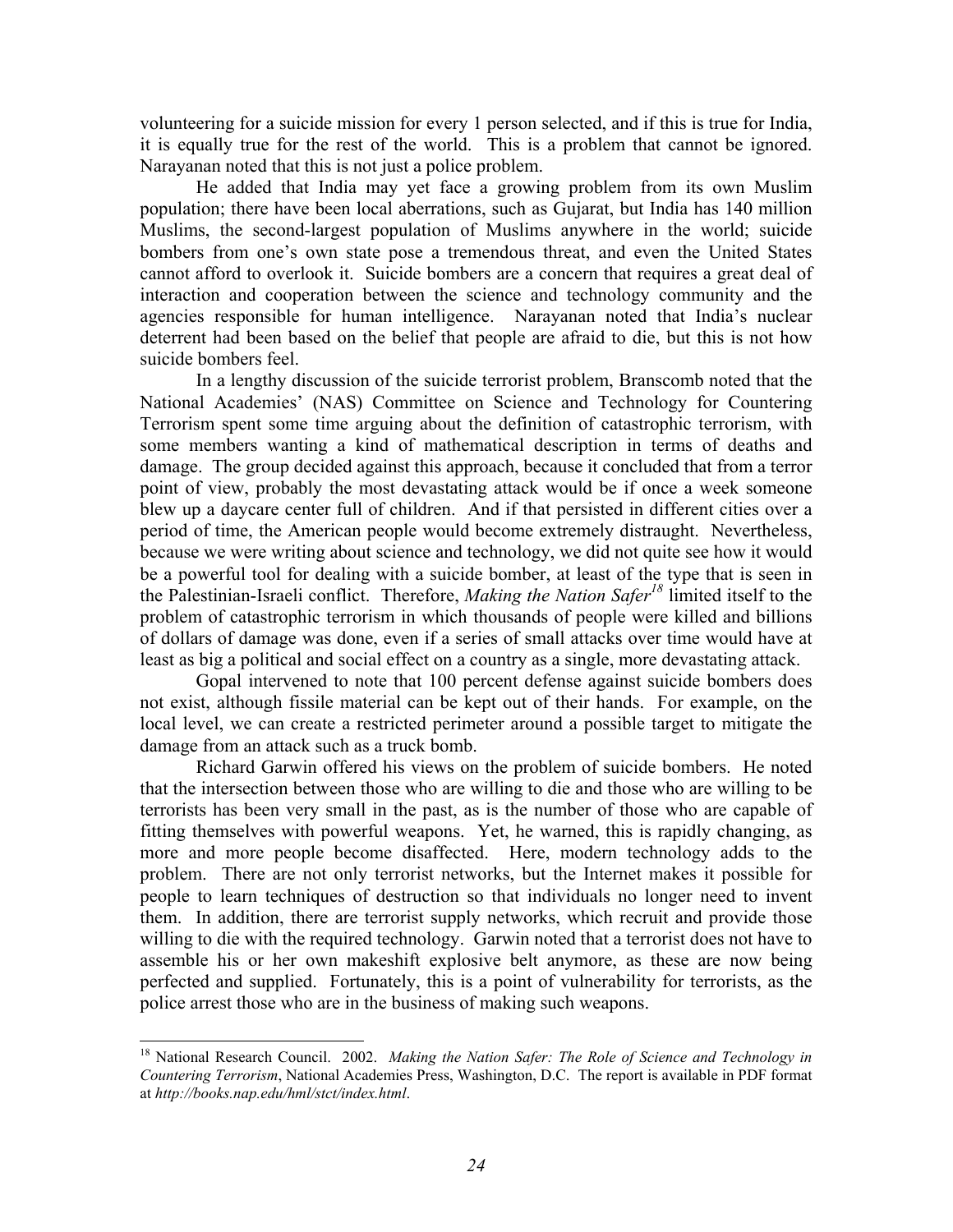volunteering for a suicide mission for every 1 person selected, and if this is true for India, it is equally true for the rest of the world. This is a problem that cannot be ignored. Narayanan noted that this is not just a police problem.

He added that India may yet face a growing problem from its own Muslim population; there have been local aberrations, such as Gujarat, but India has 140 million Muslims, the second-largest population of Muslims anywhere in the world; suicide bombers from one's own state pose a tremendous threat, and even the United States cannot afford to overlook it. Suicide bombers are a concern that requires a great deal of interaction and cooperation between the science and technology community and the agencies responsible for human intelligence. Narayanan noted that India's nuclear deterrent had been based on the belief that people are afraid to die, but this is not how suicide bombers feel.

In a lengthy discussion of the suicide terrorist problem, Branscomb noted that the National Academies' (NAS) Committee on Science and Technology for Countering Terrorism spent some time arguing about the definition of catastrophic terrorism, with some members wanting a kind of mathematical description in terms of deaths and damage. The group decided against this approach, because it concluded that from a terror point of view, probably the most devastating attack would be if once a week someone blew up a daycare center full of children. And if that persisted in different cities over a period of time, the American people would become extremely distraught. Nevertheless, because we were writing about science and technology, we did not quite see how it would be a powerful tool for dealing with a suicide bomber, at least of the type that is seen in the Palestinian-Israeli conflict. Therefore, *Making the Nation Safer*[18] limited itself to the problem of catastrophic terrorism in which thousands of people were killed and billions of dollars of damage was done, even if a series of small attacks over time would have at least as big a political and social effect on a country as a single, more devastating attack.

Gopal intervened to note that 100 percent defense against suicide bombers does not exist, although fissile material can be kept out of their hands. For example, on the local level, we can create a restricted perimeter around a possible target to mitigate the damage from an attack such as a truck bomb.

Richard Garwin offered his views on the problem of suicide bombers. He noted that the intersection between those who are willing to die and those who are willing to be terrorists has been very small in the past, as is the number of those who are capable of fitting themselves with powerful weapons. Yet, he warned, this is rapidly changing, as more and more people become disaffected. Here, modern technology adds to the problem. There are not only terrorist networks, but the Internet makes it possible for people to learn techniques of destruction so that individuals no longer need to invent them. In addition, there are terrorist supply networks, which recruit and provide those willing to die with the required technology. Garwin noted that a terrorist does not have to assemble his or her own makeshift explosive belt anymore, as these are now being perfected and supplied. Fortunately, this is a point of vulnerability for terrorists, as the police arrest those who are in the business of making such weapons.

---

[18] National Research Council. 2002. *Making the Nation Safer: The Role of Science and Technology in Countering Terrorism*, National Academies Press, Washington, D.C. The report is available in PDF format at *http://books.nap.edu/hml/stct/index.html*.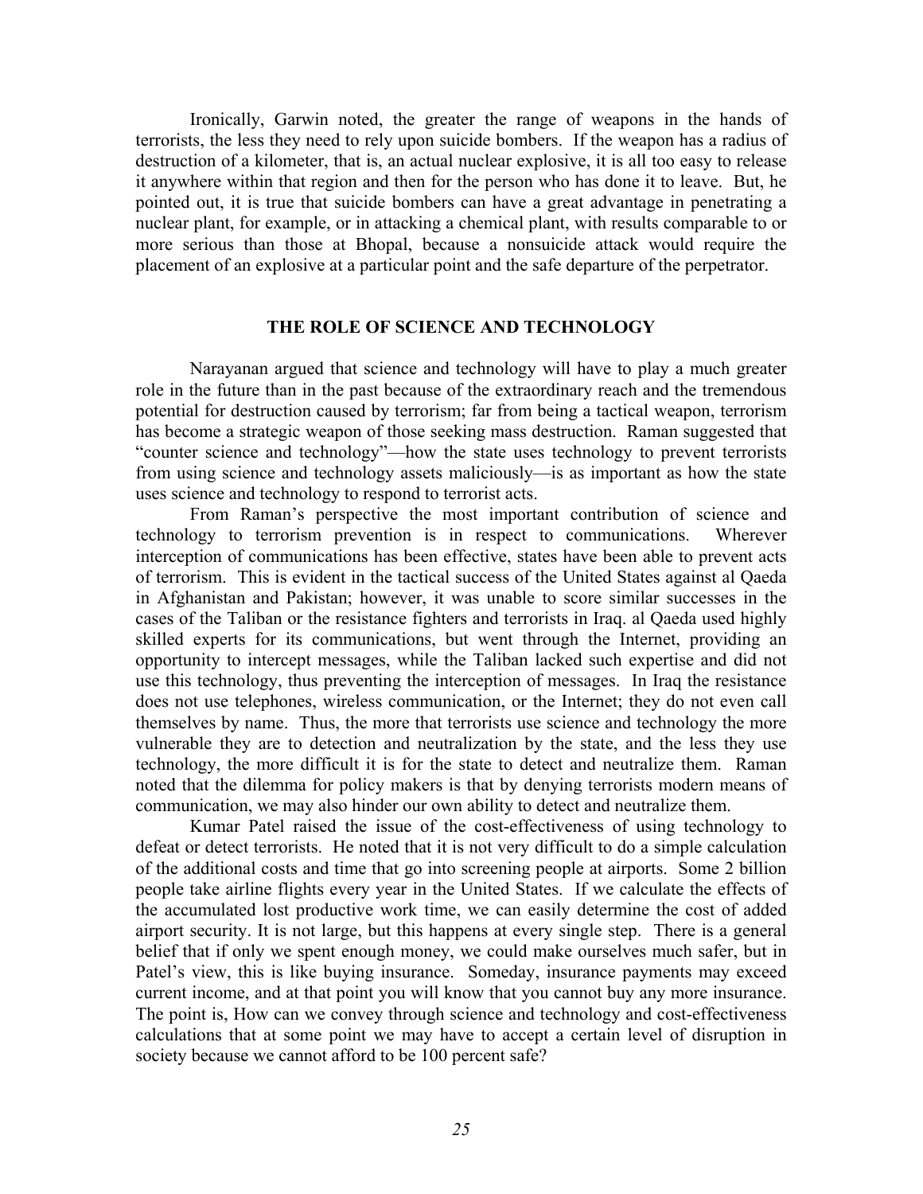Ironically, Garwin noted, the greater the range of weapons in the hands of terrorists, the less they need to rely upon suicide bombers. If the weapon has a radius of destruction of a kilometer, that is, an actual nuclear explosive, it is all too easy to release it anywhere within that region and then for the person who has done it to leave. But, he pointed out, it is true that suicide bombers can have a great advantage in penetrating a nuclear plant, for example, or in attacking a chemical plant, with results comparable to or more serious than those at Bhopal, because a nonsuicide attack would require the placement of an explosive at a particular point and the safe departure of the perpetrator.

## THE ROLE OF SCIENCE AND TECHNOLOGY

Narayanan argued that science and technology will have to play a much greater role in the future than in the past because of the extraordinary reach and the tremendous potential for destruction caused by terrorism; far from being a tactical weapon, terrorism has become a strategic weapon of those seeking mass destruction. Raman suggested that "counter science and technology"—how the state uses technology to prevent terrorists from using science and technology assets maliciously—is as important as how the state uses science and technology to respond to terrorist acts.

From Raman's perspective the most important contribution of science and technology to terrorism prevention is in respect to communications. Wherever interception of communications has been effective, states have been able to prevent acts of terrorism. This is evident in the tactical success of the United States against al Qaeda in Afghanistan and Pakistan; however, it was unable to score similar successes in the cases of the Taliban or the resistance fighters and terrorists in Iraq. al Qaeda used highly skilled experts for its communications, but went through the Internet, providing an opportunity to intercept messages, while the Taliban lacked such expertise and did not use this technology, thus preventing the interception of messages. In Iraq the resistance does not use telephones, wireless communication, or the Internet; they do not even call themselves by name. Thus, the more that terrorists use science and technology the more vulnerable they are to detection and neutralization by the state, and the less they use technology, the more difficult it is for the state to detect and neutralize them. Raman noted that the dilemma for policy makers is that by denying terrorists modern means of communication, we may also hinder our own ability to detect and neutralize them.

Kumar Patel raised the issue of the cost-effectiveness of using technology to defeat or detect terrorists. He noted that it is not very difficult to do a simple calculation of the additional costs and time that go into screening people at airports. Some 2 billion people take airline flights every year in the United States. If we calculate the effects of the accumulated lost productive work time, we can easily determine the cost of added airport security. It is not large, but this happens at every single step. There is a general belief that if only we spent enough money, we could make ourselves much safer, but in Patel's view, this is like buying insurance. Someday, insurance payments may exceed current income, and at that point you will know that you cannot buy any more insurance. The point is, How can we convey through science and technology and cost-effectiveness calculations that at some point we may have to accept a certain level of disruption in society because we cannot afford to be 100 percent safe?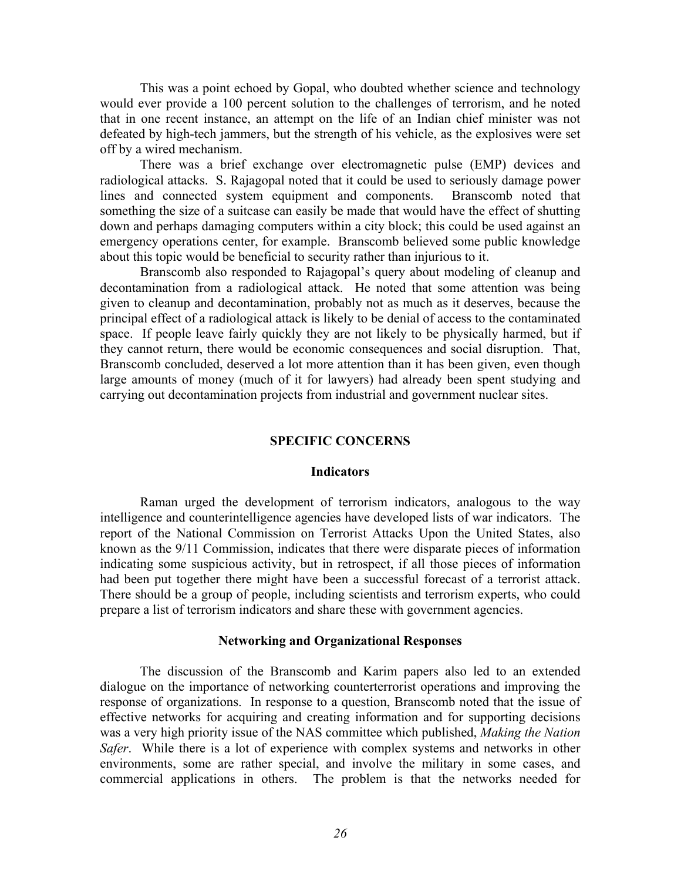This was a point echoed by Gopal, who doubted whether science and technology would ever provide a 100 percent solution to the challenges of terrorism, and he noted that in one recent instance, an attempt on the life of an Indian chief minister was not defeated by high-tech jammers, but the strength of his vehicle, as the explosives were set off by a wired mechanism.

There was a brief exchange over electromagnetic pulse (EMP) devices and radiological attacks. S. Rajagopal noted that it could be used to seriously damage power lines and connected system equipment and components. Branscomb noted that something the size of a suitcase can easily be made that would have the effect of shutting down and perhaps damaging computers within a city block; this could be used against an emergency operations center, for example. Branscomb believed some public knowledge about this topic would be beneficial to security rather than injurious to it.

Branscomb also responded to Rajagopal's query about modeling of cleanup and decontamination from a radiological attack. He noted that some attention was being given to cleanup and decontamination, probably not as much as it deserves, because the principal effect of a radiological attack is likely to be denial of access to the contaminated space. If people leave fairly quickly they are not likely to be physically harmed, but if they cannot return, there would be economic consequences and social disruption. That, Branscomb concluded, deserved a lot more attention than it has been given, even though large amounts of money (much of it for lawyers) had already been spent studying and carrying out decontamination projects from industrial and government nuclear sites.

## SPECIFIC CONCERNS

### Indicators

Raman urged the development of terrorism indicators, analogous to the way intelligence and counterintelligence agencies have developed lists of war indicators. The report of the National Commission on Terrorist Attacks Upon the United States, also known as the 9/11 Commission, indicates that there were disparate pieces of information indicating some suspicious activity, but in retrospect, if all those pieces of information had been put together there might have been a successful forecast of a terrorist attack. There should be a group of people, including scientists and terrorism experts, who could prepare a list of terrorism indicators and share these with government agencies.

### Networking and Organizational Responses

The discussion of the Branscomb and Karim papers also led to an extended dialogue on the importance of networking counterterrorist operations and improving the response of organizations. In response to a question, Branscomb noted that the issue of effective networks for acquiring and creating information and for supporting decisions was a very high priority issue of the NAS committee which published, *Making the Nation Safer*. While there is a lot of experience with complex systems and networks in other environments, some are rather special, and involve the military in some cases, and commercial applications in others. The problem is that the networks needed for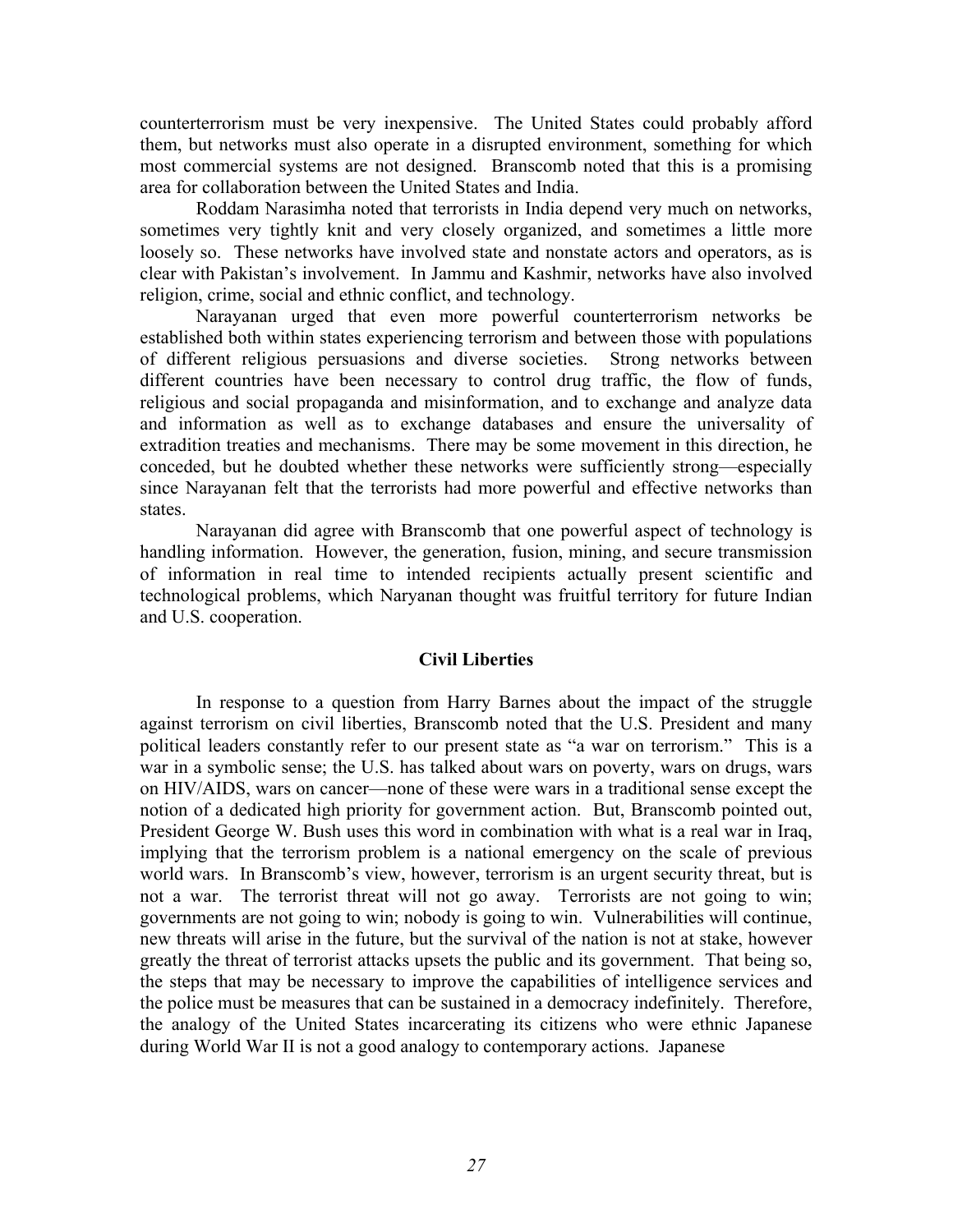counterterrorism must be very inexpensive. The United States could probably afford them, but networks must also operate in a disrupted environment, something for which most commercial systems are not designed. Branscomb noted that this is a promising area for collaboration between the United States and India.

Roddam Narasimha noted that terrorists in India depend very much on networks, sometimes very tightly knit and very closely organized, and sometimes a little more loosely so. These networks have involved state and nonstate actors and operators, as is clear with Pakistan's involvement. In Jammu and Kashmir, networks have also involved religion, crime, social and ethnic conflict, and technology.

Narayanan urged that even more powerful counterterrorism networks be established both within states experiencing terrorism and between those with populations of different religious persuasions and diverse societies. Strong networks between different countries have been necessary to control drug traffic, the flow of funds, religious and social propaganda and misinformation, and to exchange and analyze data and information as well as to exchange databases and ensure the universality of extradition treaties and mechanisms. There may be some movement in this direction, he conceded, but he doubted whether these networks were sufficiently strong—especially since Narayanan felt that the terrorists had more powerful and effective networks than states.

Narayanan did agree with Branscomb that one powerful aspect of technology is handling information. However, the generation, fusion, mining, and secure transmission of information in real time to intended recipients actually present scientific and technological problems, which Naryanan thought was fruitful territory for future Indian and U.S. cooperation.

## Civil Liberties

In response to a question from Harry Barnes about the impact of the struggle against terrorism on civil liberties, Branscomb noted that the U.S. President and many political leaders constantly refer to our present state as "a war on terrorism." This is a war in a symbolic sense; the U.S. has talked about wars on poverty, wars on drugs, wars on HIV/AIDS, wars on cancer—none of these were wars in a traditional sense except the notion of a dedicated high priority for government action. But, Branscomb pointed out, President George W. Bush uses this word in combination with what is a real war in Iraq, implying that the terrorism problem is a national emergency on the scale of previous world wars. In Branscomb's view, however, terrorism is an urgent security threat, but is not a war. The terrorist threat will not go away. Terrorists are not going to win; governments are not going to win; nobody is going to win. Vulnerabilities will continue, new threats will arise in the future, but the survival of the nation is not at stake, however greatly the threat of terrorist attacks upsets the public and its government. That being so, the steps that may be necessary to improve the capabilities of intelligence services and the police must be measures that can be sustained in a democracy indefinitely. Therefore, the analogy of the United States incarcerating its citizens who were ethnic Japanese during World War II is not a good analogy to contemporary actions. Japanese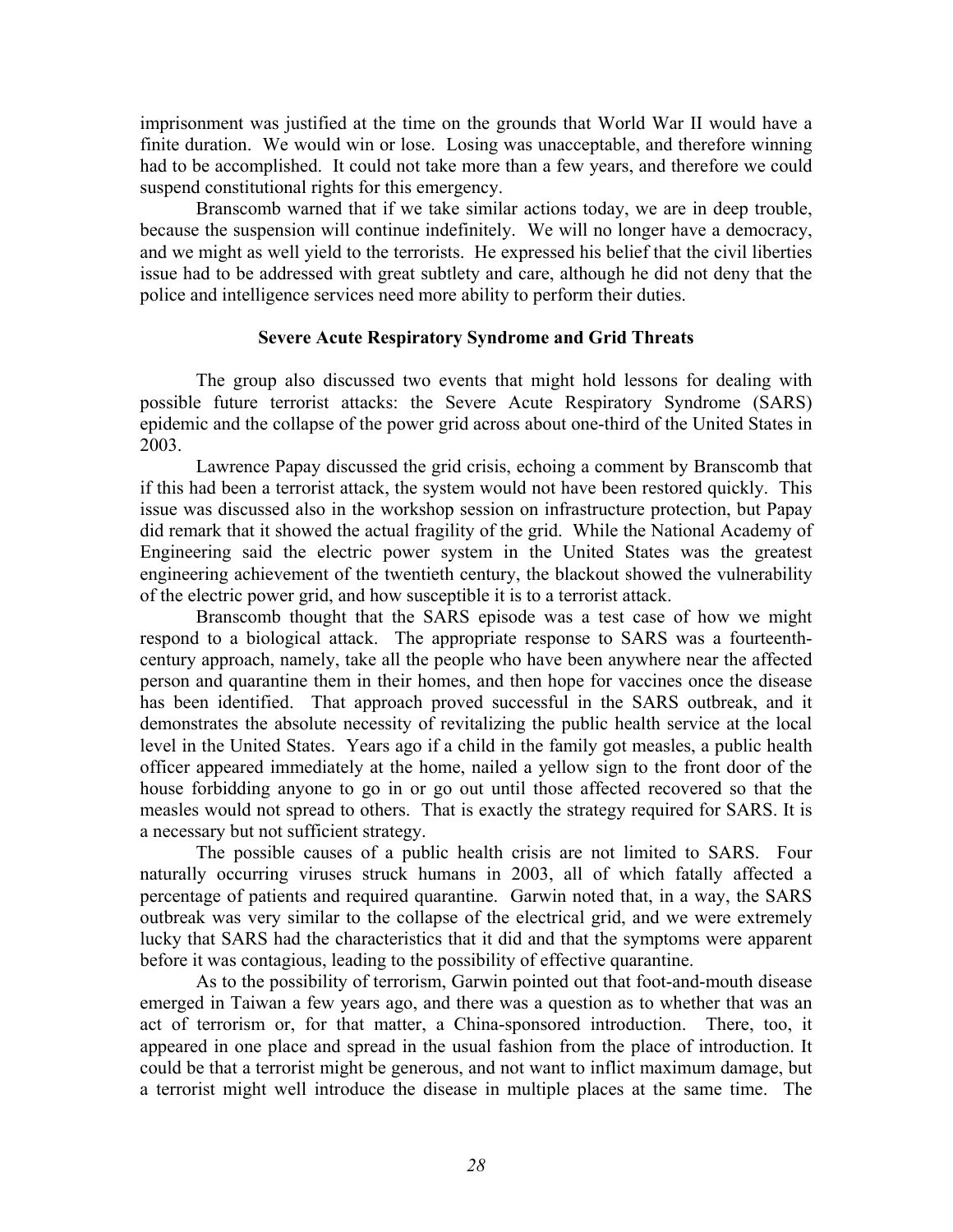imprisonment was justified at the time on the grounds that World War II would have a finite duration. We would win or lose. Losing was unacceptable, and therefore winning had to be accomplished. It could not take more than a few years, and therefore we could suspend constitutional rights for this emergency.

Branscomb warned that if we take similar actions today, we are in deep trouble, because the suspension will continue indefinitely. We will no longer have a democracy, and we might as well yield to the terrorists. He expressed his belief that the civil liberties issue had to be addressed with great subtlety and care, although he did not deny that the police and intelligence services need more ability to perform their duties.

### Severe Acute Respiratory Syndrome and Grid Threats

The group also discussed two events that might hold lessons for dealing with possible future terrorist attacks: the Severe Acute Respiratory Syndrome (SARS) epidemic and the collapse of the power grid across about one-third of the United States in 2003.

Lawrence Papay discussed the grid crisis, echoing a comment by Branscomb that if this had been a terrorist attack, the system would not have been restored quickly. This issue was discussed also in the workshop session on infrastructure protection, but Papay did remark that it showed the actual fragility of the grid. While the National Academy of Engineering said the electric power system in the United States was the greatest engineering achievement of the twentieth century, the blackout showed the vulnerability of the electric power grid, and how susceptible it is to a terrorist attack.

Branscomb thought that the SARS episode was a test case of how we might respond to a biological attack. The appropriate response to SARS was a fourteenth-century approach, namely, take all the people who have been anywhere near the affected person and quarantine them in their homes, and then hope for vaccines once the disease has been identified. That approach proved successful in the SARS outbreak, and it demonstrates the absolute necessity of revitalizing the public health service at the local level in the United States. Years ago if a child in the family got measles, a public health officer appeared immediately at the home, nailed a yellow sign to the front door of the house forbidding anyone to go in or go out until those affected recovered so that the measles would not spread to others. That is exactly the strategy required for SARS. It is a necessary but not sufficient strategy.

The possible causes of a public health crisis are not limited to SARS. Four naturally occurring viruses struck humans in 2003, all of which fatally affected a percentage of patients and required quarantine. Garwin noted that, in a way, the SARS outbreak was very similar to the collapse of the electrical grid, and we were extremely lucky that SARS had the characteristics that it did and that the symptoms were apparent before it was contagious, leading to the possibility of effective quarantine.

As to the possibility of terrorism, Garwin pointed out that foot-and-mouth disease emerged in Taiwan a few years ago, and there was a question as to whether that was an act of terrorism or, for that matter, a China-sponsored introduction. There, too, it appeared in one place and spread in the usual fashion from the place of introduction. It could be that a terrorist might be generous, and not want to inflict maximum damage, but a terrorist might well introduce the disease in multiple places at the same time. The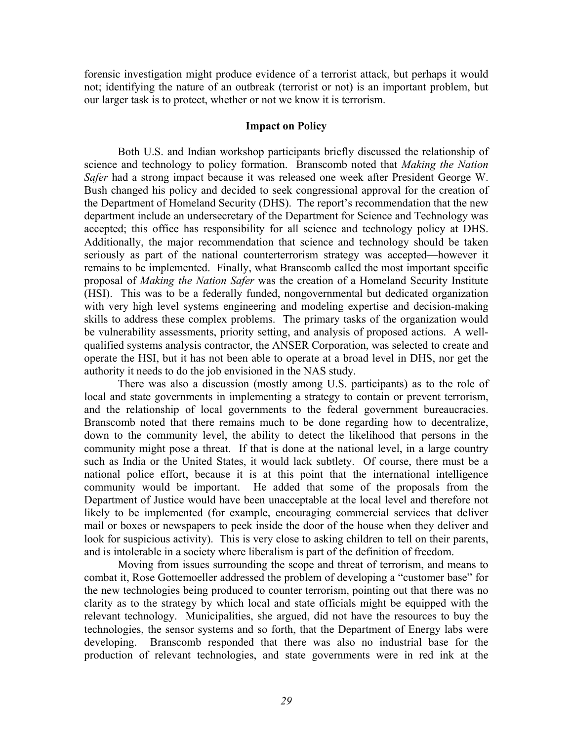forensic investigation might produce evidence of a terrorist attack, but perhaps it would not; identifying the nature of an outbreak (terrorist or not) is an important problem, but our larger task is to protect, whether or not we know it is terrorism.

## Impact on Policy

Both U.S. and Indian workshop participants briefly discussed the relationship of science and technology to policy formation. Branscomb noted that *Making the Nation Safer* had a strong impact because it was released one week after President George W. Bush changed his policy and decided to seek congressional approval for the creation of the Department of Homeland Security (DHS). The report's recommendation that the new department include an undersecretary of the Department for Science and Technology was accepted; this office has responsibility for all science and technology policy at DHS. Additionally, the major recommendation that science and technology should be taken seriously as part of the national counterterrorism strategy was accepted—however it remains to be implemented. Finally, what Branscomb called the most important specific proposal of *Making the Nation Safer* was the creation of a Homeland Security Institute (HSI). This was to be a federally funded, nongovernmental but dedicated organization with very high level systems engineering and modeling expertise and decision-making skills to address these complex problems. The primary tasks of the organization would be vulnerability assessments, priority setting, and analysis of proposed actions. A well-qualified systems analysis contractor, the ANSER Corporation, was selected to create and operate the HSI, but it has not been able to operate at a broad level in DHS, nor get the authority it needs to do the job envisioned in the NAS study.

There was also a discussion (mostly among U.S. participants) as to the role of local and state governments in implementing a strategy to contain or prevent terrorism, and the relationship of local governments to the federal government bureaucracies. Branscomb noted that there remains much to be done regarding how to decentralize, down to the community level, the ability to detect the likelihood that persons in the community might pose a threat. If that is done at the national level, in a large country such as India or the United States, it would lack subtlety. Of course, there must be a national police effort, because it is at this point that the international intelligence community would be important. He added that some of the proposals from the Department of Justice would have been unacceptable at the local level and therefore not likely to be implemented (for example, encouraging commercial services that deliver mail or boxes or newspapers to peek inside the door of the house when they deliver and look for suspicious activity). This is very close to asking children to tell on their parents, and is intolerable in a society where liberalism is part of the definition of freedom.

Moving from issues surrounding the scope and threat of terrorism, and means to combat it, Rose Gottemoeller addressed the problem of developing a "customer base" for the new technologies being produced to counter terrorism, pointing out that there was no clarity as to the strategy by which local and state officials might be equipped with the relevant technology. Municipalities, she argued, did not have the resources to buy the technologies, the sensor systems and so forth, that the Department of Energy labs were developing. Branscomb responded that there was also no industrial base for the production of relevant technologies, and state governments were in red ink at the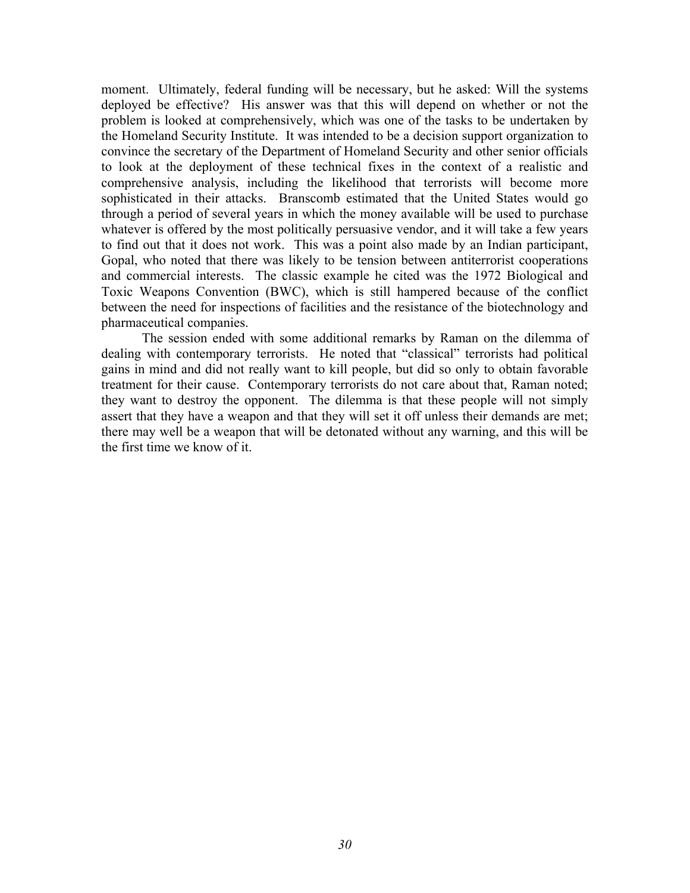moment. Ultimately, federal funding will be necessary, but he asked: Will the systems deployed be effective? His answer was that this will depend on whether or not the problem is looked at comprehensively, which was one of the tasks to be undertaken by the Homeland Security Institute. It was intended to be a decision support organization to convince the secretary of the Department of Homeland Security and other senior officials to look at the deployment of these technical fixes in the context of a realistic and comprehensive analysis, including the likelihood that terrorists will become more sophisticated in their attacks. Branscomb estimated that the United States would go through a period of several years in which the money available will be used to purchase whatever is offered by the most politically persuasive vendor, and it will take a few years to find out that it does not work. This was a point also made by an Indian participant, Gopal, who noted that there was likely to be tension between antiterrorist cooperations and commercial interests. The classic example he cited was the 1972 Biological and Toxic Weapons Convention (BWC), which is still hampered because of the conflict between the need for inspections of facilities and the resistance of the biotechnology and pharmaceutical companies.

The session ended with some additional remarks by Raman on the dilemma of dealing with contemporary terrorists. He noted that "classical" terrorists had political gains in mind and did not really want to kill people, but did so only to obtain favorable treatment for their cause. Contemporary terrorists do not care about that, Raman noted; they want to destroy the opponent. The dilemma is that these people will not simply assert that they have a weapon and that they will set it off unless their demands are met; there may well be a weapon that will be detonated without any warning, and this will be the first time we know of it.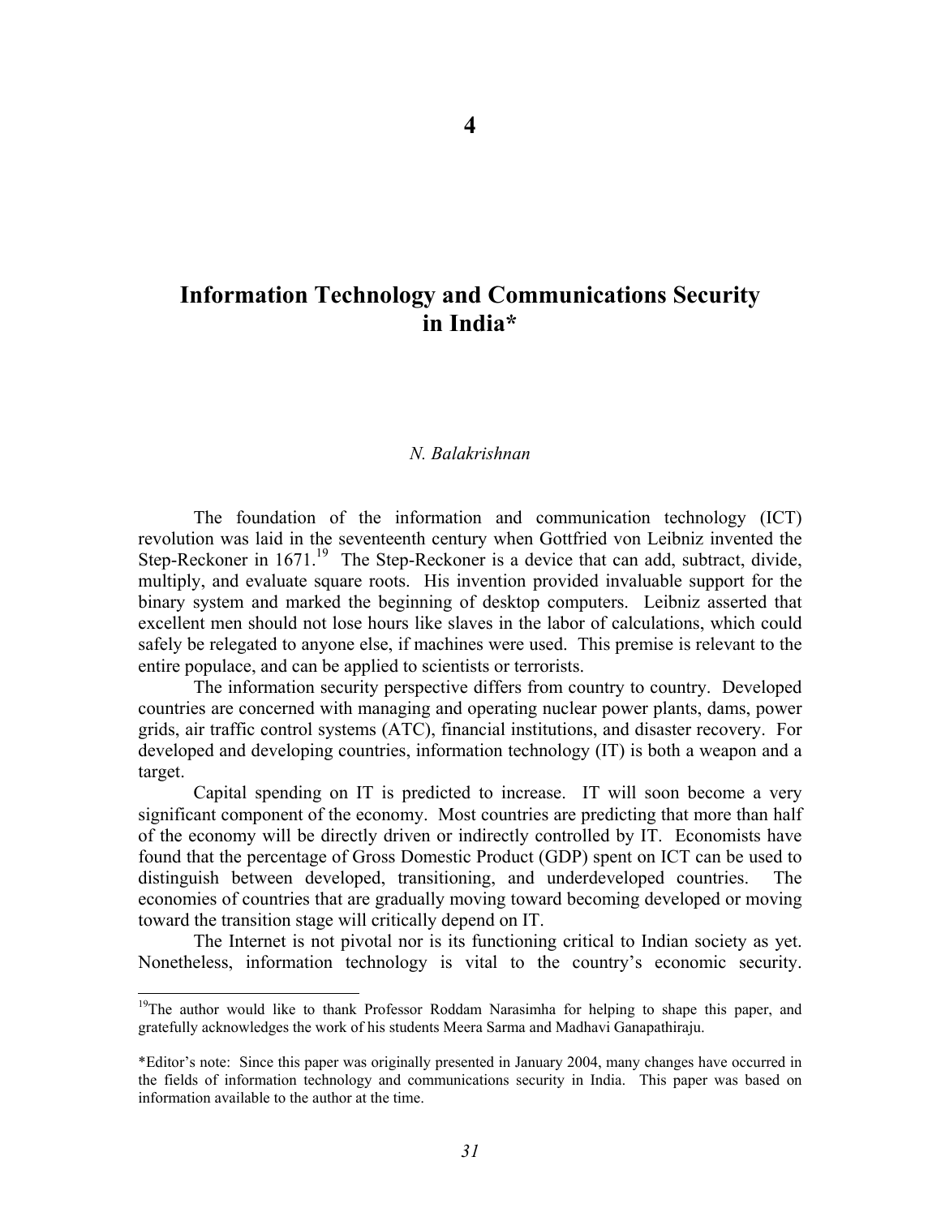# 4

## Information Technology and Communications Security in India*

*N. Balakrishnan*

The foundation of the information and communication technology (ICT) revolution was laid in the seventeenth century when Gottfried von Leibniz invented the Step-Reckoner in 1671.[19] The Step-Reckoner is a device that can add, subtract, divide, multiply, and evaluate square roots. His invention provided invaluable support for the binary system and marked the beginning of desktop computers. Leibniz asserted that excellent men should not lose hours like slaves in the labor of calculations, which could safely be relegated to anyone else, if machines were used. This premise is relevant to the entire populace, and can be applied to scientists or terrorists.

The information security perspective differs from country to country. Developed countries are concerned with managing and operating nuclear power plants, dams, power grids, air traffic control systems (ATC), financial institutions, and disaster recovery. For developed and developing countries, information technology (IT) is both a weapon and a target.

Capital spending on IT is predicted to increase. IT will soon become a very significant component of the economy. Most countries are predicting that more than half of the economy will be directly driven or indirectly controlled by IT. Economists have found that the percentage of Gross Domestic Product (GDP) spent on ICT can be used to distinguish between developed, transitioning, and underdeveloped countries. The economies of countries that are gradually moving toward becoming developed or moving toward the transition stage will critically depend on IT.

The Internet is not pivotal nor is its functioning critical to Indian society as yet. Nonetheless, information technology is vital to the country's economic security.

---

[19]The author would like to thank Professor Roddam Narasimha for helping to shape this paper, and gratefully acknowledges the work of his students Meera Sarma and Madhavi Ganapathiraju.

*Editor's note: Since this paper was originally presented in January 2004, many changes have occurred in the fields of information technology and communications security in India. This paper was based on information available to the author at the time.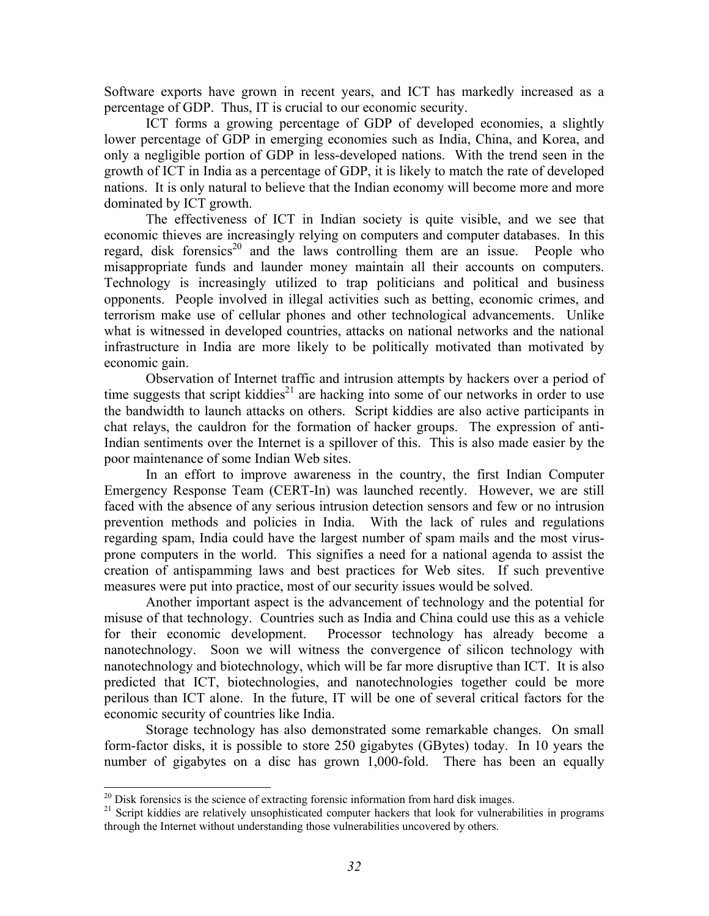Software exports have grown in recent years, and ICT has markedly increased as a percentage of GDP. Thus, IT is crucial to our economic security.

ICT forms a growing percentage of GDP of developed economies, a slightly lower percentage of GDP in emerging economies such as India, China, and Korea, and only a negligible portion of GDP in less-developed nations. With the trend seen in the growth of ICT in India as a percentage of GDP, it is likely to match the rate of developed nations. It is only natural to believe that the Indian economy will become more and more dominated by ICT growth.

The effectiveness of ICT in Indian society is quite visible, and we see that economic thieves are increasingly relying on computers and computer databases. In this regard, disk forensics[20] and the laws controlling them are an issue. People who misappropriate funds and launder money maintain all their accounts on computers. Technology is increasingly utilized to trap politicians and political and business opponents. People involved in illegal activities such as betting, economic crimes, and terrorism make use of cellular phones and other technological advancements. Unlike what is witnessed in developed countries, attacks on national networks and the national infrastructure in India are more likely to be politically motivated than motivated by economic gain.

Observation of Internet traffic and intrusion attempts by hackers over a period of time suggests that script kiddies[21] are hacking into some of our networks in order to use the bandwidth to launch attacks on others. Script kiddies are also active participants in chat relays, the cauldron for the formation of hacker groups. The expression of anti-Indian sentiments over the Internet is a spillover of this. This is also made easier by the poor maintenance of some Indian Web sites.

In an effort to improve awareness in the country, the first Indian Computer Emergency Response Team (CERT-In) was launched recently. However, we are still faced with the absence of any serious intrusion detection sensors and few or no intrusion prevention methods and policies in India. With the lack of rules and regulations regarding spam, India could have the largest number of spam mails and the most virus-prone computers in the world. This signifies a need for a national agenda to assist the creation of antispamming laws and best practices for Web sites. If such preventive measures were put into practice, most of our security issues would be solved.

Another important aspect is the advancement of technology and the potential for misuse of that technology. Countries such as India and China could use this as a vehicle for their economic development. Processor technology has already become a nanotechnology. Soon we will witness the convergence of silicon technology with nanotechnology and biotechnology, which will be far more disruptive than ICT. It is also predicted that ICT, biotechnologies, and nanotechnologies together could be more perilous than ICT alone. In the future, IT will be one of several critical factors for the economic security of countries like India.

Storage technology has also demonstrated some remarkable changes. On small form-factor disks, it is possible to store 250 gigabytes (GBytes) today. In 10 years the number of gigabytes on a disc has grown 1,000-fold. There has been an equally

---

[20] Disk forensics is the science of extracting forensic information from hard disk images.

[21] Script kiddies are relatively unsophisticated computer hackers that look for vulnerabilities in programs through the Internet without understanding those vulnerabilities uncovered by others.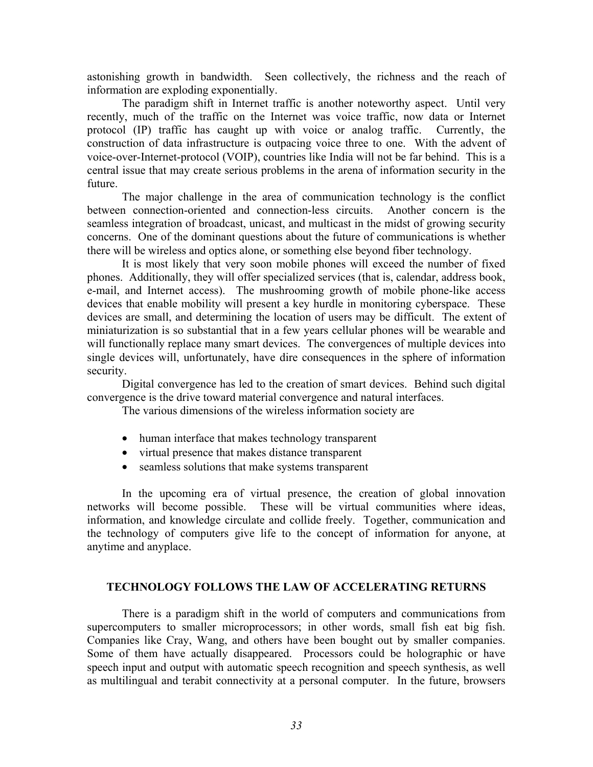astonishing growth in bandwidth. Seen collectively, the richness and the reach of information are exploding exponentially.

The paradigm shift in Internet traffic is another noteworthy aspect. Until very recently, much of the traffic on the Internet was voice traffic, now data or Internet protocol (IP) traffic has caught up with voice or analog traffic. Currently, the construction of data infrastructure is outpacing voice three to one. With the advent of voice-over-Internet-protocol (VOIP), countries like India will not be far behind. This is a central issue that may create serious problems in the arena of information security in the future.

The major challenge in the area of communication technology is the conflict between connection-oriented and connection-less circuits. Another concern is the seamless integration of broadcast, unicast, and multicast in the midst of growing security concerns. One of the dominant questions about the future of communications is whether there will be wireless and optics alone, or something else beyond fiber technology.

It is most likely that very soon mobile phones will exceed the number of fixed phones. Additionally, they will offer specialized services (that is, calendar, address book, e-mail, and Internet access). The mushrooming growth of mobile phone-like access devices that enable mobility will present a key hurdle in monitoring cyberspace. These devices are small, and determining the location of users may be difficult. The extent of miniaturization is so substantial that in a few years cellular phones will be wearable and will functionally replace many smart devices. The convergences of multiple devices into single devices will, unfortunately, have dire consequences in the sphere of information security.

Digital convergence has led to the creation of smart devices. Behind such digital convergence is the drive toward material convergence and natural interfaces.

The various dimensions of the wireless information society are

- human interface that makes technology transparent
- virtual presence that makes distance transparent
- seamless solutions that make systems transparent

In the upcoming era of virtual presence, the creation of global innovation networks will become possible. These will be virtual communities where ideas, information, and knowledge circulate and collide freely. Together, communication and the technology of computers give life to the concept of information for anyone, at anytime and anyplace.

## TECHNOLOGY FOLLOWS THE LAW OF ACCELERATING RETURNS

There is a paradigm shift in the world of computers and communications from supercomputers to smaller microprocessors; in other words, small fish eat big fish. Companies like Cray, Wang, and others have been bought out by smaller companies. Some of them have actually disappeared. Processors could be holographic or have speech input and output with automatic speech recognition and speech synthesis, as well as multilingual and terabit connectivity at a personal computer. In the future, browsers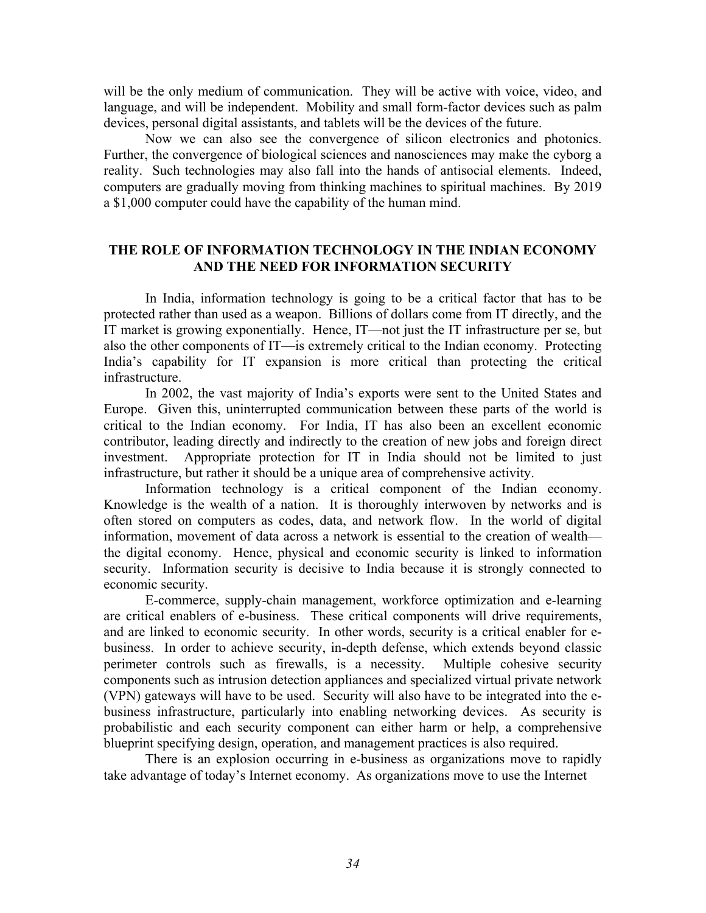will be the only medium of communication. They will be active with voice, video, and language, and will be independent. Mobility and small form-factor devices such as palm devices, personal digital assistants, and tablets will be the devices of the future.

Now we can also see the convergence of silicon electronics and photonics. Further, the convergence of biological sciences and nanosciences may make the cyborg a reality. Such technologies may also fall into the hands of antisocial elements. Indeed, computers are gradually moving from thinking machines to spiritual machines. By 2019 a $1,000 computer could have the capability of the human mind.

## THE ROLE OF INFORMATION TECHNOLOGY IN THE INDIAN ECONOMY AND THE NEED FOR INFORMATION SECURITY

In India, information technology is going to be a critical factor that has to be protected rather than used as a weapon. Billions of dollars come from IT directly, and the IT market is growing exponentially. Hence, IT—not just the IT infrastructure per se, but also the other components of IT—is extremely critical to the Indian economy. Protecting India's capability for IT expansion is more critical than protecting the critical infrastructure.

In 2002, the vast majority of India's exports were sent to the United States and Europe. Given this, uninterrupted communication between these parts of the world is critical to the Indian economy. For India, IT has also been an excellent economic contributor, leading directly and indirectly to the creation of new jobs and foreign direct investment. Appropriate protection for IT in India should not be limited to just infrastructure, but rather it should be a unique area of comprehensive activity.

Information technology is a critical component of the Indian economy. Knowledge is the wealth of a nation. It is thoroughly interwoven by networks and is often stored on computers as codes, data, and network flow. In the world of digital information, movement of data across a network is essential to the creation of wealth—the digital economy. Hence, physical and economic security is linked to information security. Information security is decisive to India because it is strongly connected to economic security.

E-commerce, supply-chain management, workforce optimization and e-learning are critical enablers of e-business. These critical components will drive requirements, and are linked to economic security. In other words, security is a critical enabler for e-business. In order to achieve security, in-depth defense, which extends beyond classic perimeter controls such as firewalls, is a necessity. Multiple cohesive security components such as intrusion detection appliances and specialized virtual private network (VPN) gateways will have to be used. Security will also have to be integrated into the e-business infrastructure, particularly into enabling networking devices. As security is probabilistic and each security component can either harm or help, a comprehensive blueprint specifying design, operation, and management practices is also required.

There is an explosion occurring in e-business as organizations move to rapidly take advantage of today's Internet economy. As organizations move to use the Internet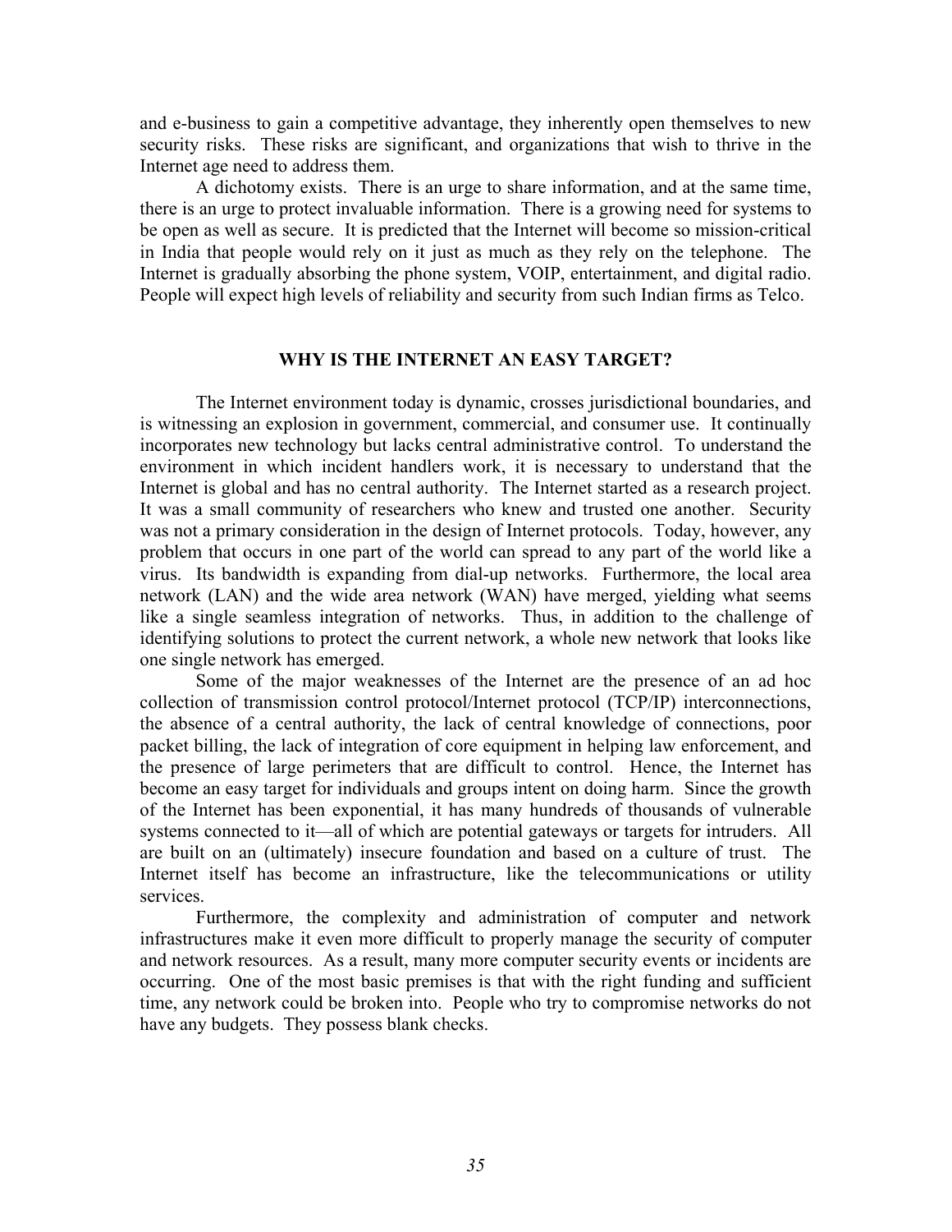and e-business to gain a competitive advantage, they inherently open themselves to new security risks. These risks are significant, and organizations that wish to thrive in the Internet age need to address them.

A dichotomy exists. There is an urge to share information, and at the same time, there is an urge to protect invaluable information. There is a growing need for systems to be open as well as secure. It is predicted that the Internet will become so mission-critical in India that people would rely on it just as much as they rely on the telephone. The Internet is gradually absorbing the phone system, VOIP, entertainment, and digital radio. People will expect high levels of reliability and security from such Indian firms as Telco.

## WHY IS THE INTERNET AN EASY TARGET?

The Internet environment today is dynamic, crosses jurisdictional boundaries, and is witnessing an explosion in government, commercial, and consumer use. It continually incorporates new technology but lacks central administrative control. To understand the environment in which incident handlers work, it is necessary to understand that the Internet is global and has no central authority. The Internet started as a research project. It was a small community of researchers who knew and trusted one another. Security was not a primary consideration in the design of Internet protocols. Today, however, any problem that occurs in one part of the world can spread to any part of the world like a virus. Its bandwidth is expanding from dial-up networks. Furthermore, the local area network (LAN) and the wide area network (WAN) have merged, yielding what seems like a single seamless integration of networks. Thus, in addition to the challenge of identifying solutions to protect the current network, a whole new network that looks like one single network has emerged.

Some of the major weaknesses of the Internet are the presence of an ad hoc collection of transmission control protocol/Internet protocol (TCP/IP) interconnections, the absence of a central authority, the lack of central knowledge of connections, poor packet billing, the lack of integration of core equipment in helping law enforcement, and the presence of large perimeters that are difficult to control. Hence, the Internet has become an easy target for individuals and groups intent on doing harm. Since the growth of the Internet has been exponential, it has many hundreds of thousands of vulnerable systems connected to it—all of which are potential gateways or targets for intruders. All are built on an (ultimately) insecure foundation and based on a culture of trust. The Internet itself has become an infrastructure, like the telecommunications or utility services.

Furthermore, the complexity and administration of computer and network infrastructures make it even more difficult to properly manage the security of computer and network resources. As a result, many more computer security events or incidents are occurring. One of the most basic premises is that with the right funding and sufficient time, any network could be broken into. People who try to compromise networks do not have any budgets. They possess blank checks.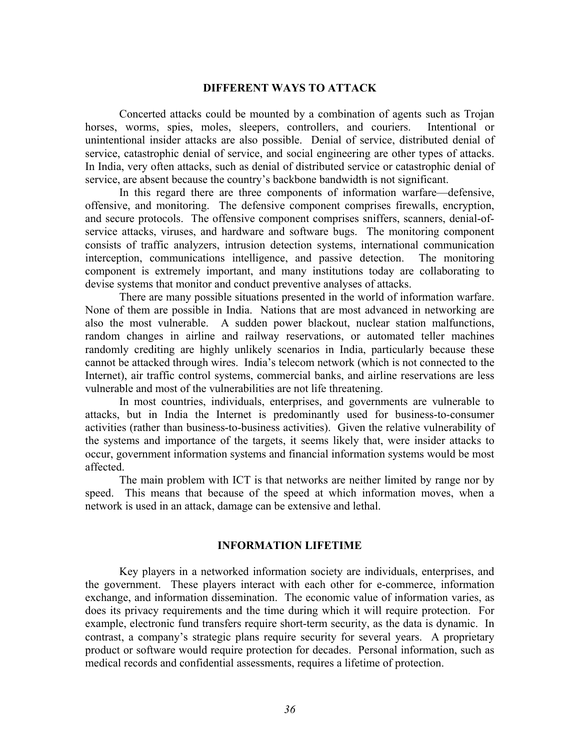## DIFFERENT WAYS TO ATTACK

Concerted attacks could be mounted by a combination of agents such as Trojan horses, worms, spies, moles, sleepers, controllers, and couriers. Intentional or unintentional insider attacks are also possible. Denial of service, distributed denial of service, catastrophic denial of service, and social engineering are other types of attacks. In India, very often attacks, such as denial of distributed service or catastrophic denial of service, are absent because the country's backbone bandwidth is not significant.

In this regard there are three components of information warfare—defensive, offensive, and monitoring. The defensive component comprises firewalls, encryption, and secure protocols. The offensive component comprises sniffers, scanners, denial-of-service attacks, viruses, and hardware and software bugs. The monitoring component consists of traffic analyzers, intrusion detection systems, international communication interception, communications intelligence, and passive detection. The monitoring component is extremely important, and many institutions today are collaborating to devise systems that monitor and conduct preventive analyses of attacks.

There are many possible situations presented in the world of information warfare. None of them are possible in India. Nations that are most advanced in networking are also the most vulnerable. A sudden power blackout, nuclear station malfunctions, random changes in airline and railway reservations, or automated teller machines randomly crediting are highly unlikely scenarios in India, particularly because these cannot be attacked through wires. India's telecom network (which is not connected to the Internet), air traffic control systems, commercial banks, and airline reservations are less vulnerable and most of the vulnerabilities are not life threatening.

In most countries, individuals, enterprises, and governments are vulnerable to attacks, but in India the Internet is predominantly used for business-to-consumer activities (rather than business-to-business activities). Given the relative vulnerability of the systems and importance of the targets, it seems likely that, were insider attacks to occur, government information systems and financial information systems would be most affected.

The main problem with ICT is that networks are neither limited by range nor by speed. This means that because of the speed at which information moves, when a network is used in an attack, damage can be extensive and lethal.

## INFORMATION LIFETIME

Key players in a networked information society are individuals, enterprises, and the government. These players interact with each other for e-commerce, information exchange, and information dissemination. The economic value of information varies, as does its privacy requirements and the time during which it will require protection. For example, electronic fund transfers require short-term security, as the data is dynamic. In contrast, a company's strategic plans require security for several years. A proprietary product or software would require protection for decades. Personal information, such as medical records and confidential assessments, requires a lifetime of protection.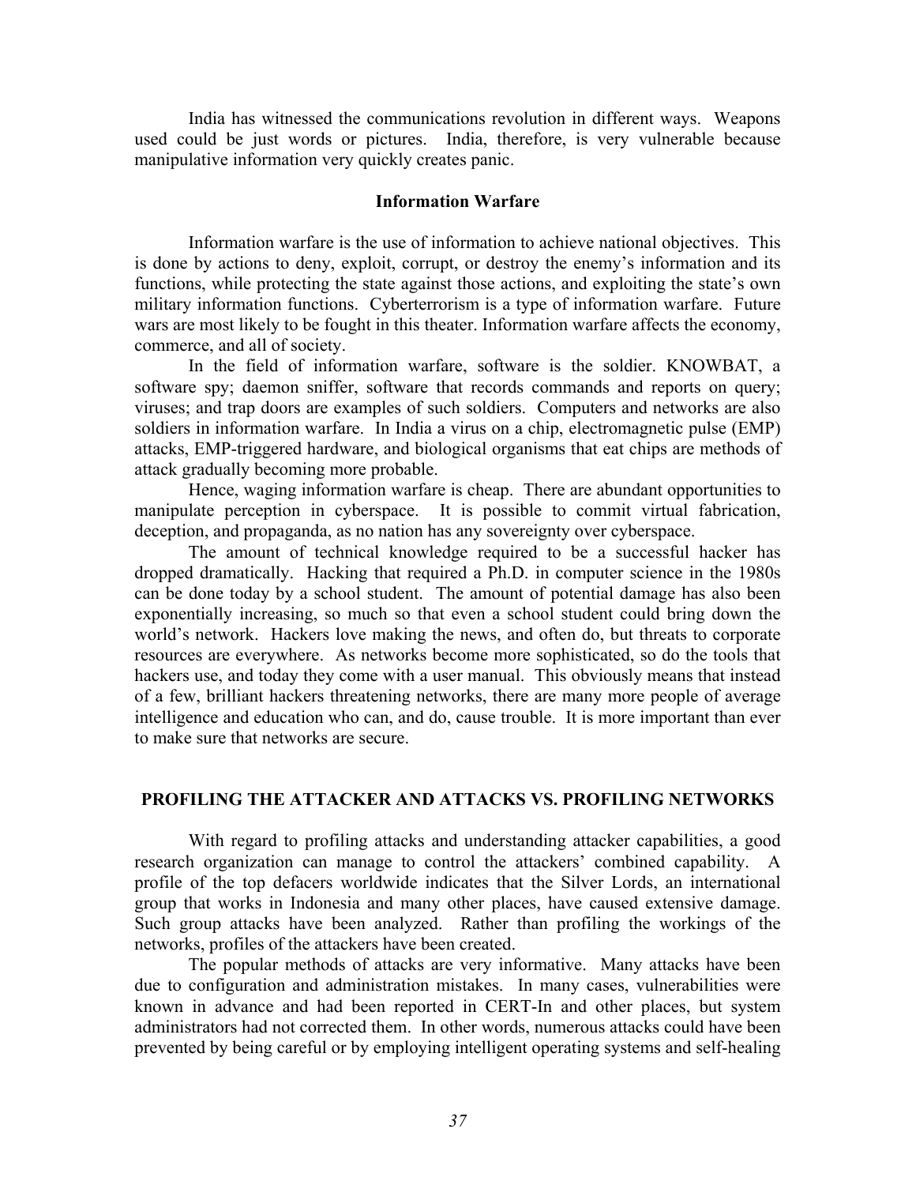India has witnessed the communications revolution in different ways. Weapons used could be just words or pictures. India, therefore, is very vulnerable because manipulative information very quickly creates panic.

### Information Warfare

Information warfare is the use of information to achieve national objectives. This is done by actions to deny, exploit, corrupt, or destroy the enemy's information and its functions, while protecting the state against those actions, and exploiting the state's own military information functions. Cyberterrorism is a type of information warfare. Future wars are most likely to be fought in this theater. Information warfare affects the economy, commerce, and all of society.

In the field of information warfare, software is the soldier. KNOWBAT, a software spy; daemon sniffer, software that records commands and reports on query; viruses; and trap doors are examples of such soldiers. Computers and networks are also soldiers in information warfare. In India a virus on a chip, electromagnetic pulse (EMP) attacks, EMP-triggered hardware, and biological organisms that eat chips are methods of attack gradually becoming more probable.

Hence, waging information warfare is cheap. There are abundant opportunities to manipulate perception in cyberspace. It is possible to commit virtual fabrication, deception, and propaganda, as no nation has any sovereignty over cyberspace.

The amount of technical knowledge required to be a successful hacker has dropped dramatically. Hacking that required a Ph.D. in computer science in the 1980s can be done today by a school student. The amount of potential damage has also been exponentially increasing, so much so that even a school student could bring down the world's network. Hackers love making the news, and often do, but threats to corporate resources are everywhere. As networks become more sophisticated, so do the tools that hackers use, and today they come with a user manual. This obviously means that instead of a few, brilliant hackers threatening networks, there are many more people of average intelligence and education who can, and do, cause trouble. It is more important than ever to make sure that networks are secure.

## PROFILING THE ATTACKER AND ATTACKS VS. PROFILING NETWORKS

With regard to profiling attacks and understanding attacker capabilities, a good research organization can manage to control the attackers' combined capability. A profile of the top defacers worldwide indicates that the Silver Lords, an international group that works in Indonesia and many other places, have caused extensive damage. Such group attacks have been analyzed. Rather than profiling the workings of the networks, profiles of the attackers have been created.

The popular methods of attacks are very informative. Many attacks have been due to configuration and administration mistakes. In many cases, vulnerabilities were known in advance and had been reported in CERT-In and other places, but system administrators had not corrected them. In other words, numerous attacks could have been prevented by being careful or by employing intelligent operating systems and self-healing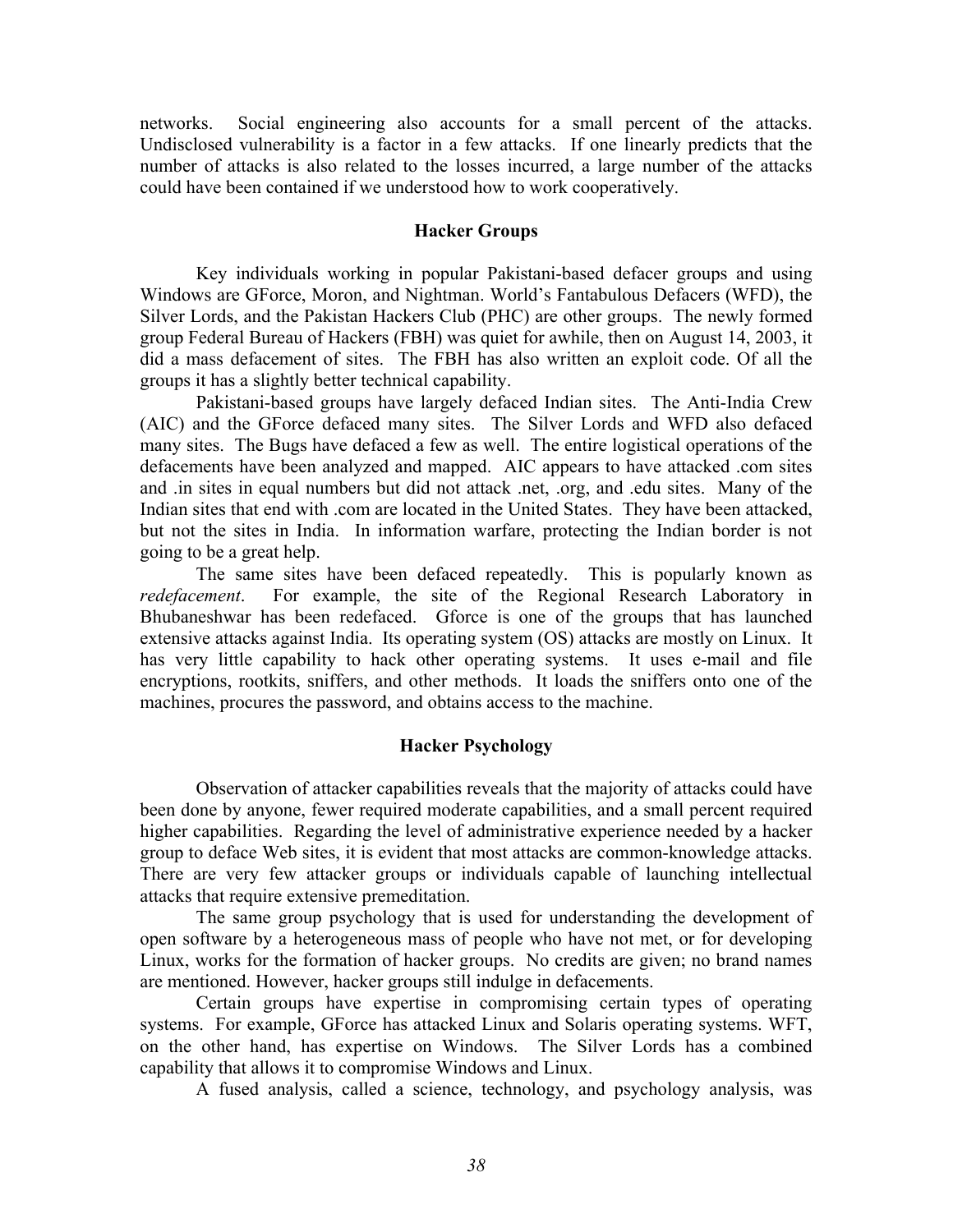networks. Social engineering also accounts for a small percent of the attacks. Undisclosed vulnerability is a factor in a few attacks. If one linearly predicts that the number of attacks is also related to the losses incurred, a large number of the attacks could have been contained if we understood how to work cooperatively.

## Hacker Groups

Key individuals working in popular Pakistani-based defacer groups and using Windows are GForce, Moron, and Nightman. World's Fantabulous Defacers (WFD), the Silver Lords, and the Pakistan Hackers Club (PHC) are other groups. The newly formed group Federal Bureau of Hackers (FBH) was quiet for awhile, then on August 14, 2003, it did a mass defacement of sites. The FBH has also written an exploit code. Of all the groups it has a slightly better technical capability.

Pakistani-based groups have largely defaced Indian sites. The Anti-India Crew (AIC) and the GForce defaced many sites. The Silver Lords and WFD also defaced many sites. The Bugs have defaced a few as well. The entire logistical operations of the defacements have been analyzed and mapped. AIC appears to have attacked .com sites and .in sites in equal numbers but did not attack .net, .org, and .edu sites. Many of the Indian sites that end with .com are located in the United States. They have been attacked, but not the sites in India. In information warfare, protecting the Indian border is not going to be a great help.

The same sites have been defaced repeatedly. This is popularly known as *redefacement*. For example, the site of the Regional Research Laboratory in Bhubaneshwar has been redefaced. Gforce is one of the groups that has launched extensive attacks against India. Its operating system (OS) attacks are mostly on Linux. It has very little capability to hack other operating systems. It uses e-mail and file encryptions, rootkits, sniffers, and other methods. It loads the sniffers onto one of the machines, procures the password, and obtains access to the machine.

## Hacker Psychology

Observation of attacker capabilities reveals that the majority of attacks could have been done by anyone, fewer required moderate capabilities, and a small percent required higher capabilities. Regarding the level of administrative experience needed by a hacker group to deface Web sites, it is evident that most attacks are common-knowledge attacks. There are very few attacker groups or individuals capable of launching intellectual attacks that require extensive premeditation.

The same group psychology that is used for understanding the development of open software by a heterogeneous mass of people who have not met, or for developing Linux, works for the formation of hacker groups. No credits are given; no brand names are mentioned. However, hacker groups still indulge in defacements.

Certain groups have expertise in compromising certain types of operating systems. For example, GForce has attacked Linux and Solaris operating systems. WFT, on the other hand, has expertise on Windows. The Silver Lords has a combined capability that allows it to compromise Windows and Linux.

A fused analysis, called a science, technology, and psychology analysis, was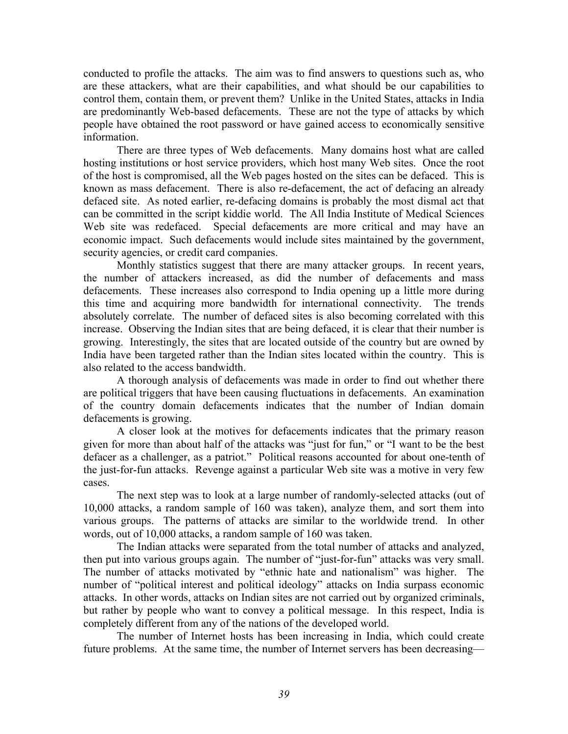conducted to profile the attacks. The aim was to find answers to questions such as, who are these attackers, what are their capabilities, and what should be our capabilities to control them, contain them, or prevent them? Unlike in the United States, attacks in India are predominantly Web-based defacements. These are not the type of attacks by which people have obtained the root password or have gained access to economically sensitive information.

There are three types of Web defacements. Many domains host what are called hosting institutions or host service providers, which host many Web sites. Once the root of the host is compromised, all the Web pages hosted on the sites can be defaced. This is known as mass defacement. There is also re-defacement, the act of defacing an already defaced site. As noted earlier, re-defacing domains is probably the most dismal act that can be committed in the script kiddie world. The All India Institute of Medical Sciences Web site was redefaced. Special defacements are more critical and may have an economic impact. Such defacements would include sites maintained by the government, security agencies, or credit card companies.

Monthly statistics suggest that there are many attacker groups. In recent years, the number of attackers increased, as did the number of defacements and mass defacements. These increases also correspond to India opening up a little more during this time and acquiring more bandwidth for international connectivity. The trends absolutely correlate. The number of defaced sites is also becoming correlated with this increase. Observing the Indian sites that are being defaced, it is clear that their number is growing. Interestingly, the sites that are located outside of the country but are owned by India have been targeted rather than the Indian sites located within the country. This is also related to the access bandwidth.

A thorough analysis of defacements was made in order to find out whether there are political triggers that have been causing fluctuations in defacements. An examination of the country domain defacements indicates that the number of Indian domain defacements is growing.

A closer look at the motives for defacements indicates that the primary reason given for more than about half of the attacks was "just for fun," or "I want to be the best defacer as a challenger, as a patriot." Political reasons accounted for about one-tenth of the just-for-fun attacks. Revenge against a particular Web site was a motive in very few cases.

The next step was to look at a large number of randomly-selected attacks (out of 10,000 attacks, a random sample of 160 was taken), analyze them, and sort them into various groups. The patterns of attacks are similar to the worldwide trend. In other words, out of 10,000 attacks, a random sample of 160 was taken.

The Indian attacks were separated from the total number of attacks and analyzed, then put into various groups again. The number of "just-for-fun" attacks was very small. The number of attacks motivated by "ethnic hate and nationalism" was higher. The number of "political interest and political ideology" attacks on India surpass economic attacks. In other words, attacks on Indian sites are not carried out by organized criminals, but rather by people who want to convey a political message. In this respect, India is completely different from any of the nations of the developed world.

The number of Internet hosts has been increasing in India, which could create future problems. At the same time, the number of Internet servers has been decreasing—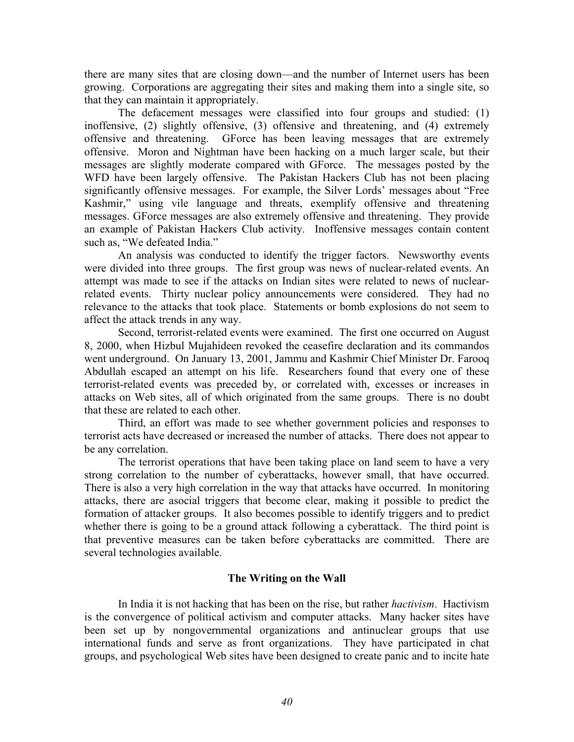there are many sites that are closing down—and the number of Internet users has been growing. Corporations are aggregating their sites and making them into a single site, so that they can maintain it appropriately.

The defacement messages were classified into four groups and studied: (1) inoffensive, (2) slightly offensive, (3) offensive and threatening, and (4) extremely offensive and threatening. GForce has been leaving messages that are extremely offensive. Moron and Nightman have been hacking on a much larger scale, but their messages are slightly moderate compared with GForce. The messages posted by the WFD have been largely offensive. The Pakistan Hackers Club has not been placing significantly offensive messages. For example, the Silver Lords' messages about "Free Kashmir," using vile language and threats, exemplify offensive and threatening messages. GForce messages are also extremely offensive and threatening. They provide an example of Pakistan Hackers Club activity. Inoffensive messages contain content such as, "We defeated India."

An analysis was conducted to identify the trigger factors. Newsworthy events were divided into three groups. The first group was news of nuclear-related events. An attempt was made to see if the attacks on Indian sites were related to news of nuclear-related events. Thirty nuclear policy announcements were considered. They had no relevance to the attacks that took place. Statements or bomb explosions do not seem to affect the attack trends in any way.

Second, terrorist-related events were examined. The first one occurred on August 8, 2000, when Hizbul Mujahideen revoked the ceasefire declaration and its commandos went underground. On January 13, 2001, Jammu and Kashmir Chief Minister Dr. Farooq Abdullah escaped an attempt on his life. Researchers found that every one of these terrorist-related events was preceded by, or correlated with, excesses or increases in attacks on Web sites, all of which originated from the same groups. There is no doubt that these are related to each other.

Third, an effort was made to see whether government policies and responses to terrorist acts have decreased or increased the number of attacks. There does not appear to be any correlation.

The terrorist operations that have been taking place on land seem to have a very strong correlation to the number of cyberattacks, however small, that have occurred. There is also a very high correlation in the way that attacks have occurred. In monitoring attacks, there are asocial triggers that become clear, making it possible to predict the formation of attacker groups. It also becomes possible to identify triggers and to predict whether there is going to be a ground attack following a cyberattack. The third point is that preventive measures can be taken before cyberattacks are committed. There are several technologies available.

## The Writing on the Wall

In India it is not hacking that has been on the rise, but rather *hactivism*. Hactivism is the convergence of political activism and computer attacks. Many hacker sites have been set up by nongovernmental organizations and antinuclear groups that use international funds and serve as front organizations. They have participated in chat groups, and psychological Web sites have been designed to create panic and to incite hate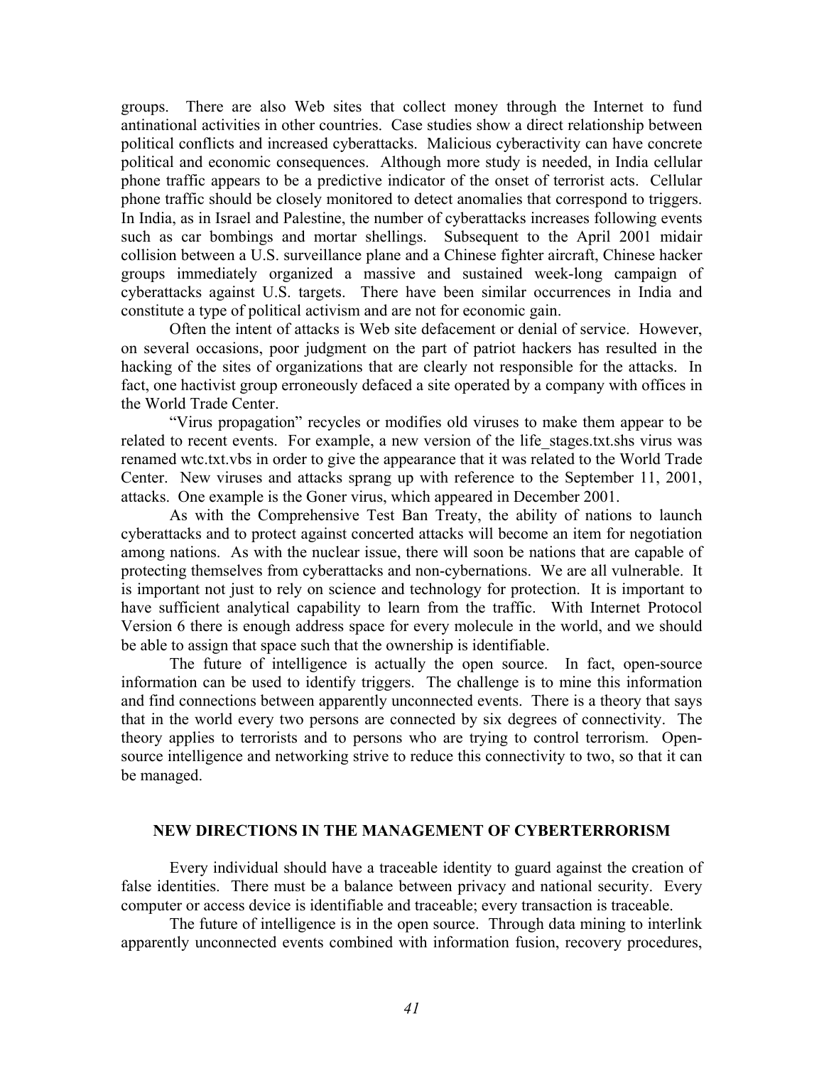groups. There are also Web sites that collect money through the Internet to fund antinational activities in other countries. Case studies show a direct relationship between political conflicts and increased cyberattacks. Malicious cyberactivity can have concrete political and economic consequences. Although more study is needed, in India cellular phone traffic appears to be a predictive indicator of the onset of terrorist acts. Cellular phone traffic should be closely monitored to detect anomalies that correspond to triggers. In India, as in Israel and Palestine, the number of cyberattacks increases following events such as car bombings and mortar shellings. Subsequent to the April 2001 midair collision between a U.S. surveillance plane and a Chinese fighter aircraft, Chinese hacker groups immediately organized a massive and sustained week-long campaign of cyberattacks against U.S. targets. There have been similar occurrences in India and constitute a type of political activism and are not for economic gain.

Often the intent of attacks is Web site defacement or denial of service. However, on several occasions, poor judgment on the part of patriot hackers has resulted in the hacking of the sites of organizations that are clearly not responsible for the attacks. In fact, one hactivist group erroneously defaced a site operated by a company with offices in the World Trade Center.

"Virus propagation" recycles or modifies old viruses to make them appear to be related to recent events. For example, a new version of the life_stages.txt.shs virus was renamed wtc.txt.vbs in order to give the appearance that it was related to the World Trade Center. New viruses and attacks sprang up with reference to the September 11, 2001, attacks. One example is the Goner virus, which appeared in December 2001.

As with the Comprehensive Test Ban Treaty, the ability of nations to launch cyberattacks and to protect against concerted attacks will become an item for negotiation among nations. As with the nuclear issue, there will soon be nations that are capable of protecting themselves from cyberattacks and non-cybernations. We are all vulnerable. It is important not just to rely on science and technology for protection. It is important to have sufficient analytical capability to learn from the traffic. With Internet Protocol Version 6 there is enough address space for every molecule in the world, and we should be able to assign that space such that the ownership is identifiable.

The future of intelligence is actually the open source. In fact, open-source information can be used to identify triggers. The challenge is to mine this information and find connections between apparently unconnected events. There is a theory that says that in the world every two persons are connected by six degrees of connectivity. The theory applies to terrorists and to persons who are trying to control terrorism. Open-source intelligence and networking strive to reduce this connectivity to two, so that it can be managed.

## NEW DIRECTIONS IN THE MANAGEMENT OF CYBERTERRORISM

Every individual should have a traceable identity to guard against the creation of false identities. There must be a balance between privacy and national security. Every computer or access device is identifiable and traceable; every transaction is traceable.

The future of intelligence is in the open source. Through data mining to interlink apparently unconnected events combined with information fusion, recovery procedures,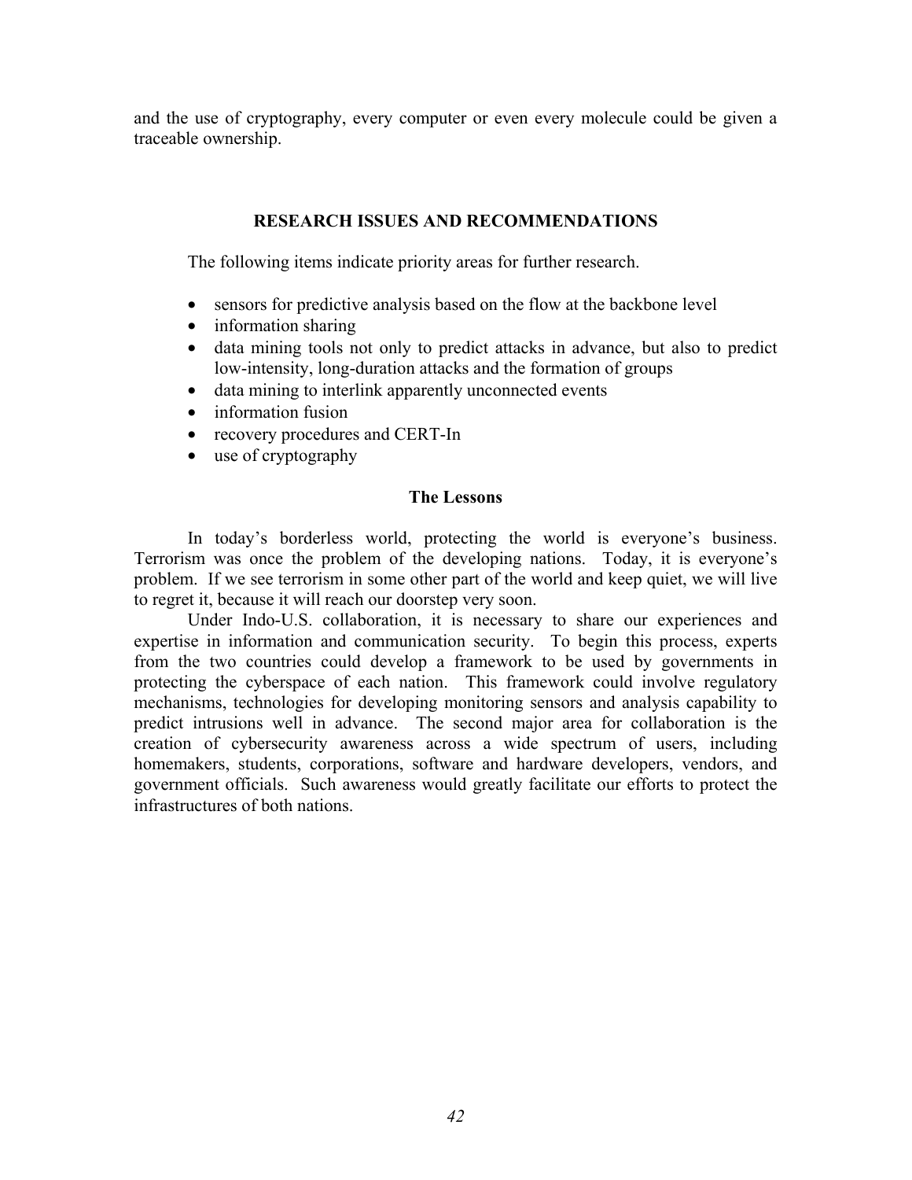and the use of cryptography, every computer or even every molecule could be given a traceable ownership.

## RESEARCH ISSUES AND RECOMMENDATIONS

The following items indicate priority areas for further research.

- sensors for predictive analysis based on the flow at the backbone level
- information sharing
- data mining tools not only to predict attacks in advance, but also to predict low-intensity, long-duration attacks and the formation of groups
- data mining to interlink apparently unconnected events
- information fusion
- recovery procedures and CERT-In
- use of cryptography

### The Lessons

In today's borderless world, protecting the world is everyone's business. Terrorism was once the problem of the developing nations. Today, it is everyone's problem. If we see terrorism in some other part of the world and keep quiet, we will live to regret it, because it will reach our doorstep very soon.

Under Indo-U.S. collaboration, it is necessary to share our experiences and expertise in information and communication security. To begin this process, experts from the two countries could develop a framework to be used by governments in protecting the cyberspace of each nation. This framework could involve regulatory mechanisms, technologies for developing monitoring sensors and analysis capability to predict intrusions well in advance. The second major area for collaboration is the creation of cybersecurity awareness across a wide spectrum of users, including homemakers, students, corporations, software and hardware developers, vendors, and government officials. Such awareness would greatly facilitate our efforts to protect the infrastructures of both nations.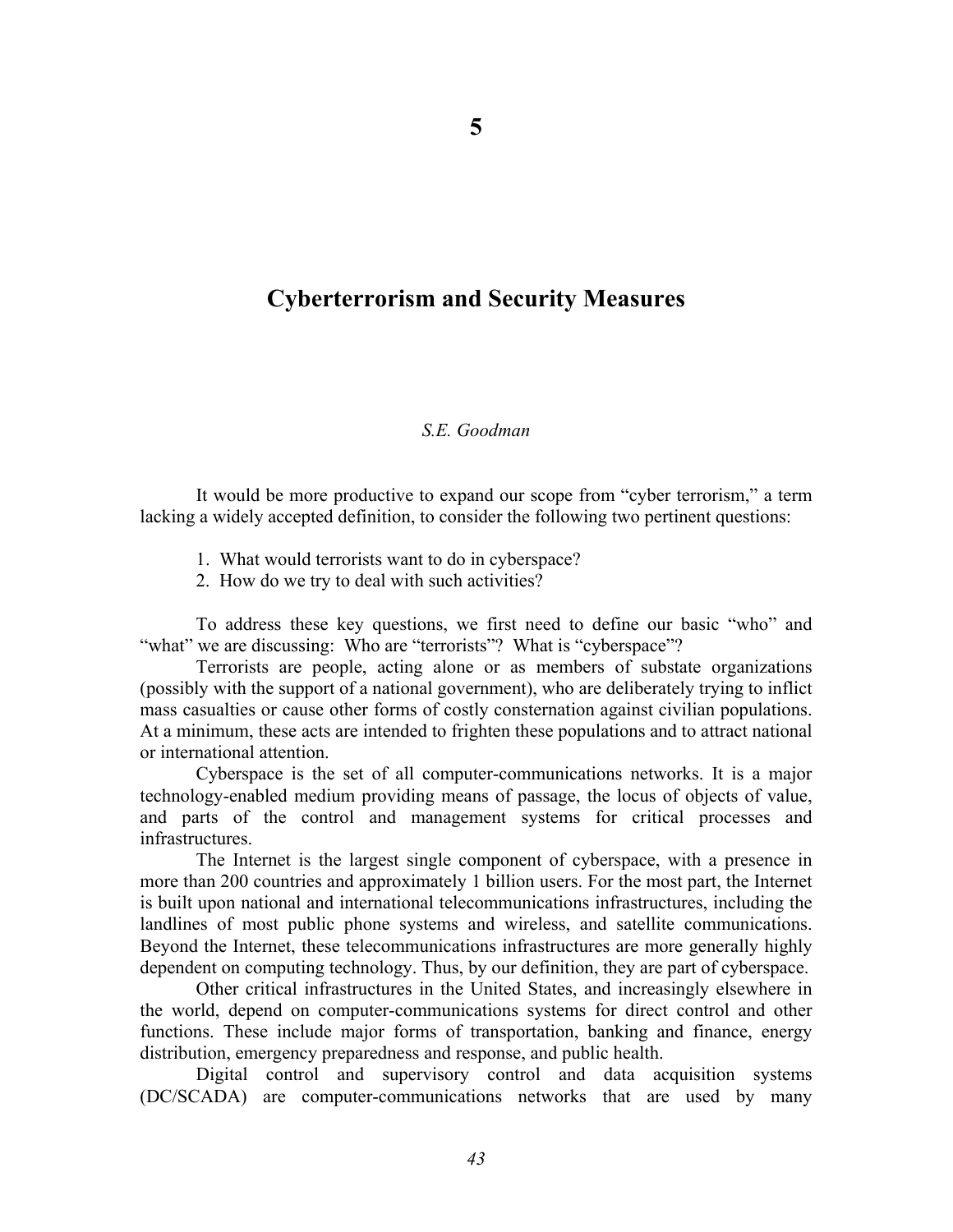# 5

# Cyberterrorism and Security Measures

*S.E. Goodman*

It would be more productive to expand our scope from "cyber terrorism," a term lacking a widely accepted definition, to consider the following two pertinent questions:

1. What would terrorists want to do in cyberspace?
2. How do we try to deal with such activities?

To address these key questions, we first need to define our basic "who" and "what" we are discussing: Who are "terrorists"? What is "cyberspace"?

Terrorists are people, acting alone or as members of substate organizations (possibly with the support of a national government), who are deliberately trying to inflict mass casualties or cause other forms of costly consternation against civilian populations. At a minimum, these acts are intended to frighten these populations and to attract national or international attention.

Cyberspace is the set of all computer-communications networks. It is a major technology-enabled medium providing means of passage, the locus of objects of value, and parts of the control and management systems for critical processes and infrastructures.

The Internet is the largest single component of cyberspace, with a presence in more than 200 countries and approximately 1 billion users. For the most part, the Internet is built upon national and international telecommunications infrastructures, including the landlines of most public phone systems and wireless, and satellite communications. Beyond the Internet, these telecommunications infrastructures are more generally highly dependent on computing technology. Thus, by our definition, they are part of cyberspace.

Other critical infrastructures in the United States, and increasingly elsewhere in the world, depend on computer-communications systems for direct control and other functions. These include major forms of transportation, banking and finance, energy distribution, emergency preparedness and response, and public health.

Digital control and supervisory control and data acquisition systems (DC/SCADA) are computer-communications networks that are used by many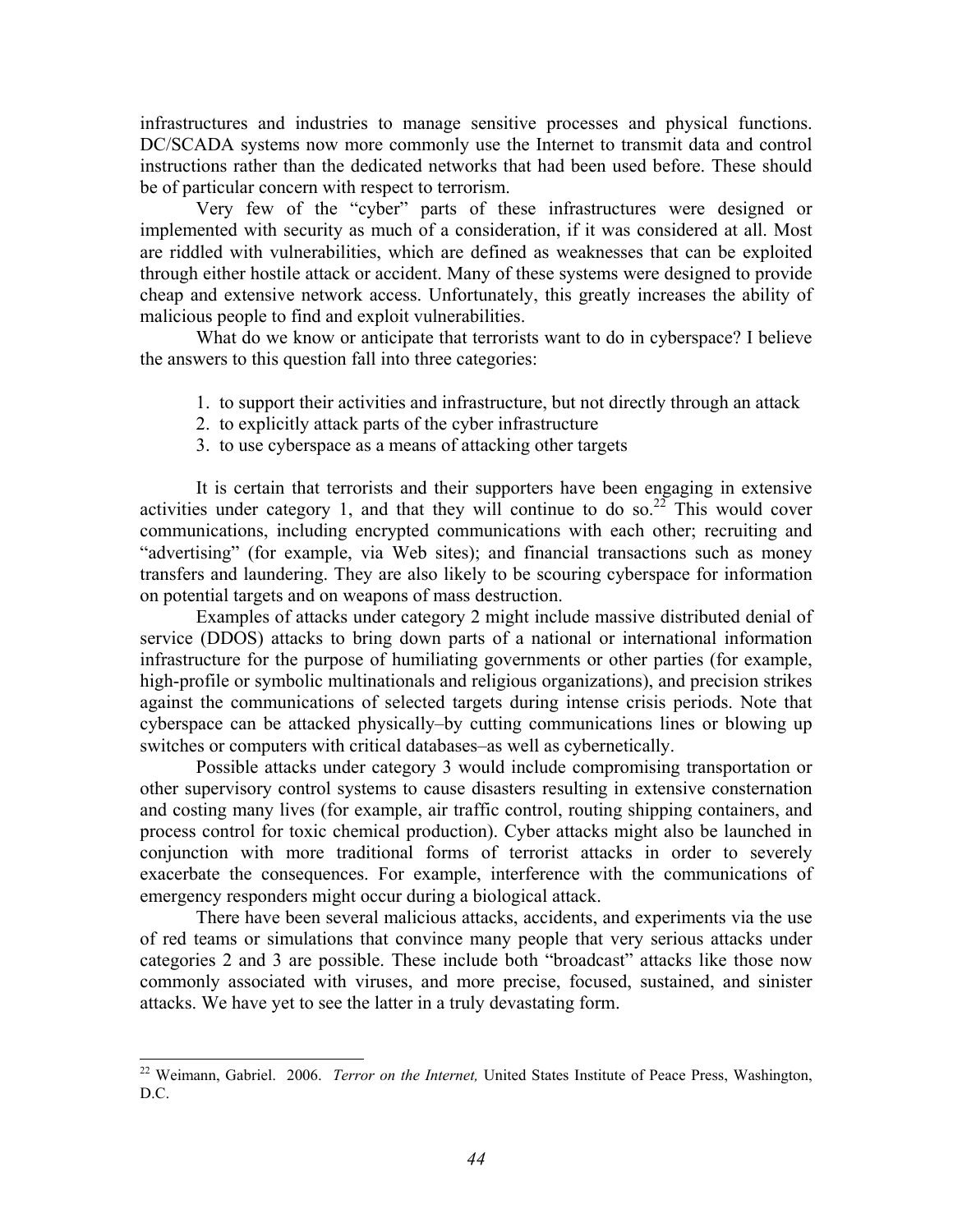infrastructures and industries to manage sensitive processes and physical functions. DC/SCADA systems now more commonly use the Internet to transmit data and control instructions rather than the dedicated networks that had been used before. These should be of particular concern with respect to terrorism.

Very few of the "cyber" parts of these infrastructures were designed or implemented with security as much of a consideration, if it was considered at all. Most are riddled with vulnerabilities, which are defined as weaknesses that can be exploited through either hostile attack or accident. Many of these systems were designed to provide cheap and extensive network access. Unfortunately, this greatly increases the ability of malicious people to find and exploit vulnerabilities.

What do we know or anticipate that terrorists want to do in cyberspace? I believe the answers to this question fall into three categories:

1. to support their activities and infrastructure, but not directly through an attack
2. to explicitly attack parts of the cyber infrastructure
3. to use cyberspace as a means of attacking other targets

It is certain that terrorists and their supporters have been engaging in extensive activities under category 1, and that they will continue to do so.[22] This would cover communications, including encrypted communications with each other; recruiting and "advertising" (for example, via Web sites); and financial transactions such as money transfers and laundering. They are also likely to be scouring cyberspace for information on potential targets and on weapons of mass destruction.

Examples of attacks under category 2 might include massive distributed denial of service (DDOS) attacks to bring down parts of a national or international information infrastructure for the purpose of humiliating governments or other parties (for example, high-profile or symbolic multinationals and religious organizations), and precision strikes against the communications of selected targets during intense crisis periods. Note that cyberspace can be attacked physically–by cutting communications lines or blowing up switches or computers with critical databases–as well as cybernetically.

Possible attacks under category 3 would include compromising transportation or other supervisory control systems to cause disasters resulting in extensive consternation and costing many lives (for example, air traffic control, routing shipping containers, and process control for toxic chemical production). Cyber attacks might also be launched in conjunction with more traditional forms of terrorist attacks in order to severely exacerbate the consequences. For example, interference with the communications of emergency responders might occur during a biological attack.

There have been several malicious attacks, accidents, and experiments via the use of red teams or simulations that convince many people that very serious attacks under categories 2 and 3 are possible. These include both "broadcast" attacks like those now commonly associated with viruses, and more precise, focused, sustained, and sinister attacks. We have yet to see the latter in a truly devastating form.

---

[22] Weimann, Gabriel. 2006. *Terror on the Internet,* United States Institute of Peace Press, Washington, D.C.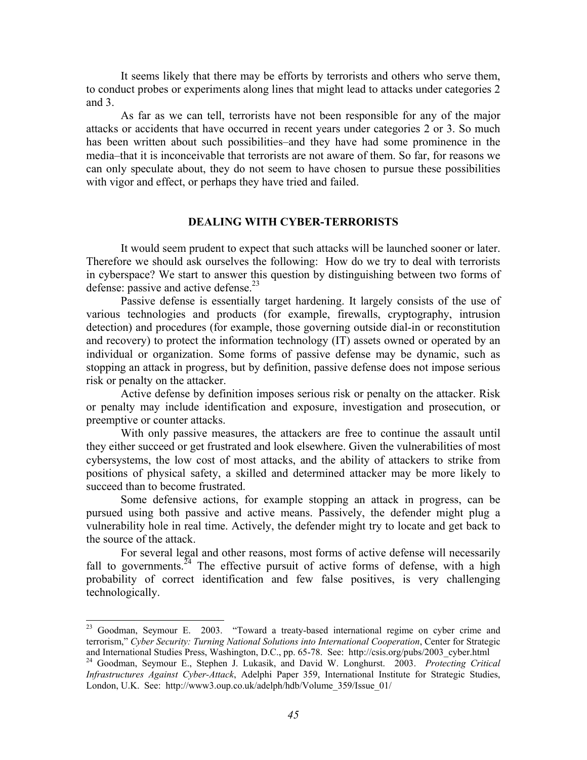It seems likely that there may be efforts by terrorists and others who serve them, to conduct probes or experiments along lines that might lead to attacks under categories 2 and 3.

As far as we can tell, terrorists have not been responsible for any of the major attacks or accidents that have occurred in recent years under categories 2 or 3. So much has been written about such possibilities–and they have had some prominence in the media–that it is inconceivable that terrorists are not aware of them. So far, for reasons we can only speculate about, they do not seem to have chosen to pursue these possibilities with vigor and effect, or perhaps they have tried and failed.

## DEALING WITH CYBER-TERRORISTS

It would seem prudent to expect that such attacks will be launched sooner or later. Therefore we should ask ourselves the following: How do we try to deal with terrorists in cyberspace? We start to answer this question by distinguishing between two forms of defense: passive and active defense.[23]

Passive defense is essentially target hardening. It largely consists of the use of various technologies and products (for example, firewalls, cryptography, intrusion detection) and procedures (for example, those governing outside dial-in or reconstitution and recovery) to protect the information technology (IT) assets owned or operated by an individual or organization. Some forms of passive defense may be dynamic, such as stopping an attack in progress, but by definition, passive defense does not impose serious risk or penalty on the attacker.

Active defense by definition imposes serious risk or penalty on the attacker. Risk or penalty may include identification and exposure, investigation and prosecution, or preemptive or counter attacks.

With only passive measures, the attackers are free to continue the assault until they either succeed or get frustrated and look elsewhere. Given the vulnerabilities of most cybersystems, the low cost of most attacks, and the ability of attackers to strike from positions of physical safety, a skilled and determined attacker may be more likely to succeed than to become frustrated.

Some defensive actions, for example stopping an attack in progress, can be pursued using both passive and active means. Passively, the defender might plug a vulnerability hole in real time. Actively, the defender might try to locate and get back to the source of the attack.

For several legal and other reasons, most forms of active defense will necessarily fall to governments.[24] The effective pursuit of active forms of defense, with a high probability of correct identification and few false positives, is very challenging technologically.

---

[23] Goodman, Seymour E. 2003. "Toward a treaty-based international regime on cyber crime and terrorism," *Cyber Security: Turning National Solutions into International Cooperation*, Center for Strategic and International Studies Press, Washington, D.C., pp. 65-78. See: http://csis.org/pubs/2003_cyber.html

[24] Goodman, Seymour E., Stephen J. Lukasik, and David W. Longhurst. 2003. *Protecting Critical Infrastructures Against Cyber-Attack*, Adelphi Paper 359, International Institute for Strategic Studies, London, U.K. See: http://www3.oup.co.uk/adelph/hdb/Volume_359/Issue_01/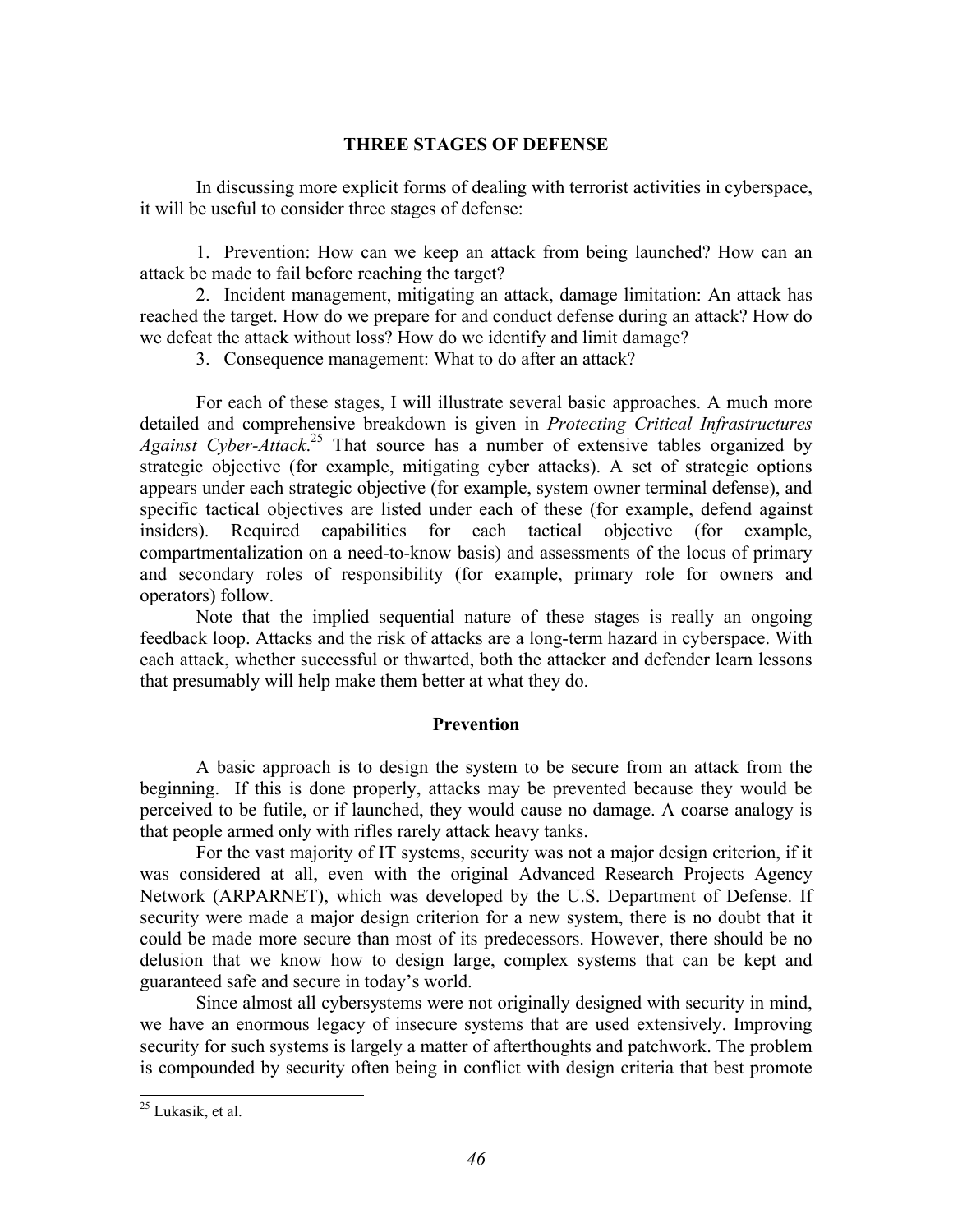## THREE STAGES OF DEFENSE

In discussing more explicit forms of dealing with terrorist activities in cyberspace, it will be useful to consider three stages of defense:

1. Prevention: How can we keep an attack from being launched? How can an attack be made to fail before reaching the target?
2. Incident management, mitigating an attack, damage limitation: An attack has reached the target. How do we prepare for and conduct defense during an attack? How do we defeat the attack without loss? How do we identify and limit damage?
3. Consequence management: What to do after an attack?

For each of these stages, I will illustrate several basic approaches. A much more detailed and comprehensive breakdown is given in *Protecting Critical Infrastructures Against Cyber-Attack*.[25] That source has a number of extensive tables organized by strategic objective (for example, mitigating cyber attacks). A set of strategic options appears under each strategic objective (for example, system owner terminal defense), and specific tactical objectives are listed under each of these (for example, defend against insiders). Required capabilities for each tactical objective (for example, compartmentalization on a need-to-know basis) and assessments of the locus of primary and secondary roles of responsibility (for example, primary role for owners and operators) follow.

Note that the implied sequential nature of these stages is really an ongoing feedback loop. Attacks and the risk of attacks are a long-term hazard in cyberspace. With each attack, whether successful or thwarted, both the attacker and defender learn lessons that presumably will help make them better at what they do.

### Prevention

A basic approach is to design the system to be secure from an attack from the beginning. If this is done properly, attacks may be prevented because they would be perceived to be futile, or if launched, they would cause no damage. A coarse analogy is that people armed only with rifles rarely attack heavy tanks.

For the vast majority of IT systems, security was not a major design criterion, if it was considered at all, even with the original Advanced Research Projects Agency Network (ARPARNET), which was developed by the U.S. Department of Defense. If security were made a major design criterion for a new system, there is no doubt that it could be made more secure than most of its predecessors. However, there should be no delusion that we know how to design large, complex systems that can be kept and guaranteed safe and secure in today's world.

Since almost all cybersystems were not originally designed with security in mind, we have an enormous legacy of insecure systems that are used extensively. Improving security for such systems is largely a matter of afterthoughts and patchwork. The problem is compounded by security often being in conflict with design criteria that best promote

---

[25] Lukasik, et al.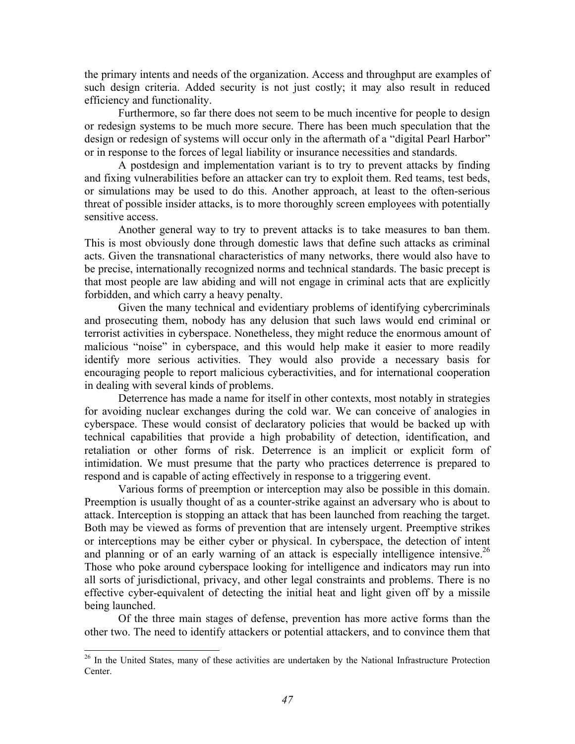the primary intents and needs of the organization. Access and throughput are examples of such design criteria. Added security is not just costly; it may also result in reduced efficiency and functionality.

Furthermore, so far there does not seem to be much incentive for people to design or redesign systems to be much more secure. There has been much speculation that the design or redesign of systems will occur only in the aftermath of a "digital Pearl Harbor" or in response to the forces of legal liability or insurance necessities and standards.

A postdesign and implementation variant is to try to prevent attacks by finding and fixing vulnerabilities before an attacker can try to exploit them. Red teams, test beds, or simulations may be used to do this. Another approach, at least to the often-serious threat of possible insider attacks, is to more thoroughly screen employees with potentially sensitive access.

Another general way to try to prevent attacks is to take measures to ban them. This is most obviously done through domestic laws that define such attacks as criminal acts. Given the transnational characteristics of many networks, there would also have to be precise, internationally recognized norms and technical standards. The basic precept is that most people are law abiding and will not engage in criminal acts that are explicitly forbidden, and which carry a heavy penalty.

Given the many technical and evidentiary problems of identifying cybercriminals and prosecuting them, nobody has any delusion that such laws would end criminal or terrorist activities in cyberspace. Nonetheless, they might reduce the enormous amount of malicious "noise" in cyberspace, and this would help make it easier to more readily identify more serious activities. They would also provide a necessary basis for encouraging people to report malicious cyberactivities, and for international cooperation in dealing with several kinds of problems.

Deterrence has made a name for itself in other contexts, most notably in strategies for avoiding nuclear exchanges during the cold war. We can conceive of analogies in cyberspace. These would consist of declaratory policies that would be backed up with technical capabilities that provide a high probability of detection, identification, and retaliation or other forms of risk. Deterrence is an implicit or explicit form of intimidation. We must presume that the party who practices deterrence is prepared to respond and is capable of acting effectively in response to a triggering event.

Various forms of preemption or interception may also be possible in this domain. Preemption is usually thought of as a counter-strike against an adversary who is about to attack. Interception is stopping an attack that has been launched from reaching the target. Both may be viewed as forms of prevention that are intensely urgent. Preemptive strikes or interceptions may be either cyber or physical. In cyberspace, the detection of intent and planning or of an early warning of an attack is especially intelligence intensive.[26] Those who poke around cyberspace looking for intelligence and indicators may run into all sorts of jurisdictional, privacy, and other legal constraints and problems. There is no effective cyber-equivalent of detecting the initial heat and light given off by a missile being launched.

Of the three main stages of defense, prevention has more active forms than the other two. The need to identify attackers or potential attackers, and to convince them that

[26] In the United States, many of these activities are undertaken by the National Infrastructure Protection Center.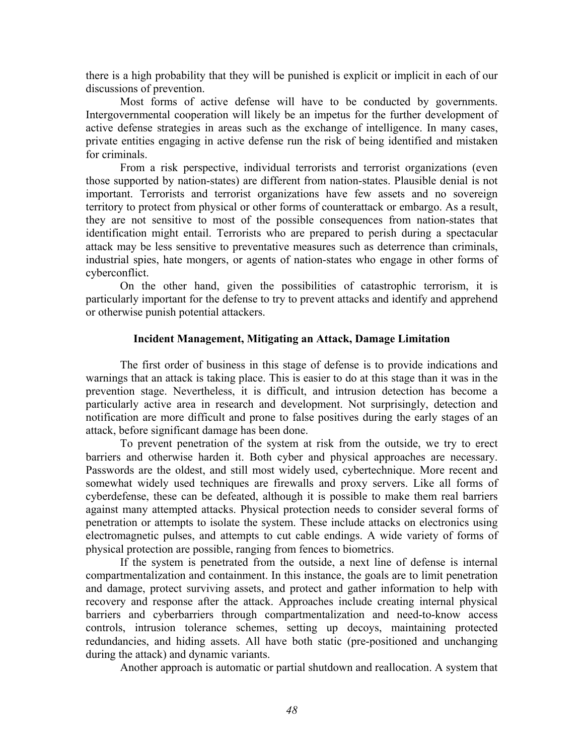there is a high probability that they will be punished is explicit or implicit in each of our discussions of prevention.

Most forms of active defense will have to be conducted by governments. Intergovernmental cooperation will likely be an impetus for the further development of active defense strategies in areas such as the exchange of intelligence. In many cases, private entities engaging in active defense run the risk of being identified and mistaken for criminals.

From a risk perspective, individual terrorists and terrorist organizations (even those supported by nation-states) are different from nation-states. Plausible denial is not important. Terrorists and terrorist organizations have few assets and no sovereign territory to protect from physical or other forms of counterattack or embargo. As a result, they are not sensitive to most of the possible consequences from nation-states that identification might entail. Terrorists who are prepared to perish during a spectacular attack may be less sensitive to preventative measures such as deterrence than criminals, industrial spies, hate mongers, or agents of nation-states who engage in other forms of cyberconflict.

On the other hand, given the possibilities of catastrophic terrorism, it is particularly important for the defense to try to prevent attacks and identify and apprehend or otherwise punish potential attackers.

### Incident Management, Mitigating an Attack, Damage Limitation

The first order of business in this stage of defense is to provide indications and warnings that an attack is taking place. This is easier to do at this stage than it was in the prevention stage. Nevertheless, it is difficult, and intrusion detection has become a particularly active area in research and development. Not surprisingly, detection and notification are more difficult and prone to false positives during the early stages of an attack, before significant damage has been done.

To prevent penetration of the system at risk from the outside, we try to erect barriers and otherwise harden it. Both cyber and physical approaches are necessary. Passwords are the oldest, and still most widely used, cybertechnique. More recent and somewhat widely used techniques are firewalls and proxy servers. Like all forms of cyberdefense, these can be defeated, although it is possible to make them real barriers against many attempted attacks. Physical protection needs to consider several forms of penetration or attempts to isolate the system. These include attacks on electronics using electromagnetic pulses, and attempts to cut cable endings. A wide variety of forms of physical protection are possible, ranging from fences to biometrics.

If the system is penetrated from the outside, a next line of defense is internal compartmentalization and containment. In this instance, the goals are to limit penetration and damage, protect surviving assets, and protect and gather information to help with recovery and response after the attack. Approaches include creating internal physical barriers and cyberbarriers through compartmentalization and need-to-know access controls, intrusion tolerance schemes, setting up decoys, maintaining protected redundancies, and hiding assets. All have both static (pre-positioned and unchanging during the attack) and dynamic variants.

Another approach is automatic or partial shutdown and reallocation. A system that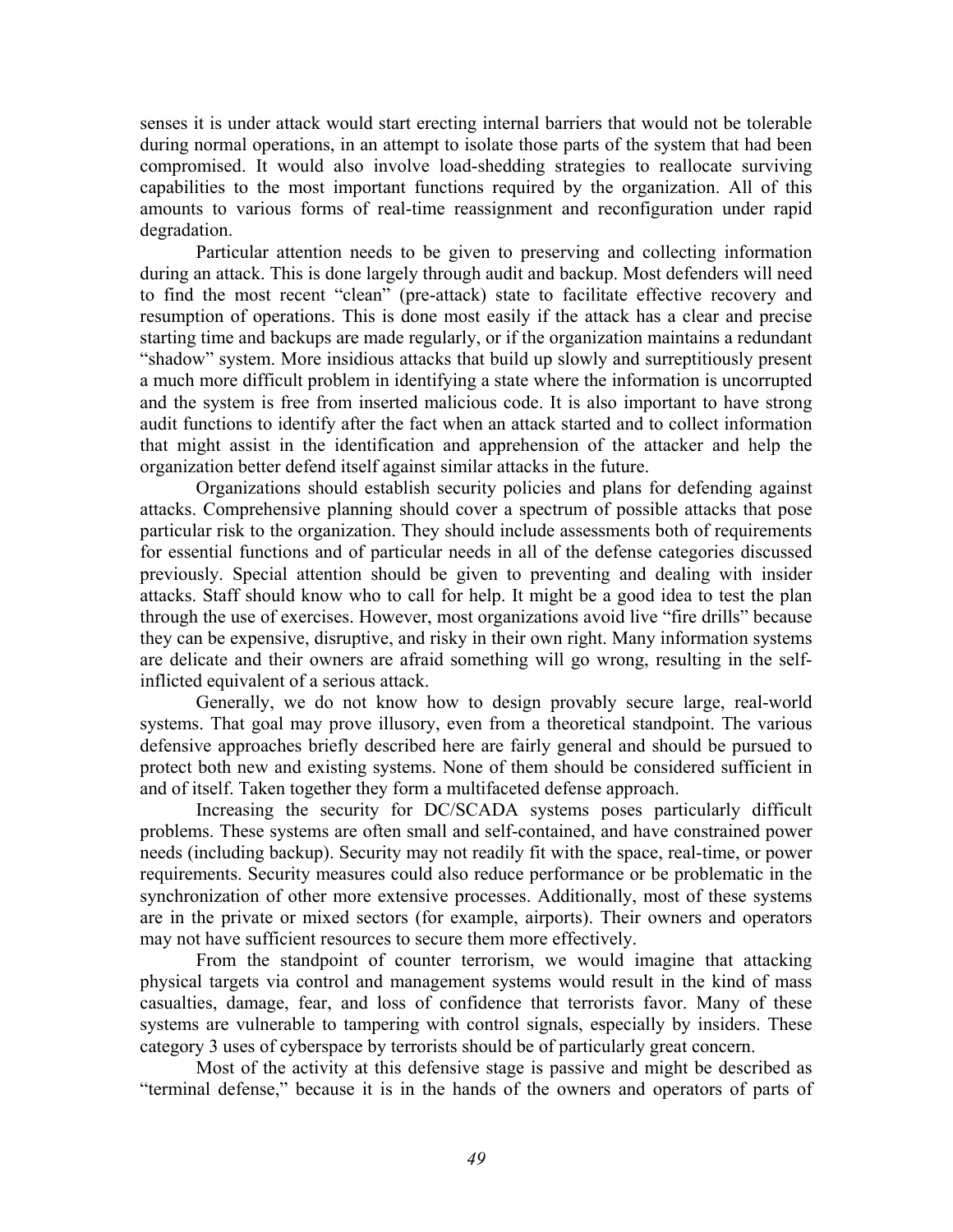senses it is under attack would start erecting internal barriers that would not be tolerable during normal operations, in an attempt to isolate those parts of the system that had been compromised. It would also involve load-shedding strategies to reallocate surviving capabilities to the most important functions required by the organization. All of this amounts to various forms of real-time reassignment and reconfiguration under rapid degradation.

Particular attention needs to be given to preserving and collecting information during an attack. This is done largely through audit and backup. Most defenders will need to find the most recent "clean" (pre-attack) state to facilitate effective recovery and resumption of operations. This is done most easily if the attack has a clear and precise starting time and backups are made regularly, or if the organization maintains a redundant "shadow" system. More insidious attacks that build up slowly and surreptitiously present a much more difficult problem in identifying a state where the information is uncorrupted and the system is free from inserted malicious code. It is also important to have strong audit functions to identify after the fact when an attack started and to collect information that might assist in the identification and apprehension of the attacker and help the organization better defend itself against similar attacks in the future.

Organizations should establish security policies and plans for defending against attacks. Comprehensive planning should cover a spectrum of possible attacks that pose particular risk to the organization. They should include assessments both of requirements for essential functions and of particular needs in all of the defense categories discussed previously. Special attention should be given to preventing and dealing with insider attacks. Staff should know who to call for help. It might be a good idea to test the plan through the use of exercises. However, most organizations avoid live "fire drills" because they can be expensive, disruptive, and risky in their own right. Many information systems are delicate and their owners are afraid something will go wrong, resulting in the self-inflicted equivalent of a serious attack.

Generally, we do not know how to design provably secure large, real-world systems. That goal may prove illusory, even from a theoretical standpoint. The various defensive approaches briefly described here are fairly general and should be pursued to protect both new and existing systems. None of them should be considered sufficient in and of itself. Taken together they form a multifaceted defense approach.

Increasing the security for DC/SCADA systems poses particularly difficult problems. These systems are often small and self-contained, and have constrained power needs (including backup). Security may not readily fit with the space, real-time, or power requirements. Security measures could also reduce performance or be problematic in the synchronization of other more extensive processes. Additionally, most of these systems are in the private or mixed sectors (for example, airports). Their owners and operators may not have sufficient resources to secure them more effectively.

From the standpoint of counter terrorism, we would imagine that attacking physical targets via control and management systems would result in the kind of mass casualties, damage, fear, and loss of confidence that terrorists favor. Many of these systems are vulnerable to tampering with control signals, especially by insiders. These category 3 uses of cyberspace by terrorists should be of particularly great concern.

Most of the activity at this defensive stage is passive and might be described as "terminal defense," because it is in the hands of the owners and operators of parts of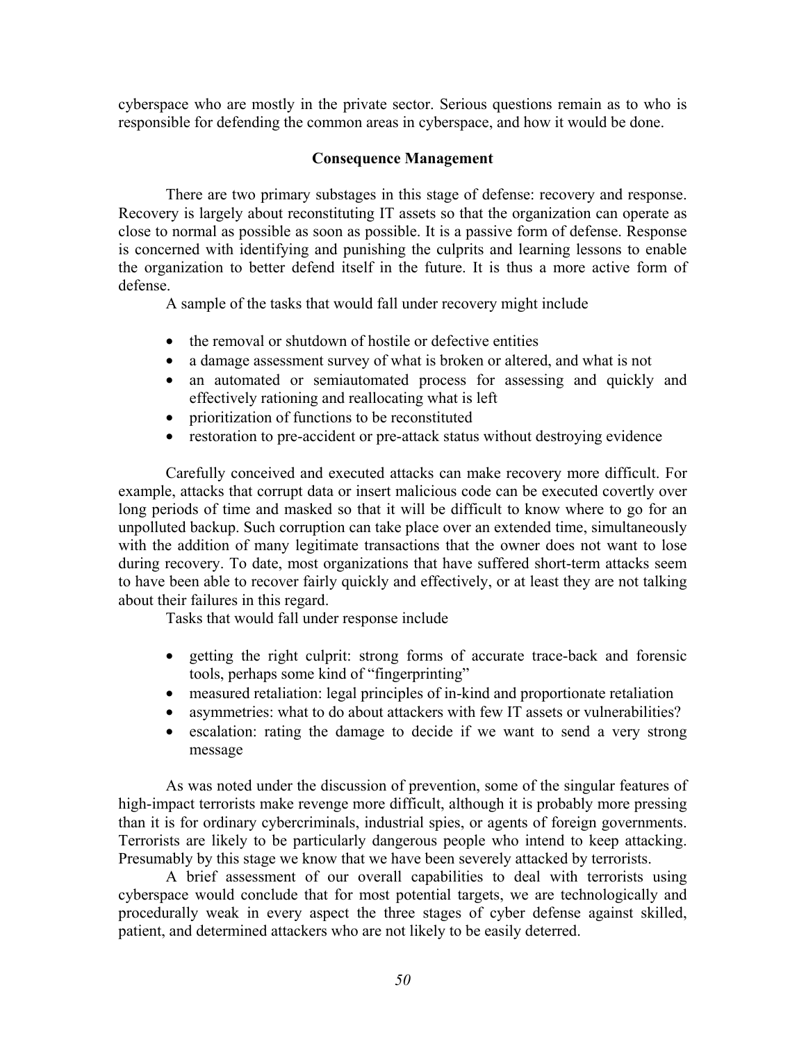cyberspace who are mostly in the private sector. Serious questions remain as to who is responsible for defending the common areas in cyberspace, and how it would be done.

### Consequence Management

There are two primary substages in this stage of defense: recovery and response. Recovery is largely about reconstituting IT assets so that the organization can operate as close to normal as possible as soon as possible. It is a passive form of defense. Response is concerned with identifying and punishing the culprits and learning lessons to enable the organization to better defend itself in the future. It is thus a more active form of defense.

A sample of the tasks that would fall under recovery might include

- the removal or shutdown of hostile or defective entities
- a damage assessment survey of what is broken or altered, and what is not
- an automated or semiautomated process for assessing and quickly and effectively rationing and reallocating what is left
- prioritization of functions to be reconstituted
- restoration to pre-accident or pre-attack status without destroying evidence

Carefully conceived and executed attacks can make recovery more difficult. For example, attacks that corrupt data or insert malicious code can be executed covertly over long periods of time and masked so that it will be difficult to know where to go for an unpolluted backup. Such corruption can take place over an extended time, simultaneously with the addition of many legitimate transactions that the owner does not want to lose during recovery. To date, most organizations that have suffered short-term attacks seem to have been able to recover fairly quickly and effectively, or at least they are not talking about their failures in this regard.

Tasks that would fall under response include

- getting the right culprit: strong forms of accurate trace-back and forensic tools, perhaps some kind of "fingerprinting"
- measured retaliation: legal principles of in-kind and proportionate retaliation
- asymmetries: what to do about attackers with few IT assets or vulnerabilities?
- escalation: rating the damage to decide if we want to send a very strong message

As was noted under the discussion of prevention, some of the singular features of high-impact terrorists make revenge more difficult, although it is probably more pressing than it is for ordinary cybercriminals, industrial spies, or agents of foreign governments. Terrorists are likely to be particularly dangerous people who intend to keep attacking. Presumably by this stage we know that we have been severely attacked by terrorists.

A brief assessment of our overall capabilities to deal with terrorists using cyberspace would conclude that for most potential targets, we are technologically and procedurally weak in every aspect the three stages of cyber defense against skilled, patient, and determined attackers who are not likely to be easily deterred.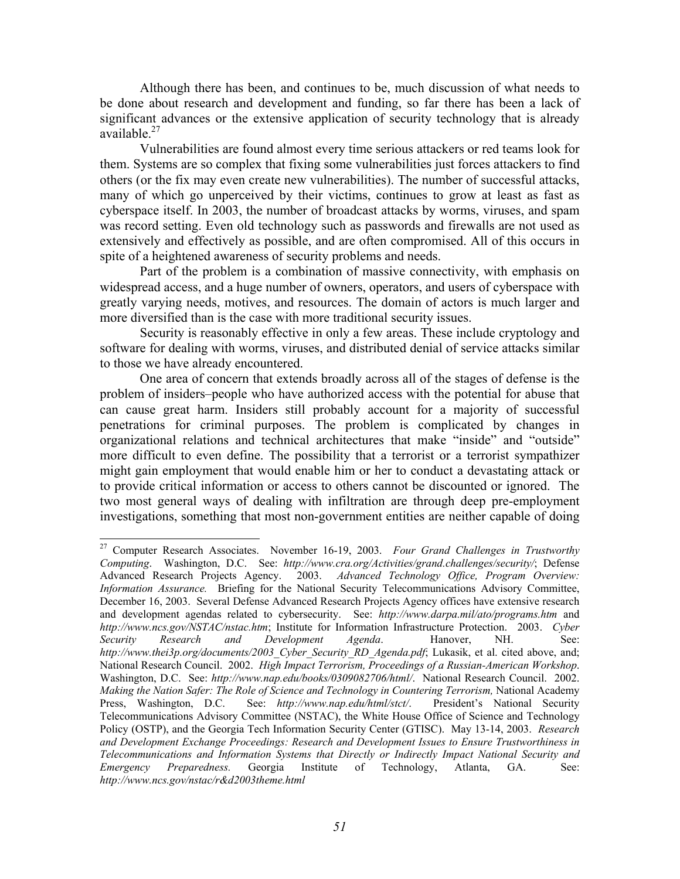Although there has been, and continues to be, much discussion of what needs to be done about research and development and funding, so far there has been a lack of significant advances or the extensive application of security technology that is already available.[27]

Vulnerabilities are found almost every time serious attackers or red teams look for them. Systems are so complex that fixing some vulnerabilities just forces attackers to find others (or the fix may even create new vulnerabilities). The number of successful attacks, many of which go unperceived by their victims, continues to grow at least as fast as cyberspace itself. In 2003, the number of broadcast attacks by worms, viruses, and spam was record setting. Even old technology such as passwords and firewalls are not used as extensively and effectively as possible, and are often compromised. All of this occurs in spite of a heightened awareness of security problems and needs.

Part of the problem is a combination of massive connectivity, with emphasis on widespread access, and a huge number of owners, operators, and users of cyberspace with greatly varying needs, motives, and resources. The domain of actors is much larger and more diversified than is the case with more traditional security issues.

Security is reasonably effective in only a few areas. These include cryptology and software for dealing with worms, viruses, and distributed denial of service attacks similar to those we have already encountered.

One area of concern that extends broadly across all of the stages of defense is the problem of insiders–people who have authorized access with the potential for abuse that can cause great harm. Insiders still probably account for a majority of successful penetrations for criminal purposes. The problem is complicated by changes in organizational relations and technical architectures that make "inside" and "outside" more difficult to even define. The possibility that a terrorist or a terrorist sympathizer might gain employment that would enable him or her to conduct a devastating attack or to provide critical information or access to others cannot be discounted or ignored. The two most general ways of dealing with infiltration are through deep pre-employment investigations, something that most non-government entities are neither capable of doing

---

[27] Computer Research Associates. November 16-19, 2003. *Four Grand Challenges in Trustworthy Computing*. Washington, D.C. See: *http://www.cra.org/Activities/grand.challenges/security/*; Defense Advanced Research Projects Agency. 2003. *Advanced Technology Office, Program Overview: Information Assurance.* Briefing for the National Security Telecommunications Advisory Committee, December 16, 2003. Several Defense Advanced Research Projects Agency offices have extensive research and development agendas related to cybersecurity. See: *http://www.darpa.mil/ato/programs.htm* and *http://www.ncs.gov/NSTAC/nstac.htm*; Institute for Information Infrastructure Protection. 2003. *Cyber Security Research and Development Agenda*. Hanover, NH. See: *http://www.thei3p.org/documents/2003_Cyber_Security_RD_Agenda.pdf*; Lukasik, et al. cited above, and; National Research Council. 2002. *High Impact Terrorism, Proceedings of a Russian-American Workshop*. Washington, D.C. See: *http://www.nap.edu/books/0309082706/html/*. National Research Council. 2002. *Making the Nation Safer: The Role of Science and Technology in Countering Terrorism,* National Academy Press, Washington, D.C. See: *http://www.nap.edu/html/stct/*. President's National Security Telecommunications Advisory Committee (NSTAC), the White House Office of Science and Technology Policy (OSTP), and the Georgia Tech Information Security Center (GTISC). May 13-14, 2003. *Research and Development Exchange Proceedings: Research and Development Issues to Ensure Trustworthiness in Telecommunications and Information Systems that Directly or Indirectly Impact National Security and Emergency Preparedness.* Georgia Institute of Technology, Atlanta, GA. See: *http://www.ncs.gov/nstac/r&d2003theme.html*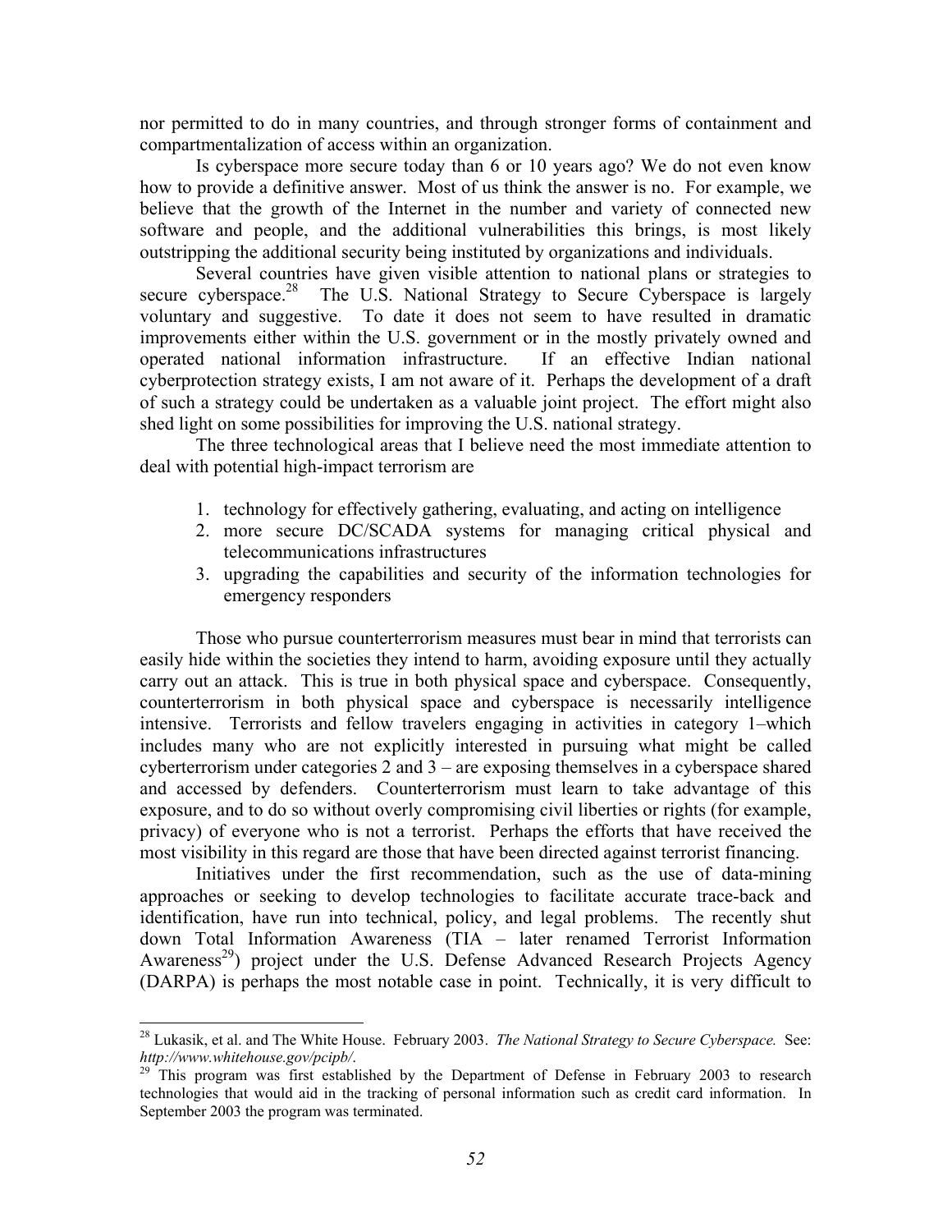nor permitted to do in many countries, and through stronger forms of containment and compartmentalization of access within an organization.

Is cyberspace more secure today than 6 or 10 years ago? We do not even know how to provide a definitive answer. Most of us think the answer is no. For example, we believe that the growth of the Internet in the number and variety of connected new software and people, and the additional vulnerabilities this brings, is most likely outstripping the additional security being instituted by organizations and individuals.

Several countries have given visible attention to national plans or strategies to secure cyberspace.[28] The U.S. National Strategy to Secure Cyberspace is largely voluntary and suggestive. To date it does not seem to have resulted in dramatic improvements either within the U.S. government or in the mostly privately owned and operated national information infrastructure. If an effective Indian national cyberprotection strategy exists, I am not aware of it. Perhaps the development of a draft of such a strategy could be undertaken as a valuable joint project. The effort might also shed light on some possibilities for improving the U.S. national strategy.

The three technological areas that I believe need the most immediate attention to deal with potential high-impact terrorism are

1. technology for effectively gathering, evaluating, and acting on intelligence
2. more secure DC/SCADA systems for managing critical physical and telecommunications infrastructures
3. upgrading the capabilities and security of the information technologies for emergency responders

Those who pursue counterterrorism measures must bear in mind that terrorists can easily hide within the societies they intend to harm, avoiding exposure until they actually carry out an attack. This is true in both physical space and cyberspace. Consequently, counterterrorism in both physical space and cyberspace is necessarily intelligence intensive. Terrorists and fellow travelers engaging in activities in category 1–which includes many who are not explicitly interested in pursuing what might be called cyberterrorism under categories 2 and 3 – are exposing themselves in a cyberspace shared and accessed by defenders. Counterterrorism must learn to take advantage of this exposure, and to do so without overly compromising civil liberties or rights (for example, privacy) of everyone who is not a terrorist. Perhaps the efforts that have received the most visibility in this regard are those that have been directed against terrorist financing.

Initiatives under the first recommendation, such as the use of data-mining approaches or seeking to develop technologies to facilitate accurate trace-back and identification, have run into technical, policy, and legal problems. The recently shut down Total Information Awareness (TIA – later renamed Terrorist Information Awareness[29]) project under the U.S. Defense Advanced Research Projects Agency (DARPA) is perhaps the most notable case in point. Technically, it is very difficult to

---

[28] Lukasik, et al. and The White House. February 2003. *The National Strategy to Secure Cyberspace.* See: *http://www.whitehouse.gov/pcipb/*.

[29] This program was first established by the Department of Defense in February 2003 to research technologies that would aid in the tracking of personal information such as credit card information. In September 2003 the program was terminated.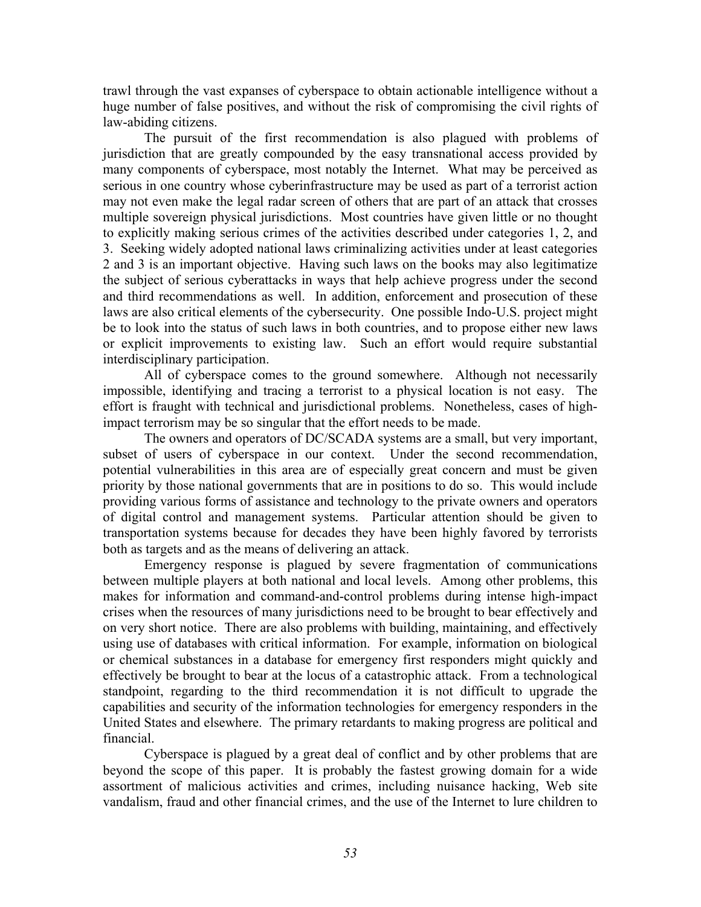trawl through the vast expanses of cyberspace to obtain actionable intelligence without a huge number of false positives, and without the risk of compromising the civil rights of law-abiding citizens.

The pursuit of the first recommendation is also plagued with problems of jurisdiction that are greatly compounded by the easy transnational access provided by many components of cyberspace, most notably the Internet. What may be perceived as serious in one country whose cyberinfrastructure may be used as part of a terrorist action may not even make the legal radar screen of others that are part of an attack that crosses multiple sovereign physical jurisdictions. Most countries have given little or no thought to explicitly making serious crimes of the activities described under categories 1, 2, and 3. Seeking widely adopted national laws criminalizing activities under at least categories 2 and 3 is an important objective. Having such laws on the books may also legitimatize the subject of serious cyberattacks in ways that help achieve progress under the second and third recommendations as well. In addition, enforcement and prosecution of these laws are also critical elements of the cybersecurity. One possible Indo-U.S. project might be to look into the status of such laws in both countries, and to propose either new laws or explicit improvements to existing law. Such an effort would require substantial interdisciplinary participation.

All of cyberspace comes to the ground somewhere. Although not necessarily impossible, identifying and tracing a terrorist to a physical location is not easy. The effort is fraught with technical and jurisdictional problems. Nonetheless, cases of high-impact terrorism may be so singular that the effort needs to be made.

The owners and operators of DC/SCADA systems are a small, but very important, subset of users of cyberspace in our context. Under the second recommendation, potential vulnerabilities in this area are of especially great concern and must be given priority by those national governments that are in positions to do so. This would include providing various forms of assistance and technology to the private owners and operators of digital control and management systems. Particular attention should be given to transportation systems because for decades they have been highly favored by terrorists both as targets and as the means of delivering an attack.

Emergency response is plagued by severe fragmentation of communications between multiple players at both national and local levels. Among other problems, this makes for information and command-and-control problems during intense high-impact crises when the resources of many jurisdictions need to be brought to bear effectively and on very short notice. There are also problems with building, maintaining, and effectively using use of databases with critical information. For example, information on biological or chemical substances in a database for emergency first responders might quickly and effectively be brought to bear at the locus of a catastrophic attack. From a technological standpoint, regarding to the third recommendation it is not difficult to upgrade the capabilities and security of the information technologies for emergency responders in the United States and elsewhere. The primary retardants to making progress are political and financial.

Cyberspace is plagued by a great deal of conflict and by other problems that are beyond the scope of this paper. It is probably the fastest growing domain for a wide assortment of malicious activities and crimes, including nuisance hacking, Web site vandalism, fraud and other financial crimes, and the use of the Internet to lure children to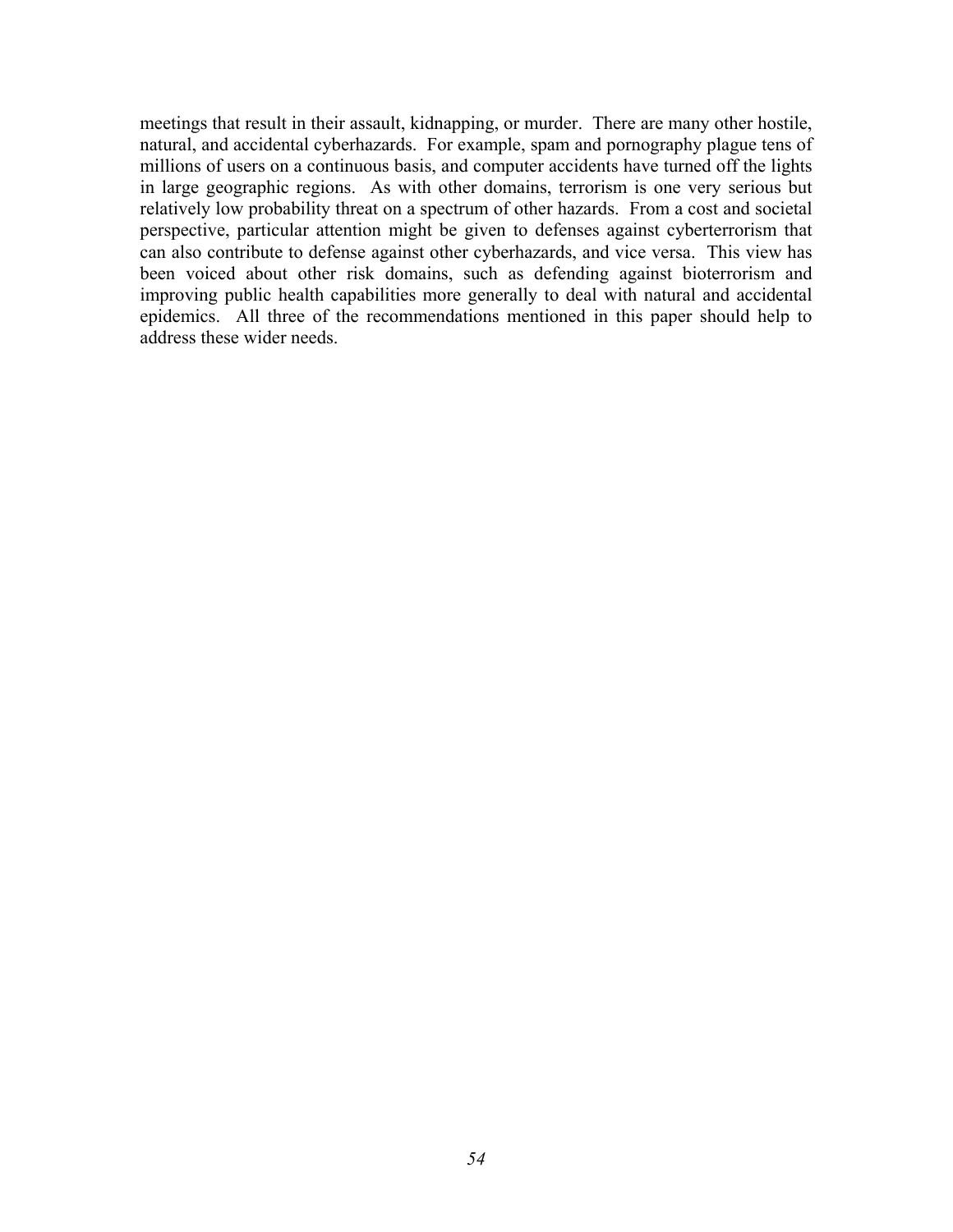meetings that result in their assault, kidnapping, or murder. There are many other hostile, natural, and accidental cyberhazards. For example, spam and pornography plague tens of millions of users on a continuous basis, and computer accidents have turned off the lights in large geographic regions. As with other domains, terrorism is one very serious but relatively low probability threat on a spectrum of other hazards. From a cost and societal perspective, particular attention might be given to defenses against cyberterrorism that can also contribute to defense against other cyberhazards, and vice versa. This view has been voiced about other risk domains, such as defending against bioterrorism and improving public health capabilities more generally to deal with natural and accidental epidemics. All three of the recommendations mentioned in this paper should help to address these wider needs.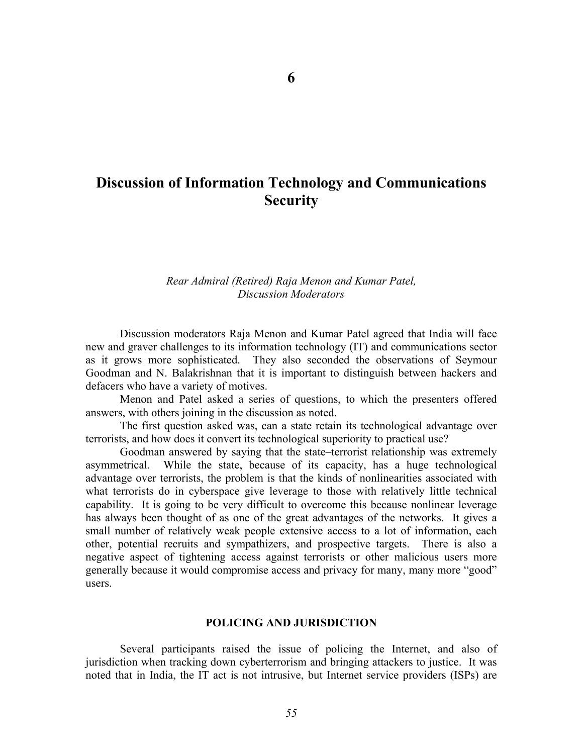# 6

# Discussion of Information Technology and Communications Security

*Rear Admiral (Retired) Raja Menon and Kumar Patel, Discussion Moderators*

Discussion moderators Raja Menon and Kumar Patel agreed that India will face new and graver challenges to its information technology (IT) and communications sector as it grows more sophisticated. They also seconded the observations of Seymour Goodman and N. Balakrishnan that it is important to distinguish between hackers and defacers who have a variety of motives.

Menon and Patel asked a series of questions, to which the presenters offered answers, with others joining in the discussion as noted.

The first question asked was, can a state retain its technological advantage over terrorists, and how does it convert its technological superiority to practical use?

Goodman answered by saying that the state–terrorist relationship was extremely asymmetrical. While the state, because of its capacity, has a huge technological advantage over terrorists, the problem is that the kinds of nonlinearities associated with what terrorists do in cyberspace give leverage to those with relatively little technical capability. It is going to be very difficult to overcome this because nonlinear leverage has always been thought of as one of the great advantages of the networks. It gives a small number of relatively weak people extensive access to a lot of information, each other, potential recruits and sympathizers, and prospective targets. There is also a negative aspect of tightening access against terrorists or other malicious users more generally because it would compromise access and privacy for many, many more "good" users.

## POLICING AND JURISDICTION

Several participants raised the issue of policing the Internet, and also of jurisdiction when tracking down cyberterrorism and bringing attackers to justice. It was noted that in India, the IT act is not intrusive, but Internet service providers (ISPs) are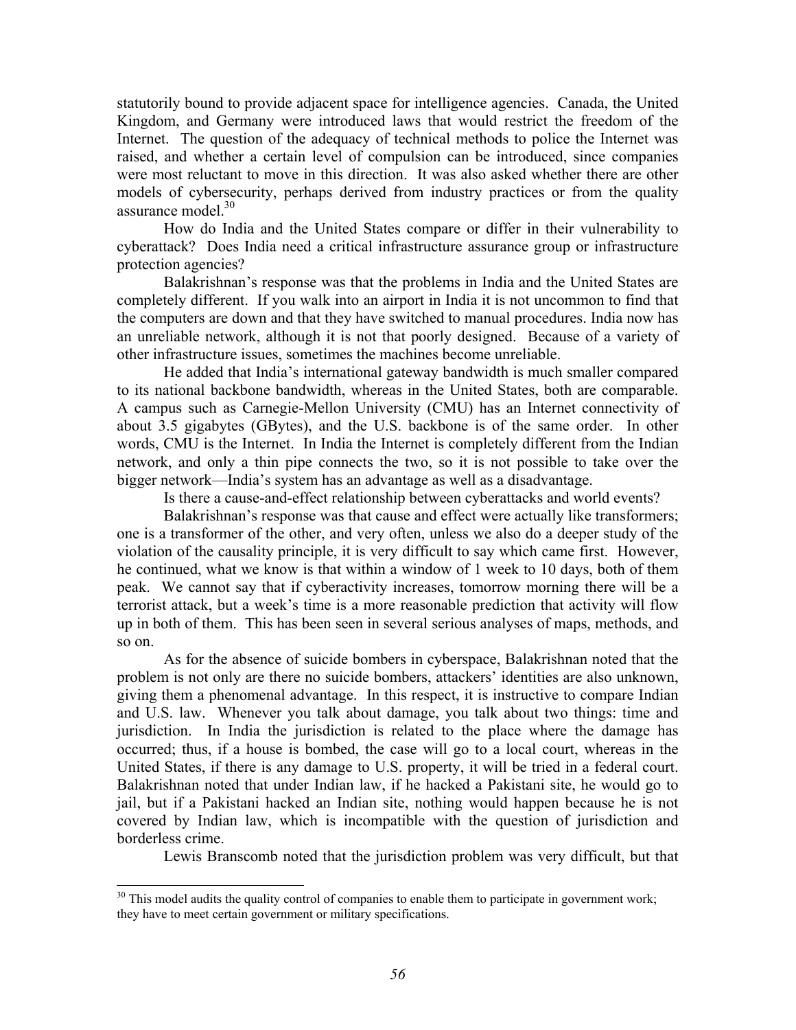statutorily bound to provide adjacent space for intelligence agencies. Canada, the United Kingdom, and Germany were introduced laws that would restrict the freedom of the Internet. The question of the adequacy of technical methods to police the Internet was raised, and whether a certain level of compulsion can be introduced, since companies were most reluctant to move in this direction. It was also asked whether there are other models of cybersecurity, perhaps derived from industry practices or from the quality assurance model.[30]

How do India and the United States compare or differ in their vulnerability to cyberattack? Does India need a critical infrastructure assurance group or infrastructure protection agencies?

Balakrishnan's response was that the problems in India and the United States are completely different. If you walk into an airport in India it is not uncommon to find that the computers are down and that they have switched to manual procedures. India now has an unreliable network, although it is not that poorly designed. Because of a variety of other infrastructure issues, sometimes the machines become unreliable.

He added that India's international gateway bandwidth is much smaller compared to its national backbone bandwidth, whereas in the United States, both are comparable. A campus such as Carnegie-Mellon University (CMU) has an Internet connectivity of about 3.5 gigabytes (GBytes), and the U.S. backbone is of the same order. In other words, CMU is the Internet. In India the Internet is completely different from the Indian network, and only a thin pipe connects the two, so it is not possible to take over the bigger network—India's system has an advantage as well as a disadvantage.

Is there a cause-and-effect relationship between cyberattacks and world events?

Balakrishnan's response was that cause and effect were actually like transformers; one is a transformer of the other, and very often, unless we also do a deeper study of the violation of the causality principle, it is very difficult to say which came first. However, he continued, what we know is that within a window of 1 week to 10 days, both of them peak. We cannot say that if cyberactivity increases, tomorrow morning there will be a terrorist attack, but a week's time is a more reasonable prediction that activity will flow up in both of them. This has been seen in several serious analyses of maps, methods, and so on.

As for the absence of suicide bombers in cyberspace, Balakrishnan noted that the problem is not only are there no suicide bombers, attackers' identities are also unknown, giving them a phenomenal advantage. In this respect, it is instructive to compare Indian and U.S. law. Whenever you talk about damage, you talk about two things: time and jurisdiction. In India the jurisdiction is related to the place where the damage has occurred; thus, if a house is bombed, the case will go to a local court, whereas in the United States, if there is any damage to U.S. property, it will be tried in a federal court. Balakrishnan noted that under Indian law, if he hacked a Pakistani site, he would go to jail, but if a Pakistani hacked an Indian site, nothing would happen because he is not covered by Indian law, which is incompatible with the question of jurisdiction and borderless crime.

Lewis Branscomb noted that the jurisdiction problem was very difficult, but that

---

[30] This model audits the quality control of companies to enable them to participate in government work; they have to meet certain government or military specifications.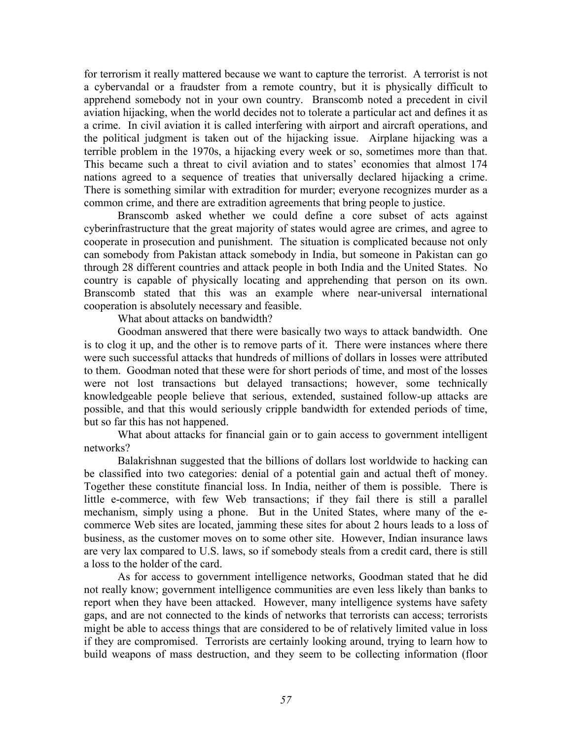for terrorism it really mattered because we want to capture the terrorist. A terrorist is not a cybervandal or a fraudster from a remote country, but it is physically difficult to apprehend somebody not in your own country. Branscomb noted a precedent in civil aviation hijacking, when the world decides not to tolerate a particular act and defines it as a crime. In civil aviation it is called interfering with airport and aircraft operations, and the political judgment is taken out of the hijacking issue. Airplane hijacking was a terrible problem in the 1970s, a hijacking every week or so, sometimes more than that. This became such a threat to civil aviation and to states' economies that almost 174 nations agreed to a sequence of treaties that universally declared hijacking a crime. There is something similar with extradition for murder; everyone recognizes murder as a common crime, and there are extradition agreements that bring people to justice.

Branscomb asked whether we could define a core subset of acts against cyberinfrastructure that the great majority of states would agree are crimes, and agree to cooperate in prosecution and punishment. The situation is complicated because not only can somebody from Pakistan attack somebody in India, but someone in Pakistan can go through 28 different countries and attack people in both India and the United States. No country is capable of physically locating and apprehending that person on its own. Branscomb stated that this was an example where near-universal international cooperation is absolutely necessary and feasible.

What about attacks on bandwidth?

Goodman answered that there were basically two ways to attack bandwidth. One is to clog it up, and the other is to remove parts of it. There were instances where there were such successful attacks that hundreds of millions of dollars in losses were attributed to them. Goodman noted that these were for short periods of time, and most of the losses were not lost transactions but delayed transactions; however, some technically knowledgeable people believe that serious, extended, sustained follow-up attacks are possible, and that this would seriously cripple bandwidth for extended periods of time, but so far this has not happened.

What about attacks for financial gain or to gain access to government intelligent networks?

Balakrishnan suggested that the billions of dollars lost worldwide to hacking can be classified into two categories: denial of a potential gain and actual theft of money. Together these constitute financial loss. In India, neither of them is possible. There is little e-commerce, with few Web transactions; if they fail there is still a parallel mechanism, simply using a phone. But in the United States, where many of the e-commerce Web sites are located, jamming these sites for about 2 hours leads to a loss of business, as the customer moves on to some other site. However, Indian insurance laws are very lax compared to U.S. laws, so if somebody steals from a credit card, there is still a loss to the holder of the card.

As for access to government intelligence networks, Goodman stated that he did not really know; government intelligence communities are even less likely than banks to report when they have been attacked. However, many intelligence systems have safety gaps, and are not connected to the kinds of networks that terrorists can access; terrorists might be able to access things that are considered to be of relatively limited value in loss if they are compromised. Terrorists are certainly looking around, trying to learn how to build weapons of mass destruction, and they seem to be collecting information (floor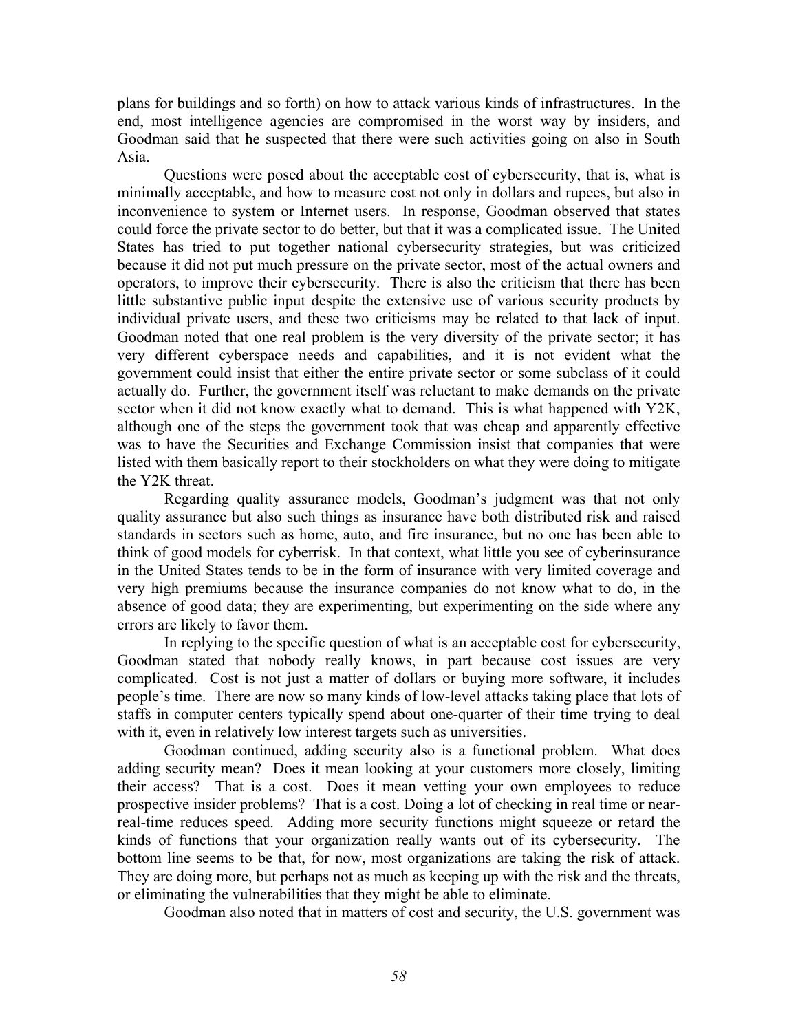plans for buildings and so forth) on how to attack various kinds of infrastructures. In the end, most intelligence agencies are compromised in the worst way by insiders, and Goodman said that he suspected that there were such activities going on also in South Asia.

Questions were posed about the acceptable cost of cybersecurity, that is, what is minimally acceptable, and how to measure cost not only in dollars and rupees, but also in inconvenience to system or Internet users. In response, Goodman observed that states could force the private sector to do better, but that it was a complicated issue. The United States has tried to put together national cybersecurity strategies, but was criticized because it did not put much pressure on the private sector, most of the actual owners and operators, to improve their cybersecurity. There is also the criticism that there has been little substantive public input despite the extensive use of various security products by individual private users, and these two criticisms may be related to that lack of input. Goodman noted that one real problem is the very diversity of the private sector; it has very different cyberspace needs and capabilities, and it is not evident what the government could insist that either the entire private sector or some subclass of it could actually do. Further, the government itself was reluctant to make demands on the private sector when it did not know exactly what to demand. This is what happened with Y2K, although one of the steps the government took that was cheap and apparently effective was to have the Securities and Exchange Commission insist that companies that were listed with them basically report to their stockholders on what they were doing to mitigate the Y2K threat.

Regarding quality assurance models, Goodman's judgment was that not only quality assurance but also such things as insurance have both distributed risk and raised standards in sectors such as home, auto, and fire insurance, but no one has been able to think of good models for cyberrisk. In that context, what little you see of cyberinsurance in the United States tends to be in the form of insurance with very limited coverage and very high premiums because the insurance companies do not know what to do, in the absence of good data; they are experimenting, but experimenting on the side where any errors are likely to favor them.

In replying to the specific question of what is an acceptable cost for cybersecurity, Goodman stated that nobody really knows, in part because cost issues are very complicated. Cost is not just a matter of dollars or buying more software, it includes people's time. There are now so many kinds of low-level attacks taking place that lots of staffs in computer centers typically spend about one-quarter of their time trying to deal with it, even in relatively low interest targets such as universities.

Goodman continued, adding security also is a functional problem. What does adding security mean? Does it mean looking at your customers more closely, limiting their access? That is a cost. Does it mean vetting your own employees to reduce prospective insider problems? That is a cost. Doing a lot of checking in real time or near-real-time reduces speed. Adding more security functions might squeeze or retard the kinds of functions that your organization really wants out of its cybersecurity. The bottom line seems to be that, for now, most organizations are taking the risk of attack. They are doing more, but perhaps not as much as keeping up with the risk and the threats, or eliminating the vulnerabilities that they might be able to eliminate.

Goodman also noted that in matters of cost and security, the U.S. government was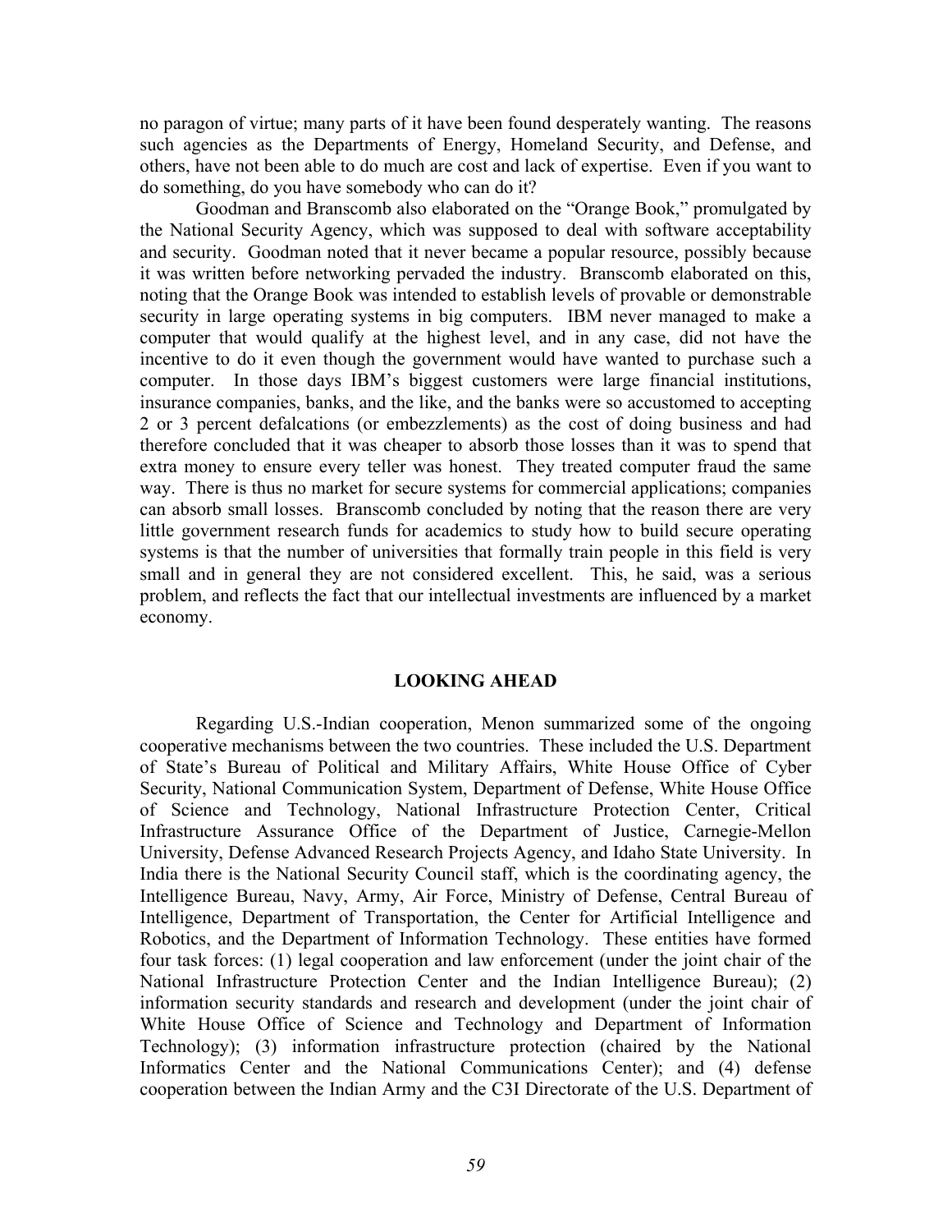no paragon of virtue; many parts of it have been found desperately wanting. The reasons such agencies as the Departments of Energy, Homeland Security, and Defense, and others, have not been able to do much are cost and lack of expertise. Even if you want to do something, do you have somebody who can do it?

Goodman and Branscomb also elaborated on the "Orange Book," promulgated by the National Security Agency, which was supposed to deal with software acceptability and security. Goodman noted that it never became a popular resource, possibly because it was written before networking pervaded the industry. Branscomb elaborated on this, noting that the Orange Book was intended to establish levels of provable or demonstrable security in large operating systems in big computers. IBM never managed to make a computer that would qualify at the highest level, and in any case, did not have the incentive to do it even though the government would have wanted to purchase such a computer. In those days IBM's biggest customers were large financial institutions, insurance companies, banks, and the like, and the banks were so accustomed to accepting 2 or 3 percent defalcations (or embezzlements) as the cost of doing business and had therefore concluded that it was cheaper to absorb those losses than it was to spend that extra money to ensure every teller was honest. They treated computer fraud the same way. There is thus no market for secure systems for commercial applications; companies can absorb small losses. Branscomb concluded by noting that the reason there are very little government research funds for academics to study how to build secure operating systems is that the number of universities that formally train people in this field is very small and in general they are not considered excellent. This, he said, was a serious problem, and reflects the fact that our intellectual investments are influenced by a market economy.

## LOOKING AHEAD

Regarding U.S.-Indian cooperation, Menon summarized some of the ongoing cooperative mechanisms between the two countries. These included the U.S. Department of State's Bureau of Political and Military Affairs, White House Office of Cyber Security, National Communication System, Department of Defense, White House Office of Science and Technology, National Infrastructure Protection Center, Critical Infrastructure Assurance Office of the Department of Justice, Carnegie-Mellon University, Defense Advanced Research Projects Agency, and Idaho State University. In India there is the National Security Council staff, which is the coordinating agency, the Intelligence Bureau, Navy, Army, Air Force, Ministry of Defense, Central Bureau of Intelligence, Department of Transportation, the Center for Artificial Intelligence and Robotics, and the Department of Information Technology. These entities have formed four task forces: (1) legal cooperation and law enforcement (under the joint chair of the National Infrastructure Protection Center and the Indian Intelligence Bureau); (2) information security standards and research and development (under the joint chair of White House Office of Science and Technology and Department of Information Technology); (3) information infrastructure protection (chaired by the National Informatics Center and the National Communications Center); and (4) defense cooperation between the Indian Army and the C3I Directorate of the U.S. Department of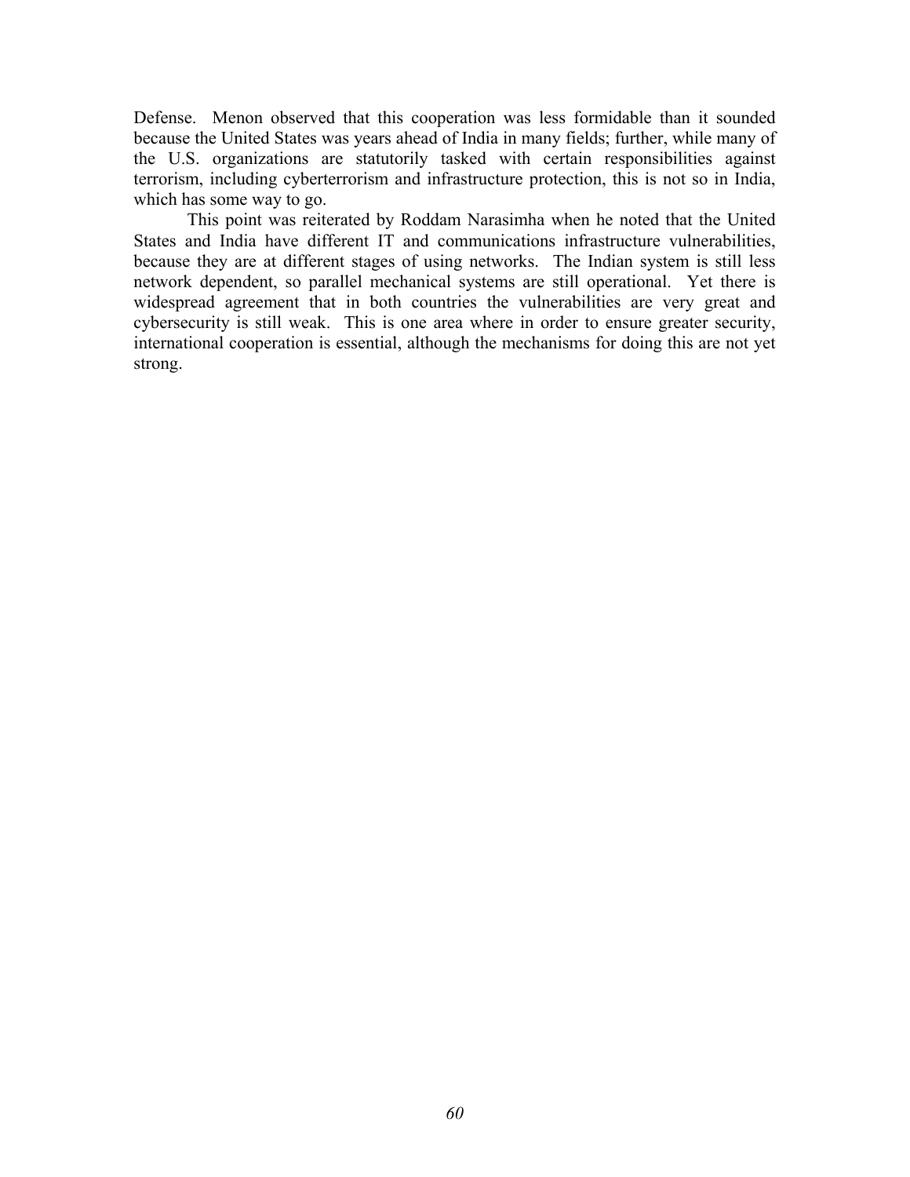Defense. Menon observed that this cooperation was less formidable than it sounded because the United States was years ahead of India in many fields; further, while many of the U.S. organizations are statutorily tasked with certain responsibilities against terrorism, including cyberterrorism and infrastructure protection, this is not so in India, which has some way to go.

This point was reiterated by Roddam Narasimha when he noted that the United States and India have different IT and communications infrastructure vulnerabilities, because they are at different stages of using networks. The Indian system is still less network dependent, so parallel mechanical systems are still operational. Yet there is widespread agreement that in both countries the vulnerabilities are very great and cybersecurity is still weak. This is one area where in order to ensure greater security, international cooperation is essential, although the mechanisms for doing this are not yet strong.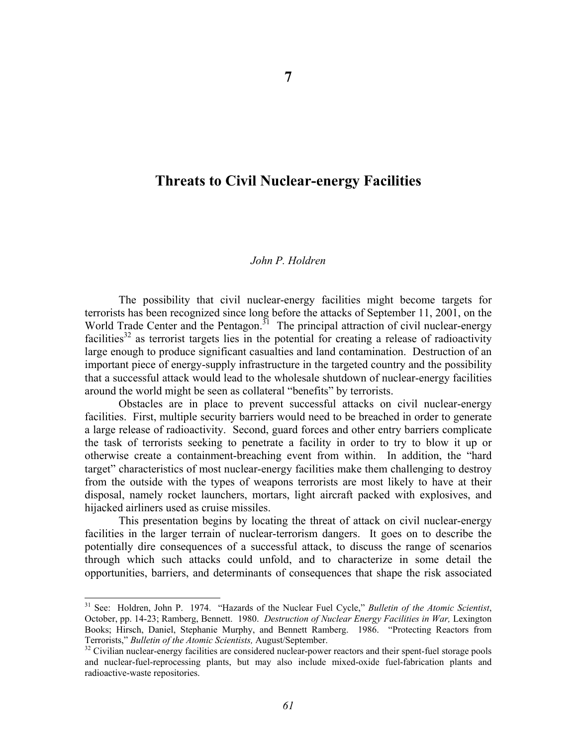# 7

## Threats to Civil Nuclear-energy Facilities

*John P. Holdren*

The possibility that civil nuclear-energy facilities might become targets for terrorists has been recognized since long before the attacks of September 11, 2001, on the World Trade Center and the Pentagon.[31] The principal attraction of civil nuclear-energy facilities[32] as terrorist targets lies in the potential for creating a release of radioactivity large enough to produce significant casualties and land contamination. Destruction of an important piece of energy-supply infrastructure in the targeted country and the possibility that a successful attack would lead to the wholesale shutdown of nuclear-energy facilities around the world might be seen as collateral "benefits" by terrorists.

Obstacles are in place to prevent successful attacks on civil nuclear-energy facilities. First, multiple security barriers would need to be breached in order to generate a large release of radioactivity. Second, guard forces and other entry barriers complicate the task of terrorists seeking to penetrate a facility in order to try to blow it up or otherwise create a containment-breaching event from within. In addition, the "hard target" characteristics of most nuclear-energy facilities make them challenging to destroy from the outside with the types of weapons terrorists are most likely to have at their disposal, namely rocket launchers, mortars, light aircraft packed with explosives, and hijacked airliners used as cruise missiles.

This presentation begins by locating the threat of attack on civil nuclear-energy facilities in the larger terrain of nuclear-terrorism dangers. It goes on to describe the potentially dire consequences of a successful attack, to discuss the range of scenarios through which such attacks could unfold, and to characterize in some detail the opportunities, barriers, and determinants of consequences that shape the risk associated

---

[31] See: Holdren, John P. 1974. "Hazards of the Nuclear Fuel Cycle," *Bulletin of the Atomic Scientist*, October, pp. 14-23; Ramberg, Bennett. 1980. *Destruction of Nuclear Energy Facilities in War,* Lexington Books; Hirsch, Daniel, Stephanie Murphy, and Bennett Ramberg. 1986. "Protecting Reactors from Terrorists," *Bulletin of the Atomic Scientists,* August/September.

[32] Civilian nuclear-energy facilities are considered nuclear-power reactors and their spent-fuel storage pools and nuclear-fuel-reprocessing plants, but may also include mixed-oxide fuel-fabrication plants and radioactive-waste repositories.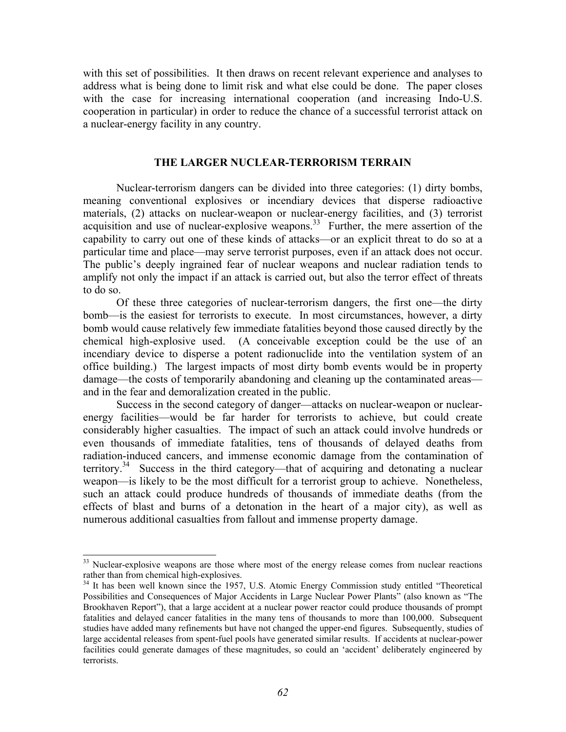with this set of possibilities. It then draws on recent relevant experience and analyses to address what is being done to limit risk and what else could be done. The paper closes with the case for increasing international cooperation (and increasing Indo-U.S. cooperation in particular) in order to reduce the chance of a successful terrorist attack on a nuclear-energy facility in any country.

## THE LARGER NUCLEAR-TERRORISM TERRAIN

Nuclear-terrorism dangers can be divided into three categories: (1) dirty bombs, meaning conventional explosives or incendiary devices that disperse radioactive materials, (2) attacks on nuclear-weapon or nuclear-energy facilities, and (3) terrorist acquisition and use of nuclear-explosive weapons.[33] Further, the mere assertion of the capability to carry out one of these kinds of attacks—or an explicit threat to do so at a particular time and place—may serve terrorist purposes, even if an attack does not occur. The public's deeply ingrained fear of nuclear weapons and nuclear radiation tends to amplify not only the impact if an attack is carried out, but also the terror effect of threats to do so.

Of these three categories of nuclear-terrorism dangers, the first one—the dirty bomb—is the easiest for terrorists to execute. In most circumstances, however, a dirty bomb would cause relatively few immediate fatalities beyond those caused directly by the chemical high-explosive used. (A conceivable exception could be the use of an incendiary device to disperse a potent radionuclide into the ventilation system of an office building.) The largest impacts of most dirty bomb events would be in property damage—the costs of temporarily abandoning and cleaning up the contaminated areas—and in the fear and demoralization created in the public.

Success in the second category of danger—attacks on nuclear-weapon or nuclear-energy facilities—would be far harder for terrorists to achieve, but could create considerably higher casualties. The impact of such an attack could involve hundreds or even thousands of immediate fatalities, tens of thousands of delayed deaths from radiation-induced cancers, and immense economic damage from the contamination of territory.[34] Success in the third category—that of acquiring and detonating a nuclear weapon—is likely to be the most difficult for a terrorist group to achieve. Nonetheless, such an attack could produce hundreds of thousands of immediate deaths (from the effects of blast and burns of a detonation in the heart of a major city), as well as numerous additional casualties from fallout and immense property damage.

---

[33] Nuclear-explosive weapons are those where most of the energy release comes from nuclear reactions rather than from chemical high-explosives.

[34] It has been well known since the 1957, U.S. Atomic Energy Commission study entitled "Theoretical Possibilities and Consequences of Major Accidents in Large Nuclear Power Plants" (also known as "The Brookhaven Report"), that a large accident at a nuclear power reactor could produce thousands of prompt fatalities and delayed cancer fatalities in the many tens of thousands to more than 100,000. Subsequent studies have added many refinements but have not changed the upper-end figures. Subsequently, studies of large accidental releases from spent-fuel pools have generated similar results. If accidents at nuclear-power facilities could generate damages of these magnitudes, so could an 'accident' deliberately engineered by terrorists.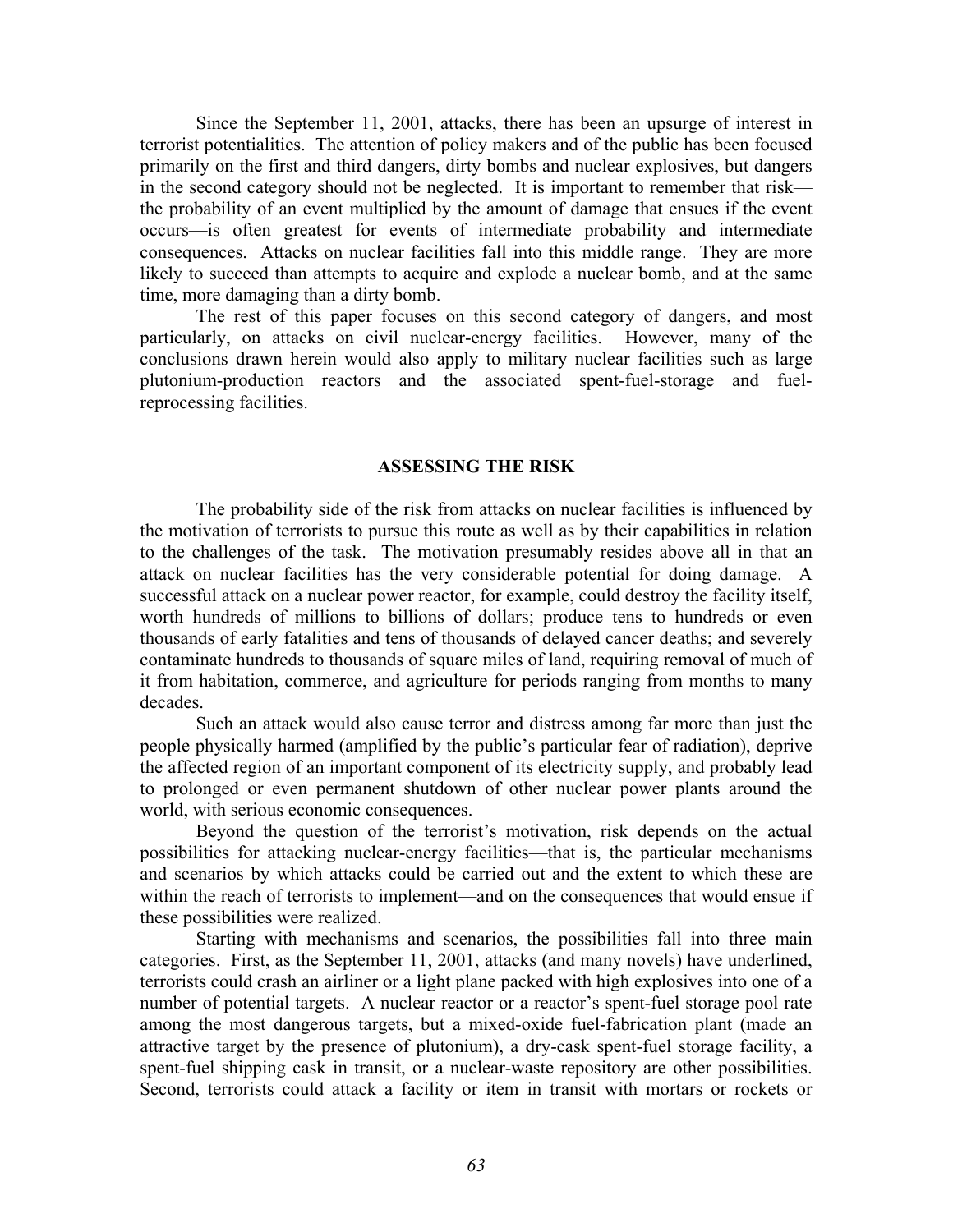Since the September 11, 2001, attacks, there has been an upsurge of interest in terrorist potentialities. The attention of policy makers and of the public has been focused primarily on the first and third dangers, dirty bombs and nuclear explosives, but dangers in the second category should not be neglected. It is important to remember that risk—the probability of an event multiplied by the amount of damage that ensues if the event occurs—is often greatest for events of intermediate probability and intermediate consequences. Attacks on nuclear facilities fall into this middle range. They are more likely to succeed than attempts to acquire and explode a nuclear bomb, and at the same time, more damaging than a dirty bomb.

The rest of this paper focuses on this second category of dangers, and most particularly, on attacks on civil nuclear-energy facilities. However, many of the conclusions drawn herein would also apply to military nuclear facilities such as large plutonium-production reactors and the associated spent-fuel-storage and fuel-reprocessing facilities.

## ASSESSING THE RISK

The probability side of the risk from attacks on nuclear facilities is influenced by the motivation of terrorists to pursue this route as well as by their capabilities in relation to the challenges of the task. The motivation presumably resides above all in that an attack on nuclear facilities has the very considerable potential for doing damage. A successful attack on a nuclear power reactor, for example, could destroy the facility itself, worth hundreds of millions to billions of dollars; produce tens to hundreds or even thousands of early fatalities and tens of thousands of delayed cancer deaths; and severely contaminate hundreds to thousands of square miles of land, requiring removal of much of it from habitation, commerce, and agriculture for periods ranging from months to many decades.

Such an attack would also cause terror and distress among far more than just the people physically harmed (amplified by the public's particular fear of radiation), deprive the affected region of an important component of its electricity supply, and probably lead to prolonged or even permanent shutdown of other nuclear power plants around the world, with serious economic consequences.

Beyond the question of the terrorist's motivation, risk depends on the actual possibilities for attacking nuclear-energy facilities—that is, the particular mechanisms and scenarios by which attacks could be carried out and the extent to which these are within the reach of terrorists to implement—and on the consequences that would ensue if these possibilities were realized.

Starting with mechanisms and scenarios, the possibilities fall into three main categories. First, as the September 11, 2001, attacks (and many novels) have underlined, terrorists could crash an airliner or a light plane packed with high explosives into one of a number of potential targets. A nuclear reactor or a reactor's spent-fuel storage pool rate among the most dangerous targets, but a mixed-oxide fuel-fabrication plant (made an attractive target by the presence of plutonium), a dry-cask spent-fuel storage facility, a spent-fuel shipping cask in transit, or a nuclear-waste repository are other possibilities. Second, terrorists could attack a facility or item in transit with mortars or rockets or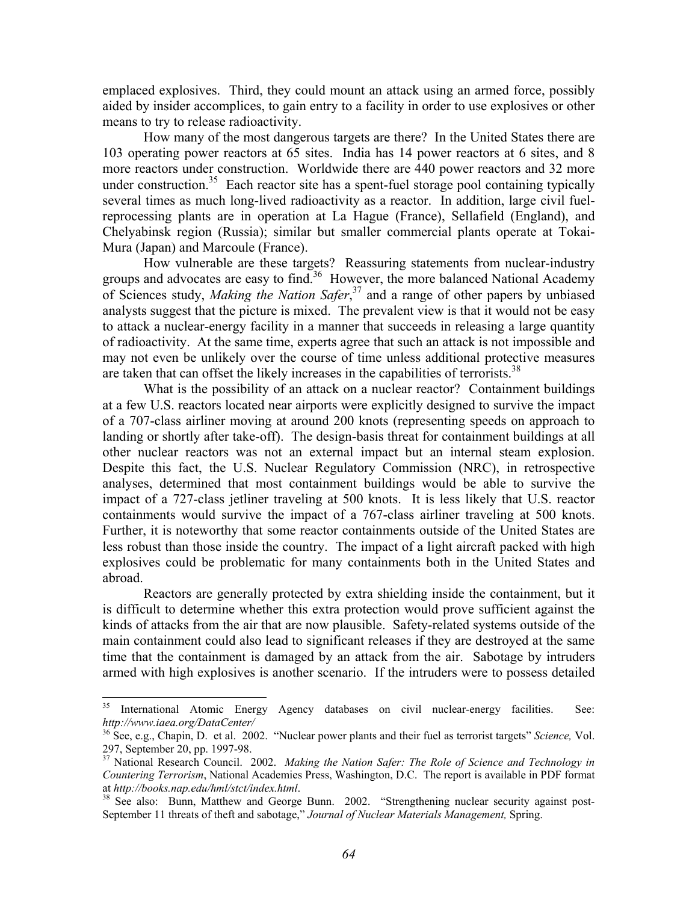emplaced explosives. Third, they could mount an attack using an armed force, possibly aided by insider accomplices, to gain entry to a facility in order to use explosives or other means to try to release radioactivity.

How many of the most dangerous targets are there? In the United States there are 103 operating power reactors at 65 sites. India has 14 power reactors at 6 sites, and 8 more reactors under construction. Worldwide there are 440 power reactors and 32 more under construction.[35] Each reactor site has a spent-fuel storage pool containing typically several times as much long-lived radioactivity as a reactor. In addition, large civil fuel-reprocessing plants are in operation at La Hague (France), Sellafield (England), and Chelyabinsk region (Russia); similar but smaller commercial plants operate at Tokai-Mura (Japan) and Marcoule (France).

How vulnerable are these targets? Reassuring statements from nuclear-industry groups and advocates are easy to find.[36] However, the more balanced National Academy of Sciences study, *Making the Nation Safer*,[37] and a range of other papers by unbiased analysts suggest that the picture is mixed. The prevalent view is that it would not be easy to attack a nuclear-energy facility in a manner that succeeds in releasing a large quantity of radioactivity. At the same time, experts agree that such an attack is not impossible and may not even be unlikely over the course of time unless additional protective measures are taken that can offset the likely increases in the capabilities of terrorists.[38]

What is the possibility of an attack on a nuclear reactor? Containment buildings at a few U.S. reactors located near airports were explicitly designed to survive the impact of a 707-class airliner moving at around 200 knots (representing speeds on approach to landing or shortly after take-off). The design-basis threat for containment buildings at all other nuclear reactors was not an external impact but an internal steam explosion. Despite this fact, the U.S. Nuclear Regulatory Commission (NRC), in retrospective analyses, determined that most containment buildings would be able to survive the impact of a 727-class jetliner traveling at 500 knots. It is less likely that U.S. reactor containments would survive the impact of a 767-class airliner traveling at 500 knots. Further, it is noteworthy that some reactor containments outside of the United States are less robust than those inside the country. The impact of a light aircraft packed with high explosives could be problematic for many containments both in the United States and abroad.

Reactors are generally protected by extra shielding inside the containment, but it is difficult to determine whether this extra protection would prove sufficient against the kinds of attacks from the air that are now plausible. Safety-related systems outside of the main containment could also lead to significant releases if they are destroyed at the same time that the containment is damaged by an attack from the air. Sabotage by intruders armed with high explosives is another scenario. If the intruders were to possess detailed

---

[35] International Atomic Energy Agency databases on civil nuclear-energy facilities. See: *http://www.iaea.org/DataCenter/*

[36] See, e.g., Chapin, D. et al. 2002. "Nuclear power plants and their fuel as terrorist targets" *Science,* Vol. 297, September 20, pp. 1997-98.

[37] National Research Council. 2002. *Making the Nation Safer: The Role of Science and Technology in Countering Terrorism*, National Academies Press, Washington, D.C. The report is available in PDF format at *http://books.nap.edu/hml/stct/index.html*.

[38] See also: Bunn, Matthew and George Bunn. 2002. "Strengthening nuclear security against post-September 11 threats of theft and sabotage," *Journal of Nuclear Materials Management,* Spring.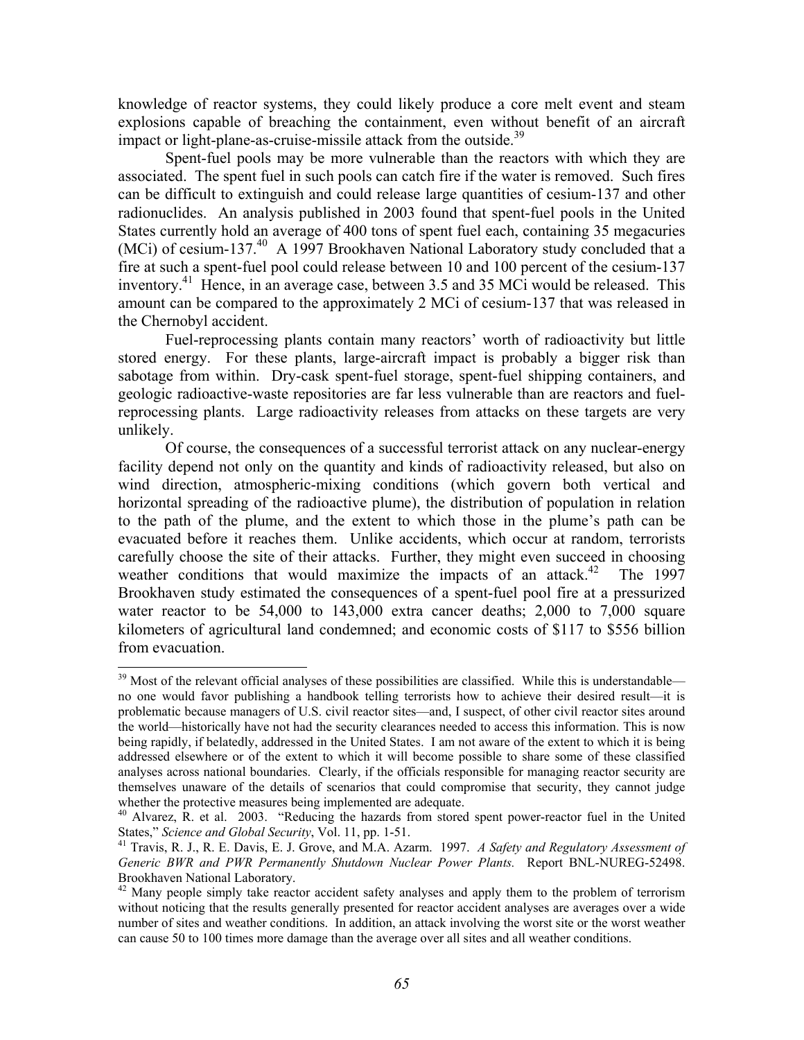knowledge of reactor systems, they could likely produce a core melt event and steam explosions capable of breaching the containment, even without benefit of an aircraft impact or light-plane-as-cruise-missile attack from the outside.[39]

Spent-fuel pools may be more vulnerable than the reactors with which they are associated. The spent fuel in such pools can catch fire if the water is removed. Such fires can be difficult to extinguish and could release large quantities of cesium-137 and other radionuclides. An analysis published in 2003 found that spent-fuel pools in the United States currently hold an average of 400 tons of spent fuel each, containing 35 megacuries (MCi) of cesium-137.[40] A 1997 Brookhaven National Laboratory study concluded that a fire at such a spent-fuel pool could release between 10 and 100 percent of the cesium-137 inventory.[41] Hence, in an average case, between 3.5 and 35 MCi would be released. This amount can be compared to the approximately 2 MCi of cesium-137 that was released in the Chernobyl accident.

Fuel-reprocessing plants contain many reactors' worth of radioactivity but little stored energy. For these plants, large-aircraft impact is probably a bigger risk than sabotage from within. Dry-cask spent-fuel storage, spent-fuel shipping containers, and geologic radioactive-waste repositories are far less vulnerable than are reactors and fuel-reprocessing plants. Large radioactivity releases from attacks on these targets are very unlikely.

Of course, the consequences of a successful terrorist attack on any nuclear-energy facility depend not only on the quantity and kinds of radioactivity released, but also on wind direction, atmospheric-mixing conditions (which govern both vertical and horizontal spreading of the radioactive plume), the distribution of population in relation to the path of the plume, and the extent to which those in the plume's path can be evacuated before it reaches them. Unlike accidents, which occur at random, terrorists carefully choose the site of their attacks. Further, they might even succeed in choosing weather conditions that would maximize the impacts of an attack.[42] The 1997 Brookhaven study estimated the consequences of a spent-fuel pool fire at a pressurized water reactor to be 54,000 to 143,000 extra cancer deaths; 2,000 to 7,000 square kilometers of agricultural land condemned; and economic costs of $117 to $556 billion from evacuation.

---

[39] Most of the relevant official analyses of these possibilities are classified. While this is understandable—no one would favor publishing a handbook telling terrorists how to achieve their desired result—it is problematic because managers of U.S. civil reactor sites—and, I suspect, of other civil reactor sites around the world—historically have not had the security clearances needed to access this information. This is now being rapidly, if belatedly, addressed in the United States. I am not aware of the extent to which it is being addressed elsewhere or of the extent to which it will become possible to share some of these classified analyses across national boundaries. Clearly, if the officials responsible for managing reactor security are themselves unaware of the details of scenarios that could compromise that security, they cannot judge whether the protective measures being implemented are adequate.

[40] Alvarez, R. et al. 2003. "Reducing the hazards from stored spent power-reactor fuel in the United States," *Science and Global Security*, Vol. 11, pp. 1-51.

[41] Travis, R. J., R. E. Davis, E. J. Grove, and M.A. Azarm. 1997. *A Safety and Regulatory Assessment of Generic BWR and PWR Permanently Shutdown Nuclear Power Plants.* Report BNL-NUREG-52498. Brookhaven National Laboratory.

[42] Many people simply take reactor accident safety analyses and apply them to the problem of terrorism without noticing that the results generally presented for reactor accident analyses are averages over a wide number of sites and weather conditions. In addition, an attack involving the worst site or the worst weather can cause 50 to 100 times more damage than the average over all sites and all weather conditions.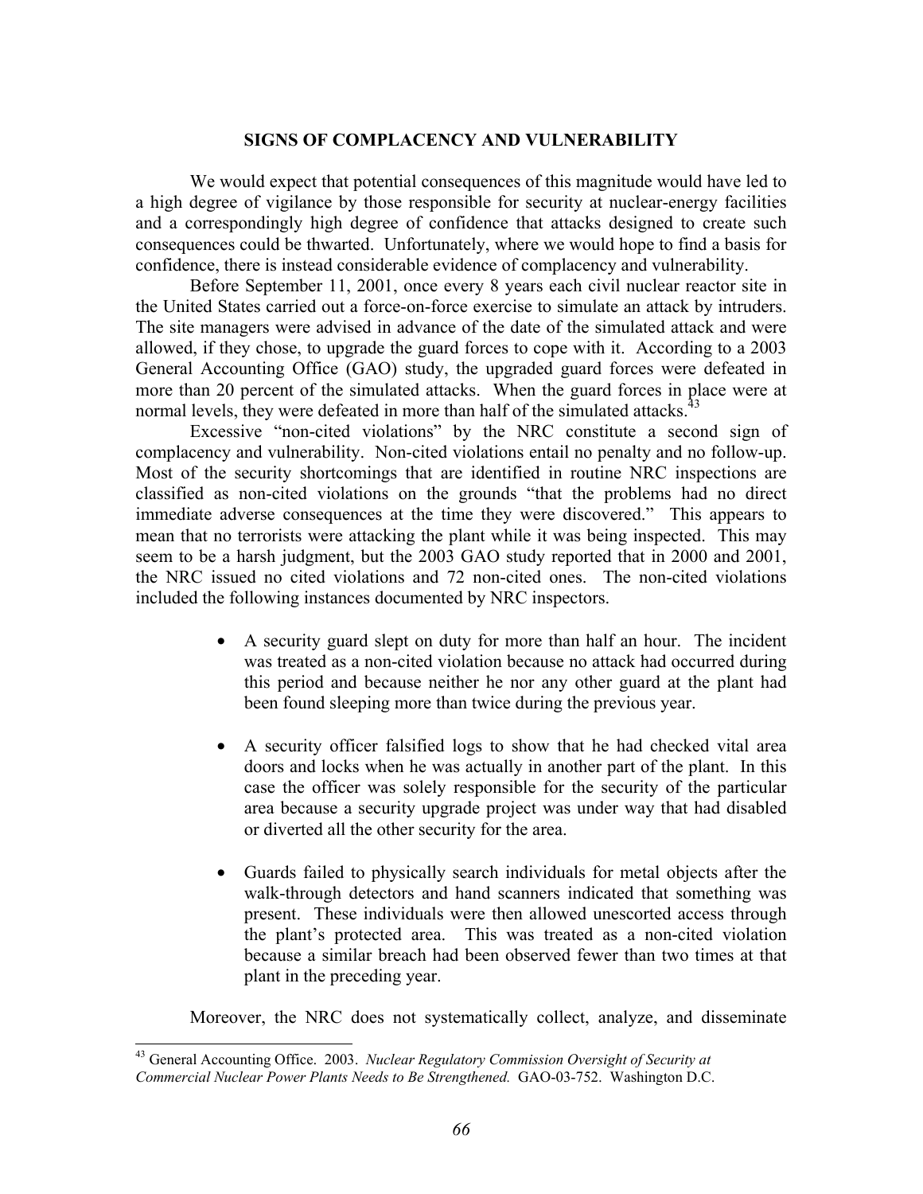## SIGNS OF COMPLACENCY AND VULNERABILITY

We would expect that potential consequences of this magnitude would have led to a high degree of vigilance by those responsible for security at nuclear-energy facilities and a correspondingly high degree of confidence that attacks designed to create such consequences could be thwarted. Unfortunately, where we would hope to find a basis for confidence, there is instead considerable evidence of complacency and vulnerability.

Before September 11, 2001, once every 8 years each civil nuclear reactor site in the United States carried out a force-on-force exercise to simulate an attack by intruders. The site managers were advised in advance of the date of the simulated attack and were allowed, if they chose, to upgrade the guard forces to cope with it. According to a 2003 General Accounting Office (GAO) study, the upgraded guard forces were defeated in more than 20 percent of the simulated attacks. When the guard forces in place were at normal levels, they were defeated in more than half of the simulated attacks.[43]

Excessive "non-cited violations" by the NRC constitute a second sign of complacency and vulnerability. Non-cited violations entail no penalty and no follow-up. Most of the security shortcomings that are identified in routine NRC inspections are classified as non-cited violations on the grounds "that the problems had no direct immediate adverse consequences at the time they were discovered." This appears to mean that no terrorists were attacking the plant while it was being inspected. This may seem to be a harsh judgment, but the 2003 GAO study reported that in 2000 and 2001, the NRC issued no cited violations and 72 non-cited ones. The non-cited violations included the following instances documented by NRC inspectors.

- A security guard slept on duty for more than half an hour. The incident was treated as a non-cited violation because no attack had occurred during this period and because neither he nor any other guard at the plant had been found sleeping more than twice during the previous year.
- A security officer falsified logs to show that he had checked vital area doors and locks when he was actually in another part of the plant. In this case the officer was solely responsible for the security of the particular area because a security upgrade project was under way that had disabled or diverted all the other security for the area.
- Guards failed to physically search individuals for metal objects after the walk-through detectors and hand scanners indicated that something was present. These individuals were then allowed unescorted access through the plant's protected area. This was treated as a non-cited violation because a similar breach had been observed fewer than two times at that plant in the preceding year.

Moreover, the NRC does not systematically collect, analyze, and disseminate

[43] General Accounting Office. 2003. *Nuclear Regulatory Commission Oversight of Security at Commercial Nuclear Power Plants Needs to Be Strengthened.* GAO-03-752. Washington D.C.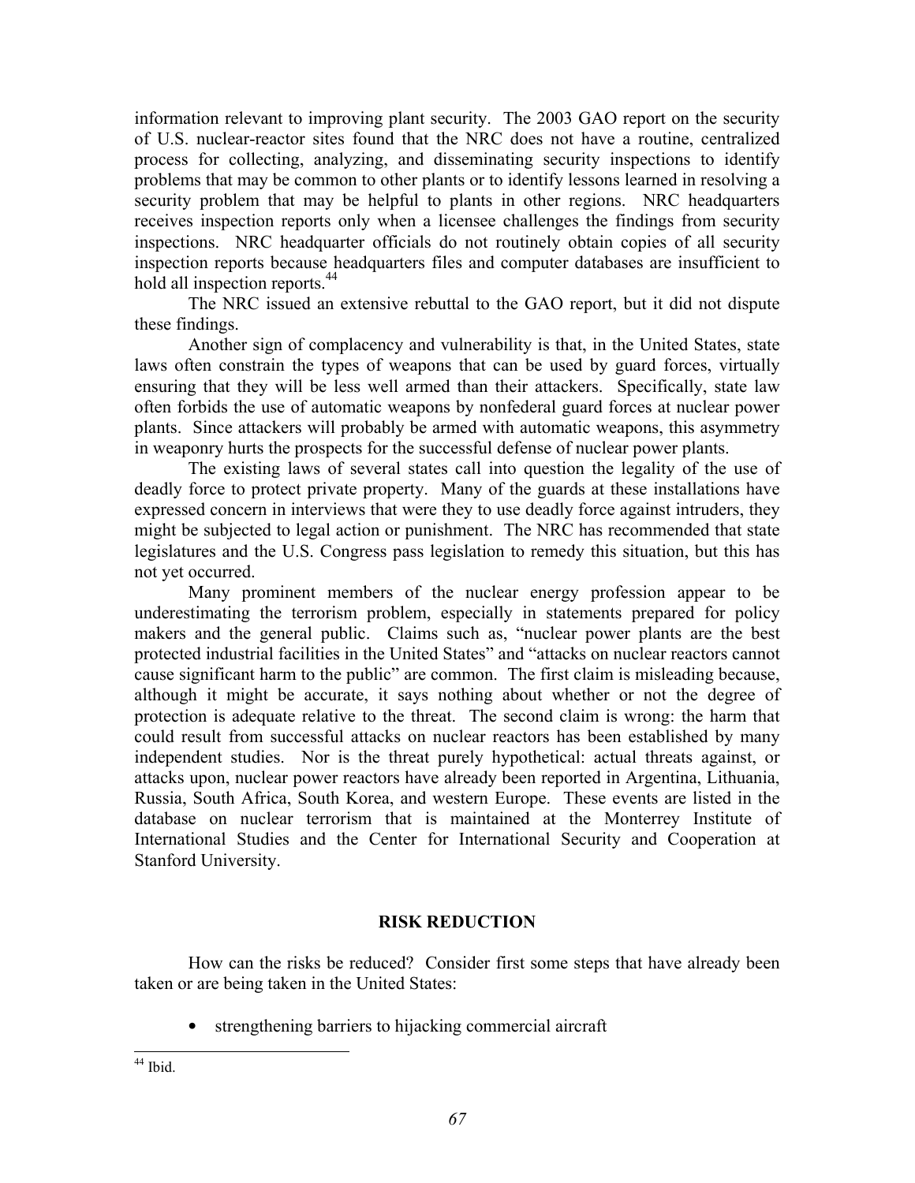information relevant to improving plant security. The 2003 GAO report on the security of U.S. nuclear-reactor sites found that the NRC does not have a routine, centralized process for collecting, analyzing, and disseminating security inspections to identify problems that may be common to other plants or to identify lessons learned in resolving a security problem that may be helpful to plants in other regions. NRC headquarters receives inspection reports only when a licensee challenges the findings from security inspections. NRC headquarter officials do not routinely obtain copies of all security inspection reports because headquarters files and computer databases are insufficient to hold all inspection reports.[44]

The NRC issued an extensive rebuttal to the GAO report, but it did not dispute these findings.

Another sign of complacency and vulnerability is that, in the United States, state laws often constrain the types of weapons that can be used by guard forces, virtually ensuring that they will be less well armed than their attackers. Specifically, state law often forbids the use of automatic weapons by nonfederal guard forces at nuclear power plants. Since attackers will probably be armed with automatic weapons, this asymmetry in weaponry hurts the prospects for the successful defense of nuclear power plants.

The existing laws of several states call into question the legality of the use of deadly force to protect private property. Many of the guards at these installations have expressed concern in interviews that were they to use deadly force against intruders, they might be subjected to legal action or punishment. The NRC has recommended that state legislatures and the U.S. Congress pass legislation to remedy this situation, but this has not yet occurred.

Many prominent members of the nuclear energy profession appear to be underestimating the terrorism problem, especially in statements prepared for policy makers and the general public. Claims such as, "nuclear power plants are the best protected industrial facilities in the United States" and "attacks on nuclear reactors cannot cause significant harm to the public" are common. The first claim is misleading because, although it might be accurate, it says nothing about whether or not the degree of protection is adequate relative to the threat. The second claim is wrong: the harm that could result from successful attacks on nuclear reactors has been established by many independent studies. Nor is the threat purely hypothetical: actual threats against, or attacks upon, nuclear power reactors have already been reported in Argentina, Lithuania, Russia, South Africa, South Korea, and western Europe. These events are listed in the database on nuclear terrorism that is maintained at the Monterrey Institute of International Studies and the Center for International Security and Cooperation at Stanford University.

## RISK REDUCTION

How can the risks be reduced? Consider first some steps that have already been taken or are being taken in the United States:

- strengthening barriers to hijacking commercial aircraft

[44] Ibid.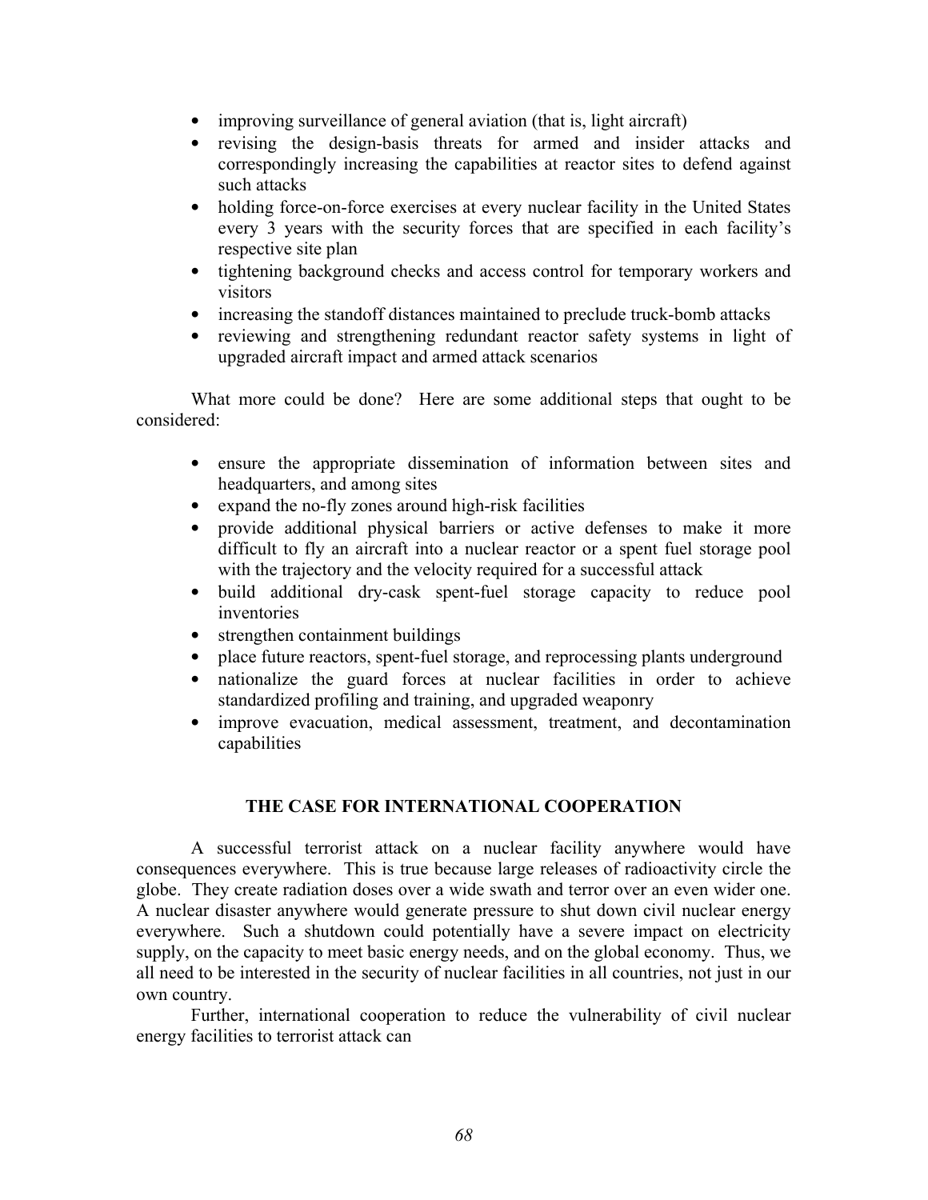- improving surveillance of general aviation (that is, light aircraft)
- revising the design-basis threats for armed and insider attacks and correspondingly increasing the capabilities at reactor sites to defend against such attacks
- holding force-on-force exercises at every nuclear facility in the United States every 3 years with the security forces that are specified in each facility's respective site plan
- tightening background checks and access control for temporary workers and visitors
- increasing the standoff distances maintained to preclude truck-bomb attacks
- reviewing and strengthening redundant reactor safety systems in light of upgraded aircraft impact and armed attack scenarios

What more could be done? Here are some additional steps that ought to be considered:

- ensure the appropriate dissemination of information between sites and headquarters, and among sites
- expand the no-fly zones around high-risk facilities
- provide additional physical barriers or active defenses to make it more difficult to fly an aircraft into a nuclear reactor or a spent fuel storage pool with the trajectory and the velocity required for a successful attack
- build additional dry-cask spent-fuel storage capacity to reduce pool inventories
- strengthen containment buildings
- place future reactors, spent-fuel storage, and reprocessing plants underground
- nationalize the guard forces at nuclear facilities in order to achieve standardized profiling and training, and upgraded weaponry
- improve evacuation, medical assessment, treatment, and decontamination capabilities

## THE CASE FOR INTERNATIONAL COOPERATION

A successful terrorist attack on a nuclear facility anywhere would have consequences everywhere. This is true because large releases of radioactivity circle the globe. They create radiation doses over a wide swath and terror over an even wider one. A nuclear disaster anywhere would generate pressure to shut down civil nuclear energy everywhere. Such a shutdown could potentially have a severe impact on electricity supply, on the capacity to meet basic energy needs, and on the global economy. Thus, we all need to be interested in the security of nuclear facilities in all countries, not just in our own country.

Further, international cooperation to reduce the vulnerability of civil nuclear energy facilities to terrorist attack can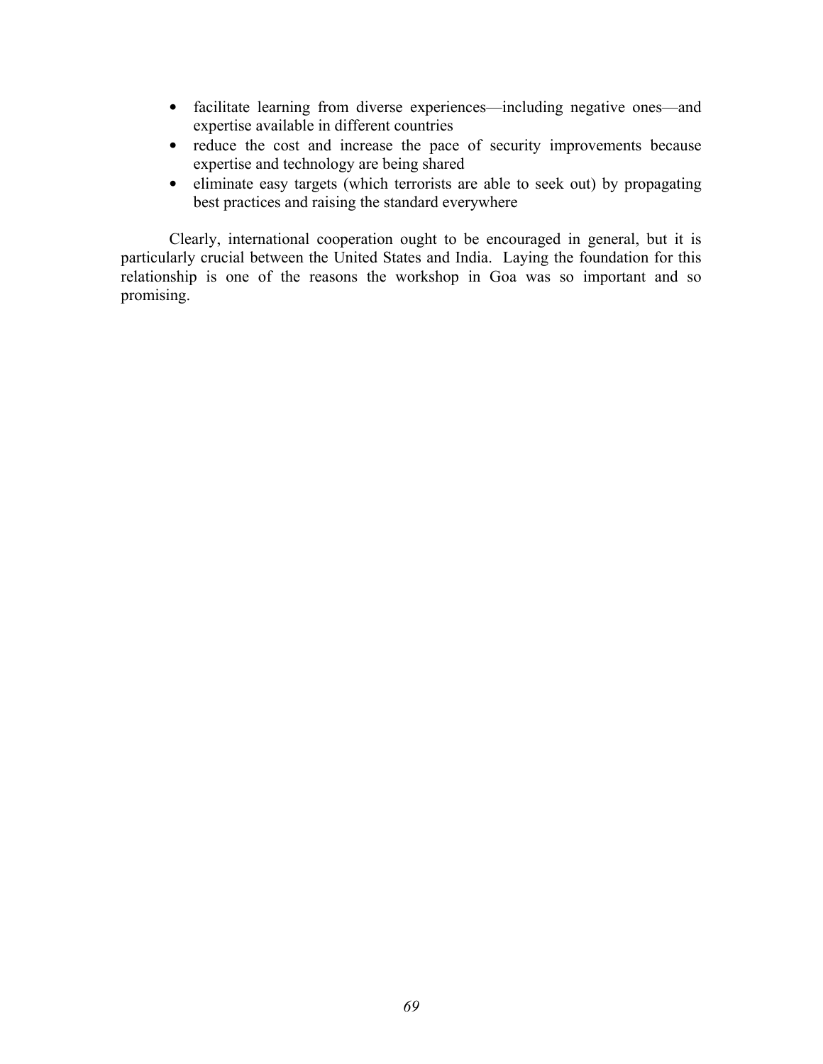- facilitate learning from diverse experiences—including negative ones—and expertise available in different countries
- reduce the cost and increase the pace of security improvements because expertise and technology are being shared
- eliminate easy targets (which terrorists are able to seek out) by propagating best practices and raising the standard everywhere

Clearly, international cooperation ought to be encouraged in general, but it is particularly crucial between the United States and India. Laying the foundation for this relationship is one of the reasons the workshop in Goa was so important and so promising.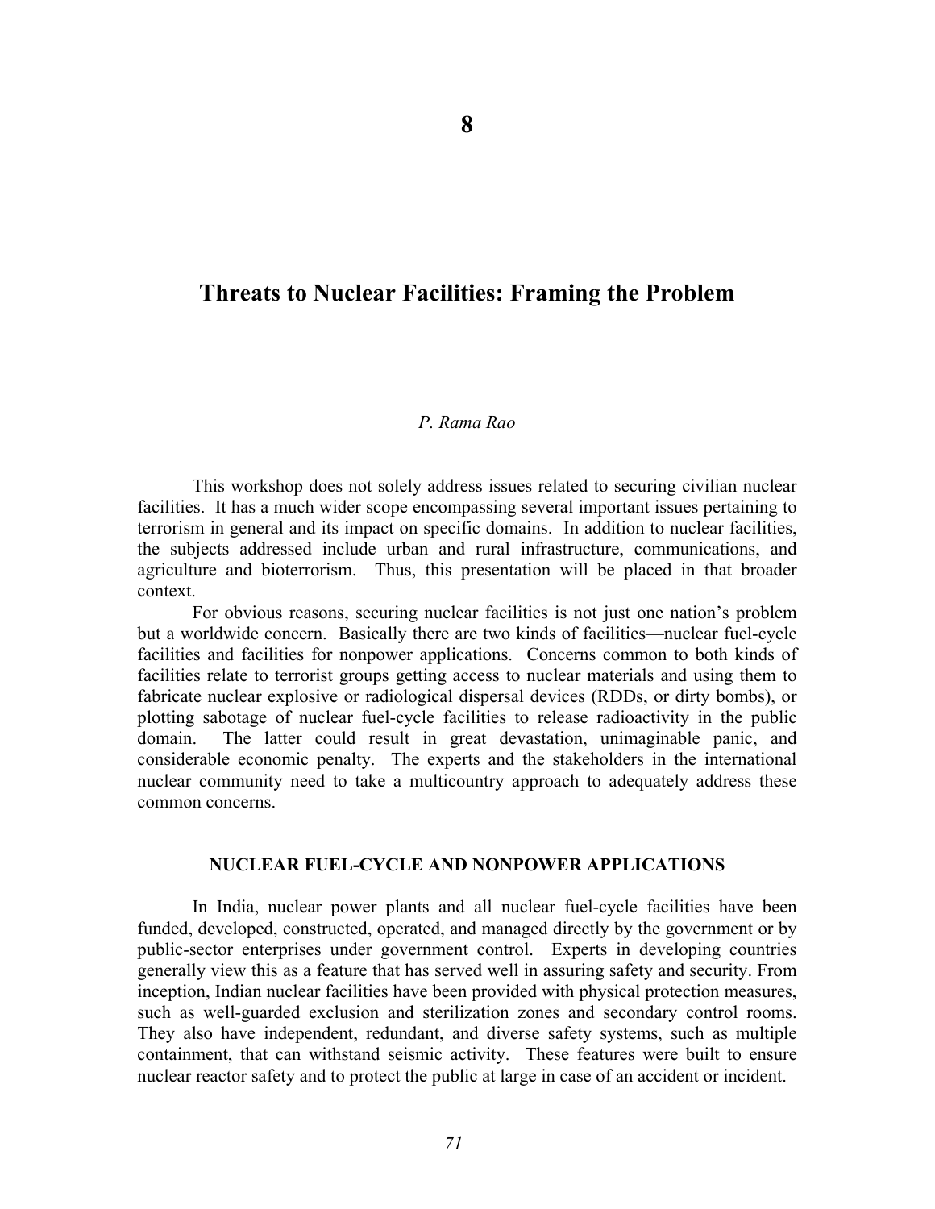# 8

# Threats to Nuclear Facilities: Framing the Problem

*P. Rama Rao*

This workshop does not solely address issues related to securing civilian nuclear facilities. It has a much wider scope encompassing several important issues pertaining to terrorism in general and its impact on specific domains. In addition to nuclear facilities, the subjects addressed include urban and rural infrastructure, communications, and agriculture and bioterrorism. Thus, this presentation will be placed in that broader context.

For obvious reasons, securing nuclear facilities is not just one nation's problem but a worldwide concern. Basically there are two kinds of facilities—nuclear fuel-cycle facilities and facilities for nonpower applications. Concerns common to both kinds of facilities relate to terrorist groups getting access to nuclear materials and using them to fabricate nuclear explosive or radiological dispersal devices (RDDs, or dirty bombs), or plotting sabotage of nuclear fuel-cycle facilities to release radioactivity in the public domain. The latter could result in great devastation, unimaginable panic, and considerable economic penalty. The experts and the stakeholders in the international nuclear community need to take a multicountry approach to adequately address these common concerns.

## NUCLEAR FUEL-CYCLE AND NONPOWER APPLICATIONS

In India, nuclear power plants and all nuclear fuel-cycle facilities have been funded, developed, constructed, operated, and managed directly by the government or by public-sector enterprises under government control. Experts in developing countries generally view this as a feature that has served well in assuring safety and security. From inception, Indian nuclear facilities have been provided with physical protection measures, such as well-guarded exclusion and sterilization zones and secondary control rooms. They also have independent, redundant, and diverse safety systems, such as multiple containment, that can withstand seismic activity. These features were built to ensure nuclear reactor safety and to protect the public at large in case of an accident or incident.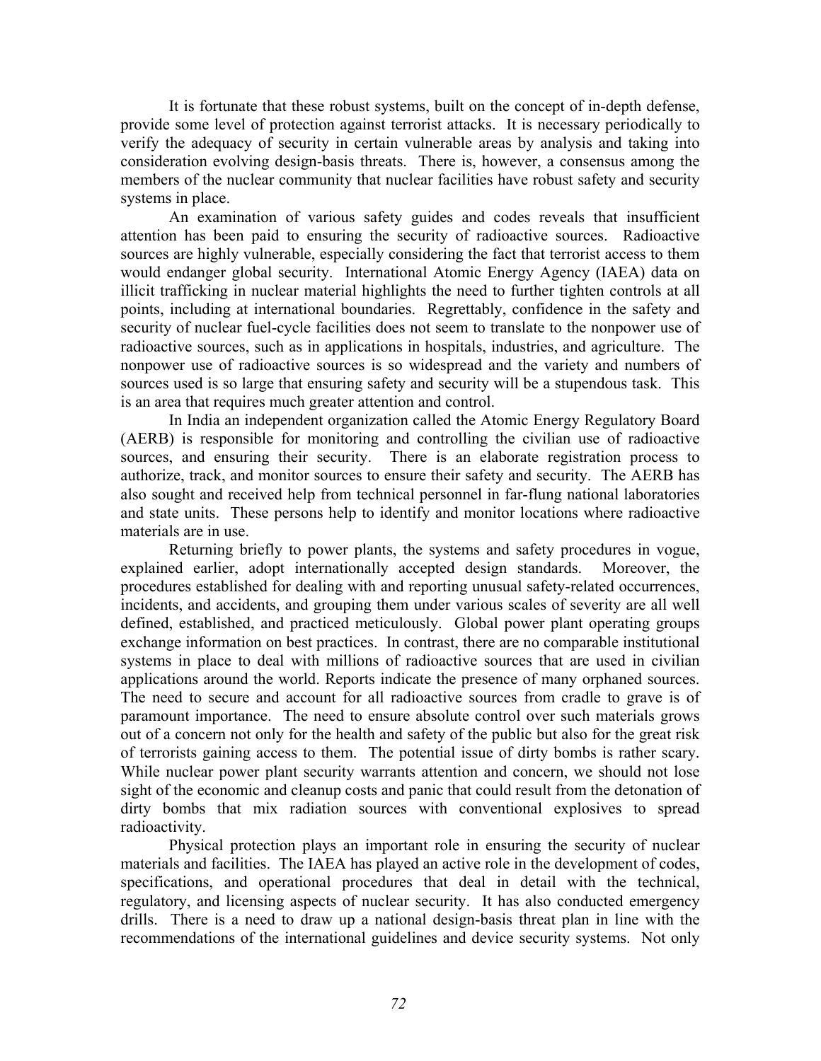It is fortunate that these robust systems, built on the concept of in-depth defense, provide some level of protection against terrorist attacks. It is necessary periodically to verify the adequacy of security in certain vulnerable areas by analysis and taking into consideration evolving design-basis threats. There is, however, a consensus among the members of the nuclear community that nuclear facilities have robust safety and security systems in place.

An examination of various safety guides and codes reveals that insufficient attention has been paid to ensuring the security of radioactive sources. Radioactive sources are highly vulnerable, especially considering the fact that terrorist access to them would endanger global security. International Atomic Energy Agency (IAEA) data on illicit trafficking in nuclear material highlights the need to further tighten controls at all points, including at international boundaries. Regrettably, confidence in the safety and security of nuclear fuel-cycle facilities does not seem to translate to the nonpower use of radioactive sources, such as in applications in hospitals, industries, and agriculture. The nonpower use of radioactive sources is so widespread and the variety and numbers of sources used is so large that ensuring safety and security will be a stupendous task. This is an area that requires much greater attention and control.

In India an independent organization called the Atomic Energy Regulatory Board (AERB) is responsible for monitoring and controlling the civilian use of radioactive sources, and ensuring their security. There is an elaborate registration process to authorize, track, and monitor sources to ensure their safety and security. The AERB has also sought and received help from technical personnel in far-flung national laboratories and state units. These persons help to identify and monitor locations where radioactive materials are in use.

Returning briefly to power plants, the systems and safety procedures in vogue, explained earlier, adopt internationally accepted design standards. Moreover, the procedures established for dealing with and reporting unusual safety-related occurrences, incidents, and accidents, and grouping them under various scales of severity are all well defined, established, and practiced meticulously. Global power plant operating groups exchange information on best practices. In contrast, there are no comparable institutional systems in place to deal with millions of radioactive sources that are used in civilian applications around the world. Reports indicate the presence of many orphaned sources. The need to secure and account for all radioactive sources from cradle to grave is of paramount importance. The need to ensure absolute control over such materials grows out of a concern not only for the health and safety of the public but also for the great risk of terrorists gaining access to them. The potential issue of dirty bombs is rather scary. While nuclear power plant security warrants attention and concern, we should not lose sight of the economic and cleanup costs and panic that could result from the detonation of dirty bombs that mix radiation sources with conventional explosives to spread radioactivity.

Physical protection plays an important role in ensuring the security of nuclear materials and facilities. The IAEA has played an active role in the development of codes, specifications, and operational procedures that deal in detail with the technical, regulatory, and licensing aspects of nuclear security. It has also conducted emergency drills. There is a need to draw up a national design-basis threat plan in line with the recommendations of the international guidelines and device security systems. Not only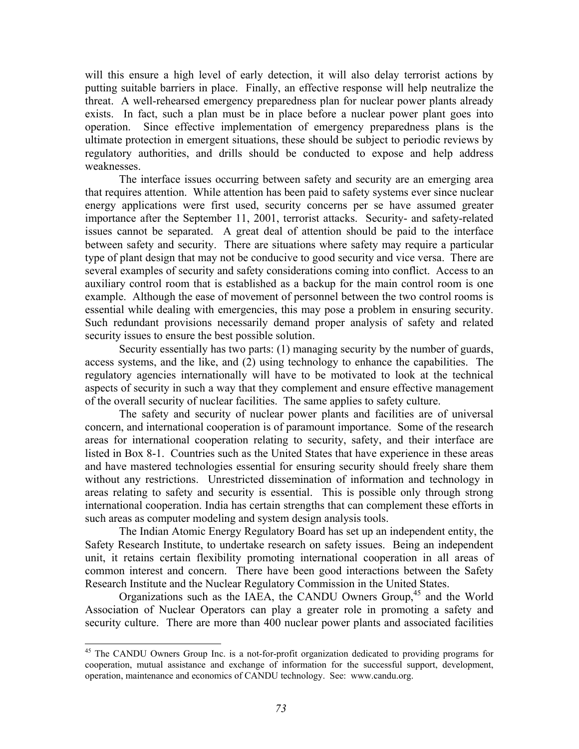will this ensure a high level of early detection, it will also delay terrorist actions by putting suitable barriers in place. Finally, an effective response will help neutralize the threat. A well-rehearsed emergency preparedness plan for nuclear power plants already exists. In fact, such a plan must be in place before a nuclear power plant goes into operation. Since effective implementation of emergency preparedness plans is the ultimate protection in emergent situations, these should be subject to periodic reviews by regulatory authorities, and drills should be conducted to expose and help address weaknesses.

The interface issues occurring between safety and security are an emerging area that requires attention. While attention has been paid to safety systems ever since nuclear energy applications were first used, security concerns per se have assumed greater importance after the September 11, 2001, terrorist attacks. Security- and safety-related issues cannot be separated. A great deal of attention should be paid to the interface between safety and security. There are situations where safety may require a particular type of plant design that may not be conducive to good security and vice versa. There are several examples of security and safety considerations coming into conflict. Access to an auxiliary control room that is established as a backup for the main control room is one example. Although the ease of movement of personnel between the two control rooms is essential while dealing with emergencies, this may pose a problem in ensuring security. Such redundant provisions necessarily demand proper analysis of safety and related security issues to ensure the best possible solution.

Security essentially has two parts: (1) managing security by the number of guards, access systems, and the like, and (2) using technology to enhance the capabilities. The regulatory agencies internationally will have to be motivated to look at the technical aspects of security in such a way that they complement and ensure effective management of the overall security of nuclear facilities. The same applies to safety culture.

The safety and security of nuclear power plants and facilities are of universal concern, and international cooperation is of paramount importance. Some of the research areas for international cooperation relating to security, safety, and their interface are listed in Box 8-1. Countries such as the United States that have experience in these areas and have mastered technologies essential for ensuring security should freely share them without any restrictions. Unrestricted dissemination of information and technology in areas relating to safety and security is essential. This is possible only through strong international cooperation. India has certain strengths that can complement these efforts in such areas as computer modeling and system design analysis tools.

The Indian Atomic Energy Regulatory Board has set up an independent entity, the Safety Research Institute, to undertake research on safety issues. Being an independent unit, it retains certain flexibility promoting international cooperation in all areas of common interest and concern. There have been good interactions between the Safety Research Institute and the Nuclear Regulatory Commission in the United States.

Organizations such as the IAEA, the CANDU Owners Group,[45] and the World Association of Nuclear Operators can play a greater role in promoting a safety and security culture. There are more than 400 nuclear power plants and associated facilities

---

[45] The CANDU Owners Group Inc. is a not-for-profit organization dedicated to providing programs for cooperation, mutual assistance and exchange of information for the successful support, development, operation, maintenance and economics of CANDU technology. See: www.candu.org.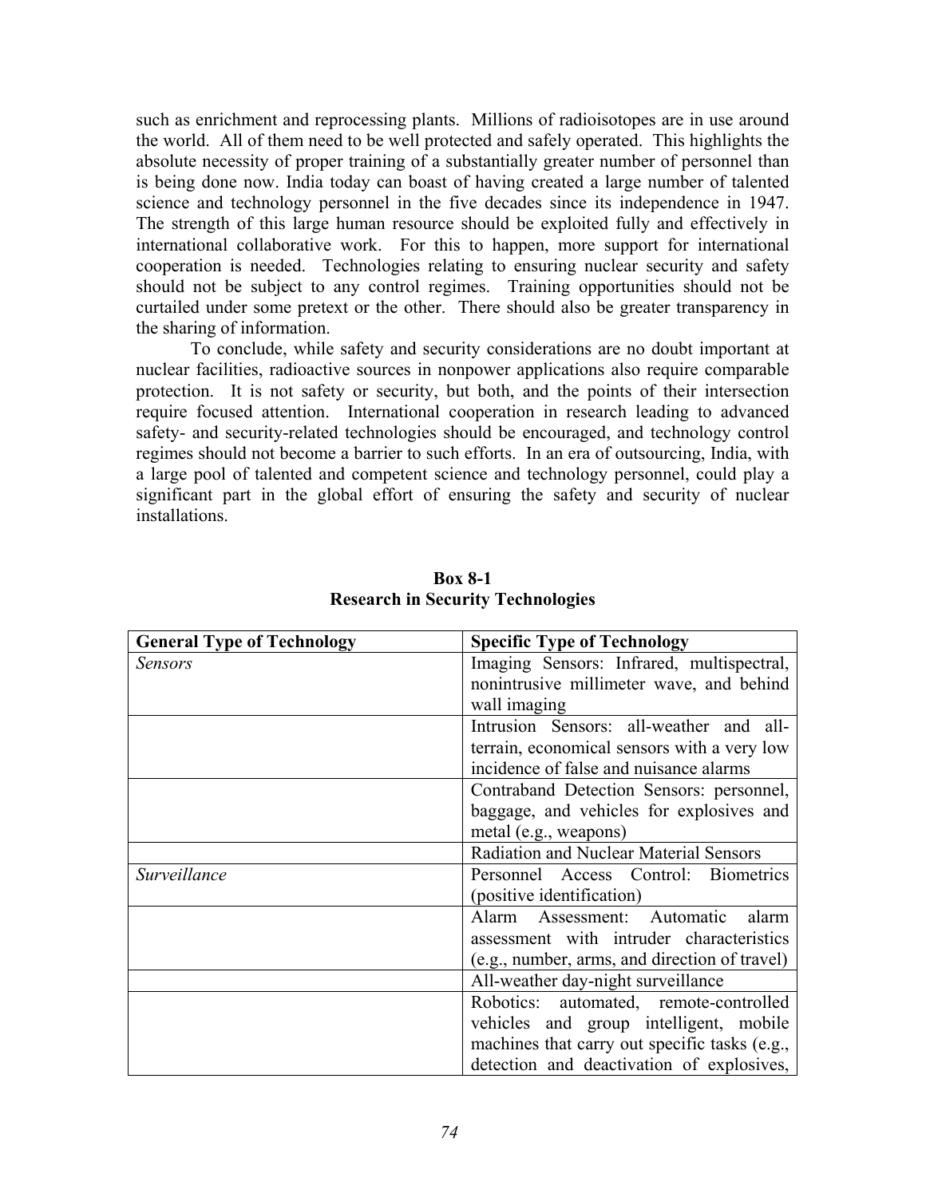such as enrichment and reprocessing plants. Millions of radioisotopes are in use around the world. All of them need to be well protected and safely operated. This highlights the absolute necessity of proper training of a substantially greater number of personnel than is being done now. India today can boast of having created a large number of talented science and technology personnel in the five decades since its independence in 1947. The strength of this large human resource should be exploited fully and effectively in international collaborative work. For this to happen, more support for international cooperation is needed. Technologies relating to ensuring nuclear security and safety should not be subject to any control regimes. Training opportunities should not be curtailed under some pretext or the other. There should also be greater transparency in the sharing of information.

To conclude, while safety and security considerations are no doubt important at nuclear facilities, radioactive sources in nonpower applications also require comparable protection. It is not safety or security, but both, and the points of their intersection require focused attention. International cooperation in research leading to advanced safety- and security-related technologies should be encouraged, and technology control regimes should not become a barrier to such efforts. In an era of outsourcing, India, with a large pool of talented and competent science and technology personnel, could play a significant part in the global effort of ensuring the safety and security of nuclear installations.

**Box 8-1**
**Research in Security Technologies**

| General Type of Technology | Specific Type of Technology |
|---|---|
| *Sensors* | Imaging Sensors: Infrared, multispectral, nonintrusive millimeter wave, and behind wall imaging |
| | Intrusion Sensors: all-weather and all-terrain, economical sensors with a very low incidence of false and nuisance alarms |
| | Contraband Detection Sensors: personnel, baggage, and vehicles for explosives and metal (e.g., weapons) |
| | Radiation and Nuclear Material Sensors |
| *Surveillance* | Personnel Access Control: Biometrics (positive identification) |
| | Alarm Assessment: Automatic alarm assessment with intruder characteristics (e.g., number, arms, and direction of travel) |
| | All-weather day-night surveillance |
| | Robotics: automated, remote-controlled vehicles and group intelligent, mobile machines that carry out specific tasks (e.g., detection and deactivation of explosives, |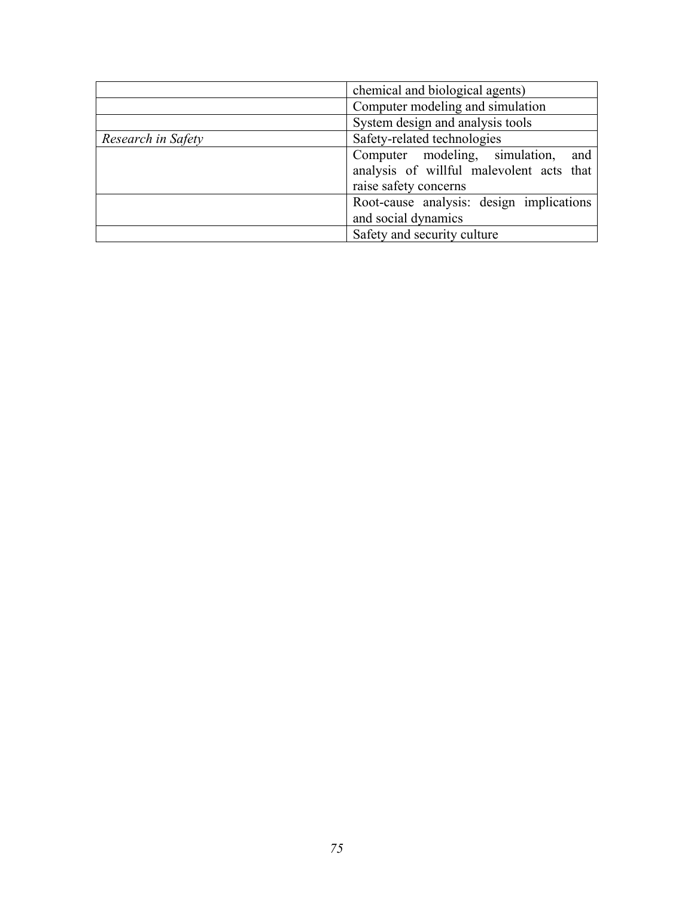| | |
|---|---|
| | chemical and biological agents) |
| | Computer modeling and simulation |
| | System design and analysis tools |
| *Research in Safety* | Safety-related technologies |
| | Computer modeling, simulation, and analysis of willful malevolent acts that raise safety concerns |
| | Root-cause analysis: design implications and social dynamics |
| | Safety and security culture |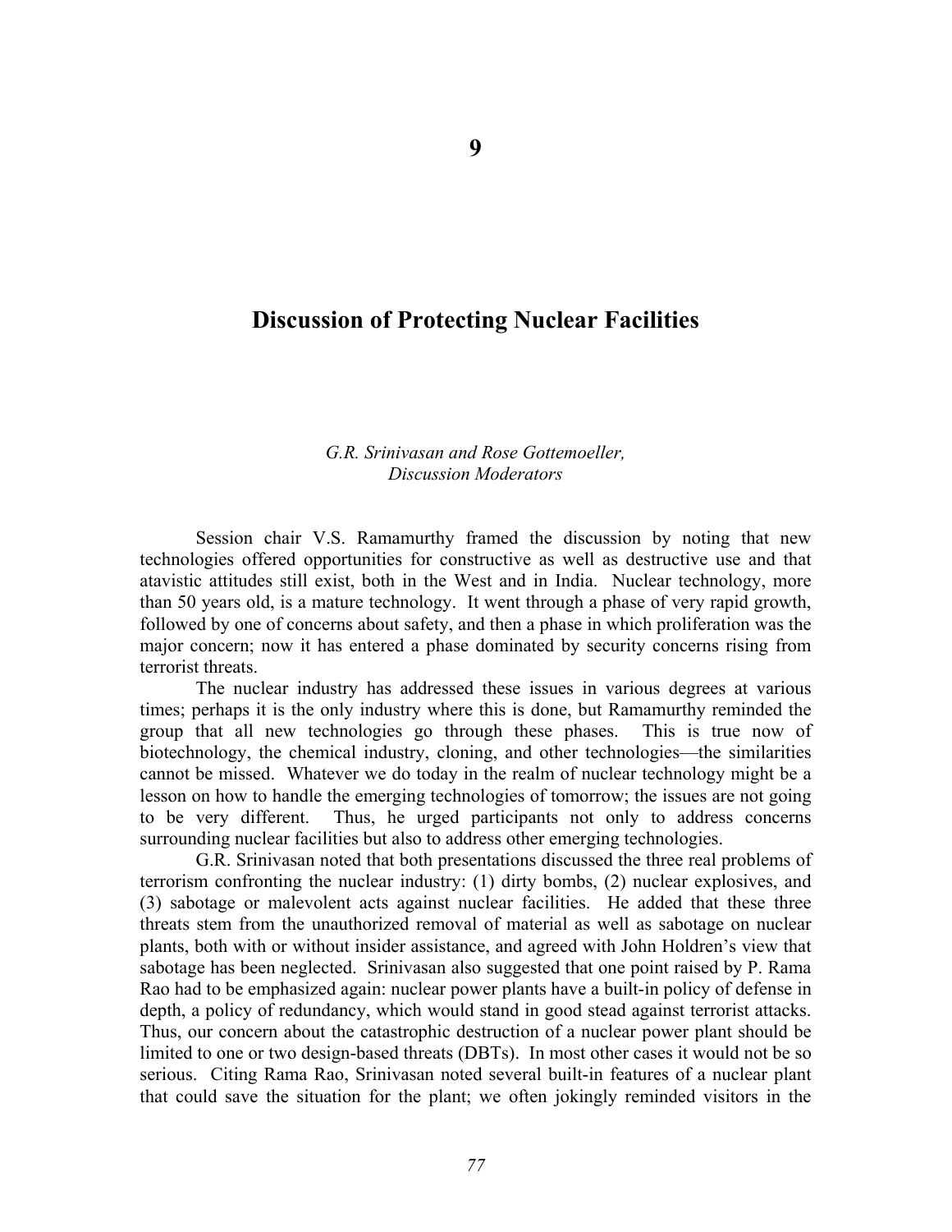# 9

# Discussion of Protecting Nuclear Facilities

*G.R. Srinivasan and Rose Gottemoeller,*
*Discussion Moderators*

Session chair V.S. Ramamurthy framed the discussion by noting that new technologies offered opportunities for constructive as well as destructive use and that atavistic attitudes still exist, both in the West and in India. Nuclear technology, more than 50 years old, is a mature technology. It went through a phase of very rapid growth, followed by one of concerns about safety, and then a phase in which proliferation was the major concern; now it has entered a phase dominated by security concerns rising from terrorist threats.

The nuclear industry has addressed these issues in various degrees at various times; perhaps it is the only industry where this is done, but Ramamurthy reminded the group that all new technologies go through these phases. This is true now of biotechnology, the chemical industry, cloning, and other technologies—the similarities cannot be missed. Whatever we do today in the realm of nuclear technology might be a lesson on how to handle the emerging technologies of tomorrow; the issues are not going to be very different. Thus, he urged participants not only to address concerns surrounding nuclear facilities but also to address other emerging technologies.

G.R. Srinivasan noted that both presentations discussed the three real problems of terrorism confronting the nuclear industry: (1) dirty bombs, (2) nuclear explosives, and (3) sabotage or malevolent acts against nuclear facilities. He added that these three threats stem from the unauthorized removal of material as well as sabotage on nuclear plants, both with or without insider assistance, and agreed with John Holdren's view that sabotage has been neglected. Srinivasan also suggested that one point raised by P. Rama Rao had to be emphasized again: nuclear power plants have a built-in policy of defense in depth, a policy of redundancy, which would stand in good stead against terrorist attacks. Thus, our concern about the catastrophic destruction of a nuclear power plant should be limited to one or two design-based threats (DBTs). In most other cases it would not be so serious. Citing Rama Rao, Srinivasan noted several built-in features of a nuclear plant that could save the situation for the plant; we often jokingly reminded visitors in the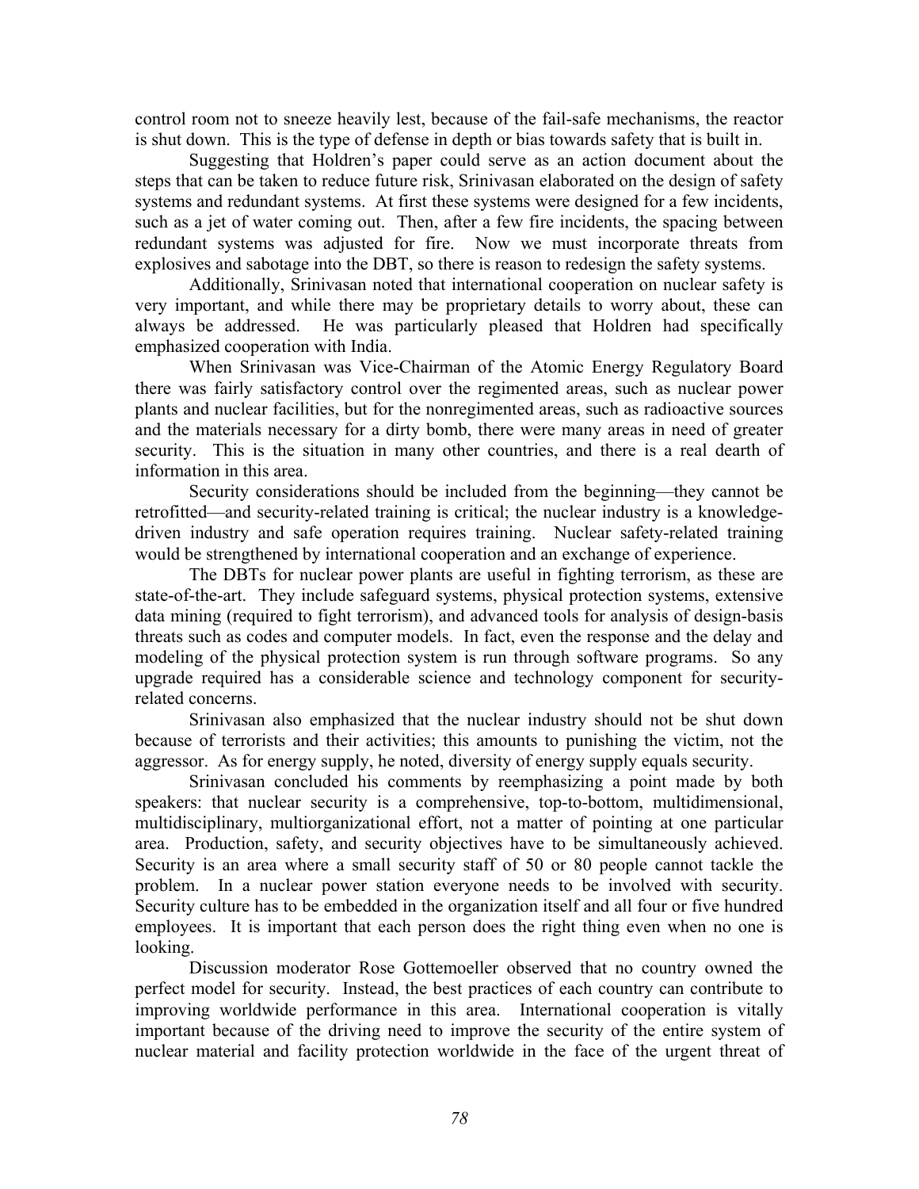control room not to sneeze heavily lest, because of the fail-safe mechanisms, the reactor is shut down. This is the type of defense in depth or bias towards safety that is built in.

Suggesting that Holdren's paper could serve as an action document about the steps that can be taken to reduce future risk, Srinivasan elaborated on the design of safety systems and redundant systems. At first these systems were designed for a few incidents, such as a jet of water coming out. Then, after a few fire incidents, the spacing between redundant systems was adjusted for fire. Now we must incorporate threats from explosives and sabotage into the DBT, so there is reason to redesign the safety systems.

Additionally, Srinivasan noted that international cooperation on nuclear safety is very important, and while there may be proprietary details to worry about, these can always be addressed. He was particularly pleased that Holdren had specifically emphasized cooperation with India.

When Srinivasan was Vice-Chairman of the Atomic Energy Regulatory Board there was fairly satisfactory control over the regimented areas, such as nuclear power plants and nuclear facilities, but for the nonregimented areas, such as radioactive sources and the materials necessary for a dirty bomb, there were many areas in need of greater security. This is the situation in many other countries, and there is a real dearth of information in this area.

Security considerations should be included from the beginning—they cannot be retrofitted—and security-related training is critical; the nuclear industry is a knowledge-driven industry and safe operation requires training. Nuclear safety-related training would be strengthened by international cooperation and an exchange of experience.

The DBTs for nuclear power plants are useful in fighting terrorism, as these are state-of-the-art. They include safeguard systems, physical protection systems, extensive data mining (required to fight terrorism), and advanced tools for analysis of design-basis threats such as codes and computer models. In fact, even the response and the delay and modeling of the physical protection system is run through software programs. So any upgrade required has a considerable science and technology component for security-related concerns.

Srinivasan also emphasized that the nuclear industry should not be shut down because of terrorists and their activities; this amounts to punishing the victim, not the aggressor. As for energy supply, he noted, diversity of energy supply equals security.

Srinivasan concluded his comments by reemphasizing a point made by both speakers: that nuclear security is a comprehensive, top-to-bottom, multidimensional, multidisciplinary, multiorganizational effort, not a matter of pointing at one particular area. Production, safety, and security objectives have to be simultaneously achieved. Security is an area where a small security staff of 50 or 80 people cannot tackle the problem. In a nuclear power station everyone needs to be involved with security. Security culture has to be embedded in the organization itself and all four or five hundred employees. It is important that each person does the right thing even when no one is looking.

Discussion moderator Rose Gottemoeller observed that no country owned the perfect model for security. Instead, the best practices of each country can contribute to improving worldwide performance in this area. International cooperation is vitally important because of the driving need to improve the security of the entire system of nuclear material and facility protection worldwide in the face of the urgent threat of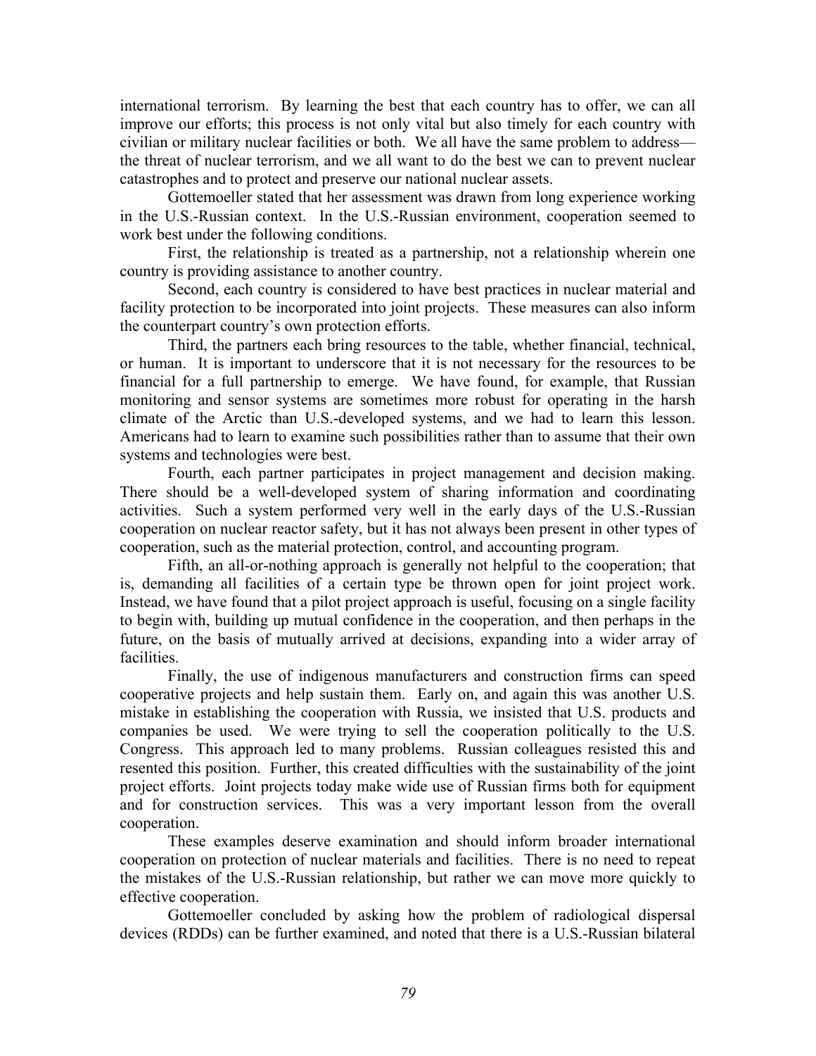international terrorism. By learning the best that each country has to offer, we can all improve our efforts; this process is not only vital but also timely for each country with civilian or military nuclear facilities or both. We all have the same problem to address—the threat of nuclear terrorism, and we all want to do the best we can to prevent nuclear catastrophes and to protect and preserve our national nuclear assets.

Gottemoeller stated that her assessment was drawn from long experience working in the U.S.-Russian context. In the U.S.-Russian environment, cooperation seemed to work best under the following conditions.

First, the relationship is treated as a partnership, not a relationship wherein one country is providing assistance to another country.

Second, each country is considered to have best practices in nuclear material and facility protection to be incorporated into joint projects. These measures can also inform the counterpart country's own protection efforts.

Third, the partners each bring resources to the table, whether financial, technical, or human. It is important to underscore that it is not necessary for the resources to be financial for a full partnership to emerge. We have found, for example, that Russian monitoring and sensor systems are sometimes more robust for operating in the harsh climate of the Arctic than U.S.-developed systems, and we had to learn this lesson. Americans had to learn to examine such possibilities rather than to assume that their own systems and technologies were best.

Fourth, each partner participates in project management and decision making. There should be a well-developed system of sharing information and coordinating activities. Such a system performed very well in the early days of the U.S.-Russian cooperation on nuclear reactor safety, but it has not always been present in other types of cooperation, such as the material protection, control, and accounting program.

Fifth, an all-or-nothing approach is generally not helpful to the cooperation; that is, demanding all facilities of a certain type be thrown open for joint project work. Instead, we have found that a pilot project approach is useful, focusing on a single facility to begin with, building up mutual confidence in the cooperation, and then perhaps in the future, on the basis of mutually arrived at decisions, expanding into a wider array of facilities.

Finally, the use of indigenous manufacturers and construction firms can speed cooperative projects and help sustain them. Early on, and again this was another U.S. mistake in establishing the cooperation with Russia, we insisted that U.S. products and companies be used. We were trying to sell the cooperation politically to the U.S. Congress. This approach led to many problems. Russian colleagues resisted this and resented this position. Further, this created difficulties with the sustainability of the joint project efforts. Joint projects today make wide use of Russian firms both for equipment and for construction services. This was a very important lesson from the overall cooperation.

These examples deserve examination and should inform broader international cooperation on protection of nuclear materials and facilities. There is no need to repeat the mistakes of the U.S.-Russian relationship, but rather we can move more quickly to effective cooperation.

Gottemoeller concluded by asking how the problem of radiological dispersal devices (RDDs) can be further examined, and noted that there is a U.S.-Russian bilateral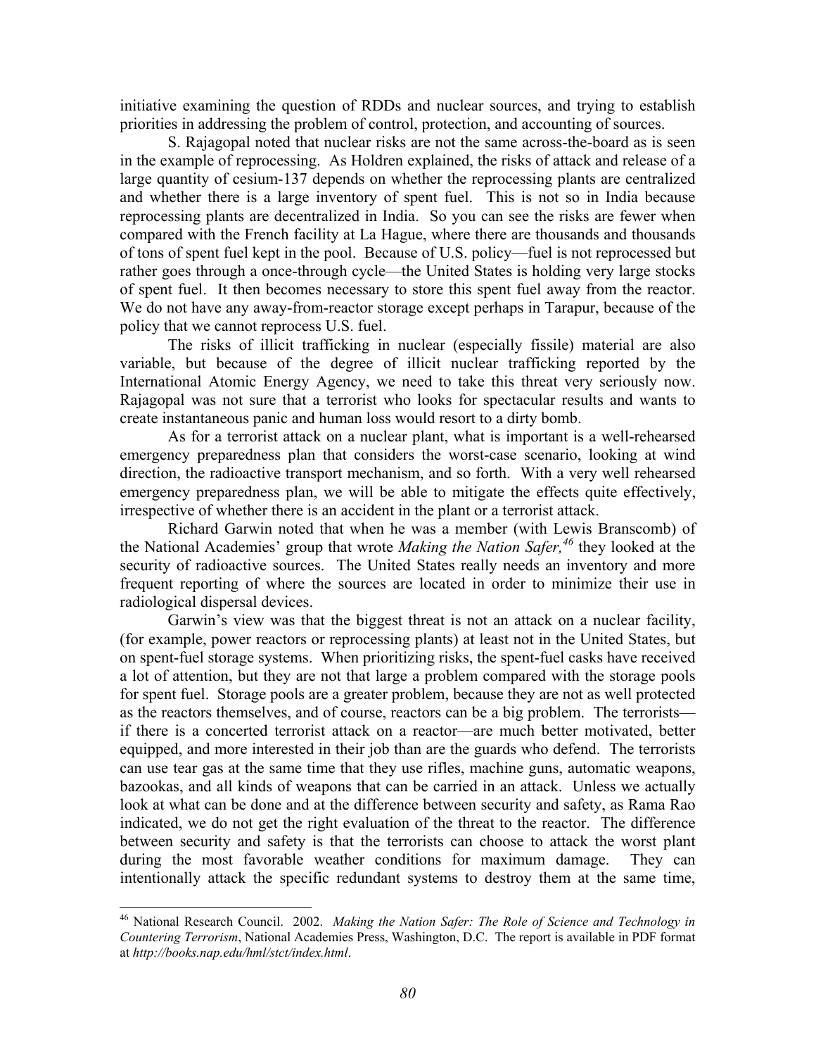initiative examining the question of RDDs and nuclear sources, and trying to establish priorities in addressing the problem of control, protection, and accounting of sources.

S. Rajagopal noted that nuclear risks are not the same across-the-board as is seen in the example of reprocessing. As Holdren explained, the risks of attack and release of a large quantity of cesium-137 depends on whether the reprocessing plants are centralized and whether there is a large inventory of spent fuel. This is not so in India because reprocessing plants are decentralized in India. So you can see the risks are fewer when compared with the French facility at La Hague, where there are thousands and thousands of tons of spent fuel kept in the pool. Because of U.S. policy—fuel is not reprocessed but rather goes through a once-through cycle—the United States is holding very large stocks of spent fuel. It then becomes necessary to store this spent fuel away from the reactor. We do not have any away-from-reactor storage except perhaps in Tarapur, because of the policy that we cannot reprocess U.S. fuel.

The risks of illicit trafficking in nuclear (especially fissile) material are also variable, but because of the degree of illicit nuclear trafficking reported by the International Atomic Energy Agency, we need to take this threat very seriously now. Rajagopal was not sure that a terrorist who looks for spectacular results and wants to create instantaneous panic and human loss would resort to a dirty bomb.

As for a terrorist attack on a nuclear plant, what is important is a well-rehearsed emergency preparedness plan that considers the worst-case scenario, looking at wind direction, the radioactive transport mechanism, and so forth. With a very well rehearsed emergency preparedness plan, we will be able to mitigate the effects quite effectively, irrespective of whether there is an accident in the plant or a terrorist attack.

Richard Garwin noted that when he was a member (with Lewis Branscomb) of the National Academies' group that wrote *Making the Nation Safer,*[46] they looked at the security of radioactive sources. The United States really needs an inventory and more frequent reporting of where the sources are located in order to minimize their use in radiological dispersal devices.

Garwin's view was that the biggest threat is not an attack on a nuclear facility, (for example, power reactors or reprocessing plants) at least not in the United States, but on spent-fuel storage systems. When prioritizing risks, the spent-fuel casks have received a lot of attention, but they are not that large a problem compared with the storage pools for spent fuel. Storage pools are a greater problem, because they are not as well protected as the reactors themselves, and of course, reactors can be a big problem. The terrorists—if there is a concerted terrorist attack on a reactor—are much better motivated, better equipped, and more interested in their job than are the guards who defend. The terrorists can use tear gas at the same time that they use rifles, machine guns, automatic weapons, bazookas, and all kinds of weapons that can be carried in an attack. Unless we actually look at what can be done and at the difference between security and safety, as Rama Rao indicated, we do not get the right evaluation of the threat to the reactor. The difference between security and safety is that the terrorists can choose to attack the worst plant during the most favorable weather conditions for maximum damage. They can intentionally attack the specific redundant systems to destroy them at the same time,

---

[46] National Research Council. 2002. *Making the Nation Safer: The Role of Science and Technology in Countering Terrorism*, National Academies Press, Washington, D.C. The report is available in PDF format at *http://books.nap.edu/hml/stct/index.html*.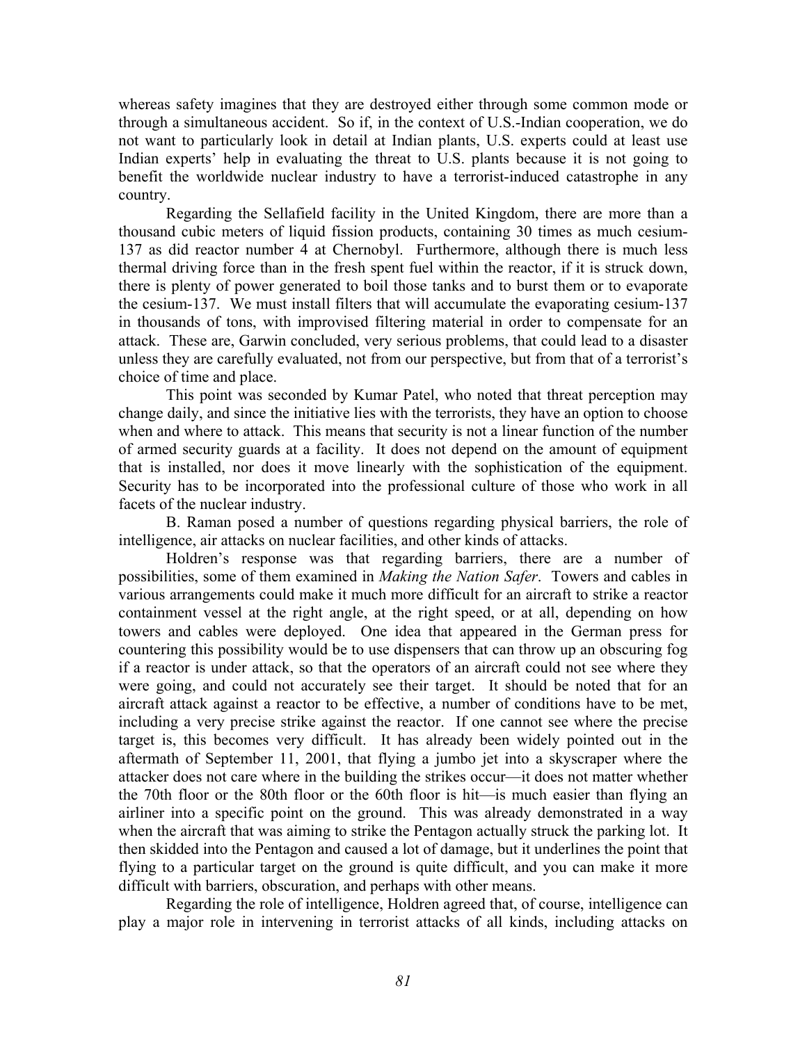whereas safety imagines that they are destroyed either through some common mode or through a simultaneous accident. So if, in the context of U.S.-Indian cooperation, we do not want to particularly look in detail at Indian plants, U.S. experts could at least use Indian experts' help in evaluating the threat to U.S. plants because it is not going to benefit the worldwide nuclear industry to have a terrorist-induced catastrophe in any country.

Regarding the Sellafield facility in the United Kingdom, there are more than a thousand cubic meters of liquid fission products, containing 30 times as much cesium-137 as did reactor number 4 at Chernobyl. Furthermore, although there is much less thermal driving force than in the fresh spent fuel within the reactor, if it is struck down, there is plenty of power generated to boil those tanks and to burst them or to evaporate the cesium-137. We must install filters that will accumulate the evaporating cesium-137 in thousands of tons, with improvised filtering material in order to compensate for an attack. These are, Garwin concluded, very serious problems, that could lead to a disaster unless they are carefully evaluated, not from our perspective, but from that of a terrorist's choice of time and place.

This point was seconded by Kumar Patel, who noted that threat perception may change daily, and since the initiative lies with the terrorists, they have an option to choose when and where to attack. This means that security is not a linear function of the number of armed security guards at a facility. It does not depend on the amount of equipment that is installed, nor does it move linearly with the sophistication of the equipment. Security has to be incorporated into the professional culture of those who work in all facets of the nuclear industry.

B. Raman posed a number of questions regarding physical barriers, the role of intelligence, air attacks on nuclear facilities, and other kinds of attacks.

Holdren's response was that regarding barriers, there are a number of possibilities, some of them examined in *Making the Nation Safer*. Towers and cables in various arrangements could make it much more difficult for an aircraft to strike a reactor containment vessel at the right angle, at the right speed, or at all, depending on how towers and cables were deployed. One idea that appeared in the German press for countering this possibility would be to use dispensers that can throw up an obscuring fog if a reactor is under attack, so that the operators of an aircraft could not see where they were going, and could not accurately see their target. It should be noted that for an aircraft attack against a reactor to be effective, a number of conditions have to be met, including a very precise strike against the reactor. If one cannot see where the precise target is, this becomes very difficult. It has already been widely pointed out in the aftermath of September 11, 2001, that flying a jumbo jet into a skyscraper where the attacker does not care where in the building the strikes occur—it does not matter whether the 70th floor or the 80th floor or the 60th floor is hit—is much easier than flying an airliner into a specific point on the ground. This was already demonstrated in a way when the aircraft that was aiming to strike the Pentagon actually struck the parking lot. It then skidded into the Pentagon and caused a lot of damage, but it underlines the point that flying to a particular target on the ground is quite difficult, and you can make it more difficult with barriers, obscuration, and perhaps with other means.

Regarding the role of intelligence, Holdren agreed that, of course, intelligence can play a major role in intervening in terrorist attacks of all kinds, including attacks on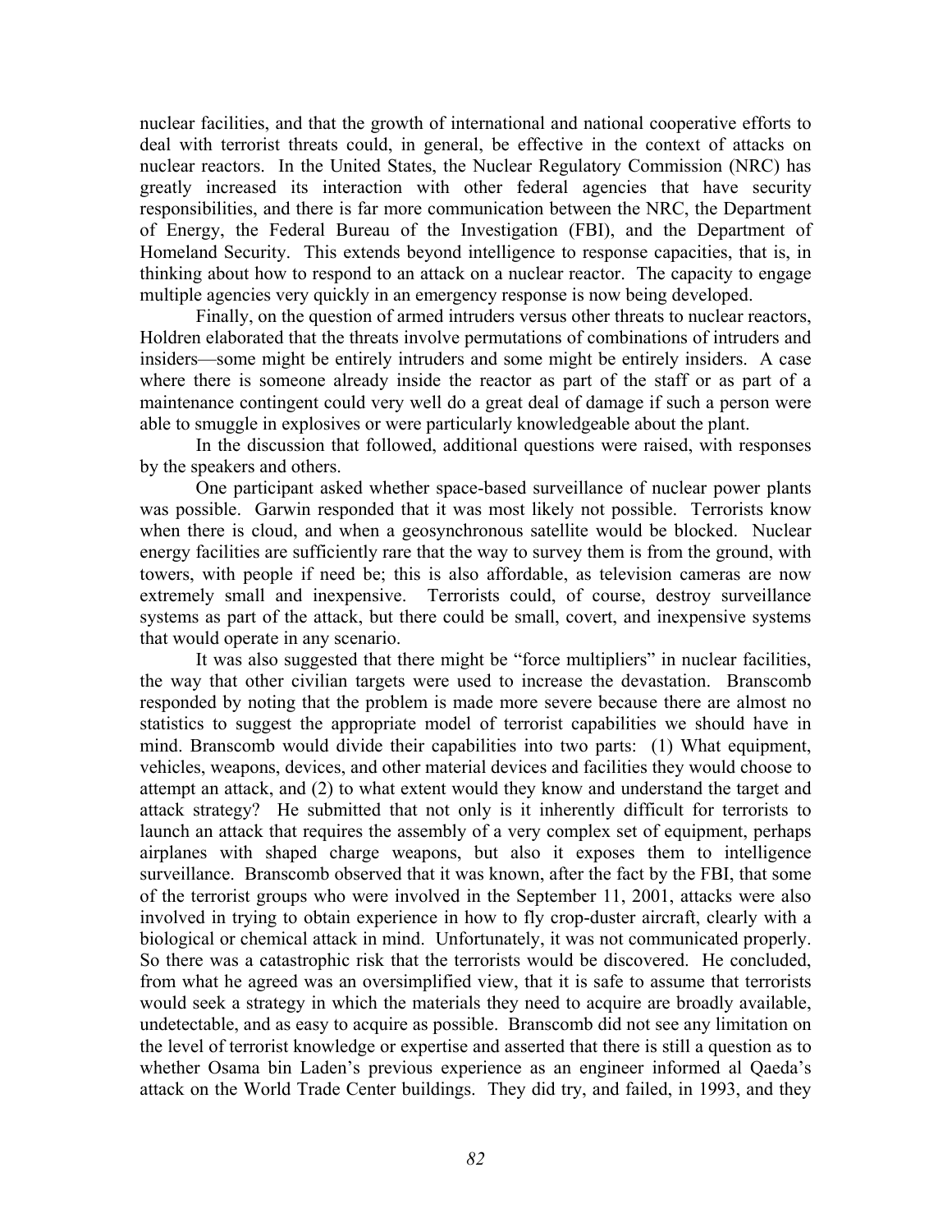nuclear facilities, and that the growth of international and national cooperative efforts to deal with terrorist threats could, in general, be effective in the context of attacks on nuclear reactors. In the United States, the Nuclear Regulatory Commission (NRC) has greatly increased its interaction with other federal agencies that have security responsibilities, and there is far more communication between the NRC, the Department of Energy, the Federal Bureau of the Investigation (FBI), and the Department of Homeland Security. This extends beyond intelligence to response capacities, that is, in thinking about how to respond to an attack on a nuclear reactor. The capacity to engage multiple agencies very quickly in an emergency response is now being developed.

Finally, on the question of armed intruders versus other threats to nuclear reactors, Holdren elaborated that the threats involve permutations of combinations of intruders and insiders—some might be entirely intruders and some might be entirely insiders. A case where there is someone already inside the reactor as part of the staff or as part of a maintenance contingent could very well do a great deal of damage if such a person were able to smuggle in explosives or were particularly knowledgeable about the plant.

In the discussion that followed, additional questions were raised, with responses by the speakers and others.

One participant asked whether space-based surveillance of nuclear power plants was possible. Garwin responded that it was most likely not possible. Terrorists know when there is cloud, and when a geosynchronous satellite would be blocked. Nuclear energy facilities are sufficiently rare that the way to survey them is from the ground, with towers, with people if need be; this is also affordable, as television cameras are now extremely small and inexpensive. Terrorists could, of course, destroy surveillance systems as part of the attack, but there could be small, covert, and inexpensive systems that would operate in any scenario.

It was also suggested that there might be "force multipliers" in nuclear facilities, the way that other civilian targets were used to increase the devastation. Branscomb responded by noting that the problem is made more severe because there are almost no statistics to suggest the appropriate model of terrorist capabilities we should have in mind. Branscomb would divide their capabilities into two parts: (1) What equipment, vehicles, weapons, devices, and other material devices and facilities they would choose to attempt an attack, and (2) to what extent would they know and understand the target and attack strategy? He submitted that not only is it inherently difficult for terrorists to launch an attack that requires the assembly of a very complex set of equipment, perhaps airplanes with shaped charge weapons, but also it exposes them to intelligence surveillance. Branscomb observed that it was known, after the fact by the FBI, that some of the terrorist groups who were involved in the September 11, 2001, attacks were also involved in trying to obtain experience in how to fly crop-duster aircraft, clearly with a biological or chemical attack in mind. Unfortunately, it was not communicated properly. So there was a catastrophic risk that the terrorists would be discovered. He concluded, from what he agreed was an oversimplified view, that it is safe to assume that terrorists would seek a strategy in which the materials they need to acquire are broadly available, undetectable, and as easy to acquire as possible. Branscomb did not see any limitation on the level of terrorist knowledge or expertise and asserted that there is still a question as to whether Osama bin Laden's previous experience as an engineer informed al Qaeda's attack on the World Trade Center buildings. They did try, and failed, in 1993, and they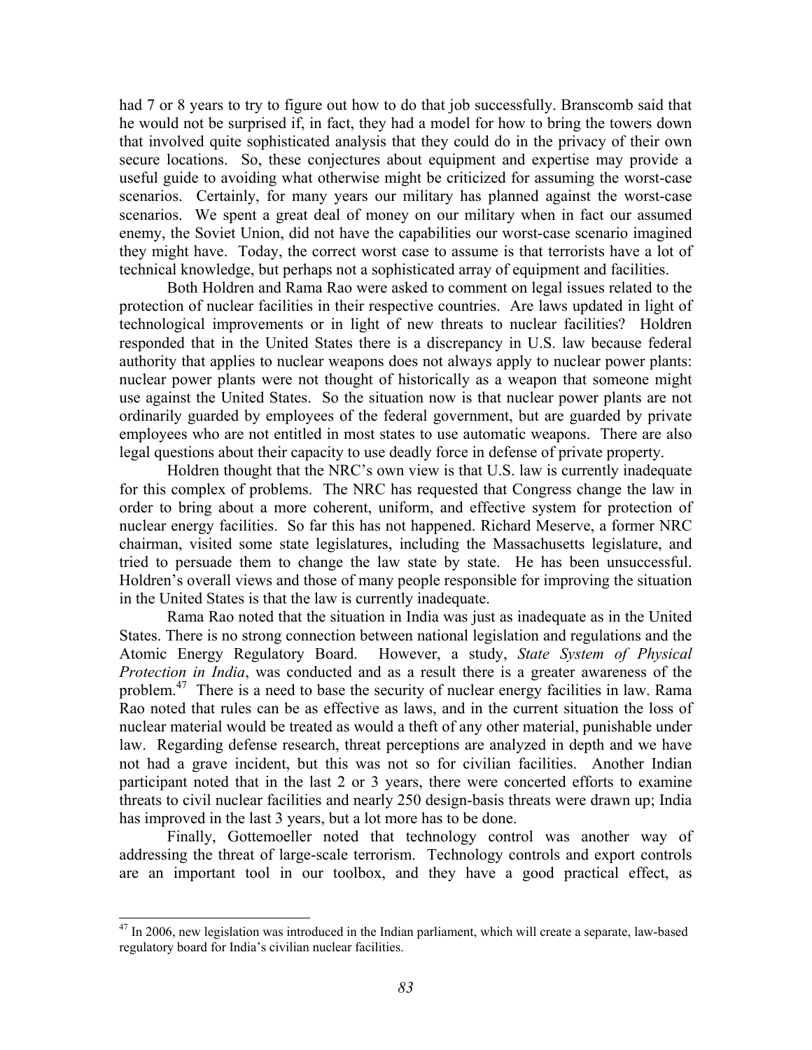had 7 or 8 years to try to figure out how to do that job successfully. Branscomb said that he would not be surprised if, in fact, they had a model for how to bring the towers down that involved quite sophisticated analysis that they could do in the privacy of their own secure locations. So, these conjectures about equipment and expertise may provide a useful guide to avoiding what otherwise might be criticized for assuming the worst-case scenarios. Certainly, for many years our military has planned against the worst-case scenarios. We spent a great deal of money on our military when in fact our assumed enemy, the Soviet Union, did not have the capabilities our worst-case scenario imagined they might have. Today, the correct worst case to assume is that terrorists have a lot of technical knowledge, but perhaps not a sophisticated array of equipment and facilities.

Both Holdren and Rama Rao were asked to comment on legal issues related to the protection of nuclear facilities in their respective countries. Are laws updated in light of technological improvements or in light of new threats to nuclear facilities? Holdren responded that in the United States there is a discrepancy in U.S. law because federal authority that applies to nuclear weapons does not always apply to nuclear power plants: nuclear power plants were not thought of historically as a weapon that someone might use against the United States. So the situation now is that nuclear power plants are not ordinarily guarded by employees of the federal government, but are guarded by private employees who are not entitled in most states to use automatic weapons. There are also legal questions about their capacity to use deadly force in defense of private property.

Holdren thought that the NRC's own view is that U.S. law is currently inadequate for this complex of problems. The NRC has requested that Congress change the law in order to bring about a more coherent, uniform, and effective system for protection of nuclear energy facilities. So far this has not happened. Richard Meserve, a former NRC chairman, visited some state legislatures, including the Massachusetts legislature, and tried to persuade them to change the law state by state. He has been unsuccessful. Holdren's overall views and those of many people responsible for improving the situation in the United States is that the law is currently inadequate.

Rama Rao noted that the situation in India was just as inadequate as in the United States. There is no strong connection between national legislation and regulations and the Atomic Energy Regulatory Board. However, a study, *State System of Physical Protection in India*, was conducted and as a result there is a greater awareness of the problem.[47] There is a need to base the security of nuclear energy facilities in law. Rama Rao noted that rules can be as effective as laws, and in the current situation the loss of nuclear material would be treated as would a theft of any other material, punishable under law. Regarding defense research, threat perceptions are analyzed in depth and we have not had a grave incident, but this was not so for civilian facilities. Another Indian participant noted that in the last 2 or 3 years, there were concerted efforts to examine threats to civil nuclear facilities and nearly 250 design-basis threats were drawn up; India has improved in the last 3 years, but a lot more has to be done.

Finally, Gottemoeller noted that technology control was another way of addressing the threat of large-scale terrorism. Technology controls and export controls are an important tool in our toolbox, and they have a good practical effect, as

[47] In 2006, new legislation was introduced in the Indian parliament, which will create a separate, law-based regulatory board for India's civilian nuclear facilities.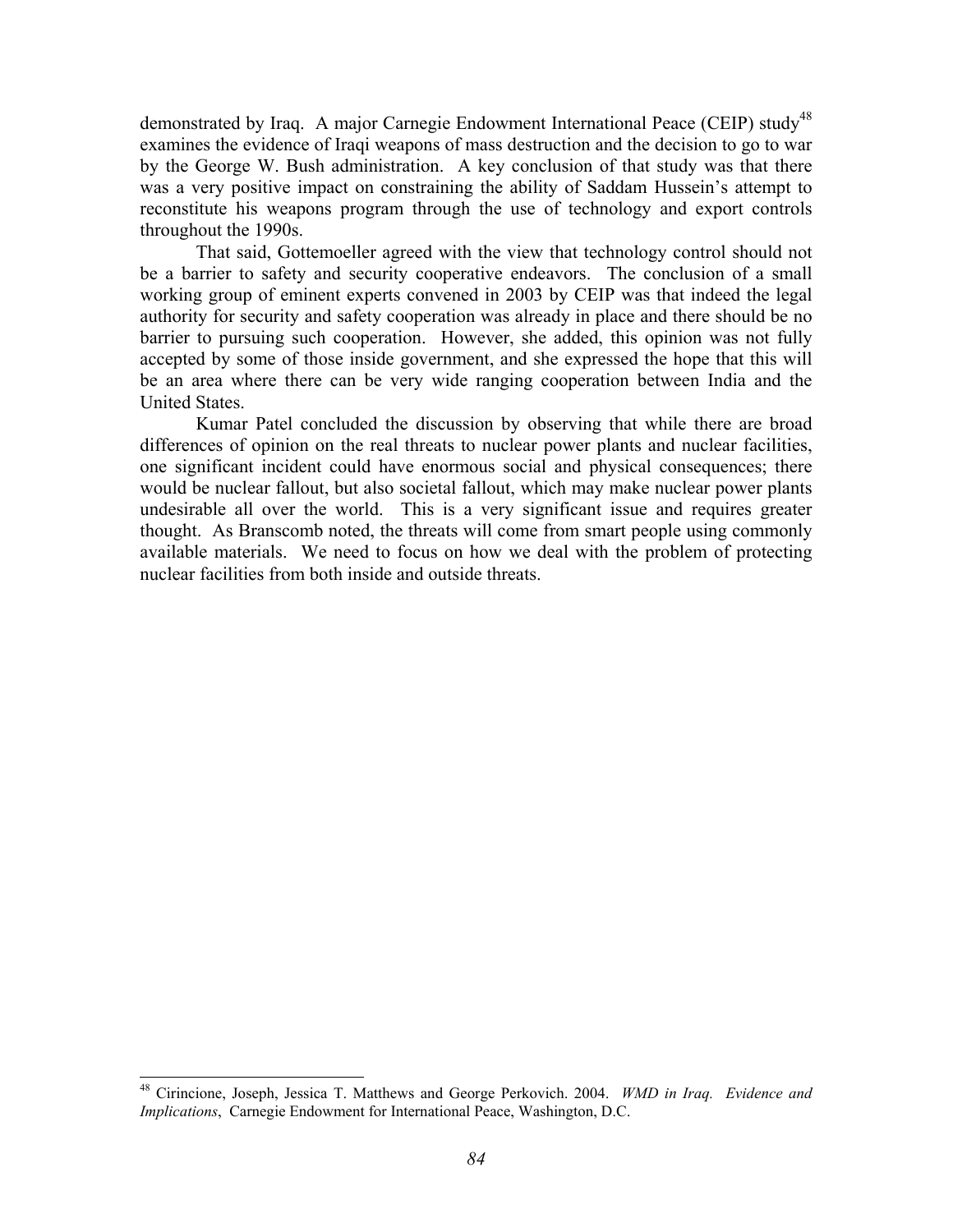demonstrated by Iraq. A major Carnegie Endowment International Peace (CEIP) study[48] examines the evidence of Iraqi weapons of mass destruction and the decision to go to war by the George W. Bush administration. A key conclusion of that study was that there was a very positive impact on constraining the ability of Saddam Hussein's attempt to reconstitute his weapons program through the use of technology and export controls throughout the 1990s.

That said, Gottemoeller agreed with the view that technology control should not be a barrier to safety and security cooperative endeavors. The conclusion of a small working group of eminent experts convened in 2003 by CEIP was that indeed the legal authority for security and safety cooperation was already in place and there should be no barrier to pursuing such cooperation. However, she added, this opinion was not fully accepted by some of those inside government, and she expressed the hope that this will be an area where there can be very wide ranging cooperation between India and the United States.

Kumar Patel concluded the discussion by observing that while there are broad differences of opinion on the real threats to nuclear power plants and nuclear facilities, one significant incident could have enormous social and physical consequences; there would be nuclear fallout, but also societal fallout, which may make nuclear power plants undesirable all over the world. This is a very significant issue and requires greater thought. As Branscomb noted, the threats will come from smart people using commonly available materials. We need to focus on how we deal with the problem of protecting nuclear facilities from both inside and outside threats.

---

[48] Cirincione, Joseph, Jessica T. Matthews and George Perkovich. 2004. *WMD in Iraq. Evidence and Implications*, Carnegie Endowment for International Peace, Washington, D.C.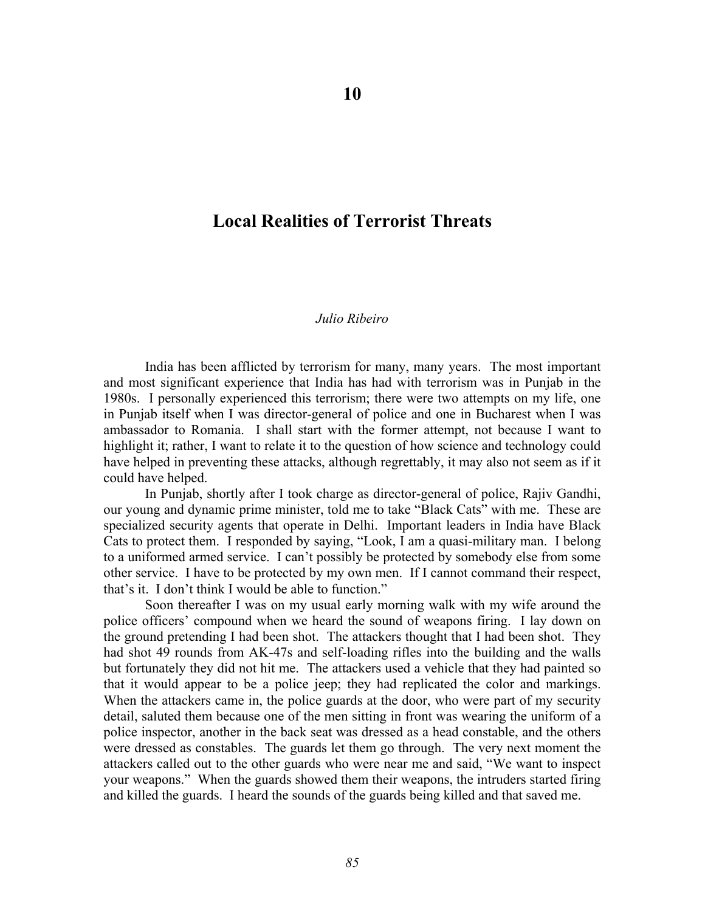# 10

## Local Realities of Terrorist Threats

*Julio Ribeiro*

India has been afflicted by terrorism for many, many years. The most important and most significant experience that India has had with terrorism was in Punjab in the 1980s. I personally experienced this terrorism; there were two attempts on my life, one in Punjab itself when I was director-general of police and one in Bucharest when I was ambassador to Romania. I shall start with the former attempt, not because I want to highlight it; rather, I want to relate it to the question of how science and technology could have helped in preventing these attacks, although regrettably, it may also not seem as if it could have helped.

In Punjab, shortly after I took charge as director-general of police, Rajiv Gandhi, our young and dynamic prime minister, told me to take "Black Cats" with me. These are specialized security agents that operate in Delhi. Important leaders in India have Black Cats to protect them. I responded by saying, "Look, I am a quasi-military man. I belong to a uniformed armed service. I can't possibly be protected by somebody else from some other service. I have to be protected by my own men. If I cannot command their respect, that's it. I don't think I would be able to function."

Soon thereafter I was on my usual early morning walk with my wife around the police officers' compound when we heard the sound of weapons firing. I lay down on the ground pretending I had been shot. The attackers thought that I had been shot. They had shot 49 rounds from AK-47s and self-loading rifles into the building and the walls but fortunately they did not hit me. The attackers used a vehicle that they had painted so that it would appear to be a police jeep; they had replicated the color and markings. When the attackers came in, the police guards at the door, who were part of my security detail, saluted them because one of the men sitting in front was wearing the uniform of a police inspector, another in the back seat was dressed as a head constable, and the others were dressed as constables. The guards let them go through. The very next moment the attackers called out to the other guards who were near me and said, "We want to inspect your weapons." When the guards showed them their weapons, the intruders started firing and killed the guards. I heard the sounds of the guards being killed and that saved me.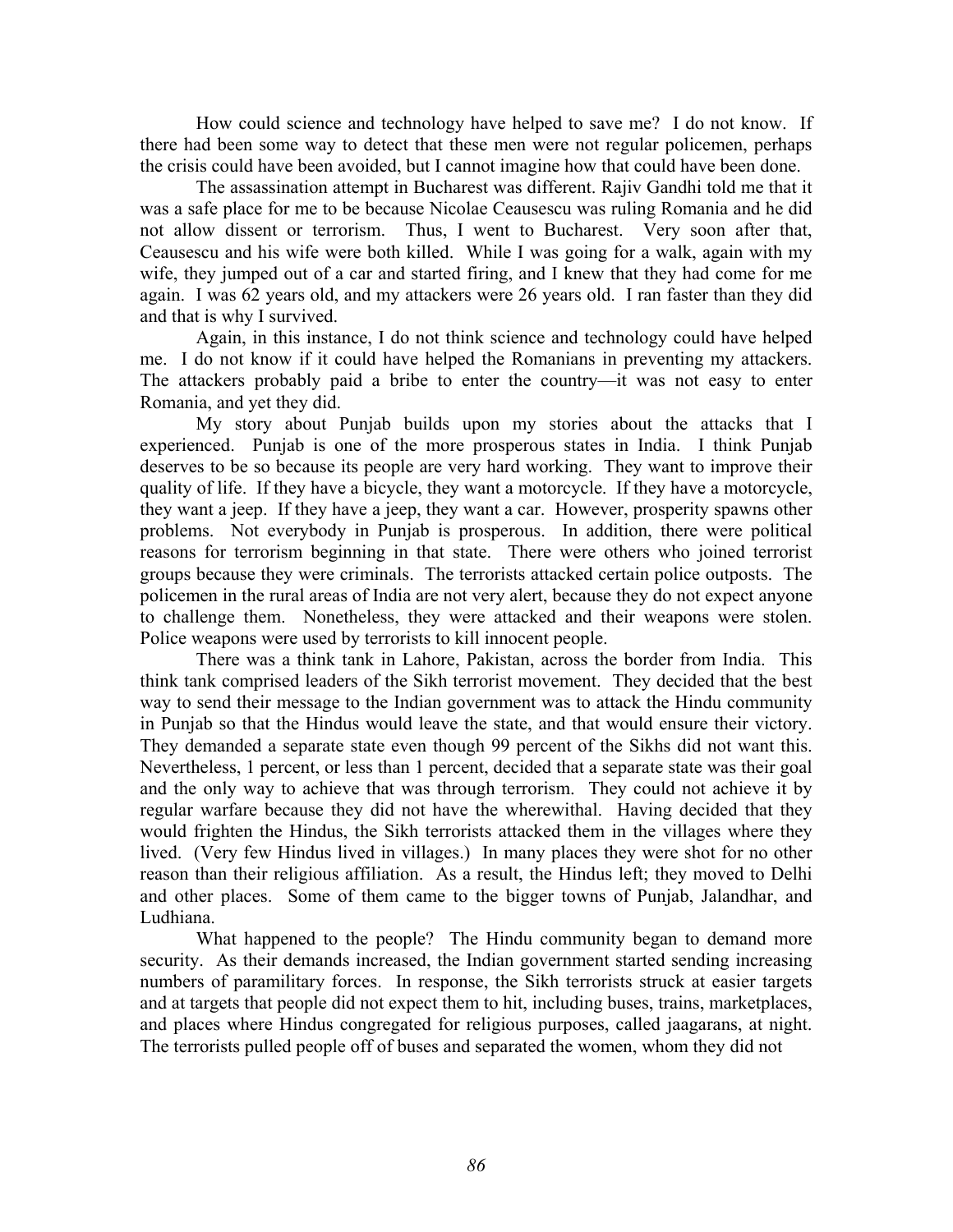How could science and technology have helped to save me? I do not know. If there had been some way to detect that these men were not regular policemen, perhaps the crisis could have been avoided, but I cannot imagine how that could have been done.

The assassination attempt in Bucharest was different. Rajiv Gandhi told me that it was a safe place for me to be because Nicolae Ceausescu was ruling Romania and he did not allow dissent or terrorism. Thus, I went to Bucharest. Very soon after that, Ceausescu and his wife were both killed. While I was going for a walk, again with my wife, they jumped out of a car and started firing, and I knew that they had come for me again. I was 62 years old, and my attackers were 26 years old. I ran faster than they did and that is why I survived.

Again, in this instance, I do not think science and technology could have helped me. I do not know if it could have helped the Romanians in preventing my attackers. The attackers probably paid a bribe to enter the country—it was not easy to enter Romania, and yet they did.

My story about Punjab builds upon my stories about the attacks that I experienced. Punjab is one of the more prosperous states in India. I think Punjab deserves to be so because its people are very hard working. They want to improve their quality of life. If they have a bicycle, they want a motorcycle. If they have a motorcycle, they want a jeep. If they have a jeep, they want a car. However, prosperity spawns other problems. Not everybody in Punjab is prosperous. In addition, there were political reasons for terrorism beginning in that state. There were others who joined terrorist groups because they were criminals. The terrorists attacked certain police outposts. The policemen in the rural areas of India are not very alert, because they do not expect anyone to challenge them. Nonetheless, they were attacked and their weapons were stolen. Police weapons were used by terrorists to kill innocent people.

There was a think tank in Lahore, Pakistan, across the border from India. This think tank comprised leaders of the Sikh terrorist movement. They decided that the best way to send their message to the Indian government was to attack the Hindu community in Punjab so that the Hindus would leave the state, and that would ensure their victory. They demanded a separate state even though 99 percent of the Sikhs did not want this. Nevertheless, 1 percent, or less than 1 percent, decided that a separate state was their goal and the only way to achieve that was through terrorism. They could not achieve it by regular warfare because they did not have the wherewithal. Having decided that they would frighten the Hindus, the Sikh terrorists attacked them in the villages where they lived. (Very few Hindus lived in villages.) In many places they were shot for no other reason than their religious affiliation. As a result, the Hindus left; they moved to Delhi and other places. Some of them came to the bigger towns of Punjab, Jalandhar, and Ludhiana.

What happened to the people? The Hindu community began to demand more security. As their demands increased, the Indian government started sending increasing numbers of paramilitary forces. In response, the Sikh terrorists struck at easier targets and at targets that people did not expect them to hit, including buses, trains, marketplaces, and places where Hindus congregated for religious purposes, called jaagarans, at night. The terrorists pulled people off of buses and separated the women, whom they did not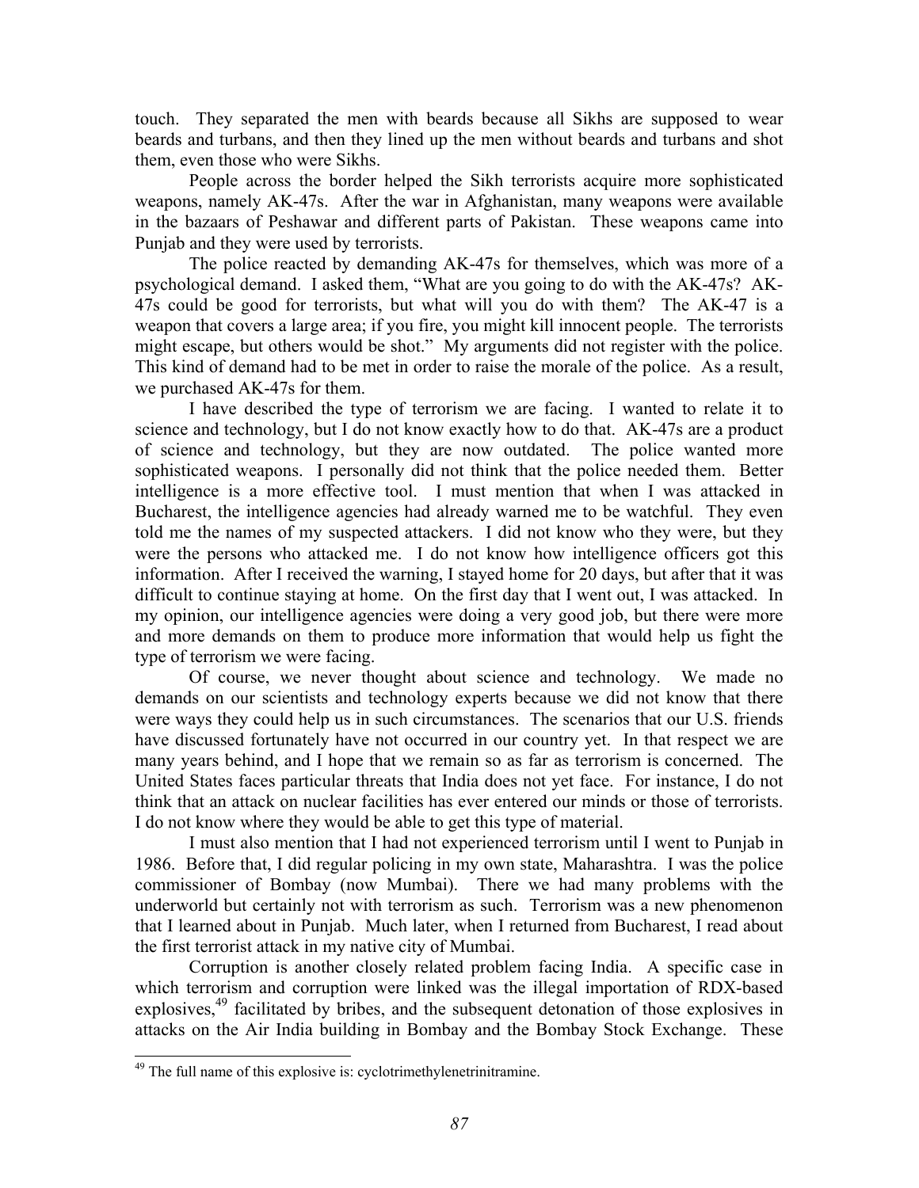touch. They separated the men with beards because all Sikhs are supposed to wear beards and turbans, and then they lined up the men without beards and turbans and shot them, even those who were Sikhs.

People across the border helped the Sikh terrorists acquire more sophisticated weapons, namely AK-47s. After the war in Afghanistan, many weapons were available in the bazaars of Peshawar and different parts of Pakistan. These weapons came into Punjab and they were used by terrorists.

The police reacted by demanding AK-47s for themselves, which was more of a psychological demand. I asked them, "What are you going to do with the AK-47s? AK-47s could be good for terrorists, but what will you do with them? The AK-47 is a weapon that covers a large area; if you fire, you might kill innocent people. The terrorists might escape, but others would be shot." My arguments did not register with the police. This kind of demand had to be met in order to raise the morale of the police. As a result, we purchased AK-47s for them.

I have described the type of terrorism we are facing. I wanted to relate it to science and technology, but I do not know exactly how to do that. AK-47s are a product of science and technology, but they are now outdated. The police wanted more sophisticated weapons. I personally did not think that the police needed them. Better intelligence is a more effective tool. I must mention that when I was attacked in Bucharest, the intelligence agencies had already warned me to be watchful. They even told me the names of my suspected attackers. I did not know who they were, but they were the persons who attacked me. I do not know how intelligence officers got this information. After I received the warning, I stayed home for 20 days, but after that it was difficult to continue staying at home. On the first day that I went out, I was attacked. In my opinion, our intelligence agencies were doing a very good job, but there were more and more demands on them to produce more information that would help us fight the type of terrorism we were facing.

Of course, we never thought about science and technology. We made no demands on our scientists and technology experts because we did not know that there were ways they could help us in such circumstances. The scenarios that our U.S. friends have discussed fortunately have not occurred in our country yet. In that respect we are many years behind, and I hope that we remain so as far as terrorism is concerned. The United States faces particular threats that India does not yet face. For instance, I do not think that an attack on nuclear facilities has ever entered our minds or those of terrorists. I do not know where they would be able to get this type of material.

I must also mention that I had not experienced terrorism until I went to Punjab in 1986. Before that, I did regular policing in my own state, Maharashtra. I was the police commissioner of Bombay (now Mumbai). There we had many problems with the underworld but certainly not with terrorism as such. Terrorism was a new phenomenon that I learned about in Punjab. Much later, when I returned from Bucharest, I read about the first terrorist attack in my native city of Mumbai.

Corruption is another closely related problem facing India. A specific case in which terrorism and corruption were linked was the illegal importation of RDX-based explosives,[49] facilitated by bribes, and the subsequent detonation of those explosives in attacks on the Air India building in Bombay and the Bombay Stock Exchange. These

[49] The full name of this explosive is: cyclotrimethylenetrinitramine.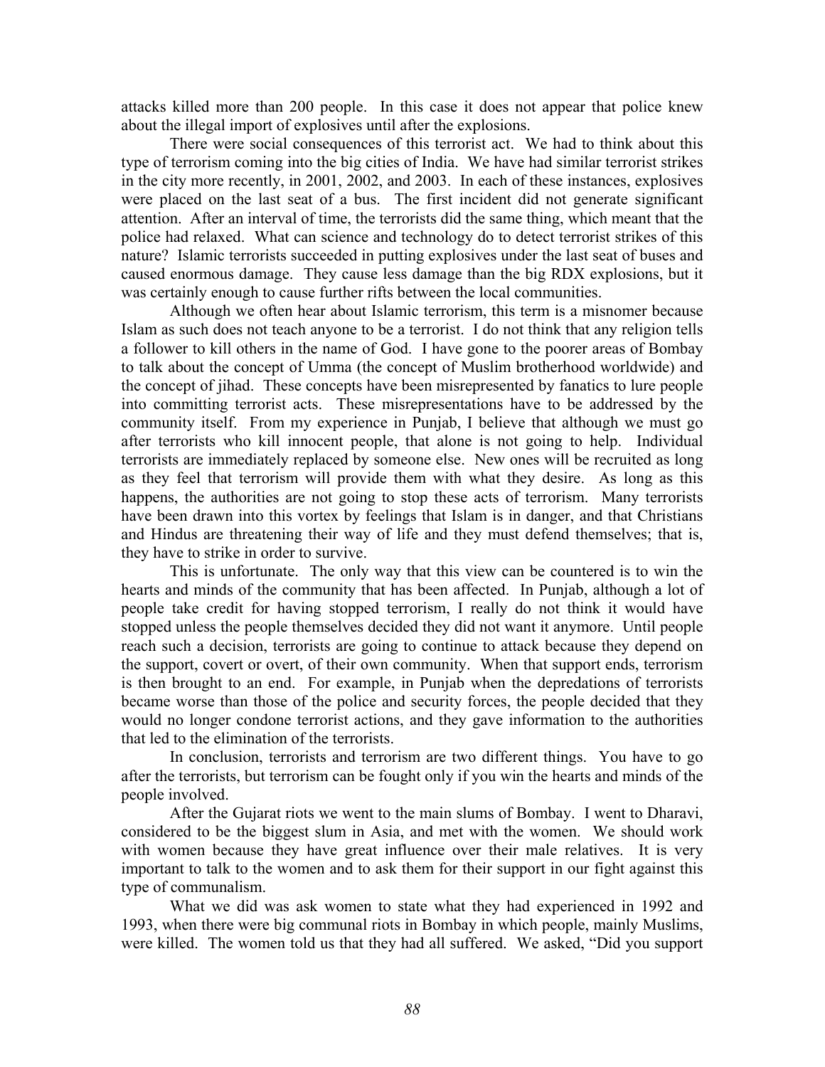attacks killed more than 200 people. In this case it does not appear that police knew about the illegal import of explosives until after the explosions.

There were social consequences of this terrorist act. We had to think about this type of terrorism coming into the big cities of India. We have had similar terrorist strikes in the city more recently, in 2001, 2002, and 2003. In each of these instances, explosives were placed on the last seat of a bus. The first incident did not generate significant attention. After an interval of time, the terrorists did the same thing, which meant that the police had relaxed. What can science and technology do to detect terrorist strikes of this nature? Islamic terrorists succeeded in putting explosives under the last seat of buses and caused enormous damage. They cause less damage than the big RDX explosions, but it was certainly enough to cause further rifts between the local communities.

Although we often hear about Islamic terrorism, this term is a misnomer because Islam as such does not teach anyone to be a terrorist. I do not think that any religion tells a follower to kill others in the name of God. I have gone to the poorer areas of Bombay to talk about the concept of Umma (the concept of Muslim brotherhood worldwide) and the concept of jihad. These concepts have been misrepresented by fanatics to lure people into committing terrorist acts. These misrepresentations have to be addressed by the community itself. From my experience in Punjab, I believe that although we must go after terrorists who kill innocent people, that alone is not going to help. Individual terrorists are immediately replaced by someone else. New ones will be recruited as long as they feel that terrorism will provide them with what they desire. As long as this happens, the authorities are not going to stop these acts of terrorism. Many terrorists have been drawn into this vortex by feelings that Islam is in danger, and that Christians and Hindus are threatening their way of life and they must defend themselves; that is, they have to strike in order to survive.

This is unfortunate. The only way that this view can be countered is to win the hearts and minds of the community that has been affected. In Punjab, although a lot of people take credit for having stopped terrorism, I really do not think it would have stopped unless the people themselves decided they did not want it anymore. Until people reach such a decision, terrorists are going to continue to attack because they depend on the support, covert or overt, of their own community. When that support ends, terrorism is then brought to an end. For example, in Punjab when the depredations of terrorists became worse than those of the police and security forces, the people decided that they would no longer condone terrorist actions, and they gave information to the authorities that led to the elimination of the terrorists.

In conclusion, terrorists and terrorism are two different things. You have to go after the terrorists, but terrorism can be fought only if you win the hearts and minds of the people involved.

After the Gujarat riots we went to the main slums of Bombay. I went to Dharavi, considered to be the biggest slum in Asia, and met with the women. We should work with women because they have great influence over their male relatives. It is very important to talk to the women and to ask them for their support in our fight against this type of communalism.

What we did was ask women to state what they had experienced in 1992 and 1993, when there were big communal riots in Bombay in which people, mainly Muslims, were killed. The women told us that they had all suffered. We asked, "Did you support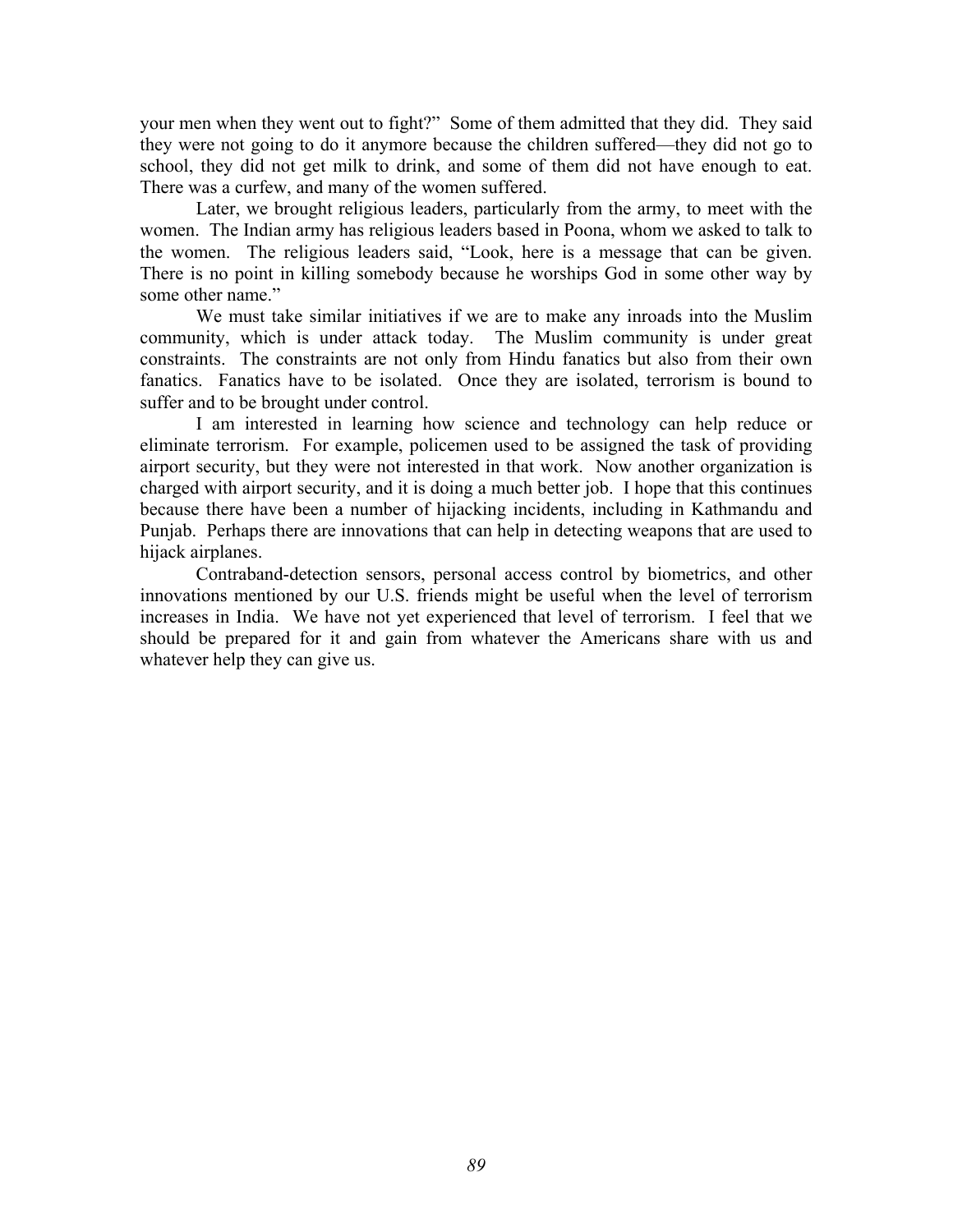your men when they went out to fight?" Some of them admitted that they did. They said they were not going to do it anymore because the children suffered—they did not go to school, they did not get milk to drink, and some of them did not have enough to eat. There was a curfew, and many of the women suffered.

Later, we brought religious leaders, particularly from the army, to meet with the women. The Indian army has religious leaders based in Poona, whom we asked to talk to the women. The religious leaders said, "Look, here is a message that can be given. There is no point in killing somebody because he worships God in some other way by some other name."

We must take similar initiatives if we are to make any inroads into the Muslim community, which is under attack today. The Muslim community is under great constraints. The constraints are not only from Hindu fanatics but also from their own fanatics. Fanatics have to be isolated. Once they are isolated, terrorism is bound to suffer and to be brought under control.

I am interested in learning how science and technology can help reduce or eliminate terrorism. For example, policemen used to be assigned the task of providing airport security, but they were not interested in that work. Now another organization is charged with airport security, and it is doing a much better job. I hope that this continues because there have been a number of hijacking incidents, including in Kathmandu and Punjab. Perhaps there are innovations that can help in detecting weapons that are used to hijack airplanes.

Contraband-detection sensors, personal access control by biometrics, and other innovations mentioned by our U.S. friends might be useful when the level of terrorism increases in India. We have not yet experienced that level of terrorism. I feel that we should be prepared for it and gain from whatever the Americans share with us and whatever help they can give us.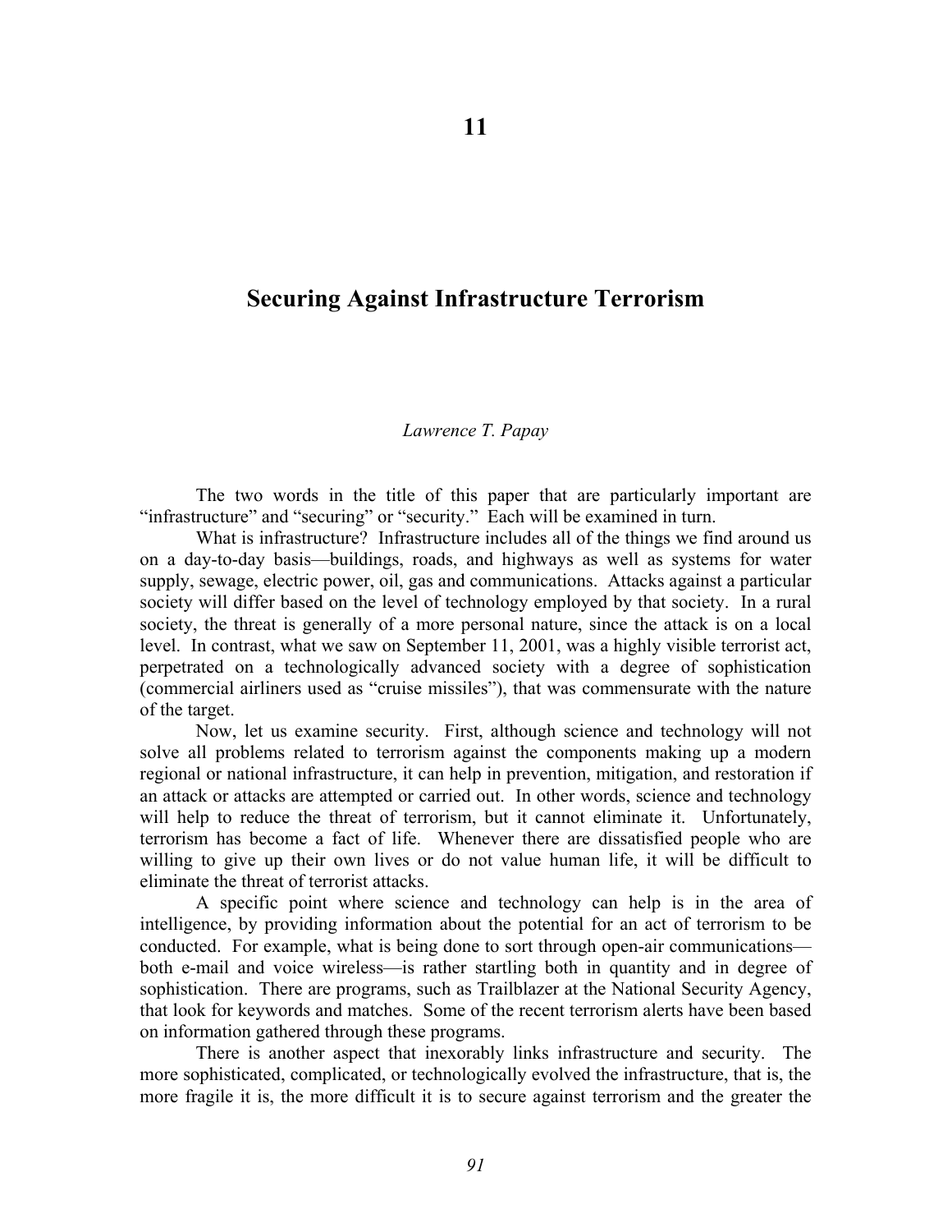# 11

## Securing Against Infrastructure Terrorism

*Lawrence T. Papay*

The two words in the title of this paper that are particularly important are "infrastructure" and "securing" or "security." Each will be examined in turn.

What is infrastructure? Infrastructure includes all of the things we find around us on a day-to-day basis—buildings, roads, and highways as well as systems for water supply, sewage, electric power, oil, gas and communications. Attacks against a particular society will differ based on the level of technology employed by that society. In a rural society, the threat is generally of a more personal nature, since the attack is on a local level. In contrast, what we saw on September 11, 2001, was a highly visible terrorist act, perpetrated on a technologically advanced society with a degree of sophistication (commercial airliners used as "cruise missiles"), that was commensurate with the nature of the target.

Now, let us examine security. First, although science and technology will not solve all problems related to terrorism against the components making up a modern regional or national infrastructure, it can help in prevention, mitigation, and restoration if an attack or attacks are attempted or carried out. In other words, science and technology will help to reduce the threat of terrorism, but it cannot eliminate it. Unfortunately, terrorism has become a fact of life. Whenever there are dissatisfied people who are willing to give up their own lives or do not value human life, it will be difficult to eliminate the threat of terrorist attacks.

A specific point where science and technology can help is in the area of intelligence, by providing information about the potential for an act of terrorism to be conducted. For example, what is being done to sort through open-air communications—both e-mail and voice wireless—is rather startling both in quantity and in degree of sophistication. There are programs, such as Trailblazer at the National Security Agency, that look for keywords and matches. Some of the recent terrorism alerts have been based on information gathered through these programs.

There is another aspect that inexorably links infrastructure and security. The more sophisticated, complicated, or technologically evolved the infrastructure, that is, the more fragile it is, the more difficult it is to secure against terrorism and the greater the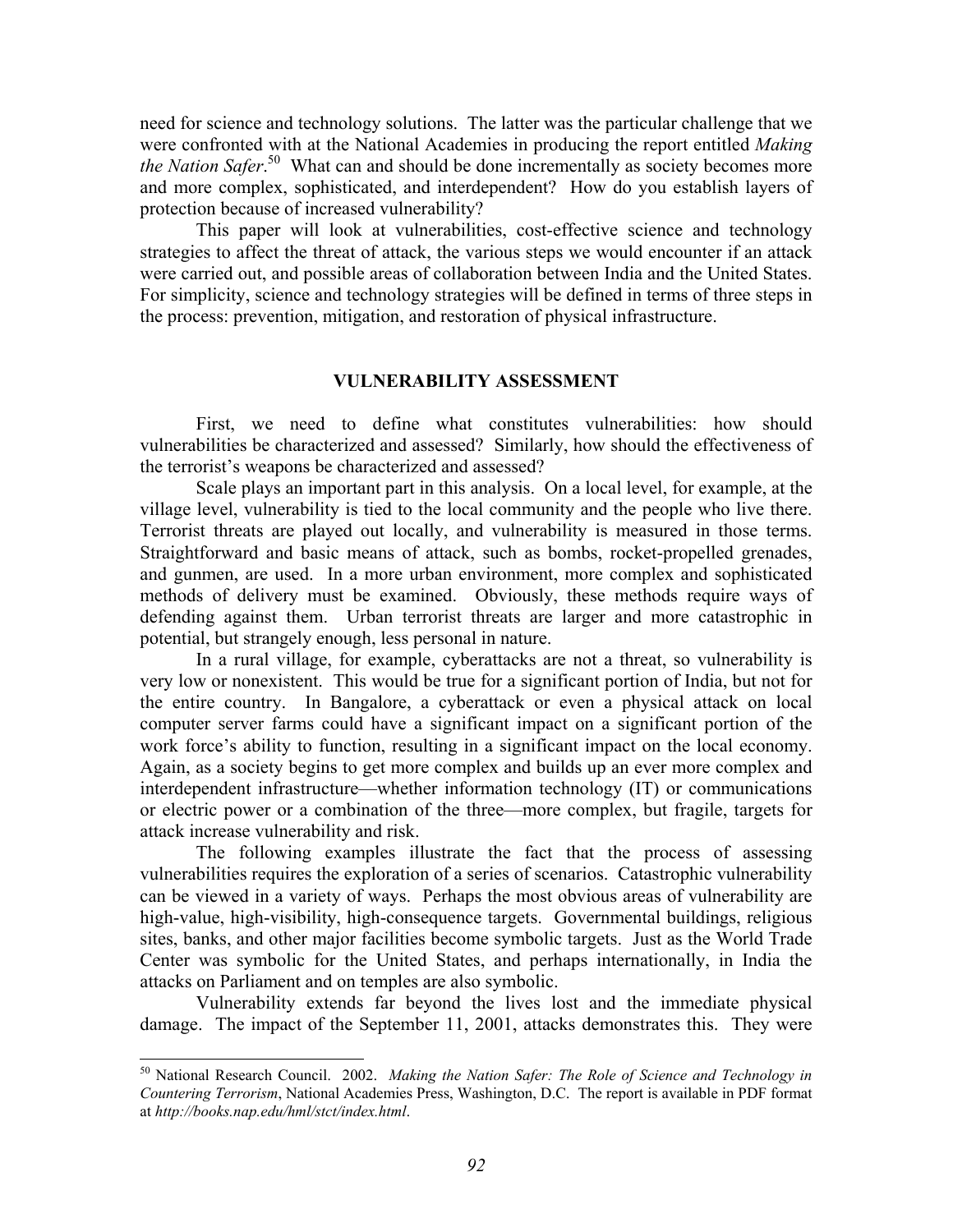need for science and technology solutions. The latter was the particular challenge that we were confronted with at the National Academies in producing the report entitled *Making the Nation Safer*.[50] What can and should be done incrementally as society becomes more and more complex, sophisticated, and interdependent? How do you establish layers of protection because of increased vulnerability?

This paper will look at vulnerabilities, cost-effective science and technology strategies to affect the threat of attack, the various steps we would encounter if an attack were carried out, and possible areas of collaboration between India and the United States. For simplicity, science and technology strategies will be defined in terms of three steps in the process: prevention, mitigation, and restoration of physical infrastructure.

## VULNERABILITY ASSESSMENT

First, we need to define what constitutes vulnerabilities: how should vulnerabilities be characterized and assessed? Similarly, how should the effectiveness of the terrorist's weapons be characterized and assessed?

Scale plays an important part in this analysis. On a local level, for example, at the village level, vulnerability is tied to the local community and the people who live there. Terrorist threats are played out locally, and vulnerability is measured in those terms. Straightforward and basic means of attack, such as bombs, rocket-propelled grenades, and gunmen, are used. In a more urban environment, more complex and sophisticated methods of delivery must be examined. Obviously, these methods require ways of defending against them. Urban terrorist threats are larger and more catastrophic in potential, but strangely enough, less personal in nature.

In a rural village, for example, cyberattacks are not a threat, so vulnerability is very low or nonexistent. This would be true for a significant portion of India, but not for the entire country. In Bangalore, a cyberattack or even a physical attack on local computer server farms could have a significant impact on a significant portion of the work force's ability to function, resulting in a significant impact on the local economy. Again, as a society begins to get more complex and builds up an ever more complex and interdependent infrastructure—whether information technology (IT) or communications or electric power or a combination of the three—more complex, but fragile, targets for attack increase vulnerability and risk.

The following examples illustrate the fact that the process of assessing vulnerabilities requires the exploration of a series of scenarios. Catastrophic vulnerability can be viewed in a variety of ways. Perhaps the most obvious areas of vulnerability are high-value, high-visibility, high-consequence targets. Governmental buildings, religious sites, banks, and other major facilities become symbolic targets. Just as the World Trade Center was symbolic for the United States, and perhaps internationally, in India the attacks on Parliament and on temples are also symbolic.

Vulnerability extends far beyond the lives lost and the immediate physical damage. The impact of the September 11, 2001, attacks demonstrates this. They were

---

[50] National Research Council. 2002. *Making the Nation Safer: The Role of Science and Technology in Countering Terrorism*, National Academies Press, Washington, D.C. The report is available in PDF format at *http://books.nap.edu/hml/stct/index.html*.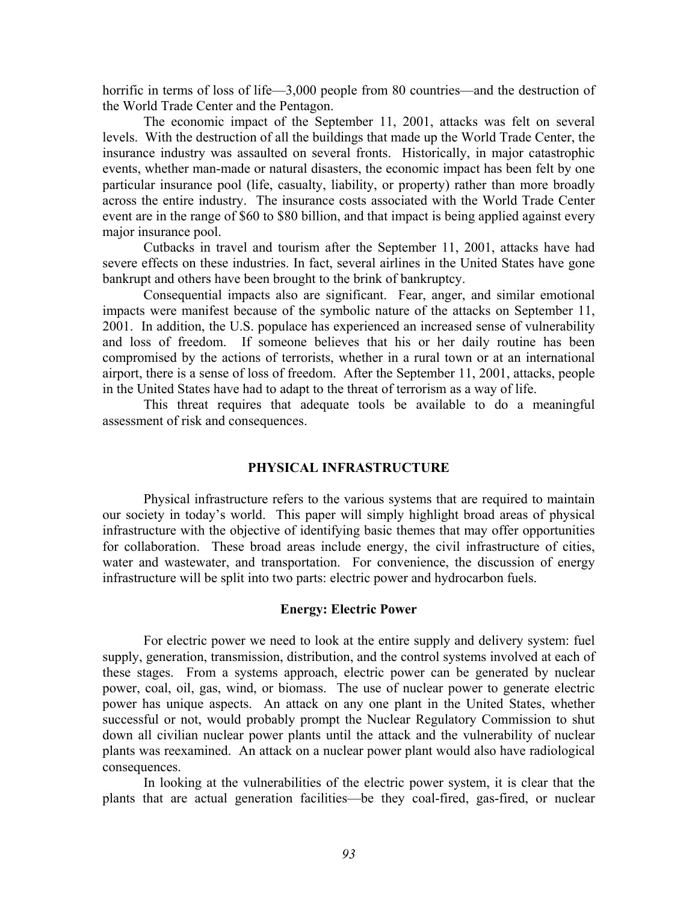horrific in terms of loss of life—3,000 people from 80 countries—and the destruction of the World Trade Center and the Pentagon.

The economic impact of the September 11, 2001, attacks was felt on several levels. With the destruction of all the buildings that made up the World Trade Center, the insurance industry was assaulted on several fronts. Historically, in major catastrophic events, whether man-made or natural disasters, the economic impact has been felt by one particular insurance pool (life, casualty, liability, or property) rather than more broadly across the entire industry. The insurance costs associated with the World Trade Center event are in the range of $60 to $80 billion, and that impact is being applied against every major insurance pool.

Cutbacks in travel and tourism after the September 11, 2001, attacks have had severe effects on these industries. In fact, several airlines in the United States have gone bankrupt and others have been brought to the brink of bankruptcy.

Consequential impacts also are significant. Fear, anger, and similar emotional impacts were manifest because of the symbolic nature of the attacks on September 11, 2001. In addition, the U.S. populace has experienced an increased sense of vulnerability and loss of freedom. If someone believes that his or her daily routine has been compromised by the actions of terrorists, whether in a rural town or at an international airport, there is a sense of loss of freedom. After the September 11, 2001, attacks, people in the United States have had to adapt to the threat of terrorism as a way of life.

This threat requires that adequate tools be available to do a meaningful assessment of risk and consequences.

## PHYSICAL INFRASTRUCTURE

Physical infrastructure refers to the various systems that are required to maintain our society in today's world. This paper will simply highlight broad areas of physical infrastructure with the objective of identifying basic themes that may offer opportunities for collaboration. These broad areas include energy, the civil infrastructure of cities, water and wastewater, and transportation. For convenience, the discussion of energy infrastructure will be split into two parts: electric power and hydrocarbon fuels.

### Energy: Electric Power

For electric power we need to look at the entire supply and delivery system: fuel supply, generation, transmission, distribution, and the control systems involved at each of these stages. From a systems approach, electric power can be generated by nuclear power, coal, oil, gas, wind, or biomass. The use of nuclear power to generate electric power has unique aspects. An attack on any one plant in the United States, whether successful or not, would probably prompt the Nuclear Regulatory Commission to shut down all civilian nuclear power plants until the attack and the vulnerability of nuclear plants was reexamined. An attack on a nuclear power plant would also have radiological consequences.

In looking at the vulnerabilities of the electric power system, it is clear that the plants that are actual generation facilities—be they coal-fired, gas-fired, or nuclear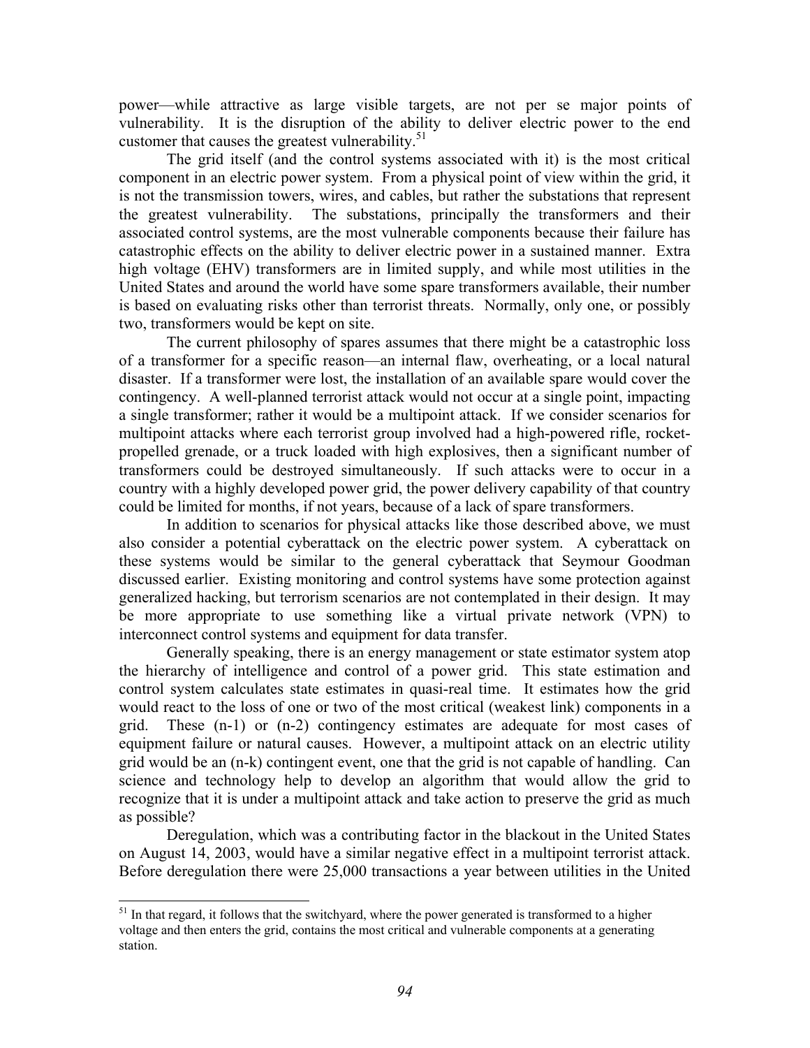power—while attractive as large visible targets, are not per se major points of vulnerability. It is the disruption of the ability to deliver electric power to the end customer that causes the greatest vulnerability.[51]

The grid itself (and the control systems associated with it) is the most critical component in an electric power system. From a physical point of view within the grid, it is not the transmission towers, wires, and cables, but rather the substations that represent the greatest vulnerability. The substations, principally the transformers and their associated control systems, are the most vulnerable components because their failure has catastrophic effects on the ability to deliver electric power in a sustained manner. Extra high voltage (EHV) transformers are in limited supply, and while most utilities in the United States and around the world have some spare transformers available, their number is based on evaluating risks other than terrorist threats. Normally, only one, or possibly two, transformers would be kept on site.

The current philosophy of spares assumes that there might be a catastrophic loss of a transformer for a specific reason—an internal flaw, overheating, or a local natural disaster. If a transformer were lost, the installation of an available spare would cover the contingency. A well-planned terrorist attack would not occur at a single point, impacting a single transformer; rather it would be a multipoint attack. If we consider scenarios for multipoint attacks where each terrorist group involved had a high-powered rifle, rocket-propelled grenade, or a truck loaded with high explosives, then a significant number of transformers could be destroyed simultaneously. If such attacks were to occur in a country with a highly developed power grid, the power delivery capability of that country could be limited for months, if not years, because of a lack of spare transformers.

In addition to scenarios for physical attacks like those described above, we must also consider a potential cyberattack on the electric power system. A cyberattack on these systems would be similar to the general cyberattack that Seymour Goodman discussed earlier. Existing monitoring and control systems have some protection against generalized hacking, but terrorism scenarios are not contemplated in their design. It may be more appropriate to use something like a virtual private network (VPN) to interconnect control systems and equipment for data transfer.

Generally speaking, there is an energy management or state estimator system atop the hierarchy of intelligence and control of a power grid. This state estimation and control system calculates state estimates in quasi-real time. It estimates how the grid would react to the loss of one or two of the most critical (weakest link) components in a grid. These (n-1) or (n-2) contingency estimates are adequate for most cases of equipment failure or natural causes. However, a multipoint attack on an electric utility grid would be an (n-k) contingent event, one that the grid is not capable of handling. Can science and technology help to develop an algorithm that would allow the grid to recognize that it is under a multipoint attack and take action to preserve the grid as much as possible?

Deregulation, which was a contributing factor in the blackout in the United States on August 14, 2003, would have a similar negative effect in a multipoint terrorist attack. Before deregulation there were 25,000 transactions a year between utilities in the United

---

[51] In that regard, it follows that the switchyard, where the power generated is transformed to a higher voltage and then enters the grid, contains the most critical and vulnerable components at a generating station.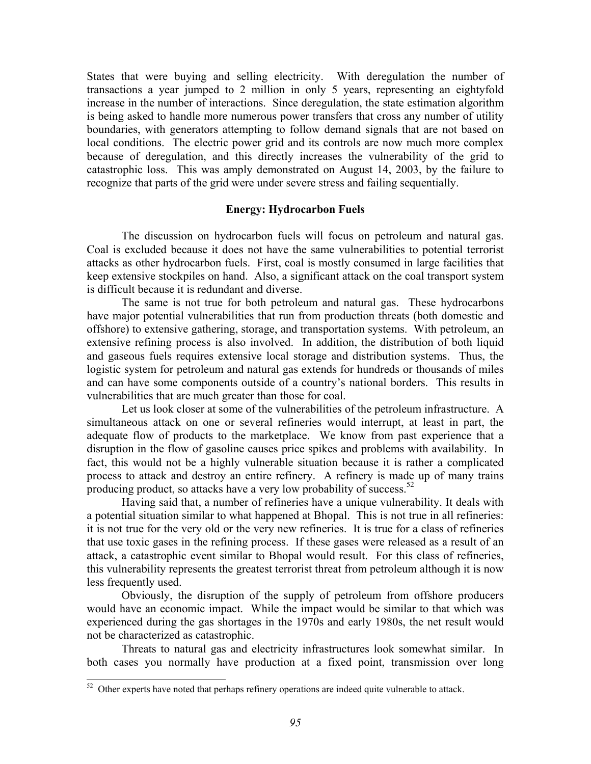States that were buying and selling electricity. With deregulation the number of transactions a year jumped to 2 million in only 5 years, representing an eightyfold increase in the number of interactions. Since deregulation, the state estimation algorithm is being asked to handle more numerous power transfers that cross any number of utility boundaries, with generators attempting to follow demand signals that are not based on local conditions. The electric power grid and its controls are now much more complex because of deregulation, and this directly increases the vulnerability of the grid to catastrophic loss. This was amply demonstrated on August 14, 2003, by the failure to recognize that parts of the grid were under severe stress and failing sequentially.

### Energy: Hydrocarbon Fuels

The discussion on hydrocarbon fuels will focus on petroleum and natural gas. Coal is excluded because it does not have the same vulnerabilities to potential terrorist attacks as other hydrocarbon fuels. First, coal is mostly consumed in large facilities that keep extensive stockpiles on hand. Also, a significant attack on the coal transport system is difficult because it is redundant and diverse.

The same is not true for both petroleum and natural gas. These hydrocarbons have major potential vulnerabilities that run from production threats (both domestic and offshore) to extensive gathering, storage, and transportation systems. With petroleum, an extensive refining process is also involved. In addition, the distribution of both liquid and gaseous fuels requires extensive local storage and distribution systems. Thus, the logistic system for petroleum and natural gas extends for hundreds or thousands of miles and can have some components outside of a country's national borders. This results in vulnerabilities that are much greater than those for coal.

Let us look closer at some of the vulnerabilities of the petroleum infrastructure. A simultaneous attack on one or several refineries would interrupt, at least in part, the adequate flow of products to the marketplace. We know from past experience that a disruption in the flow of gasoline causes price spikes and problems with availability. In fact, this would not be a highly vulnerable situation because it is rather a complicated process to attack and destroy an entire refinery. A refinery is made up of many trains producing product, so attacks have a very low probability of success.[52]

Having said that, a number of refineries have a unique vulnerability. It deals with a potential situation similar to what happened at Bhopal. This is not true in all refineries: it is not true for the very old or the very new refineries. It is true for a class of refineries that use toxic gases in the refining process. If these gases were released as a result of an attack, a catastrophic event similar to Bhopal would result. For this class of refineries, this vulnerability represents the greatest terrorist threat from petroleum although it is now less frequently used.

Obviously, the disruption of the supply of petroleum from offshore producers would have an economic impact. While the impact would be similar to that which was experienced during the gas shortages in the 1970s and early 1980s, the net result would not be characterized as catastrophic.

Threats to natural gas and electricity infrastructures look somewhat similar. In both cases you normally have production at a fixed point, transmission over long

---

[52] Other experts have noted that perhaps refinery operations are indeed quite vulnerable to attack.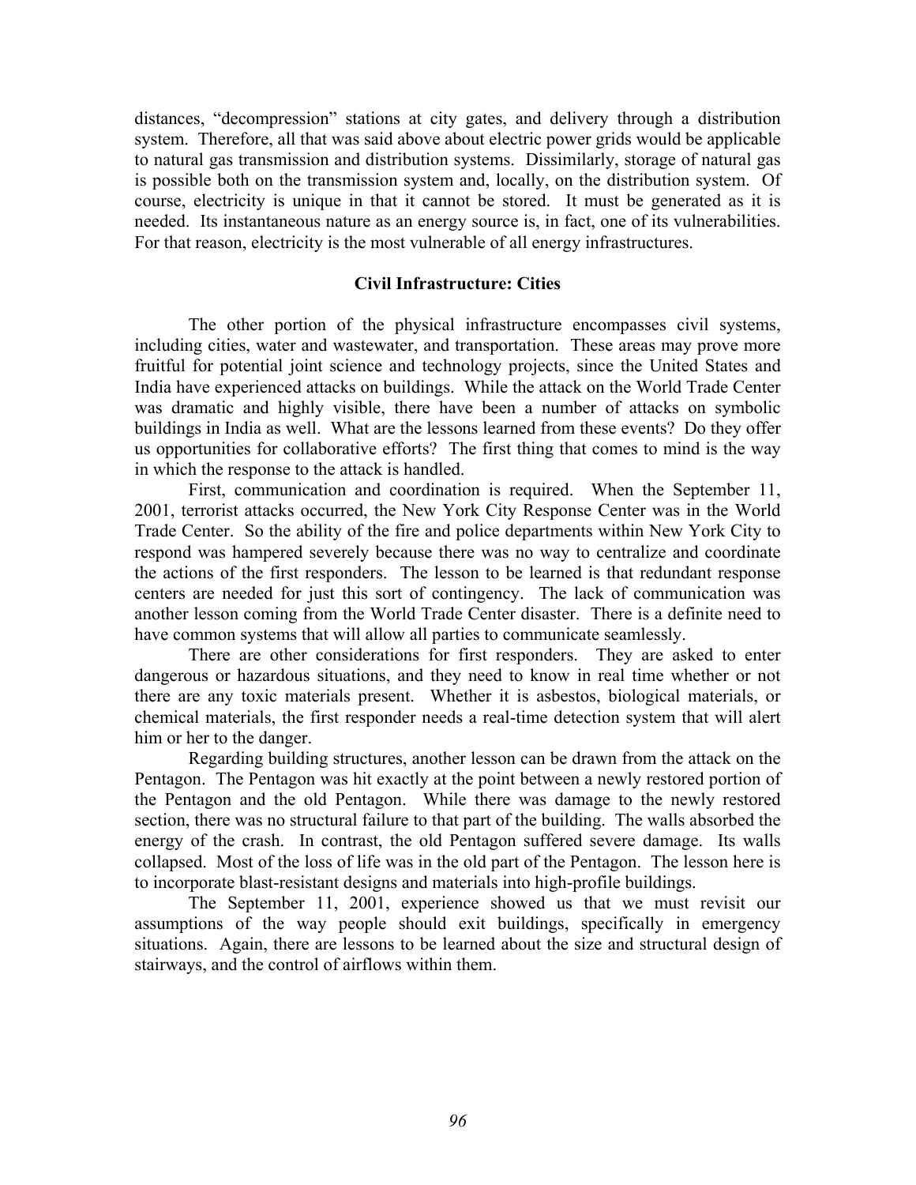distances, "decompression" stations at city gates, and delivery through a distribution system. Therefore, all that was said above about electric power grids would be applicable to natural gas transmission and distribution systems. Dissimilarly, storage of natural gas is possible both on the transmission system and, locally, on the distribution system. Of course, electricity is unique in that it cannot be stored. It must be generated as it is needed. Its instantaneous nature as an energy source is, in fact, one of its vulnerabilities. For that reason, electricity is the most vulnerable of all energy infrastructures.

## Civil Infrastructure: Cities

The other portion of the physical infrastructure encompasses civil systems, including cities, water and wastewater, and transportation. These areas may prove more fruitful for potential joint science and technology projects, since the United States and India have experienced attacks on buildings. While the attack on the World Trade Center was dramatic and highly visible, there have been a number of attacks on symbolic buildings in India as well. What are the lessons learned from these events? Do they offer us opportunities for collaborative efforts? The first thing that comes to mind is the way in which the response to the attack is handled.

First, communication and coordination is required. When the September 11, 2001, terrorist attacks occurred, the New York City Response Center was in the World Trade Center. So the ability of the fire and police departments within New York City to respond was hampered severely because there was no way to centralize and coordinate the actions of the first responders. The lesson to be learned is that redundant response centers are needed for just this sort of contingency. The lack of communication was another lesson coming from the World Trade Center disaster. There is a definite need to have common systems that will allow all parties to communicate seamlessly.

There are other considerations for first responders. They are asked to enter dangerous or hazardous situations, and they need to know in real time whether or not there are any toxic materials present. Whether it is asbestos, biological materials, or chemical materials, the first responder needs a real-time detection system that will alert him or her to the danger.

Regarding building structures, another lesson can be drawn from the attack on the Pentagon. The Pentagon was hit exactly at the point between a newly restored portion of the Pentagon and the old Pentagon. While there was damage to the newly restored section, there was no structural failure to that part of the building. The walls absorbed the energy of the crash. In contrast, the old Pentagon suffered severe damage. Its walls collapsed. Most of the loss of life was in the old part of the Pentagon. The lesson here is to incorporate blast-resistant designs and materials into high-profile buildings.

The September 11, 2001, experience showed us that we must revisit our assumptions of the way people should exit buildings, specifically in emergency situations. Again, there are lessons to be learned about the size and structural design of stairways, and the control of airflows within them.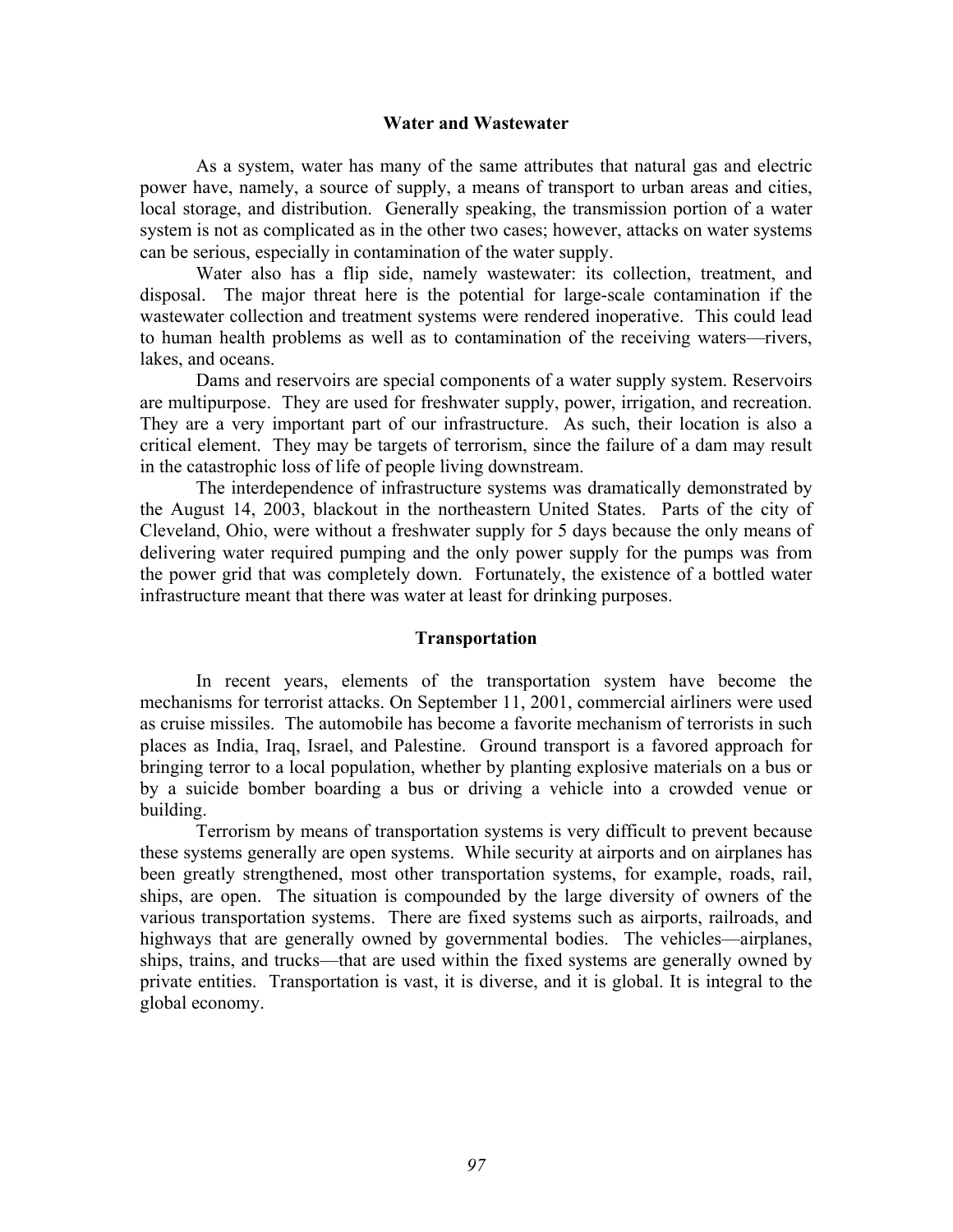## Water and Wastewater

As a system, water has many of the same attributes that natural gas and electric power have, namely, a source of supply, a means of transport to urban areas and cities, local storage, and distribution. Generally speaking, the transmission portion of a water system is not as complicated as in the other two cases; however, attacks on water systems can be serious, especially in contamination of the water supply.

Water also has a flip side, namely wastewater: its collection, treatment, and disposal. The major threat here is the potential for large-scale contamination if the wastewater collection and treatment systems were rendered inoperative. This could lead to human health problems as well as to contamination of the receiving waters—rivers, lakes, and oceans.

Dams and reservoirs are special components of a water supply system. Reservoirs are multipurpose. They are used for freshwater supply, power, irrigation, and recreation. They are a very important part of our infrastructure. As such, their location is also a critical element. They may be targets of terrorism, since the failure of a dam may result in the catastrophic loss of life of people living downstream.

The interdependence of infrastructure systems was dramatically demonstrated by the August 14, 2003, blackout in the northeastern United States. Parts of the city of Cleveland, Ohio, were without a freshwater supply for 5 days because the only means of delivering water required pumping and the only power supply for the pumps was from the power grid that was completely down. Fortunately, the existence of a bottled water infrastructure meant that there was water at least for drinking purposes.

## Transportation

In recent years, elements of the transportation system have become the mechanisms for terrorist attacks. On September 11, 2001, commercial airliners were used as cruise missiles. The automobile has become a favorite mechanism of terrorists in such places as India, Iraq, Israel, and Palestine. Ground transport is a favored approach for bringing terror to a local population, whether by planting explosive materials on a bus or by a suicide bomber boarding a bus or driving a vehicle into a crowded venue or building.

Terrorism by means of transportation systems is very difficult to prevent because these systems generally are open systems. While security at airports and on airplanes has been greatly strengthened, most other transportation systems, for example, roads, rail, ships, are open. The situation is compounded by the large diversity of owners of the various transportation systems. There are fixed systems such as airports, railroads, and highways that are generally owned by governmental bodies. The vehicles—airplanes, ships, trains, and trucks—that are used within the fixed systems are generally owned by private entities. Transportation is vast, it is diverse, and it is global. It is integral to the global economy.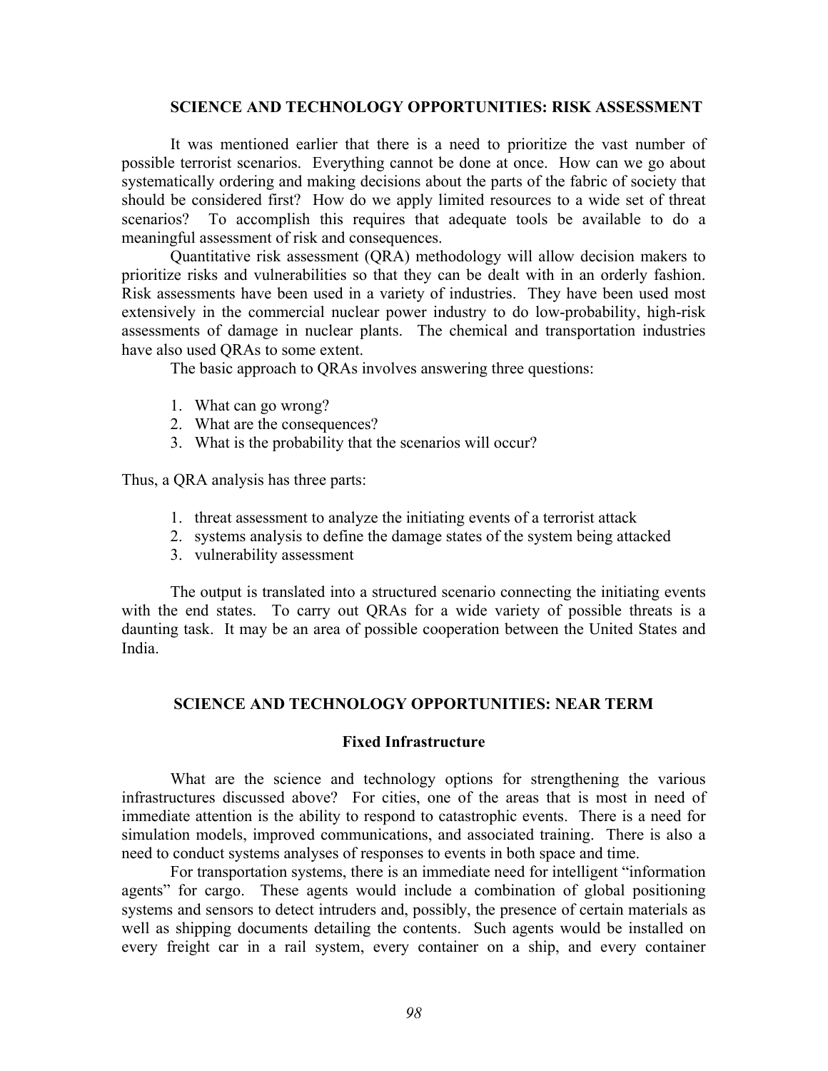## SCIENCE AND TECHNOLOGY OPPORTUNITIES: RISK ASSESSMENT

It was mentioned earlier that there is a need to prioritize the vast number of possible terrorist scenarios. Everything cannot be done at once. How can we go about systematically ordering and making decisions about the parts of the fabric of society that should be considered first? How do we apply limited resources to a wide set of threat scenarios? To accomplish this requires that adequate tools be available to do a meaningful assessment of risk and consequences.

Quantitative risk assessment (QRA) methodology will allow decision makers to prioritize risks and vulnerabilities so that they can be dealt with in an orderly fashion. Risk assessments have been used in a variety of industries. They have been used most extensively in the commercial nuclear power industry to do low-probability, high-risk assessments of damage in nuclear plants. The chemical and transportation industries have also used QRAs to some extent.

The basic approach to QRAs involves answering three questions:

1. What can go wrong?
2. What are the consequences?
3. What is the probability that the scenarios will occur?

Thus, a QRA analysis has three parts:

1. threat assessment to analyze the initiating events of a terrorist attack
2. systems analysis to define the damage states of the system being attacked
3. vulnerability assessment

The output is translated into a structured scenario connecting the initiating events with the end states. To carry out QRAs for a wide variety of possible threats is a daunting task. It may be an area of possible cooperation between the United States and India.

## SCIENCE AND TECHNOLOGY OPPORTUNITIES: NEAR TERM

### Fixed Infrastructure

What are the science and technology options for strengthening the various infrastructures discussed above? For cities, one of the areas that is most in need of immediate attention is the ability to respond to catastrophic events. There is a need for simulation models, improved communications, and associated training. There is also a need to conduct systems analyses of responses to events in both space and time.

For transportation systems, there is an immediate need for intelligent "information agents" for cargo. These agents would include a combination of global positioning systems and sensors to detect intruders and, possibly, the presence of certain materials as well as shipping documents detailing the contents. Such agents would be installed on every freight car in a rail system, every container on a ship, and every container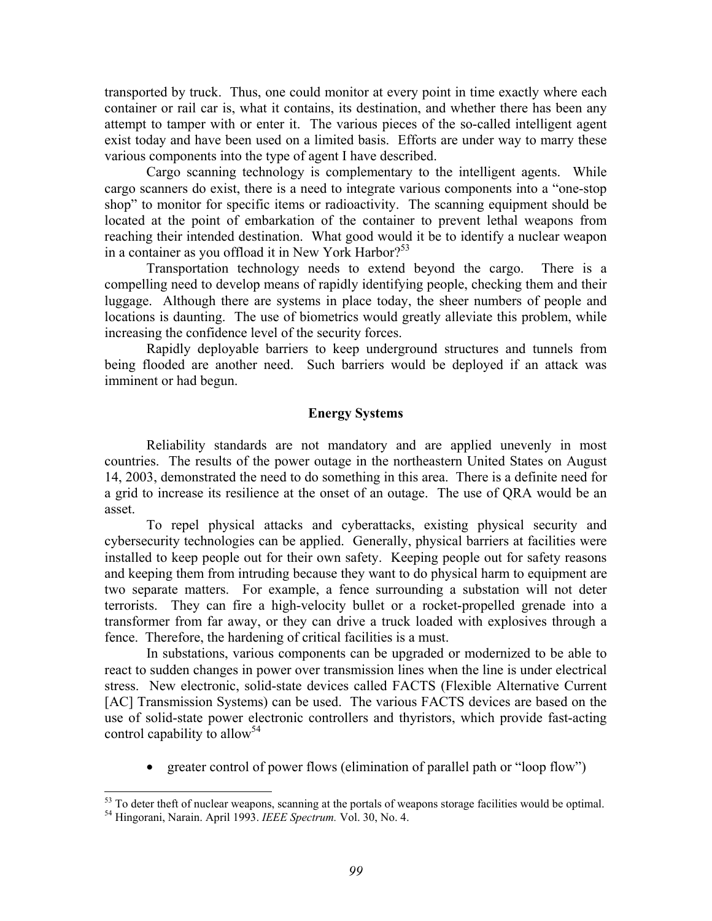transported by truck. Thus, one could monitor at every point in time exactly where each container or rail car is, what it contains, its destination, and whether there has been any attempt to tamper with or enter it. The various pieces of the so-called intelligent agent exist today and have been used on a limited basis. Efforts are under way to marry these various components into the type of agent I have described.

Cargo scanning technology is complementary to the intelligent agents. While cargo scanners do exist, there is a need to integrate various components into a "one-stop shop" to monitor for specific items or radioactivity. The scanning equipment should be located at the point of embarkation of the container to prevent lethal weapons from reaching their intended destination. What good would it be to identify a nuclear weapon in a container as you offload it in New York Harbor?[53]

Transportation technology needs to extend beyond the cargo. There is a compelling need to develop means of rapidly identifying people, checking them and their luggage. Although there are systems in place today, the sheer numbers of people and locations is daunting. The use of biometrics would greatly alleviate this problem, while increasing the confidence level of the security forces.

Rapidly deployable barriers to keep underground structures and tunnels from being flooded are another need. Such barriers would be deployed if an attack was imminent or had begun.

### Energy Systems

Reliability standards are not mandatory and are applied unevenly in most countries. The results of the power outage in the northeastern United States on August 14, 2003, demonstrated the need to do something in this area. There is a definite need for a grid to increase its resilience at the onset of an outage. The use of QRA would be an asset.

To repel physical attacks and cyberattacks, existing physical security and cybersecurity technologies can be applied. Generally, physical barriers at facilities were installed to keep people out for their own safety. Keeping people out for safety reasons and keeping them from intruding because they want to do physical harm to equipment are two separate matters. For example, a fence surrounding a substation will not deter terrorists. They can fire a high-velocity bullet or a rocket-propelled grenade into a transformer from far away, or they can drive a truck loaded with explosives through a fence. Therefore, the hardening of critical facilities is a must.

In substations, various components can be upgraded or modernized to be able to react to sudden changes in power over transmission lines when the line is under electrical stress. New electronic, solid-state devices called FACTS (Flexible Alternative Current [AC] Transmission Systems) can be used. The various FACTS devices are based on the use of solid-state power electronic controllers and thyristors, which provide fast-acting control capability to allow[54]

- greater control of power flows (elimination of parallel path or "loop flow")

---

[53] To deter theft of nuclear weapons, scanning at the portals of weapons storage facilities would be optimal.

[54] Hingorani, Narain. April 1993. *IEEE Spectrum.* Vol. 30, No. 4.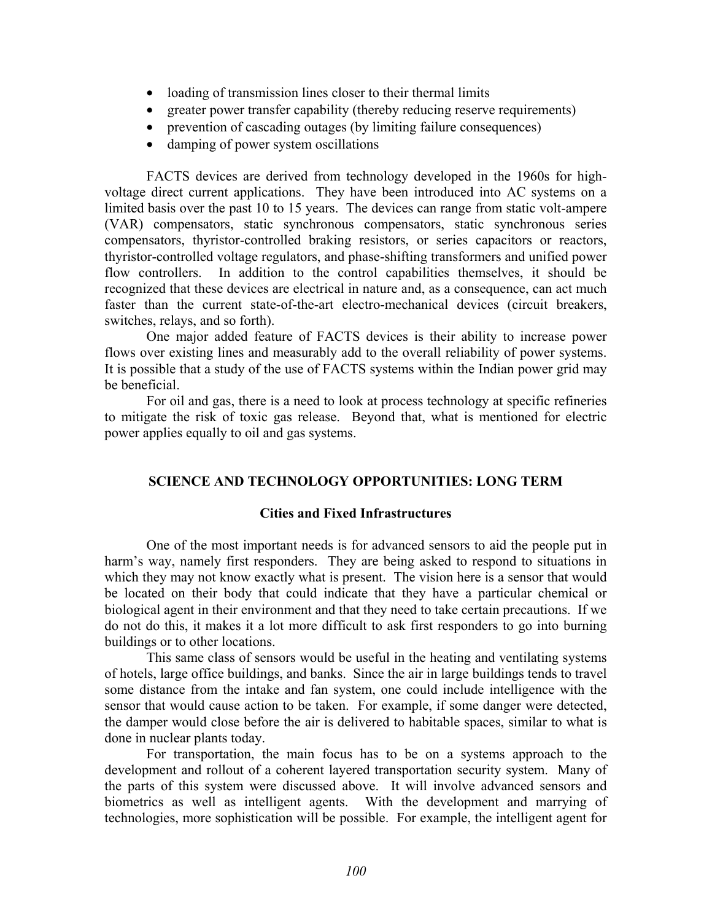- loading of transmission lines closer to their thermal limits
- greater power transfer capability (thereby reducing reserve requirements)
- prevention of cascading outages (by limiting failure consequences)
- damping of power system oscillations

FACTS devices are derived from technology developed in the 1960s for high-voltage direct current applications. They have been introduced into AC systems on a limited basis over the past 10 to 15 years. The devices can range from static volt-ampere (VAR) compensators, static synchronous compensators, static synchronous series compensators, thyristor-controlled braking resistors, or series capacitors or reactors, thyristor-controlled voltage regulators, and phase-shifting transformers and unified power flow controllers. In addition to the control capabilities themselves, it should be recognized that these devices are electrical in nature and, as a consequence, can act much faster than the current state-of-the-art electro-mechanical devices (circuit breakers, switches, relays, and so forth).

One major added feature of FACTS devices is their ability to increase power flows over existing lines and measurably add to the overall reliability of power systems. It is possible that a study of the use of FACTS systems within the Indian power grid may be beneficial.

For oil and gas, there is a need to look at process technology at specific refineries to mitigate the risk of toxic gas release. Beyond that, what is mentioned for electric power applies equally to oil and gas systems.

## SCIENCE AND TECHNOLOGY OPPORTUNITIES: LONG TERM

### Cities and Fixed Infrastructures

One of the most important needs is for advanced sensors to aid the people put in harm's way, namely first responders. They are being asked to respond to situations in which they may not know exactly what is present. The vision here is a sensor that would be located on their body that could indicate that they have a particular chemical or biological agent in their environment and that they need to take certain precautions. If we do not do this, it makes it a lot more difficult to ask first responders to go into burning buildings or to other locations.

This same class of sensors would be useful in the heating and ventilating systems of hotels, large office buildings, and banks. Since the air in large buildings tends to travel some distance from the intake and fan system, one could include intelligence with the sensor that would cause action to be taken. For example, if some danger were detected, the damper would close before the air is delivered to habitable spaces, similar to what is done in nuclear plants today.

For transportation, the main focus has to be on a systems approach to the development and rollout of a coherent layered transportation security system. Many of the parts of this system were discussed above. It will involve advanced sensors and biometrics as well as intelligent agents. With the development and marrying of technologies, more sophistication will be possible. For example, the intelligent agent for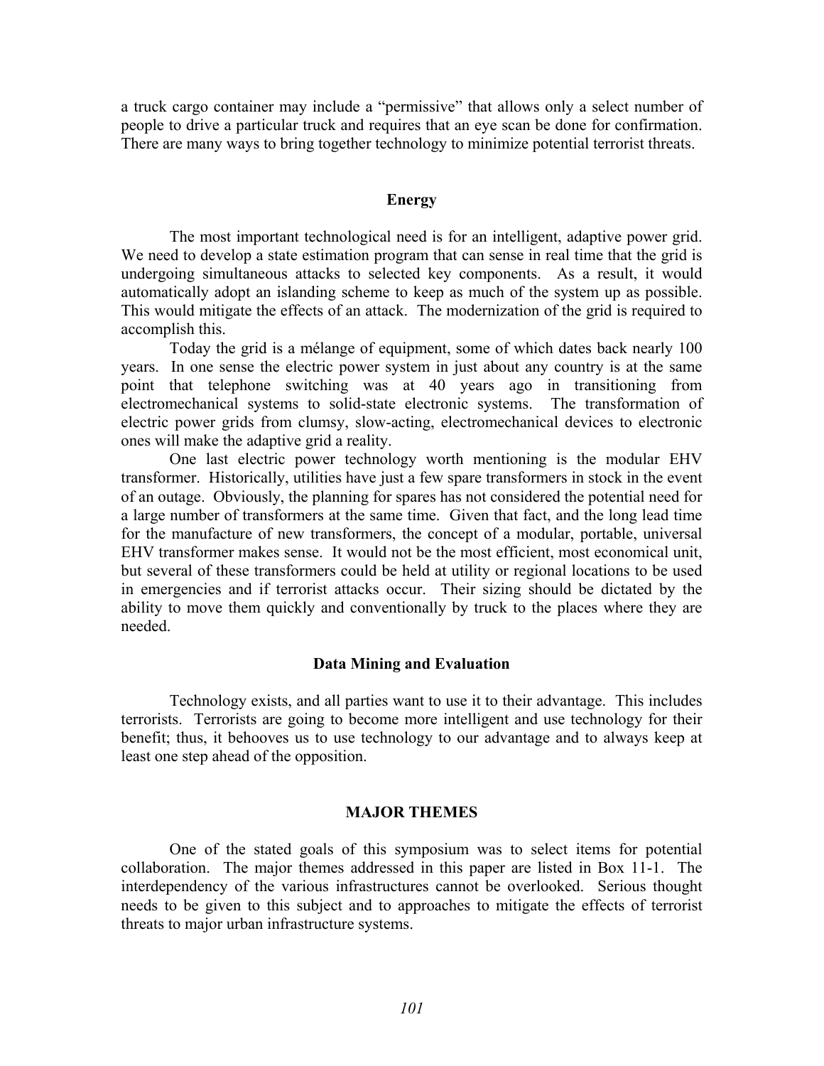a truck cargo container may include a "permissive" that allows only a select number of people to drive a particular truck and requires that an eye scan be done for confirmation. There are many ways to bring together technology to minimize potential terrorist threats.

### Energy

The most important technological need is for an intelligent, adaptive power grid. We need to develop a state estimation program that can sense in real time that the grid is undergoing simultaneous attacks to selected key components. As a result, it would automatically adopt an islanding scheme to keep as much of the system up as possible. This would mitigate the effects of an attack. The modernization of the grid is required to accomplish this.

Today the grid is a mélange of equipment, some of which dates back nearly 100 years. In one sense the electric power system in just about any country is at the same point that telephone switching was at 40 years ago in transitioning from electromechanical systems to solid-state electronic systems. The transformation of electric power grids from clumsy, slow-acting, electromechanical devices to electronic ones will make the adaptive grid a reality.

One last electric power technology worth mentioning is the modular EHV transformer. Historically, utilities have just a few spare transformers in stock in the event of an outage. Obviously, the planning for spares has not considered the potential need for a large number of transformers at the same time. Given that fact, and the long lead time for the manufacture of new transformers, the concept of a modular, portable, universal EHV transformer makes sense. It would not be the most efficient, most economical unit, but several of these transformers could be held at utility or regional locations to be used in emergencies and if terrorist attacks occur. Their sizing should be dictated by the ability to move them quickly and conventionally by truck to the places where they are needed.

### Data Mining and Evaluation

Technology exists, and all parties want to use it to their advantage. This includes terrorists. Terrorists are going to become more intelligent and use technology for their benefit; thus, it behooves us to use technology to our advantage and to always keep at least one step ahead of the opposition.

## MAJOR THEMES

One of the stated goals of this symposium was to select items for potential collaboration. The major themes addressed in this paper are listed in Box 11-1. The interdependency of the various infrastructures cannot be overlooked. Serious thought needs to be given to this subject and to approaches to mitigate the effects of terrorist threats to major urban infrastructure systems.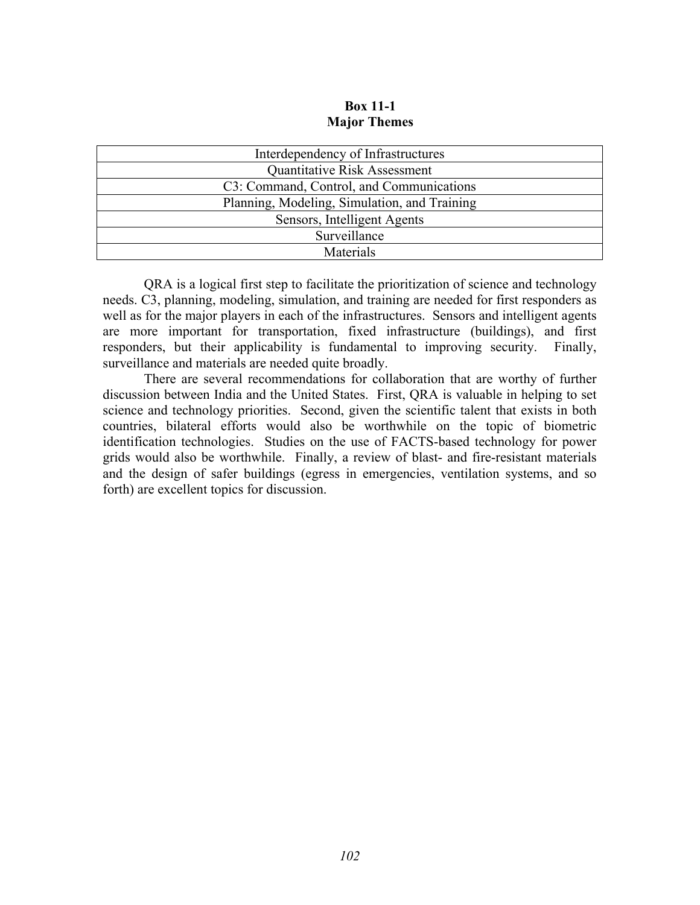**Box 11-1**
**Major Themes**

| Interdependency of Infrastructures |
| --- |
| Quantitative Risk Assessment |
| C3: Command, Control, and Communications |
| Planning, Modeling, Simulation, and Training |
| Sensors, Intelligent Agents |
| Surveillance |
| Materials |

QRA is a logical first step to facilitate the prioritization of science and technology needs. C3, planning, modeling, simulation, and training are needed for first responders as well as for the major players in each of the infrastructures. Sensors and intelligent agents are more important for transportation, fixed infrastructure (buildings), and first responders, but their applicability is fundamental to improving security. Finally, surveillance and materials are needed quite broadly.

There are several recommendations for collaboration that are worthy of further discussion between India and the United States. First, QRA is valuable in helping to set science and technology priorities. Second, given the scientific talent that exists in both countries, bilateral efforts would also be worthwhile on the topic of biometric identification technologies. Studies on the use of FACTS-based technology for power grids would also be worthwhile. Finally, a review of blast- and fire-resistant materials and the design of safer buildings (egress in emergencies, ventilation systems, and so forth) are excellent topics for discussion.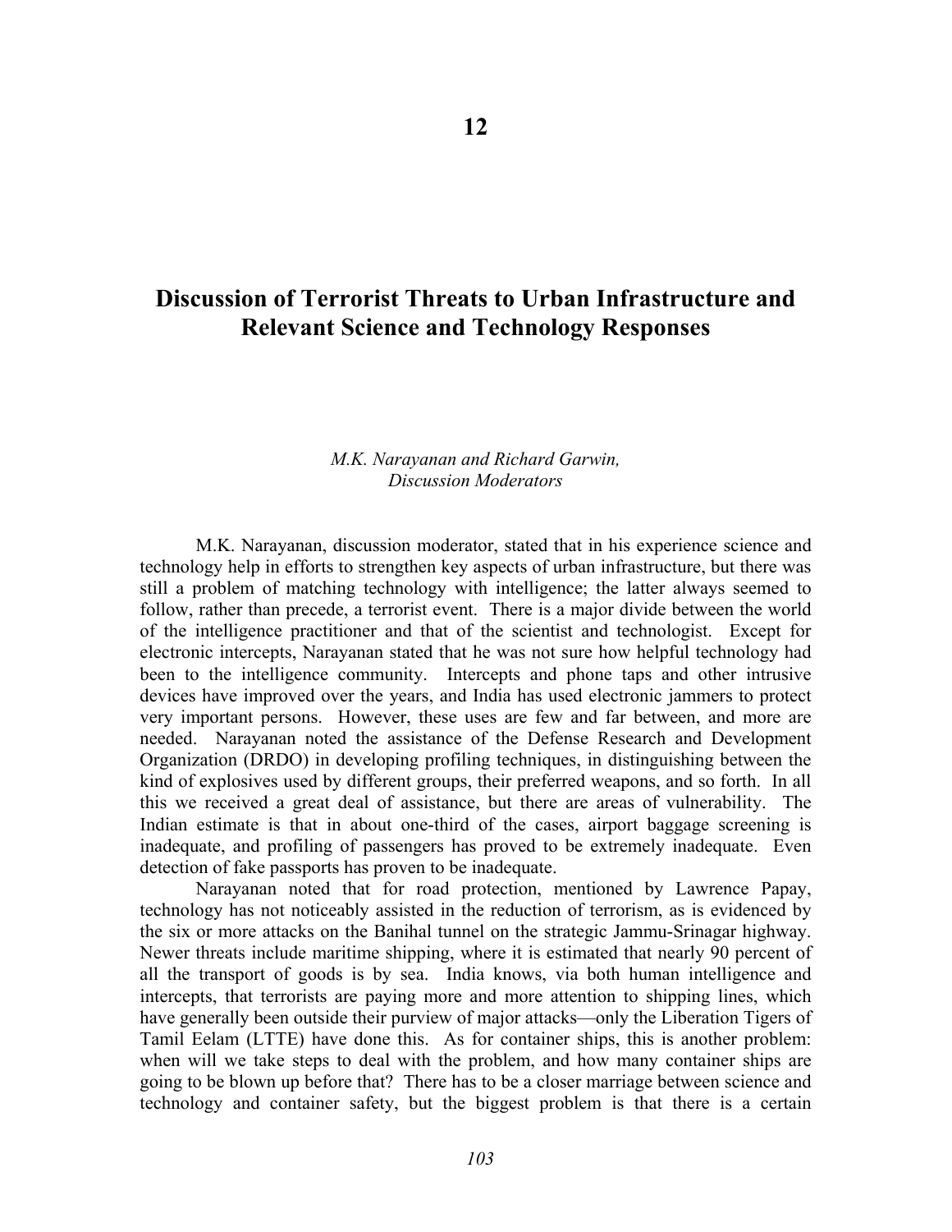# 12

# Discussion of Terrorist Threats to Urban Infrastructure and Relevant Science and Technology Responses

*M.K. Narayanan and Richard Garwin, Discussion Moderators*

M.K. Narayanan, discussion moderator, stated that in his experience science and technology help in efforts to strengthen key aspects of urban infrastructure, but there was still a problem of matching technology with intelligence; the latter always seemed to follow, rather than precede, a terrorist event. There is a major divide between the world of the intelligence practitioner and that of the scientist and technologist. Except for electronic intercepts, Narayanan stated that he was not sure how helpful technology had been to the intelligence community. Intercepts and phone taps and other intrusive devices have improved over the years, and India has used electronic jammers to protect very important persons. However, these uses are few and far between, and more are needed. Narayanan noted the assistance of the Defense Research and Development Organization (DRDO) in developing profiling techniques, in distinguishing between the kind of explosives used by different groups, their preferred weapons, and so forth. In all this we received a great deal of assistance, but there are areas of vulnerability. The Indian estimate is that in about one-third of the cases, airport baggage screening is inadequate, and profiling of passengers has proved to be extremely inadequate. Even detection of fake passports has proven to be inadequate.

Narayanan noted that for road protection, mentioned by Lawrence Papay, technology has not noticeably assisted in the reduction of terrorism, as is evidenced by the six or more attacks on the Banihal tunnel on the strategic Jammu-Srinagar highway. Newer threats include maritime shipping, where it is estimated that nearly 90 percent of all the transport of goods is by sea. India knows, via both human intelligence and intercepts, that terrorists are paying more and more attention to shipping lines, which have generally been outside their purview of major attacks—only the Liberation Tigers of Tamil Eelam (LTTE) have done this. As for container ships, this is another problem: when will we take steps to deal with the problem, and how many container ships are going to be blown up before that? There has to be a closer marriage between science and technology and container safety, but the biggest problem is that there is a certain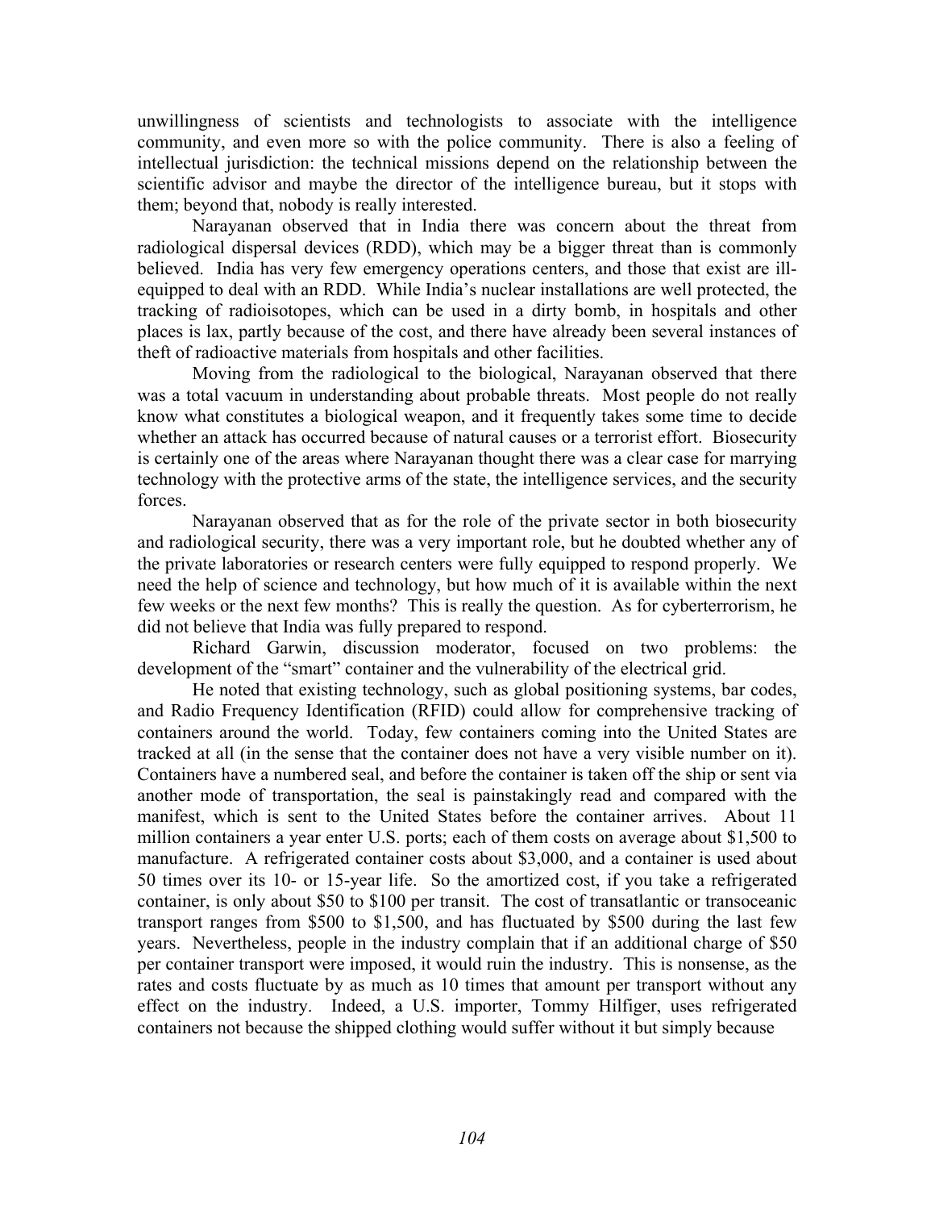unwillingness of scientists and technologists to associate with the intelligence community, and even more so with the police community. There is also a feeling of intellectual jurisdiction: the technical missions depend on the relationship between the scientific advisor and maybe the director of the intelligence bureau, but it stops with them; beyond that, nobody is really interested.

Narayanan observed that in India there was concern about the threat from radiological dispersal devices (RDD), which may be a bigger threat than is commonly believed. India has very few emergency operations centers, and those that exist are ill-equipped to deal with an RDD. While India's nuclear installations are well protected, the tracking of radioisotopes, which can be used in a dirty bomb, in hospitals and other places is lax, partly because of the cost, and there have already been several instances of theft of radioactive materials from hospitals and other facilities.

Moving from the radiological to the biological, Narayanan observed that there was a total vacuum in understanding about probable threats. Most people do not really know what constitutes a biological weapon, and it frequently takes some time to decide whether an attack has occurred because of natural causes or a terrorist effort. Biosecurity is certainly one of the areas where Narayanan thought there was a clear case for marrying technology with the protective arms of the state, the intelligence services, and the security forces.

Narayanan observed that as for the role of the private sector in both biosecurity and radiological security, there was a very important role, but he doubted whether any of the private laboratories or research centers were fully equipped to respond properly. We need the help of science and technology, but how much of it is available within the next few weeks or the next few months? This is really the question. As for cyberterrorism, he did not believe that India was fully prepared to respond.

Richard Garwin, discussion moderator, focused on two problems: the development of the "smart" container and the vulnerability of the electrical grid.

He noted that existing technology, such as global positioning systems, bar codes, and Radio Frequency Identification (RFID) could allow for comprehensive tracking of containers around the world. Today, few containers coming into the United States are tracked at all (in the sense that the container does not have a very visible number on it). Containers have a numbered seal, and before the container is taken off the ship or sent via another mode of transportation, the seal is painstakingly read and compared with the manifest, which is sent to the United States before the container arrives. About 11 million containers a year enter U.S. ports; each of them costs on average about $1,500 to manufacture. A refrigerated container costs about $3,000, and a container is used about 50 times over its 10- or 15-year life. So the amortized cost, if you take a refrigerated container, is only about $50 to $100 per transit. The cost of transatlantic or transoceanic transport ranges from $500 to $1,500, and has fluctuated by $500 during the last few years. Nevertheless, people in the industry complain that if an additional charge of $50 per container transport were imposed, it would ruin the industry. This is nonsense, as the rates and costs fluctuate by as much as 10 times that amount per transport without any effect on the industry. Indeed, a U.S. importer, Tommy Hilfiger, uses refrigerated containers not because the shipped clothing would suffer without it but simply because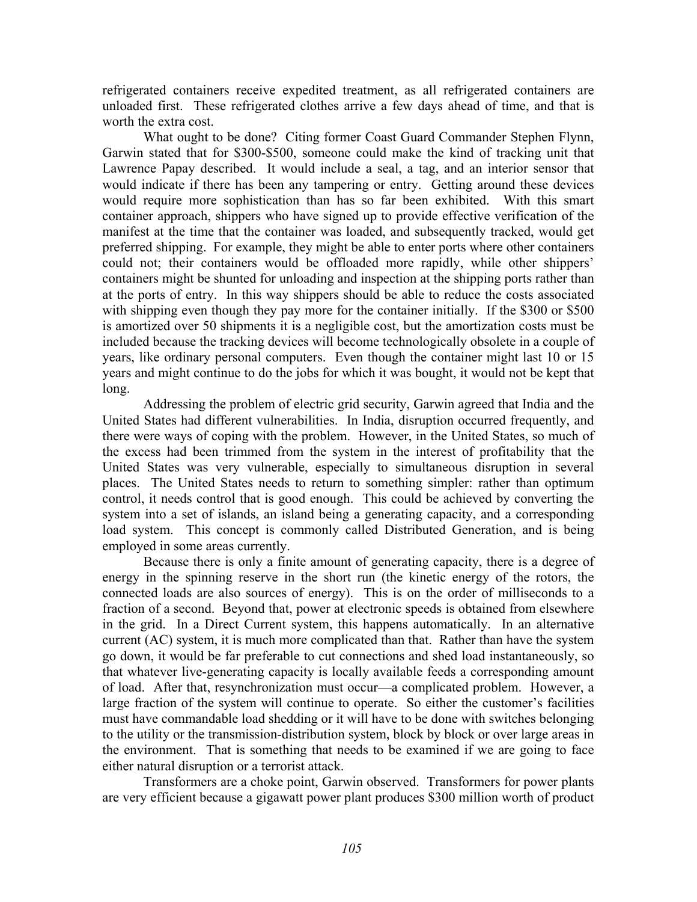refrigerated containers receive expedited treatment, as all refrigerated containers are unloaded first. These refrigerated clothes arrive a few days ahead of time, and that is worth the extra cost.

What ought to be done? Citing former Coast Guard Commander Stephen Flynn, Garwin stated that for $300-$500, someone could make the kind of tracking unit that Lawrence Papay described. It would include a seal, a tag, and an interior sensor that would indicate if there has been any tampering or entry. Getting around these devices would require more sophistication than has so far been exhibited. With this smart container approach, shippers who have signed up to provide effective verification of the manifest at the time that the container was loaded, and subsequently tracked, would get preferred shipping. For example, they might be able to enter ports where other containers could not; their containers would be offloaded more rapidly, while other shippers' containers might be shunted for unloading and inspection at the shipping ports rather than at the ports of entry. In this way shippers should be able to reduce the costs associated with shipping even though they pay more for the container initially. If the $300 or $500 is amortized over 50 shipments it is a negligible cost, but the amortization costs must be included because the tracking devices will become technologically obsolete in a couple of years, like ordinary personal computers. Even though the container might last 10 or 15 years and might continue to do the jobs for which it was bought, it would not be kept that long.

Addressing the problem of electric grid security, Garwin agreed that India and the United States had different vulnerabilities. In India, disruption occurred frequently, and there were ways of coping with the problem. However, in the United States, so much of the excess had been trimmed from the system in the interest of profitability that the United States was very vulnerable, especially to simultaneous disruption in several places. The United States needs to return to something simpler: rather than optimum control, it needs control that is good enough. This could be achieved by converting the system into a set of islands, an island being a generating capacity, and a corresponding load system. This concept is commonly called Distributed Generation, and is being employed in some areas currently.

Because there is only a finite amount of generating capacity, there is a degree of energy in the spinning reserve in the short run (the kinetic energy of the rotors, the connected loads are also sources of energy). This is on the order of milliseconds to a fraction of a second. Beyond that, power at electronic speeds is obtained from elsewhere in the grid. In a Direct Current system, this happens automatically. In an alternative current (AC) system, it is much more complicated than that. Rather than have the system go down, it would be far preferable to cut connections and shed load instantaneously, so that whatever live-generating capacity is locally available feeds a corresponding amount of load. After that, resynchronization must occur—a complicated problem. However, a large fraction of the system will continue to operate. So either the customer's facilities must have commandable load shedding or it will have to be done with switches belonging to the utility or the transmission-distribution system, block by block or over large areas in the environment. That is something that needs to be examined if we are going to face either natural disruption or a terrorist attack.

Transformers are a choke point, Garwin observed. Transformers for power plants are very efficient because a gigawatt power plant produces $300 million worth of product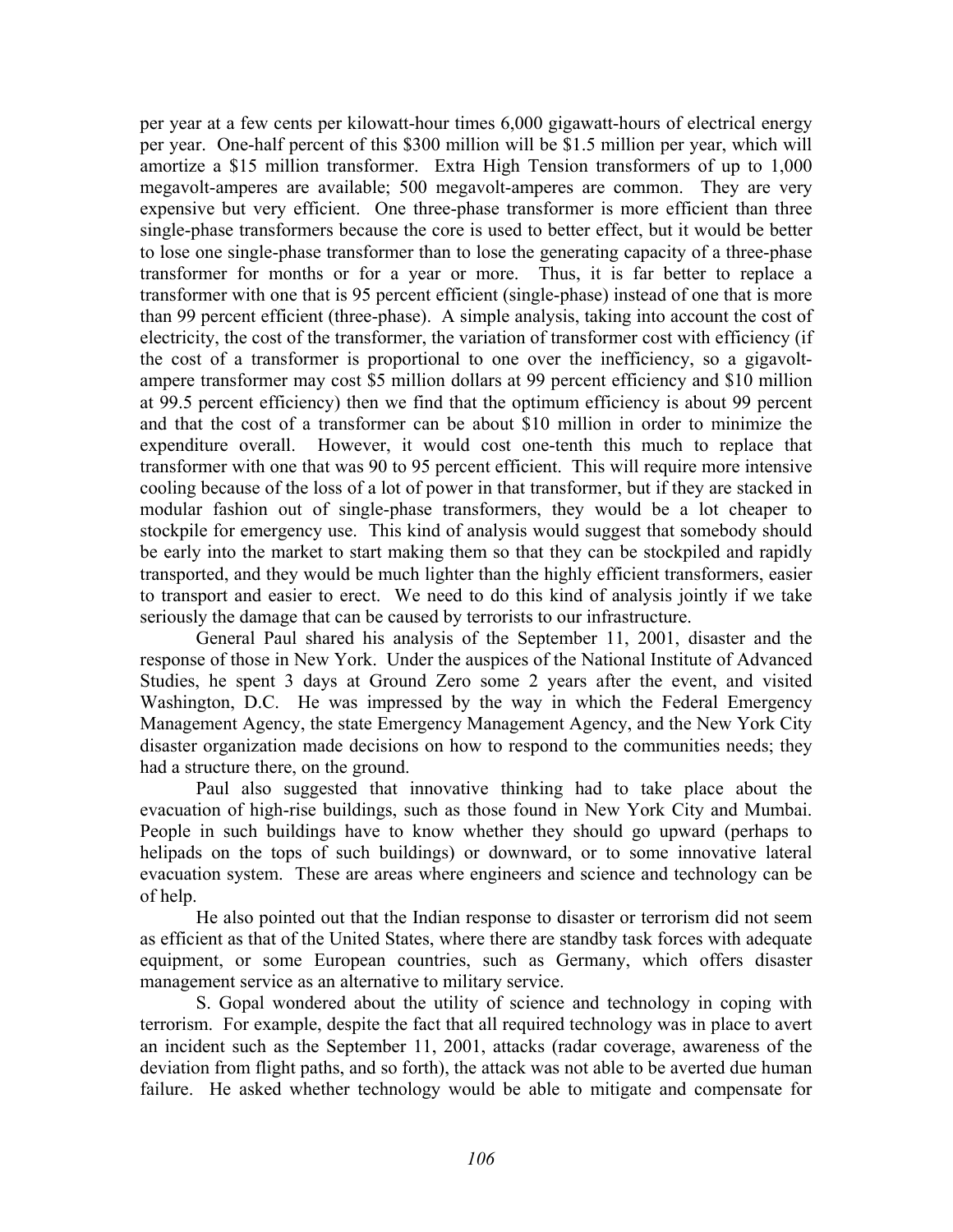per year at a few cents per kilowatt-hour times 6,000 gigawatt-hours of electrical energy per year. One-half percent of this $300 million will be $1.5 million per year, which will amortize a $15 million transformer. Extra High Tension transformers of up to 1,000 megavolt-amperes are available; 500 megavolt-amperes are common. They are very expensive but very efficient. One three-phase transformer is more efficient than three single-phase transformers because the core is used to better effect, but it would be better to lose one single-phase transformer than to lose the generating capacity of a three-phase transformer for months or for a year or more. Thus, it is far better to replace a transformer with one that is 95 percent efficient (single-phase) instead of one that is more than 99 percent efficient (three-phase). A simple analysis, taking into account the cost of electricity, the cost of the transformer, the variation of transformer cost with efficiency (if the cost of a transformer is proportional to one over the inefficiency, so a gigavolt-ampere transformer may cost $5 million dollars at 99 percent efficiency and $10 million at 99.5 percent efficiency) then we find that the optimum efficiency is about 99 percent and that the cost of a transformer can be about $10 million in order to minimize the expenditure overall. However, it would cost one-tenth this much to replace that transformer with one that was 90 to 95 percent efficient. This will require more intensive cooling because of the loss of a lot of power in that transformer, but if they are stacked in modular fashion out of single-phase transformers, they would be a lot cheaper to stockpile for emergency use. This kind of analysis would suggest that somebody should be early into the market to start making them so that they can be stockpiled and rapidly transported, and they would be much lighter than the highly efficient transformers, easier to transport and easier to erect. We need to do this kind of analysis jointly if we take seriously the damage that can be caused by terrorists to our infrastructure.

General Paul shared his analysis of the September 11, 2001, disaster and the response of those in New York. Under the auspices of the National Institute of Advanced Studies, he spent 3 days at Ground Zero some 2 years after the event, and visited Washington, D.C. He was impressed by the way in which the Federal Emergency Management Agency, the state Emergency Management Agency, and the New York City disaster organization made decisions on how to respond to the communities needs; they had a structure there, on the ground.

Paul also suggested that innovative thinking had to take place about the evacuation of high-rise buildings, such as those found in New York City and Mumbai. People in such buildings have to know whether they should go upward (perhaps to helipads on the tops of such buildings) or downward, or to some innovative lateral evacuation system. These are areas where engineers and science and technology can be of help.

He also pointed out that the Indian response to disaster or terrorism did not seem as efficient as that of the United States, where there are standby task forces with adequate equipment, or some European countries, such as Germany, which offers disaster management service as an alternative to military service.

S. Gopal wondered about the utility of science and technology in coping with terrorism. For example, despite the fact that all required technology was in place to avert an incident such as the September 11, 2001, attacks (radar coverage, awareness of the deviation from flight paths, and so forth), the attack was not able to be averted due human failure. He asked whether technology would be able to mitigate and compensate for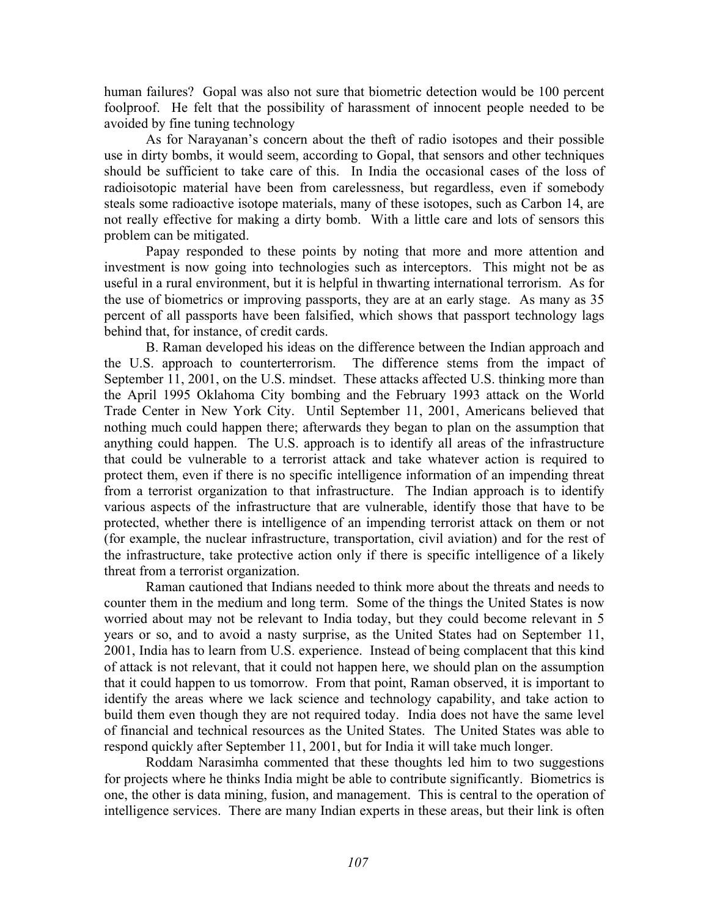human failures? Gopal was also not sure that biometric detection would be 100 percent foolproof. He felt that the possibility of harassment of innocent people needed to be avoided by fine tuning technology

As for Narayanan's concern about the theft of radio isotopes and their possible use in dirty bombs, it would seem, according to Gopal, that sensors and other techniques should be sufficient to take care of this. In India the occasional cases of the loss of radioisotopic material have been from carelessness, but regardless, even if somebody steals some radioactive isotope materials, many of these isotopes, such as Carbon 14, are not really effective for making a dirty bomb. With a little care and lots of sensors this problem can be mitigated.

Papay responded to these points by noting that more and more attention and investment is now going into technologies such as interceptors. This might not be as useful in a rural environment, but it is helpful in thwarting international terrorism. As for the use of biometrics or improving passports, they are at an early stage. As many as 35 percent of all passports have been falsified, which shows that passport technology lags behind that, for instance, of credit cards.

B. Raman developed his ideas on the difference between the Indian approach and the U.S. approach to counterterrorism. The difference stems from the impact of September 11, 2001, on the U.S. mindset. These attacks affected U.S. thinking more than the April 1995 Oklahoma City bombing and the February 1993 attack on the World Trade Center in New York City. Until September 11, 2001, Americans believed that nothing much could happen there; afterwards they began to plan on the assumption that anything could happen. The U.S. approach is to identify all areas of the infrastructure that could be vulnerable to a terrorist attack and take whatever action is required to protect them, even if there is no specific intelligence information of an impending threat from a terrorist organization to that infrastructure. The Indian approach is to identify various aspects of the infrastructure that are vulnerable, identify those that have to be protected, whether there is intelligence of an impending terrorist attack on them or not (for example, the nuclear infrastructure, transportation, civil aviation) and for the rest of the infrastructure, take protective action only if there is specific intelligence of a likely threat from a terrorist organization.

Raman cautioned that Indians needed to think more about the threats and needs to counter them in the medium and long term. Some of the things the United States is now worried about may not be relevant to India today, but they could become relevant in 5 years or so, and to avoid a nasty surprise, as the United States had on September 11, 2001, India has to learn from U.S. experience. Instead of being complacent that this kind of attack is not relevant, that it could not happen here, we should plan on the assumption that it could happen to us tomorrow. From that point, Raman observed, it is important to identify the areas where we lack science and technology capability, and take action to build them even though they are not required today. India does not have the same level of financial and technical resources as the United States. The United States was able to respond quickly after September 11, 2001, but for India it will take much longer.

Roddam Narasimha commented that these thoughts led him to two suggestions for projects where he thinks India might be able to contribute significantly. Biometrics is one, the other is data mining, fusion, and management. This is central to the operation of intelligence services. There are many Indian experts in these areas, but their link is often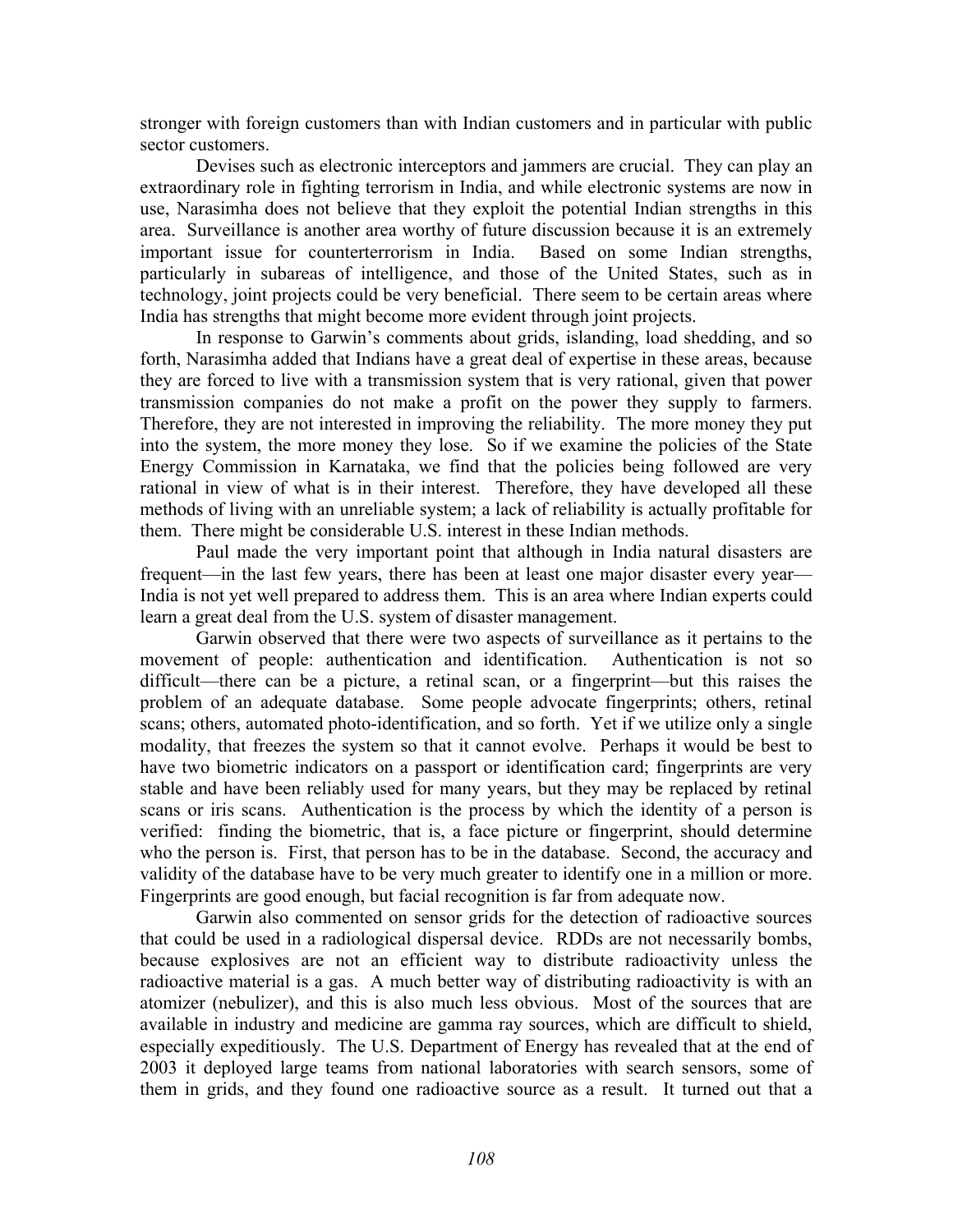stronger with foreign customers than with Indian customers and in particular with public sector customers.

Devises such as electronic interceptors and jammers are crucial. They can play an extraordinary role in fighting terrorism in India, and while electronic systems are now in use, Narasimha does not believe that they exploit the potential Indian strengths in this area. Surveillance is another area worthy of future discussion because it is an extremely important issue for counterterrorism in India. Based on some Indian strengths, particularly in subareas of intelligence, and those of the United States, such as in technology, joint projects could be very beneficial. There seem to be certain areas where India has strengths that might become more evident through joint projects.

In response to Garwin's comments about grids, islanding, load shedding, and so forth, Narasimha added that Indians have a great deal of expertise in these areas, because they are forced to live with a transmission system that is very rational, given that power transmission companies do not make a profit on the power they supply to farmers. Therefore, they are not interested in improving the reliability. The more money they put into the system, the more money they lose. So if we examine the policies of the State Energy Commission in Karnataka, we find that the policies being followed are very rational in view of what is in their interest. Therefore, they have developed all these methods of living with an unreliable system; a lack of reliability is actually profitable for them. There might be considerable U.S. interest in these Indian methods.

Paul made the very important point that although in India natural disasters are frequent—in the last few years, there has been at least one major disaster every year—India is not yet well prepared to address them. This is an area where Indian experts could learn a great deal from the U.S. system of disaster management.

Garwin observed that there were two aspects of surveillance as it pertains to the movement of people: authentication and identification. Authentication is not so difficult—there can be a picture, a retinal scan, or a fingerprint—but this raises the problem of an adequate database. Some people advocate fingerprints; others, retinal scans; others, automated photo-identification, and so forth. Yet if we utilize only a single modality, that freezes the system so that it cannot evolve. Perhaps it would be best to have two biometric indicators on a passport or identification card; fingerprints are very stable and have been reliably used for many years, but they may be replaced by retinal scans or iris scans. Authentication is the process by which the identity of a person is verified: finding the biometric, that is, a face picture or fingerprint, should determine who the person is. First, that person has to be in the database. Second, the accuracy and validity of the database have to be very much greater to identify one in a million or more. Fingerprints are good enough, but facial recognition is far from adequate now.

Garwin also commented on sensor grids for the detection of radioactive sources that could be used in a radiological dispersal device. RDDs are not necessarily bombs, because explosives are not an efficient way to distribute radioactivity unless the radioactive material is a gas. A much better way of distributing radioactivity is with an atomizer (nebulizer), and this is also much less obvious. Most of the sources that are available in industry and medicine are gamma ray sources, which are difficult to shield, especially expeditiously. The U.S. Department of Energy has revealed that at the end of 2003 it deployed large teams from national laboratories with search sensors, some of them in grids, and they found one radioactive source as a result. It turned out that a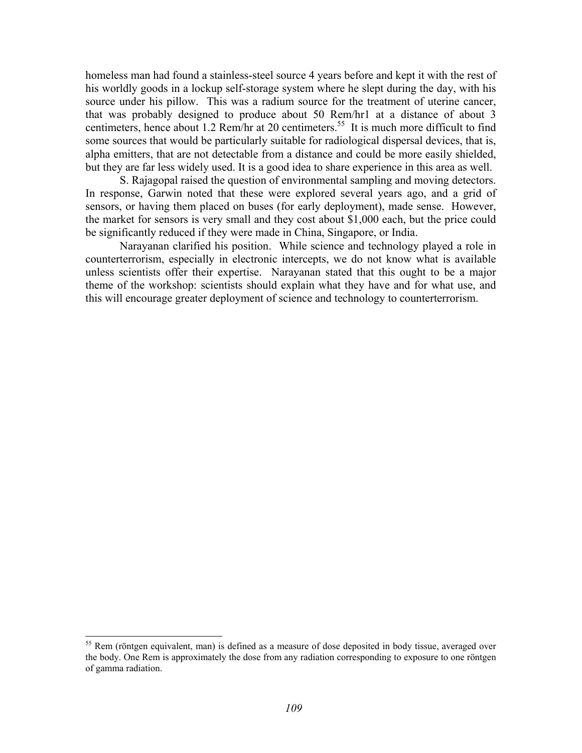homeless man had found a stainless-steel source 4 years before and kept it with the rest of his worldly goods in a lockup self-storage system where he slept during the day, with his source under his pillow. This was a radium source for the treatment of uterine cancer, that was probably designed to produce about 50 Rem/hr1 at a distance of about 3 centimeters, hence about 1.2 Rem/hr at 20 centimeters.[55] It is much more difficult to find some sources that would be particularly suitable for radiological dispersal devices, that is, alpha emitters, that are not detectable from a distance and could be more easily shielded, but they are far less widely used. It is a good idea to share experience in this area as well.

S. Rajagopal raised the question of environmental sampling and moving detectors. In response, Garwin noted that these were explored several years ago, and a grid of sensors, or having them placed on buses (for early deployment), made sense. However, the market for sensors is very small and they cost about $1,000 each, but the price could be significantly reduced if they were made in China, Singapore, or India.

Narayanan clarified his position. While science and technology played a role in counterterrorism, especially in electronic intercepts, we do not know what is available unless scientists offer their expertise. Narayanan stated that this ought to be a major theme of the workshop: scientists should explain what they have and for what use, and this will encourage greater deployment of science and technology to counterterrorism.

[55] Rem (röntgen equivalent, man) is defined as a measure of dose deposited in body tissue, averaged over the body. One Rem is approximately the dose from any radiation corresponding to exposure to one röntgen of gamma radiation.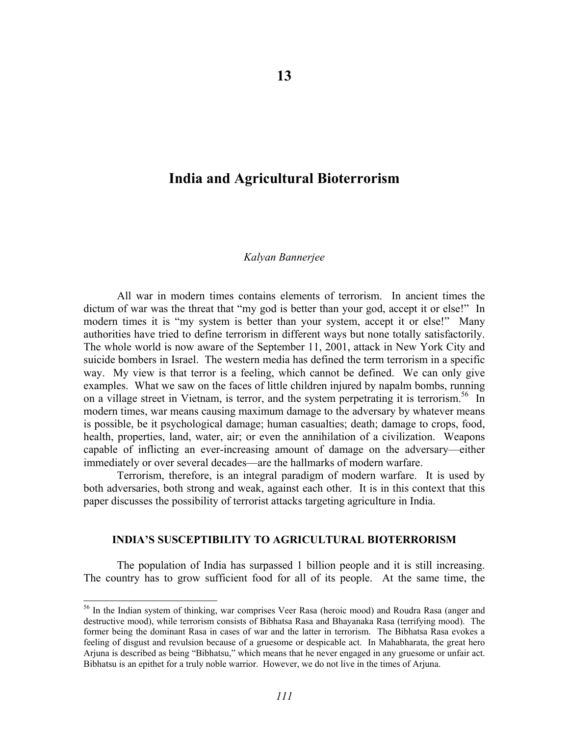# 13

# India and Agricultural Bioterrorism

*Kalyan Bannerjee*

All war in modern times contains elements of terrorism. In ancient times the dictum of war was the threat that "my god is better than your god, accept it or else!" In modern times it is "my system is better than your system, accept it or else!" Many authorities have tried to define terrorism in different ways but none totally satisfactorily. The whole world is now aware of the September 11, 2001, attack in New York City and suicide bombers in Israel. The western media has defined the term terrorism in a specific way. My view is that terror is a feeling, which cannot be defined. We can only give examples. What we saw on the faces of little children injured by napalm bombs, running on a village street in Vietnam, is terror, and the system perpetrating it is terrorism.[56] In modern times, war means causing maximum damage to the adversary by whatever means is possible, be it psychological damage; human casualties; death; damage to crops, food, health, properties, land, water, air; or even the annihilation of a civilization. Weapons capable of inflicting an ever-increasing amount of damage on the adversary—either immediately or over several decades—are the hallmarks of modern warfare.

Terrorism, therefore, is an integral paradigm of modern warfare. It is used by both adversaries, both strong and weak, against each other. It is in this context that this paper discusses the possibility of terrorist attacks targeting agriculture in India.

## INDIA'S SUSCEPTIBILITY TO AGRICULTURAL BIOTERRORISM

The population of India has surpassed 1 billion people and it is still increasing. The country has to grow sufficient food for all of its people. At the same time, the

[56] In the Indian system of thinking, war comprises Veer Rasa (heroic mood) and Roudra Rasa (anger and destructive mood), while terrorism consists of Bibhatsa Rasa and Bhayanaka Rasa (terrifying mood). The former being the dominant Rasa in cases of war and the latter in terrorism. The Bibhatsa Rasa evokes a feeling of disgust and revulsion because of a gruesome or despicable act. In Mahabharata, the great hero Arjuna is described as being "Bibhatsu," which means that he never engaged in any gruesome or unfair act. Bibhatsu is an epithet for a truly noble warrior. However, we do not live in the times of Arjuna.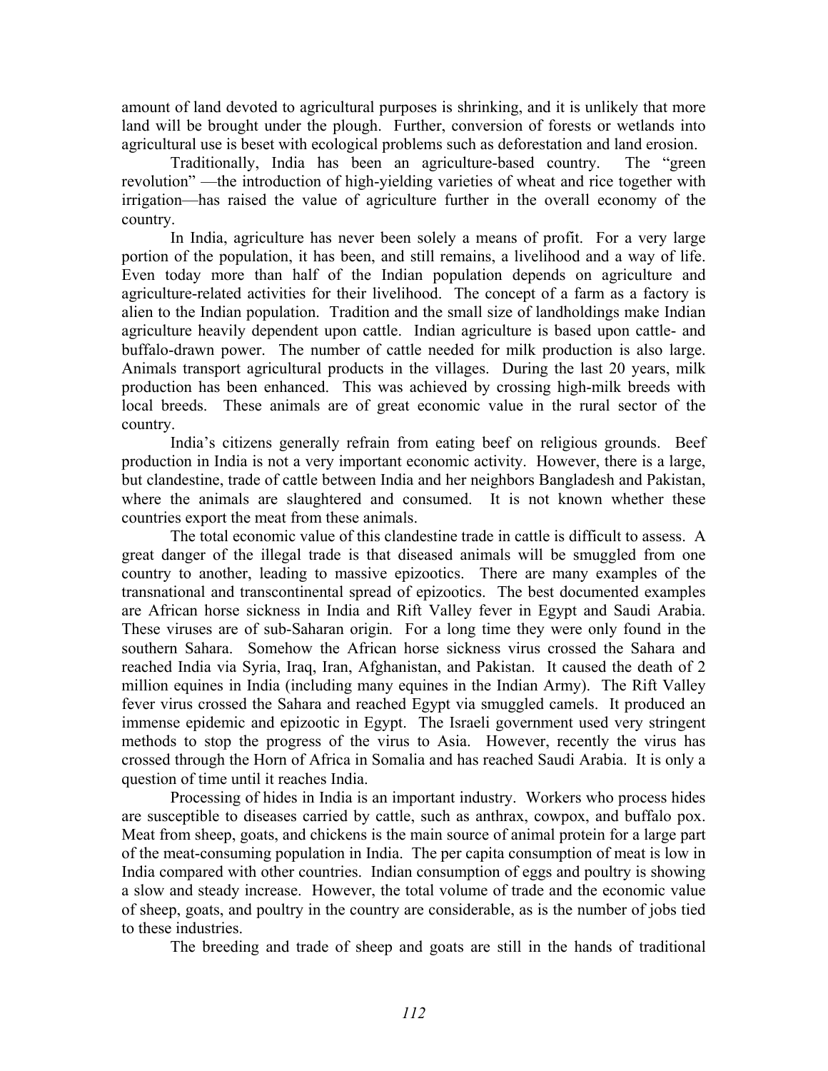amount of land devoted to agricultural purposes is shrinking, and it is unlikely that more land will be brought under the plough. Further, conversion of forests or wetlands into agricultural use is beset with ecological problems such as deforestation and land erosion.

Traditionally, India has been an agriculture-based country. The "green revolution" —the introduction of high-yielding varieties of wheat and rice together with irrigation—has raised the value of agriculture further in the overall economy of the country.

In India, agriculture has never been solely a means of profit. For a very large portion of the population, it has been, and still remains, a livelihood and a way of life. Even today more than half of the Indian population depends on agriculture and agriculture-related activities for their livelihood. The concept of a farm as a factory is alien to the Indian population. Tradition and the small size of landholdings make Indian agriculture heavily dependent upon cattle. Indian agriculture is based upon cattle- and buffalo-drawn power. The number of cattle needed for milk production is also large. Animals transport agricultural products in the villages. During the last 20 years, milk production has been enhanced. This was achieved by crossing high-milk breeds with local breeds. These animals are of great economic value in the rural sector of the country.

India's citizens generally refrain from eating beef on religious grounds. Beef production in India is not a very important economic activity. However, there is a large, but clandestine, trade of cattle between India and her neighbors Bangladesh and Pakistan, where the animals are slaughtered and consumed. It is not known whether these countries export the meat from these animals.

The total economic value of this clandestine trade in cattle is difficult to assess. A great danger of the illegal trade is that diseased animals will be smuggled from one country to another, leading to massive epizootics. There are many examples of the transnational and transcontinental spread of epizootics. The best documented examples are African horse sickness in India and Rift Valley fever in Egypt and Saudi Arabia. These viruses are of sub-Saharan origin. For a long time they were only found in the southern Sahara. Somehow the African horse sickness virus crossed the Sahara and reached India via Syria, Iraq, Iran, Afghanistan, and Pakistan. It caused the death of 2 million equines in India (including many equines in the Indian Army). The Rift Valley fever virus crossed the Sahara and reached Egypt via smuggled camels. It produced an immense epidemic and epizootic in Egypt. The Israeli government used very stringent methods to stop the progress of the virus to Asia. However, recently the virus has crossed through the Horn of Africa in Somalia and has reached Saudi Arabia. It is only a question of time until it reaches India.

Processing of hides in India is an important industry. Workers who process hides are susceptible to diseases carried by cattle, such as anthrax, cowpox, and buffalo pox. Meat from sheep, goats, and chickens is the main source of animal protein for a large part of the meat-consuming population in India. The per capita consumption of meat is low in India compared with other countries. Indian consumption of eggs and poultry is showing a slow and steady increase. However, the total volume of trade and the economic value of sheep, goats, and poultry in the country are considerable, as is the number of jobs tied to these industries.

The breeding and trade of sheep and goats are still in the hands of traditional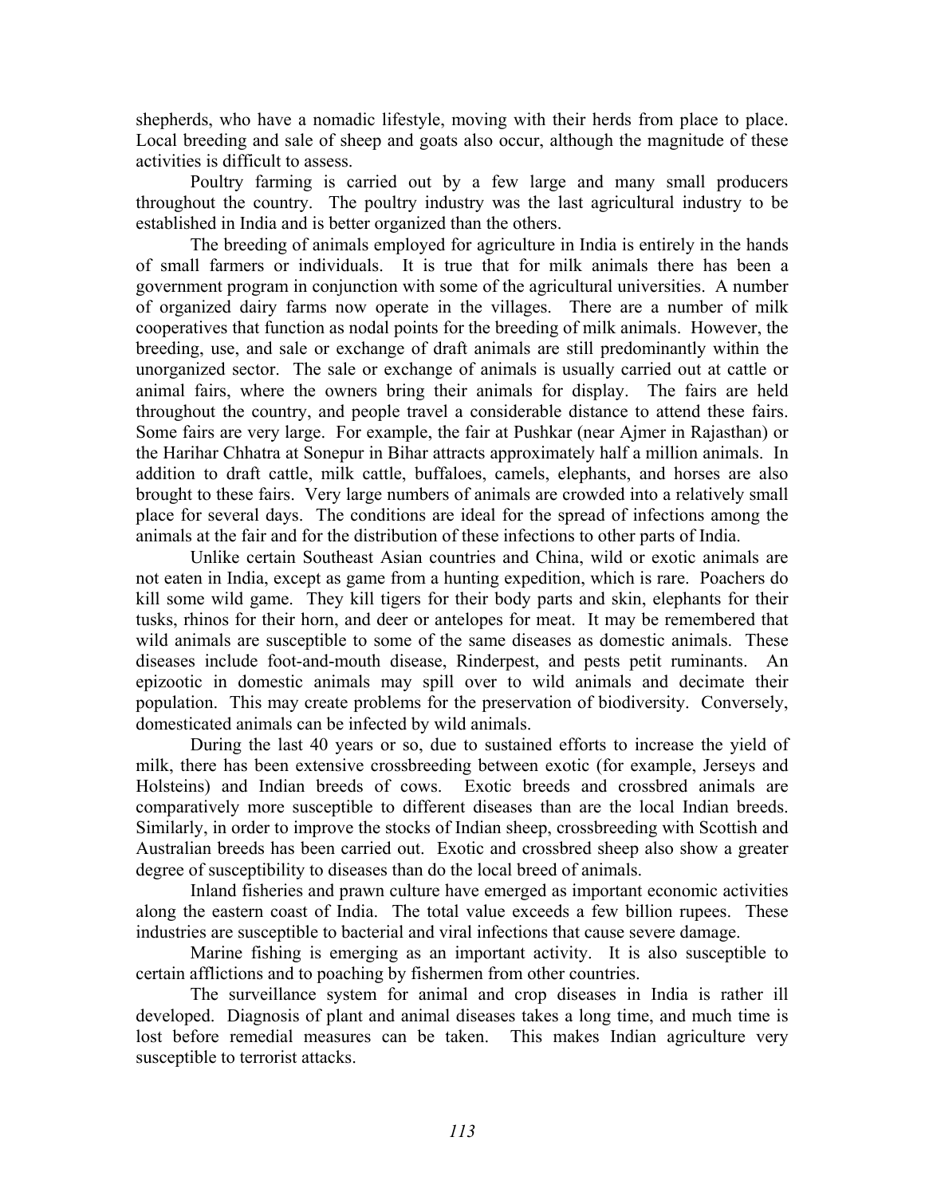shepherds, who have a nomadic lifestyle, moving with their herds from place to place. Local breeding and sale of sheep and goats also occur, although the magnitude of these activities is difficult to assess.

Poultry farming is carried out by a few large and many small producers throughout the country. The poultry industry was the last agricultural industry to be established in India and is better organized than the others.

The breeding of animals employed for agriculture in India is entirely in the hands of small farmers or individuals. It is true that for milk animals there has been a government program in conjunction with some of the agricultural universities. A number of organized dairy farms now operate in the villages. There are a number of milk cooperatives that function as nodal points for the breeding of milk animals. However, the breeding, use, and sale or exchange of draft animals are still predominantly within the unorganized sector. The sale or exchange of animals is usually carried out at cattle or animal fairs, where the owners bring their animals for display. The fairs are held throughout the country, and people travel a considerable distance to attend these fairs. Some fairs are very large. For example, the fair at Pushkar (near Ajmer in Rajasthan) or the Harihar Chhatra at Sonepur in Bihar attracts approximately half a million animals. In addition to draft cattle, milk cattle, buffaloes, camels, elephants, and horses are also brought to these fairs. Very large numbers of animals are crowded into a relatively small place for several days. The conditions are ideal for the spread of infections among the animals at the fair and for the distribution of these infections to other parts of India.

Unlike certain Southeast Asian countries and China, wild or exotic animals are not eaten in India, except as game from a hunting expedition, which is rare. Poachers do kill some wild game. They kill tigers for their body parts and skin, elephants for their tusks, rhinos for their horn, and deer or antelopes for meat. It may be remembered that wild animals are susceptible to some of the same diseases as domestic animals. These diseases include foot-and-mouth disease, Rinderpest, and pests petit ruminants. An epizootic in domestic animals may spill over to wild animals and decimate their population. This may create problems for the preservation of biodiversity. Conversely, domesticated animals can be infected by wild animals.

During the last 40 years or so, due to sustained efforts to increase the yield of milk, there has been extensive crossbreeding between exotic (for example, Jerseys and Holsteins) and Indian breeds of cows. Exotic breeds and crossbred animals are comparatively more susceptible to different diseases than are the local Indian breeds. Similarly, in order to improve the stocks of Indian sheep, crossbreeding with Scottish and Australian breeds has been carried out. Exotic and crossbred sheep also show a greater degree of susceptibility to diseases than do the local breed of animals.

Inland fisheries and prawn culture have emerged as important economic activities along the eastern coast of India. The total value exceeds a few billion rupees. These industries are susceptible to bacterial and viral infections that cause severe damage.

Marine fishing is emerging as an important activity. It is also susceptible to certain afflictions and to poaching by fishermen from other countries.

The surveillance system for animal and crop diseases in India is rather ill developed. Diagnosis of plant and animal diseases takes a long time, and much time is lost before remedial measures can be taken. This makes Indian agriculture very susceptible to terrorist attacks.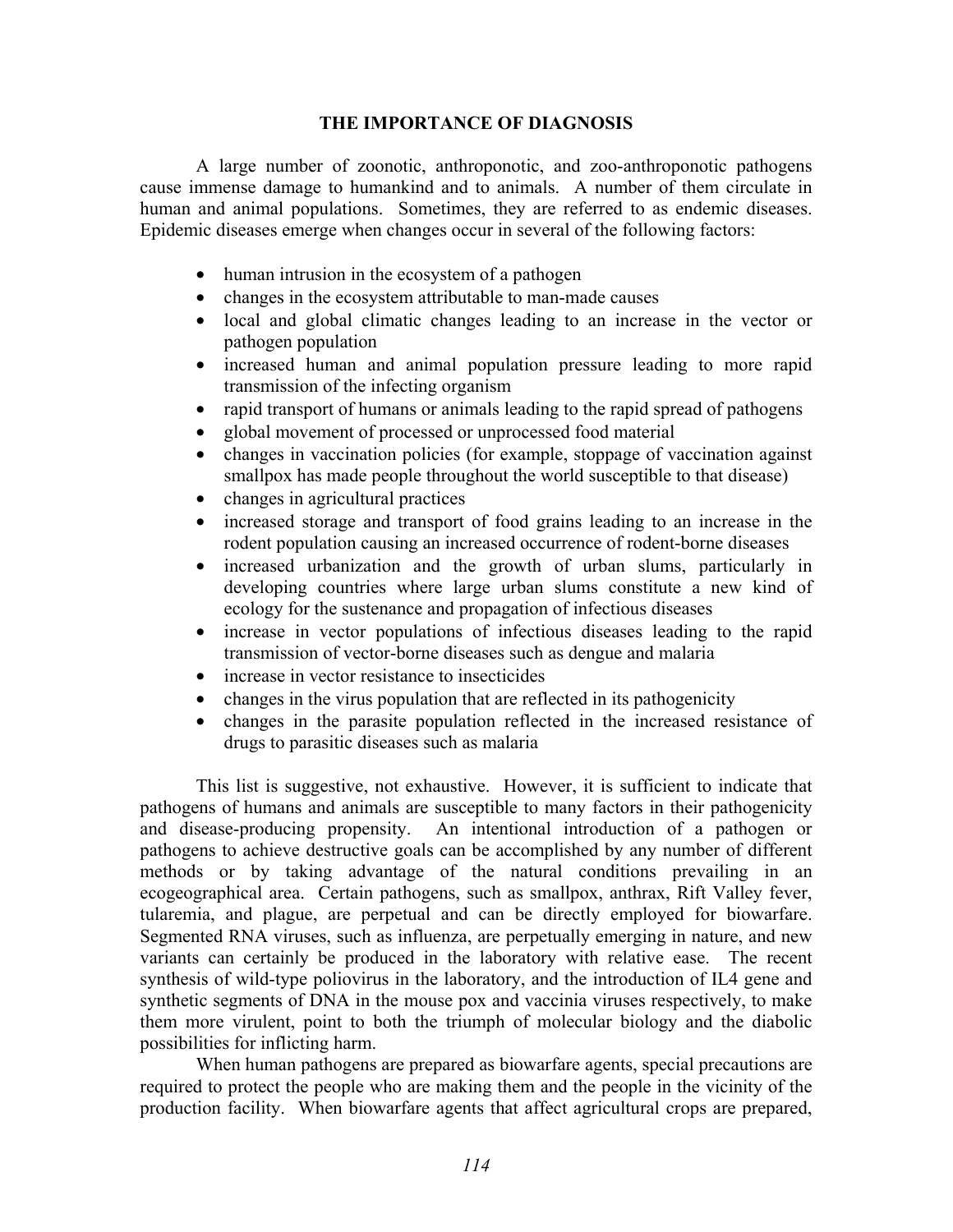## THE IMPORTANCE OF DIAGNOSIS

A large number of zoonotic, anthroponotic, and zoo-anthroponotic pathogens cause immense damage to humankind and to animals. A number of them circulate in human and animal populations. Sometimes, they are referred to as endemic diseases. Epidemic diseases emerge when changes occur in several of the following factors:

- human intrusion in the ecosystem of a pathogen
- changes in the ecosystem attributable to man-made causes
- local and global climatic changes leading to an increase in the vector or pathogen population
- increased human and animal population pressure leading to more rapid transmission of the infecting organism
- rapid transport of humans or animals leading to the rapid spread of pathogens
- global movement of processed or unprocessed food material
- changes in vaccination policies (for example, stoppage of vaccination against smallpox has made people throughout the world susceptible to that disease)
- changes in agricultural practices
- increased storage and transport of food grains leading to an increase in the rodent population causing an increased occurrence of rodent-borne diseases
- increased urbanization and the growth of urban slums, particularly in developing countries where large urban slums constitute a new kind of ecology for the sustenance and propagation of infectious diseases
- increase in vector populations of infectious diseases leading to the rapid transmission of vector-borne diseases such as dengue and malaria
- increase in vector resistance to insecticides
- changes in the virus population that are reflected in its pathogenicity
- changes in the parasite population reflected in the increased resistance of drugs to parasitic diseases such as malaria

This list is suggestive, not exhaustive. However, it is sufficient to indicate that pathogens of humans and animals are susceptible to many factors in their pathogenicity and disease-producing propensity. An intentional introduction of a pathogen or pathogens to achieve destructive goals can be accomplished by any number of different methods or by taking advantage of the natural conditions prevailing in an ecogeographical area. Certain pathogens, such as smallpox, anthrax, Rift Valley fever, tularemia, and plague, are perpetual and can be directly employed for biowarfare. Segmented RNA viruses, such as influenza, are perpetually emerging in nature, and new variants can certainly be produced in the laboratory with relative ease. The recent synthesis of wild-type poliovirus in the laboratory, and the introduction of IL4 gene and synthetic segments of DNA in the mouse pox and vaccinia viruses respectively, to make them more virulent, point to both the triumph of molecular biology and the diabolic possibilities for inflicting harm.

When human pathogens are prepared as biowarfare agents, special precautions are required to protect the people who are making them and the people in the vicinity of the production facility. When biowarfare agents that affect agricultural crops are prepared,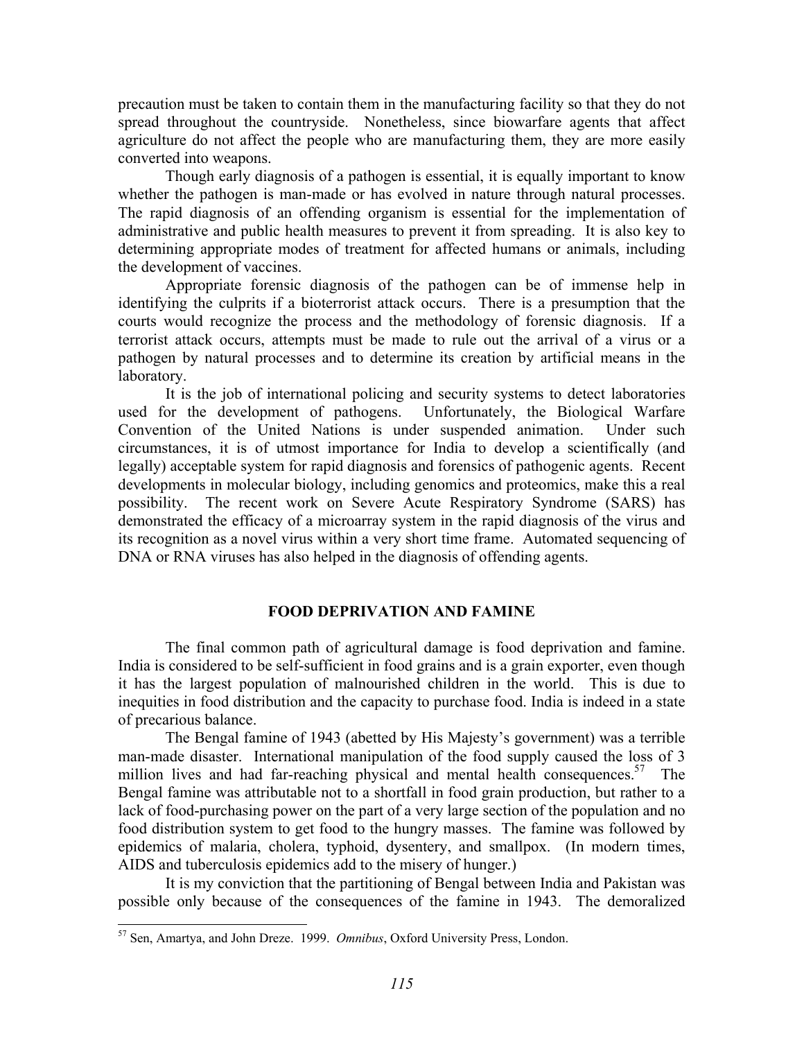precaution must be taken to contain them in the manufacturing facility so that they do not spread throughout the countryside. Nonetheless, since biowarfare agents that affect agriculture do not affect the people who are manufacturing them, they are more easily converted into weapons.

Though early diagnosis of a pathogen is essential, it is equally important to know whether the pathogen is man-made or has evolved in nature through natural processes. The rapid diagnosis of an offending organism is essential for the implementation of administrative and public health measures to prevent it from spreading. It is also key to determining appropriate modes of treatment for affected humans or animals, including the development of vaccines.

Appropriate forensic diagnosis of the pathogen can be of immense help in identifying the culprits if a bioterrorist attack occurs. There is a presumption that the courts would recognize the process and the methodology of forensic diagnosis. If a terrorist attack occurs, attempts must be made to rule out the arrival of a virus or a pathogen by natural processes and to determine its creation by artificial means in the laboratory.

It is the job of international policing and security systems to detect laboratories used for the development of pathogens. Unfortunately, the Biological Warfare Convention of the United Nations is under suspended animation. Under such circumstances, it is of utmost importance for India to develop a scientifically (and legally) acceptable system for rapid diagnosis and forensics of pathogenic agents. Recent developments in molecular biology, including genomics and proteomics, make this a real possibility. The recent work on Severe Acute Respiratory Syndrome (SARS) has demonstrated the efficacy of a microarray system in the rapid diagnosis of the virus and its recognition as a novel virus within a very short time frame. Automated sequencing of DNA or RNA viruses has also helped in the diagnosis of offending agents.

## FOOD DEPRIVATION AND FAMINE

The final common path of agricultural damage is food deprivation and famine. India is considered to be self-sufficient in food grains and is a grain exporter, even though it has the largest population of malnourished children in the world. This is due to inequities in food distribution and the capacity to purchase food. India is indeed in a state of precarious balance.

The Bengal famine of 1943 (abetted by His Majesty's government) was a terrible man-made disaster. International manipulation of the food supply caused the loss of 3 million lives and had far-reaching physical and mental health consequences.[57] The Bengal famine was attributable not to a shortfall in food grain production, but rather to a lack of food-purchasing power on the part of a very large section of the population and no food distribution system to get food to the hungry masses. The famine was followed by epidemics of malaria, cholera, typhoid, dysentery, and smallpox. (In modern times, AIDS and tuberculosis epidemics add to the misery of hunger.)

It is my conviction that the partitioning of Bengal between India and Pakistan was possible only because of the consequences of the famine in 1943. The demoralized

---

[57] Sen, Amartya, and John Dreze. 1999. *Omnibus*, Oxford University Press, London.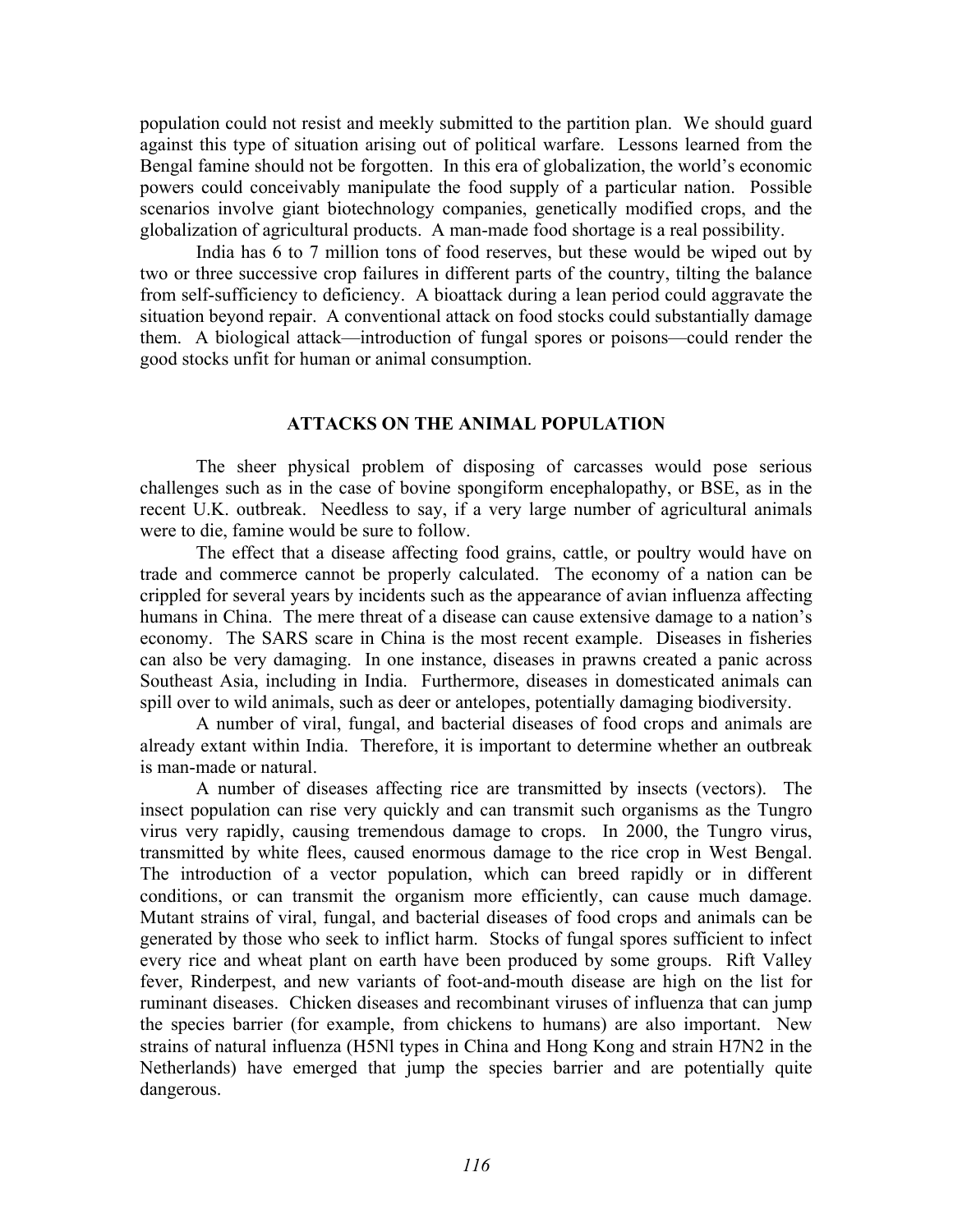population could not resist and meekly submitted to the partition plan. We should guard against this type of situation arising out of political warfare. Lessons learned from the Bengal famine should not be forgotten. In this era of globalization, the world's economic powers could conceivably manipulate the food supply of a particular nation. Possible scenarios involve giant biotechnology companies, genetically modified crops, and the globalization of agricultural products. A man-made food shortage is a real possibility.

India has 6 to 7 million tons of food reserves, but these would be wiped out by two or three successive crop failures in different parts of the country, tilting the balance from self-sufficiency to deficiency. A bioattack during a lean period could aggravate the situation beyond repair. A conventional attack on food stocks could substantially damage them. A biological attack—introduction of fungal spores or poisons—could render the good stocks unfit for human or animal consumption.

## ATTACKS ON THE ANIMAL POPULATION

The sheer physical problem of disposing of carcasses would pose serious challenges such as in the case of bovine spongiform encephalopathy, or BSE, as in the recent U.K. outbreak. Needless to say, if a very large number of agricultural animals were to die, famine would be sure to follow.

The effect that a disease affecting food grains, cattle, or poultry would have on trade and commerce cannot be properly calculated. The economy of a nation can be crippled for several years by incidents such as the appearance of avian influenza affecting humans in China. The mere threat of a disease can cause extensive damage to a nation's economy. The SARS scare in China is the most recent example. Diseases in fisheries can also be very damaging. In one instance, diseases in prawns created a panic across Southeast Asia, including in India. Furthermore, diseases in domesticated animals can spill over to wild animals, such as deer or antelopes, potentially damaging biodiversity.

A number of viral, fungal, and bacterial diseases of food crops and animals are already extant within India. Therefore, it is important to determine whether an outbreak is man-made or natural.

A number of diseases affecting rice are transmitted by insects (vectors). The insect population can rise very quickly and can transmit such organisms as the Tungro virus very rapidly, causing tremendous damage to crops. In 2000, the Tungro virus, transmitted by white flees, caused enormous damage to the rice crop in West Bengal. The introduction of a vector population, which can breed rapidly or in different conditions, or can transmit the organism more efficiently, can cause much damage. Mutant strains of viral, fungal, and bacterial diseases of food crops and animals can be generated by those who seek to inflict harm. Stocks of fungal spores sufficient to infect every rice and wheat plant on earth have been produced by some groups. Rift Valley fever, Rinderpest, and new variants of foot-and-mouth disease are high on the list for ruminant diseases. Chicken diseases and recombinant viruses of influenza that can jump the species barrier (for example, from chickens to humans) are also important. New strains of natural influenza (H5Nl types in China and Hong Kong and strain H7N2 in the Netherlands) have emerged that jump the species barrier and are potentially quite dangerous.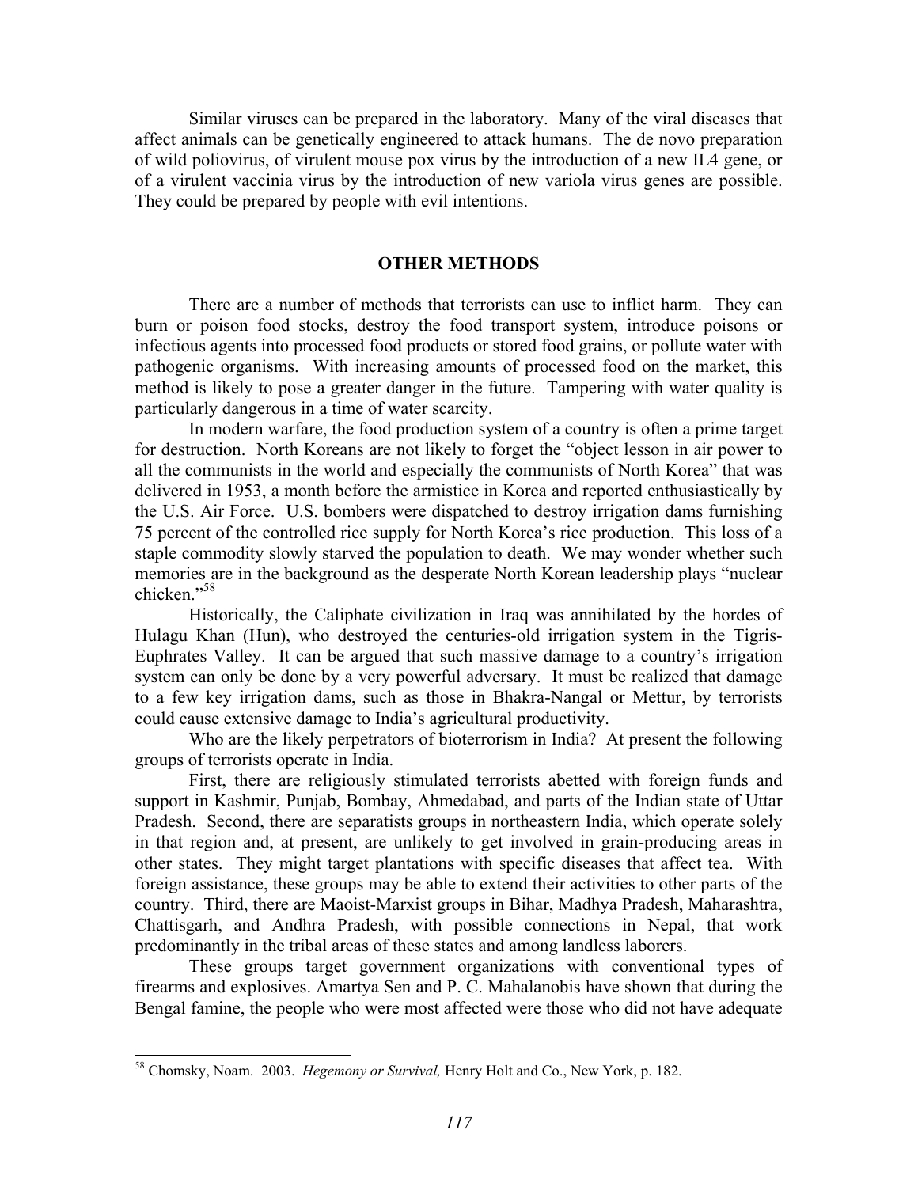Similar viruses can be prepared in the laboratory. Many of the viral diseases that affect animals can be genetically engineered to attack humans. The de novo preparation of wild poliovirus, of virulent mouse pox virus by the introduction of a new IL4 gene, or of a virulent vaccinia virus by the introduction of new variola virus genes are possible. They could be prepared by people with evil intentions.

## OTHER METHODS

There are a number of methods that terrorists can use to inflict harm. They can burn or poison food stocks, destroy the food transport system, introduce poisons or infectious agents into processed food products or stored food grains, or pollute water with pathogenic organisms. With increasing amounts of processed food on the market, this method is likely to pose a greater danger in the future. Tampering with water quality is particularly dangerous in a time of water scarcity.

In modern warfare, the food production system of a country is often a prime target for destruction. North Koreans are not likely to forget the "object lesson in air power to all the communists in the world and especially the communists of North Korea" that was delivered in 1953, a month before the armistice in Korea and reported enthusiastically by the U.S. Air Force. U.S. bombers were dispatched to destroy irrigation dams furnishing 75 percent of the controlled rice supply for North Korea's rice production. This loss of a staple commodity slowly starved the population to death. We may wonder whether such memories are in the background as the desperate North Korean leadership plays "nuclear chicken."[58]

Historically, the Caliphate civilization in Iraq was annihilated by the hordes of Hulagu Khan (Hun), who destroyed the centuries-old irrigation system in the Tigris-Euphrates Valley. It can be argued that such massive damage to a country's irrigation system can only be done by a very powerful adversary. It must be realized that damage to a few key irrigation dams, such as those in Bhakra-Nangal or Mettur, by terrorists could cause extensive damage to India's agricultural productivity.

Who are the likely perpetrators of bioterrorism in India? At present the following groups of terrorists operate in India.

First, there are religiously stimulated terrorists abetted with foreign funds and support in Kashmir, Punjab, Bombay, Ahmedabad, and parts of the Indian state of Uttar Pradesh. Second, there are separatists groups in northeastern India, which operate solely in that region and, at present, are unlikely to get involved in grain-producing areas in other states. They might target plantations with specific diseases that affect tea. With foreign assistance, these groups may be able to extend their activities to other parts of the country. Third, there are Maoist-Marxist groups in Bihar, Madhya Pradesh, Maharashtra, Chattisgarh, and Andhra Pradesh, with possible connections in Nepal, that work predominantly in the tribal areas of these states and among landless laborers.

These groups target government organizations with conventional types of firearms and explosives. Amartya Sen and P. C. Mahalanobis have shown that during the Bengal famine, the people who were most affected were those who did not have adequate

---

[58] Chomsky, Noam. 2003. *Hegemony or Survival,* Henry Holt and Co., New York, p. 182.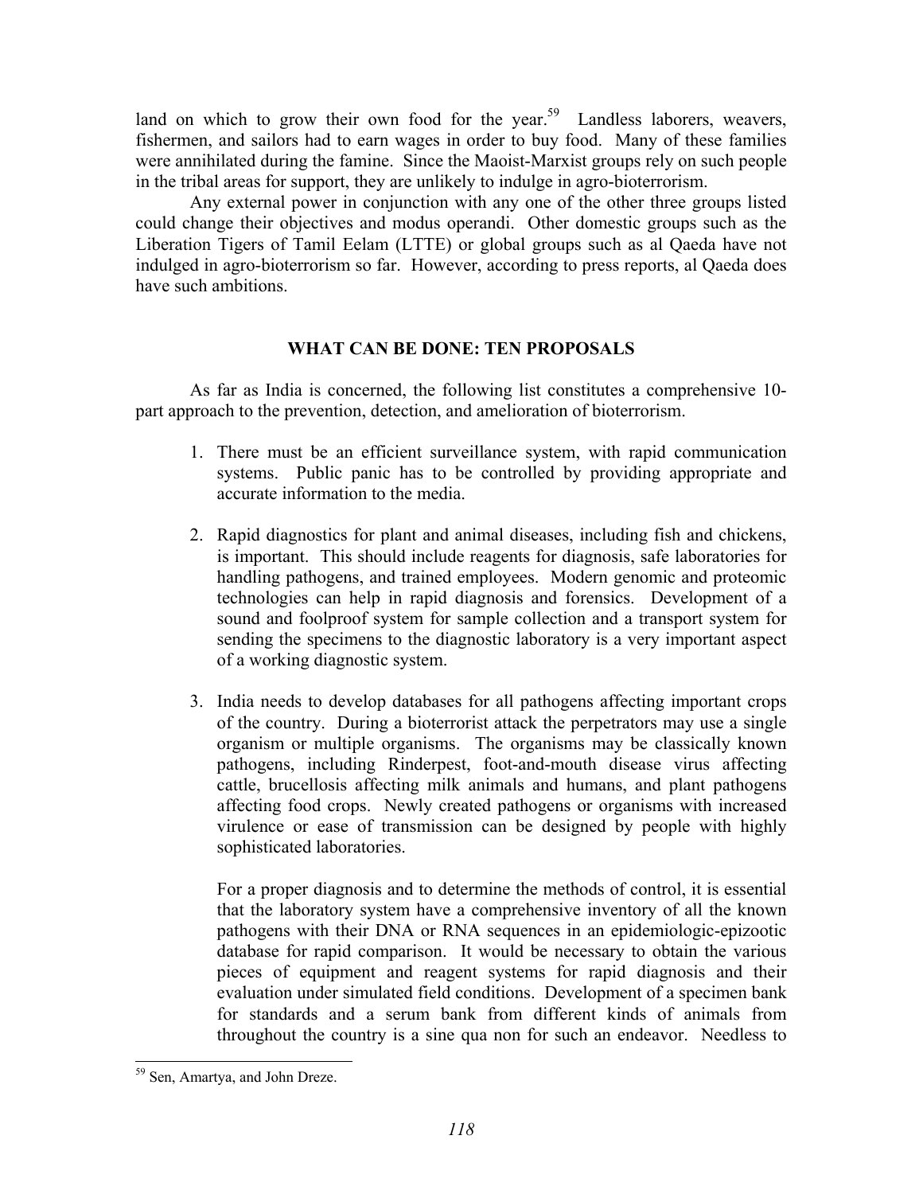land on which to grow their own food for the year.[59] Landless laborers, weavers, fishermen, and sailors had to earn wages in order to buy food. Many of these families were annihilated during the famine. Since the Maoist-Marxist groups rely on such people in the tribal areas for support, they are unlikely to indulge in agro-bioterrorism.

Any external power in conjunction with any one of the other three groups listed could change their objectives and modus operandi. Other domestic groups such as the Liberation Tigers of Tamil Eelam (LTTE) or global groups such as al Qaeda have not indulged in agro-bioterrorism so far. However, according to press reports, al Qaeda does have such ambitions.

## WHAT CAN BE DONE: TEN PROPOSALS

As far as India is concerned, the following list constitutes a comprehensive 10-part approach to the prevention, detection, and amelioration of bioterrorism.

1. There must be an efficient surveillance system, with rapid communication systems. Public panic has to be controlled by providing appropriate and accurate information to the media.

2. Rapid diagnostics for plant and animal diseases, including fish and chickens, is important. This should include reagents for diagnosis, safe laboratories for handling pathogens, and trained employees. Modern genomic and proteomic technologies can help in rapid diagnosis and forensics. Development of a sound and foolproof system for sample collection and a transport system for sending the specimens to the diagnostic laboratory is a very important aspect of a working diagnostic system.

3. India needs to develop databases for all pathogens affecting important crops of the country. During a bioterrorist attack the perpetrators may use a single organism or multiple organisms. The organisms may be classically known pathogens, including Rinderpest, foot-and-mouth disease virus affecting cattle, brucellosis affecting milk animals and humans, and plant pathogens affecting food crops. Newly created pathogens or organisms with increased virulence or ease of transmission can be designed by people with highly sophisticated laboratories.

   For a proper diagnosis and to determine the methods of control, it is essential that the laboratory system have a comprehensive inventory of all the known pathogens with their DNA or RNA sequences in an epidemiologic-epizootic database for rapid comparison. It would be necessary to obtain the various pieces of equipment and reagent systems for rapid diagnosis and their evaluation under simulated field conditions. Development of a specimen bank for standards and a serum bank from different kinds of animals from throughout the country is a sine qua non for such an endeavor. Needless to

[59] Sen, Amartya, and John Dreze.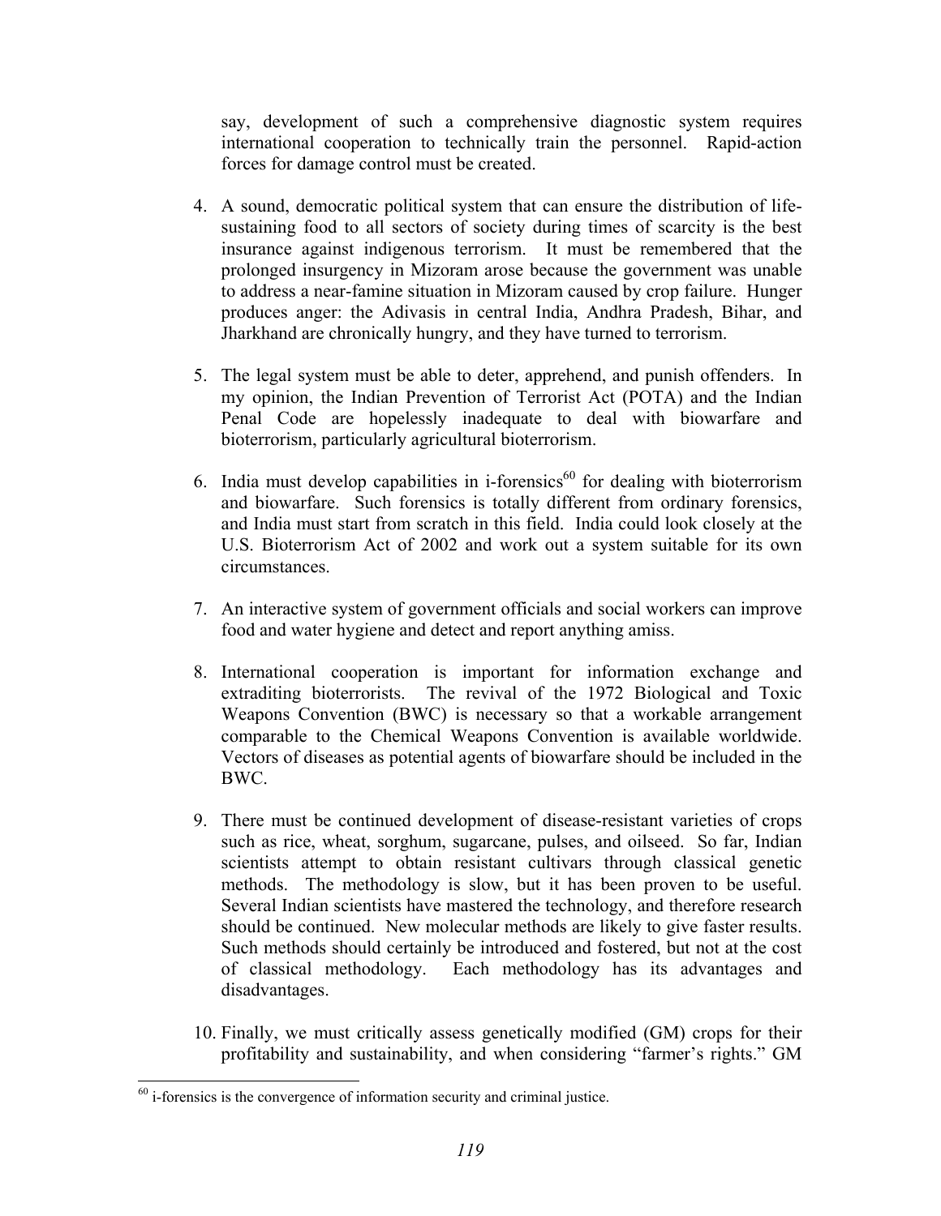say, development of such a comprehensive diagnostic system requires international cooperation to technically train the personnel. Rapid-action forces for damage control must be created.

4. A sound, democratic political system that can ensure the distribution of life-sustaining food to all sectors of society during times of scarcity is the best insurance against indigenous terrorism. It must be remembered that the prolonged insurgency in Mizoram arose because the government was unable to address a near-famine situation in Mizoram caused by crop failure. Hunger produces anger: the Adivasis in central India, Andhra Pradesh, Bihar, and Jharkhand are chronically hungry, and they have turned to terrorism.

5. The legal system must be able to deter, apprehend, and punish offenders. In my opinion, the Indian Prevention of Terrorist Act (POTA) and the Indian Penal Code are hopelessly inadequate to deal with biowarfare and bioterrorism, particularly agricultural bioterrorism.

6. India must develop capabilities in i-forensics[60] for dealing with bioterrorism and biowarfare. Such forensics is totally different from ordinary forensics, and India must start from scratch in this field. India could look closely at the U.S. Bioterrorism Act of 2002 and work out a system suitable for its own circumstances.

7. An interactive system of government officials and social workers can improve food and water hygiene and detect and report anything amiss.

8. International cooperation is important for information exchange and extraditing bioterrorists. The revival of the 1972 Biological and Toxic Weapons Convention (BWC) is necessary so that a workable arrangement comparable to the Chemical Weapons Convention is available worldwide. Vectors of diseases as potential agents of biowarfare should be included in the BWC.

9. There must be continued development of disease-resistant varieties of crops such as rice, wheat, sorghum, sugarcane, pulses, and oilseed. So far, Indian scientists attempt to obtain resistant cultivars through classical genetic methods. The methodology is slow, but it has been proven to be useful. Several Indian scientists have mastered the technology, and therefore research should be continued. New molecular methods are likely to give faster results. Such methods should certainly be introduced and fostered, but not at the cost of classical methodology. Each methodology has its advantages and disadvantages.

10. Finally, we must critically assess genetically modified (GM) crops for their profitability and sustainability, and when considering "farmer's rights." GM

[60] i-forensics is the convergence of information security and criminal justice.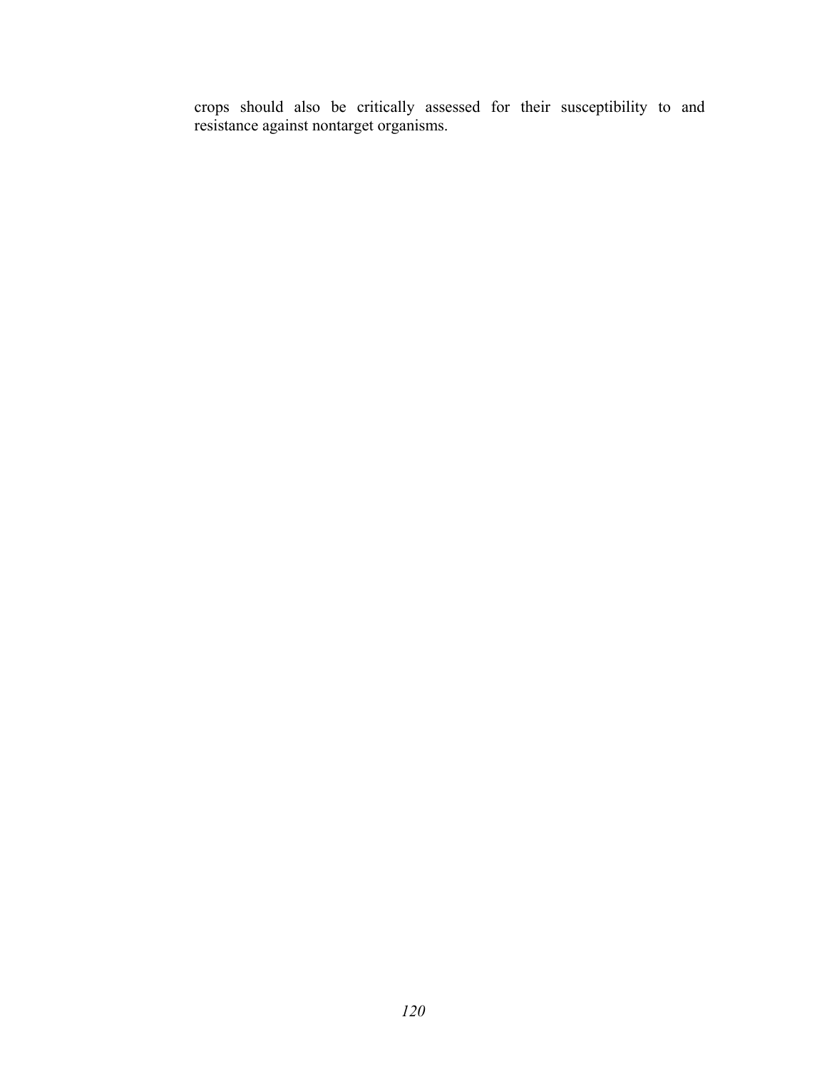crops should also be critically assessed for their susceptibility to and resistance against nontarget organisms.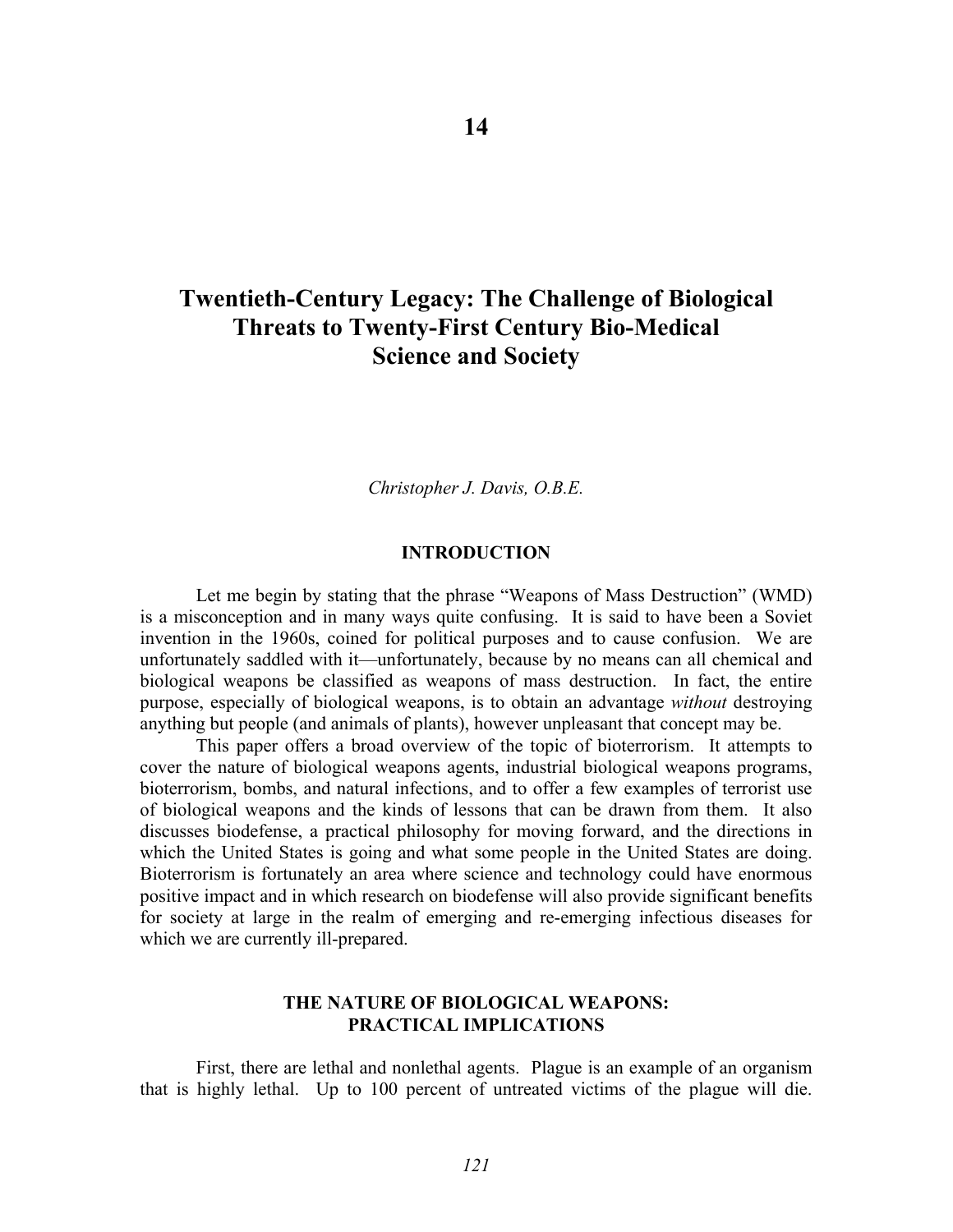# 14

# Twentieth-Century Legacy: The Challenge of Biological Threats to Twenty-First Century Bio-Medical Science and Society

*Christopher J. Davis, O.B.E.*

## INTRODUCTION

Let me begin by stating that the phrase "Weapons of Mass Destruction" (WMD) is a misconception and in many ways quite confusing. It is said to have been a Soviet invention in the 1960s, coined for political purposes and to cause confusion. We are unfortunately saddled with it—unfortunately, because by no means can all chemical and biological weapons be classified as weapons of mass destruction. In fact, the entire purpose, especially of biological weapons, is to obtain an advantage *without* destroying anything but people (and animals of plants), however unpleasant that concept may be.

This paper offers a broad overview of the topic of bioterrorism. It attempts to cover the nature of biological weapons agents, industrial biological weapons programs, bioterrorism, bombs, and natural infections, and to offer a few examples of terrorist use of biological weapons and the kinds of lessons that can be drawn from them. It also discusses biodefense, a practical philosophy for moving forward, and the directions in which the United States is going and what some people in the United States are doing. Bioterrorism is fortunately an area where science and technology could have enormous positive impact and in which research on biodefense will also provide significant benefits for society at large in the realm of emerging and re-emerging infectious diseases for which we are currently ill-prepared.

## THE NATURE OF BIOLOGICAL WEAPONS: PRACTICAL IMPLICATIONS

First, there are lethal and nonlethal agents. Plague is an example of an organism that is highly lethal. Up to 100 percent of untreated victims of the plague will die.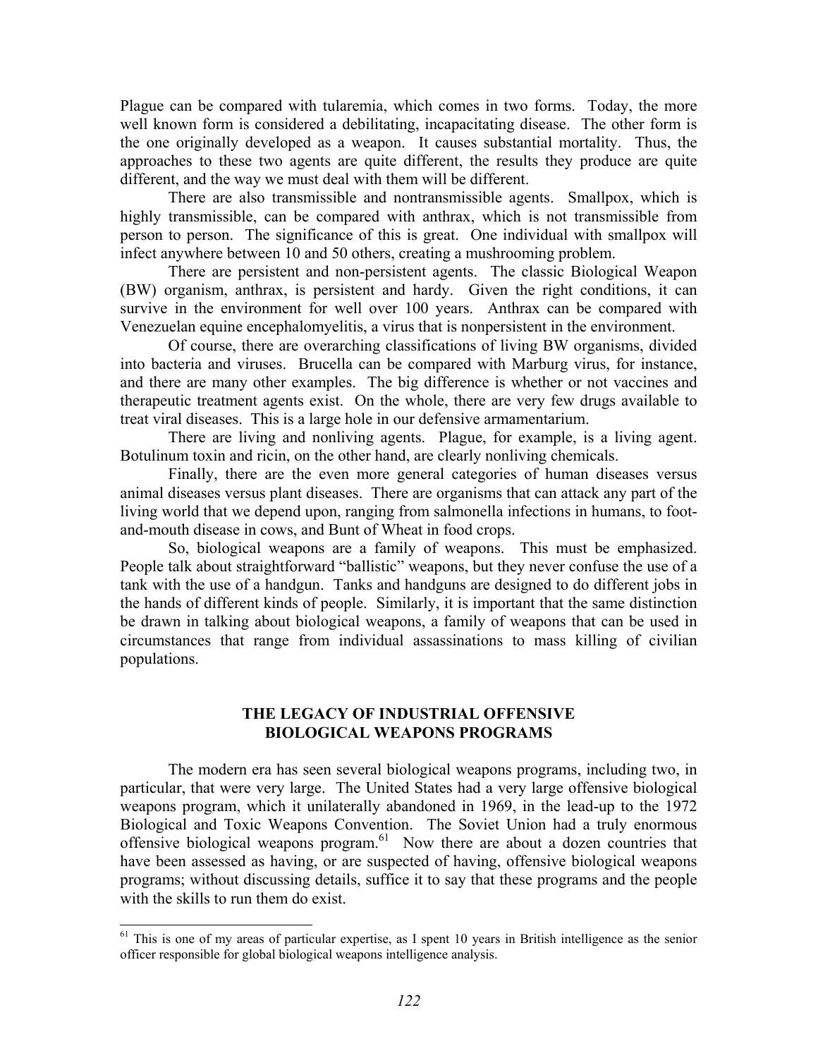Plague can be compared with tularemia, which comes in two forms. Today, the more well known form is considered a debilitating, incapacitating disease. The other form is the one originally developed as a weapon. It causes substantial mortality. Thus, the approaches to these two agents are quite different, the results they produce are quite different, and the way we must deal with them will be different.

There are also transmissible and nontransmissible agents. Smallpox, which is highly transmissible, can be compared with anthrax, which is not transmissible from person to person. The significance of this is great. One individual with smallpox will infect anywhere between 10 and 50 others, creating a mushrooming problem.

There are persistent and non-persistent agents. The classic Biological Weapon (BW) organism, anthrax, is persistent and hardy. Given the right conditions, it can survive in the environment for well over 100 years. Anthrax can be compared with Venezuelan equine encephalomyelitis, a virus that is nonpersistent in the environment.

Of course, there are overarching classifications of living BW organisms, divided into bacteria and viruses. Brucella can be compared with Marburg virus, for instance, and there are many other examples. The big difference is whether or not vaccines and therapeutic treatment agents exist. On the whole, there are very few drugs available to treat viral diseases. This is a large hole in our defensive armamentarium.

There are living and nonliving agents. Plague, for example, is a living agent. Botulinum toxin and ricin, on the other hand, are clearly nonliving chemicals.

Finally, there are the even more general categories of human diseases versus animal diseases versus plant diseases. There are organisms that can attack any part of the living world that we depend upon, ranging from salmonella infections in humans, to foot-and-mouth disease in cows, and Bunt of Wheat in food crops.

So, biological weapons are a family of weapons. This must be emphasized. People talk about straightforward "ballistic" weapons, but they never confuse the use of a tank with the use of a handgun. Tanks and handguns are designed to do different jobs in the hands of different kinds of people. Similarly, it is important that the same distinction be drawn in talking about biological weapons, a family of weapons that can be used in circumstances that range from individual assassinations to mass killing of civilian populations.

## THE LEGACY OF INDUSTRIAL OFFENSIVE BIOLOGICAL WEAPONS PROGRAMS

The modern era has seen several biological weapons programs, including two, in particular, that were very large. The United States had a very large offensive biological weapons program, which it unilaterally abandoned in 1969, in the lead-up to the 1972 Biological and Toxic Weapons Convention. The Soviet Union had a truly enormous offensive biological weapons program.[61] Now there are about a dozen countries that have been assessed as having, or are suspected of having, offensive biological weapons programs; without discussing details, suffice it to say that these programs and the people with the skills to run them do exist.

---

[61] This is one of my areas of particular expertise, as I spent 10 years in British intelligence as the senior officer responsible for global biological weapons intelligence analysis.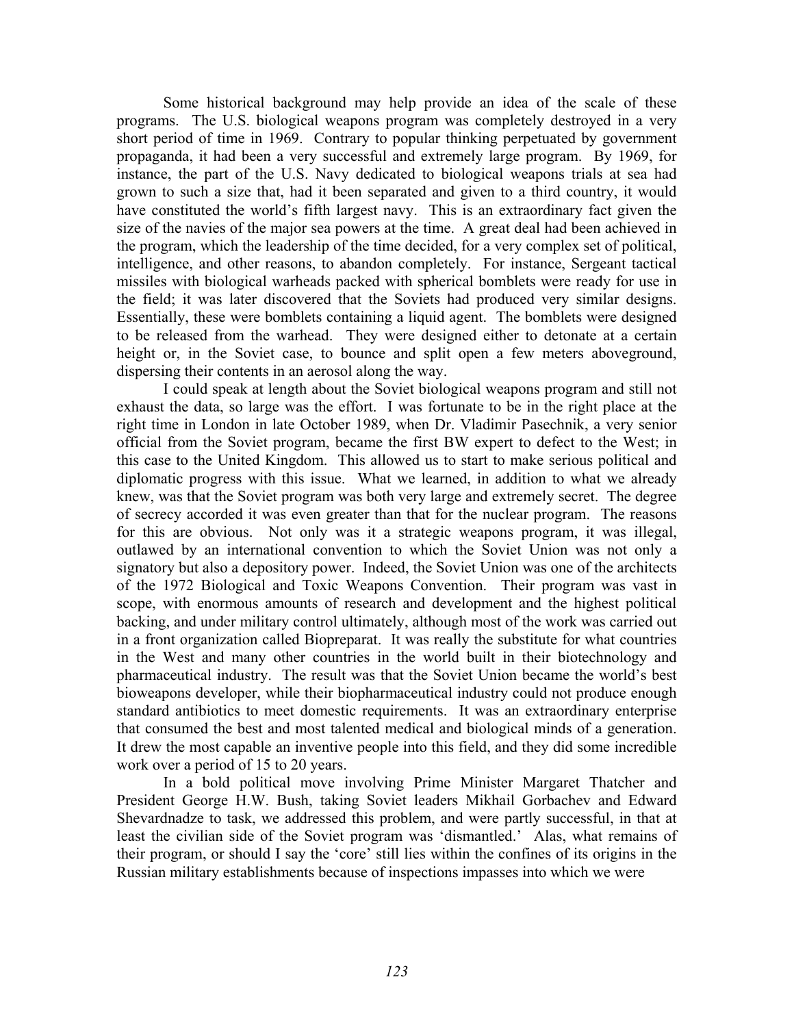Some historical background may help provide an idea of the scale of these programs. The U.S. biological weapons program was completely destroyed in a very short period of time in 1969. Contrary to popular thinking perpetuated by government propaganda, it had been a very successful and extremely large program. By 1969, for instance, the part of the U.S. Navy dedicated to biological weapons trials at sea had grown to such a size that, had it been separated and given to a third country, it would have constituted the world's fifth largest navy. This is an extraordinary fact given the size of the navies of the major sea powers at the time. A great deal had been achieved in the program, which the leadership of the time decided, for a very complex set of political, intelligence, and other reasons, to abandon completely. For instance, Sergeant tactical missiles with biological warheads packed with spherical bomblets were ready for use in the field; it was later discovered that the Soviets had produced very similar designs. Essentially, these were bomblets containing a liquid agent. The bomblets were designed to be released from the warhead. They were designed either to detonate at a certain height or, in the Soviet case, to bounce and split open a few meters aboveground, dispersing their contents in an aerosol along the way.

I could speak at length about the Soviet biological weapons program and still not exhaust the data, so large was the effort. I was fortunate to be in the right place at the right time in London in late October 1989, when Dr. Vladimir Pasechnik, a very senior official from the Soviet program, became the first BW expert to defect to the West; in this case to the United Kingdom. This allowed us to start to make serious political and diplomatic progress with this issue. What we learned, in addition to what we already knew, was that the Soviet program was both very large and extremely secret. The degree of secrecy accorded it was even greater than that for the nuclear program. The reasons for this are obvious. Not only was it a strategic weapons program, it was illegal, outlawed by an international convention to which the Soviet Union was not only a signatory but also a depository power. Indeed, the Soviet Union was one of the architects of the 1972 Biological and Toxic Weapons Convention. Their program was vast in scope, with enormous amounts of research and development and the highest political backing, and under military control ultimately, although most of the work was carried out in a front organization called Biopreparat. It was really the substitute for what countries in the West and many other countries in the world built in their biotechnology and pharmaceutical industry. The result was that the Soviet Union became the world's best bioweapons developer, while their biopharmaceutical industry could not produce enough standard antibiotics to meet domestic requirements. It was an extraordinary enterprise that consumed the best and most talented medical and biological minds of a generation. It drew the most capable an inventive people into this field, and they did some incredible work over a period of 15 to 20 years.

In a bold political move involving Prime Minister Margaret Thatcher and President George H.W. Bush, taking Soviet leaders Mikhail Gorbachev and Edward Shevardnadze to task, we addressed this problem, and were partly successful, in that at least the civilian side of the Soviet program was 'dismantled.' Alas, what remains of their program, or should I say the 'core' still lies within the confines of its origins in the Russian military establishments because of inspections impasses into which we were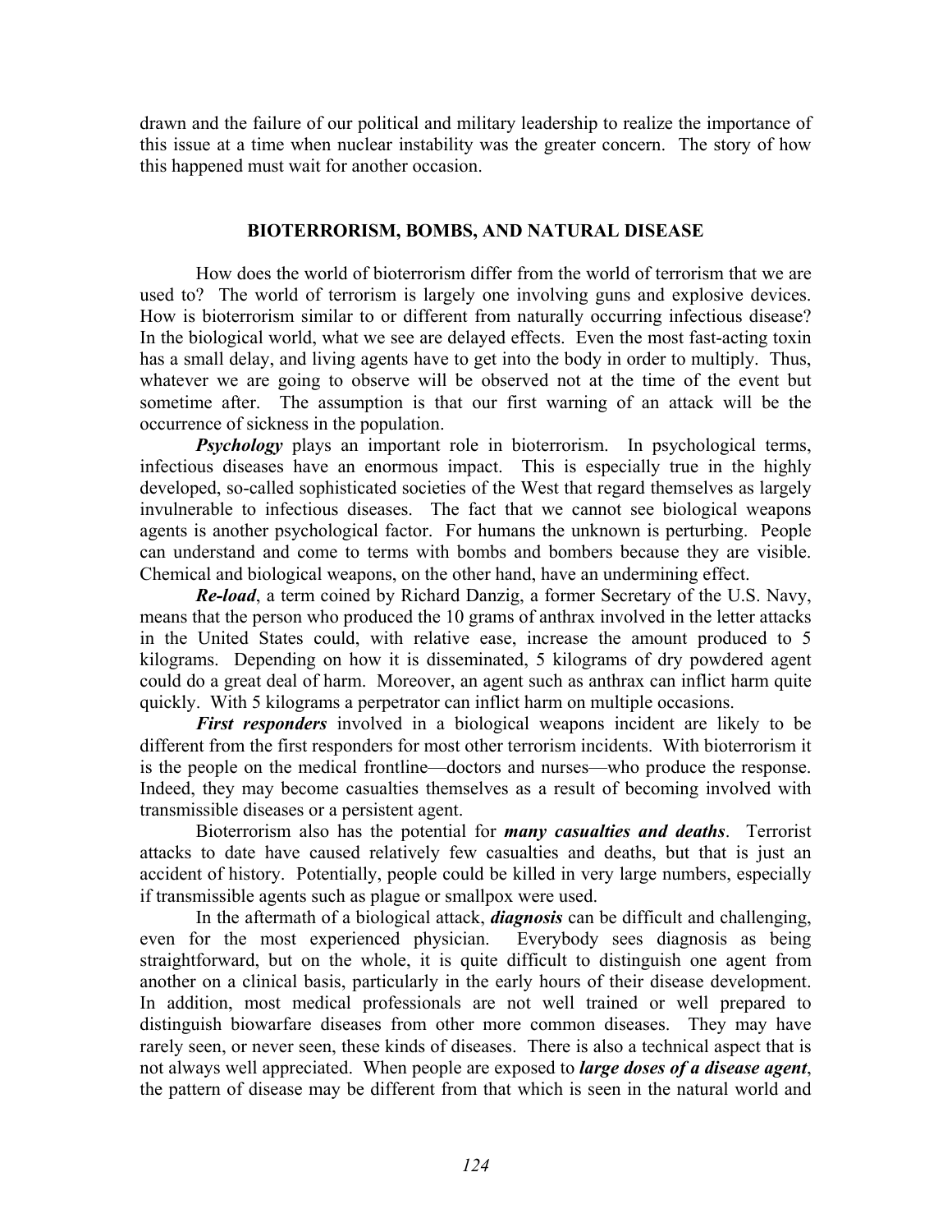drawn and the failure of our political and military leadership to realize the importance of this issue at a time when nuclear instability was the greater concern. The story of how this happened must wait for another occasion.

## BIOTERRORISM, BOMBS, AND NATURAL DISEASE

How does the world of bioterrorism differ from the world of terrorism that we are used to? The world of terrorism is largely one involving guns and explosive devices. How is bioterrorism similar to or different from naturally occurring infectious disease? In the biological world, what we see are delayed effects. Even the most fast-acting toxin has a small delay, and living agents have to get into the body in order to multiply. Thus, whatever we are going to observe will be observed not at the time of the event but sometime after. The assumption is that our first warning of an attack will be the occurrence of sickness in the population.

***Psychology*** plays an important role in bioterrorism. In psychological terms, infectious diseases have an enormous impact. This is especially true in the highly developed, so-called sophisticated societies of the West that regard themselves as largely invulnerable to infectious diseases. The fact that we cannot see biological weapons agents is another psychological factor. For humans the unknown is perturbing. People can understand and come to terms with bombs and bombers because they are visible. Chemical and biological weapons, on the other hand, have an undermining effect.

***Re-load***, a term coined by Richard Danzig, a former Secretary of the U.S. Navy, means that the person who produced the 10 grams of anthrax involved in the letter attacks in the United States could, with relative ease, increase the amount produced to 5 kilograms. Depending on how it is disseminated, 5 kilograms of dry powdered agent could do a great deal of harm. Moreover, an agent such as anthrax can inflict harm quite quickly. With 5 kilograms a perpetrator can inflict harm on multiple occasions.

***First responders*** involved in a biological weapons incident are likely to be different from the first responders for most other terrorism incidents. With bioterrorism it is the people on the medical frontline—doctors and nurses—who produce the response. Indeed, they may become casualties themselves as a result of becoming involved with transmissible diseases or a persistent agent.

Bioterrorism also has the potential for ***many casualties and deaths***. Terrorist attacks to date have caused relatively few casualties and deaths, but that is just an accident of history. Potentially, people could be killed in very large numbers, especially if transmissible agents such as plague or smallpox were used.

In the aftermath of a biological attack, ***diagnosis*** can be difficult and challenging, even for the most experienced physician. Everybody sees diagnosis as being straightforward, but on the whole, it is quite difficult to distinguish one agent from another on a clinical basis, particularly in the early hours of their disease development. In addition, most medical professionals are not well trained or well prepared to distinguish biowarfare diseases from other more common diseases. They may have rarely seen, or never seen, these kinds of diseases. There is also a technical aspect that is not always well appreciated. When people are exposed to ***large doses of a disease agent***, the pattern of disease may be different from that which is seen in the natural world and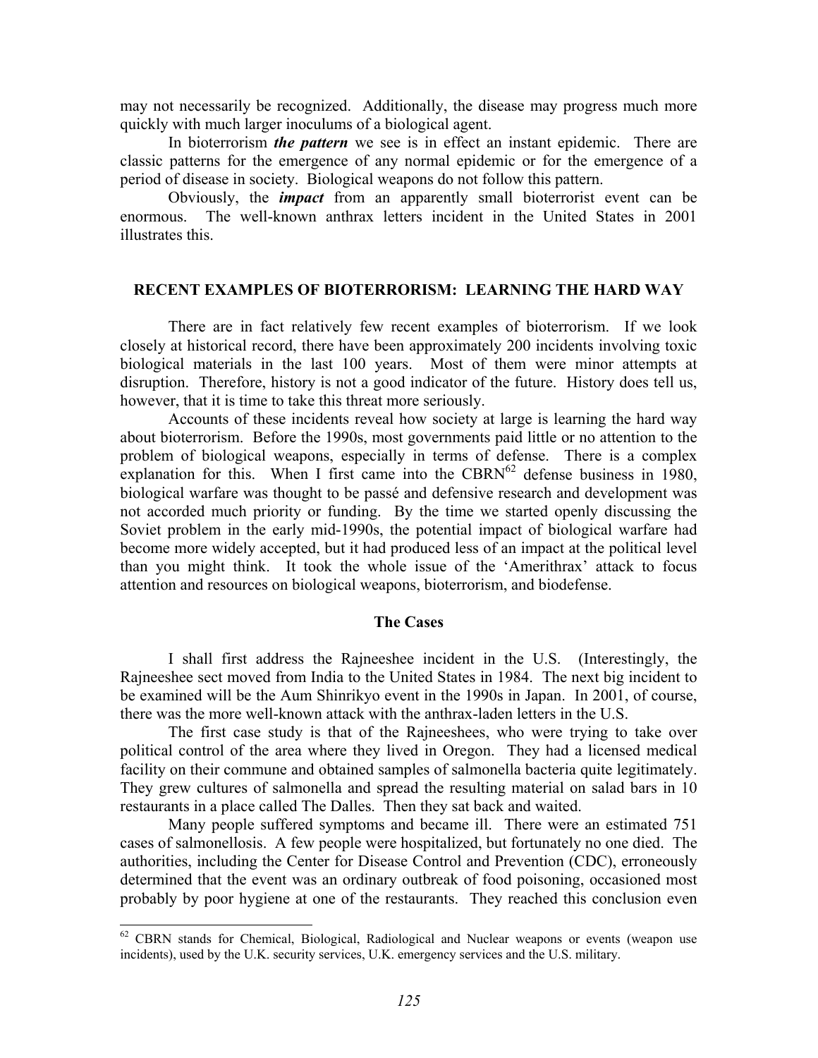may not necessarily be recognized. Additionally, the disease may progress much more quickly with much larger inoculums of a biological agent.

In bioterrorism ***the pattern*** we see is in effect an instant epidemic. There are classic patterns for the emergence of any normal epidemic or for the emergence of a period of disease in society. Biological weapons do not follow this pattern.

Obviously, the ***impact*** from an apparently small bioterrorist event can be enormous. The well-known anthrax letters incident in the United States in 2001 illustrates this.

## RECENT EXAMPLES OF BIOTERRORISM: LEARNING THE HARD WAY

There are in fact relatively few recent examples of bioterrorism. If we look closely at historical record, there have been approximately 200 incidents involving toxic biological materials in the last 100 years. Most of them were minor attempts at disruption. Therefore, history is not a good indicator of the future. History does tell us, however, that it is time to take this threat more seriously.

Accounts of these incidents reveal how society at large is learning the hard way about bioterrorism. Before the 1990s, most governments paid little or no attention to the problem of biological weapons, especially in terms of defense. There is a complex explanation for this. When I first came into the CBRN[62] defense business in 1980, biological warfare was thought to be passé and defensive research and development was not accorded much priority or funding. By the time we started openly discussing the Soviet problem in the early mid-1990s, the potential impact of biological warfare had become more widely accepted, but it had produced less of an impact at the political level than you might think. It took the whole issue of the 'Amerithrax' attack to focus attention and resources on biological weapons, bioterrorism, and biodefense.

### The Cases

I shall first address the Rajneeshee incident in the U.S. (Interestingly, the Rajneeshee sect moved from India to the United States in 1984. The next big incident to be examined will be the Aum Shinrikyo event in the 1990s in Japan. In 2001, of course, there was the more well-known attack with the anthrax-laden letters in the U.S.

The first case study is that of the Rajneeshees, who were trying to take over political control of the area where they lived in Oregon. They had a licensed medical facility on their commune and obtained samples of salmonella bacteria quite legitimately. They grew cultures of salmonella and spread the resulting material on salad bars in 10 restaurants in a place called The Dalles. Then they sat back and waited.

Many people suffered symptoms and became ill. There were an estimated 751 cases of salmonellosis. A few people were hospitalized, but fortunately no one died. The authorities, including the Center for Disease Control and Prevention (CDC), erroneously determined that the event was an ordinary outbreak of food poisoning, occasioned most probably by poor hygiene at one of the restaurants. They reached this conclusion even

---

[62] CBRN stands for Chemical, Biological, Radiological and Nuclear weapons or events (weapon use incidents), used by the U.K. security services, U.K. emergency services and the U.S. military.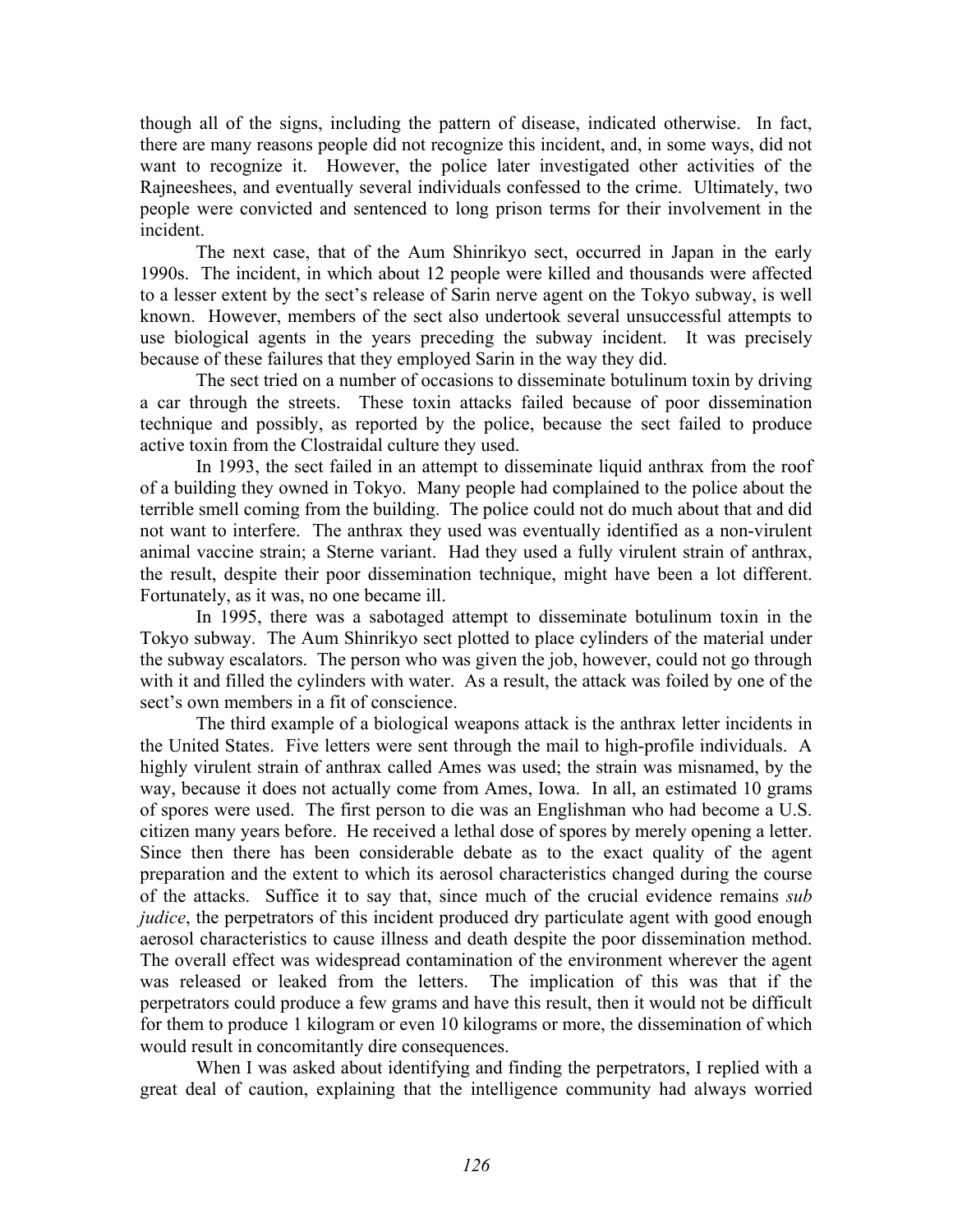though all of the signs, including the pattern of disease, indicated otherwise. In fact, there are many reasons people did not recognize this incident, and, in some ways, did not want to recognize it. However, the police later investigated other activities of the Rajneeshees, and eventually several individuals confessed to the crime. Ultimately, two people were convicted and sentenced to long prison terms for their involvement in the incident.

The next case, that of the Aum Shinrikyo sect, occurred in Japan in the early 1990s. The incident, in which about 12 people were killed and thousands were affected to a lesser extent by the sect's release of Sarin nerve agent on the Tokyo subway, is well known. However, members of the sect also undertook several unsuccessful attempts to use biological agents in the years preceding the subway incident. It was precisely because of these failures that they employed Sarin in the way they did.

The sect tried on a number of occasions to disseminate botulinum toxin by driving a car through the streets. These toxin attacks failed because of poor dissemination technique and possibly, as reported by the police, because the sect failed to produce active toxin from the Clostraidal culture they used.

In 1993, the sect failed in an attempt to disseminate liquid anthrax from the roof of a building they owned in Tokyo. Many people had complained to the police about the terrible smell coming from the building. The police could not do much about that and did not want to interfere. The anthrax they used was eventually identified as a non-virulent animal vaccine strain; a Sterne variant. Had they used a fully virulent strain of anthrax, the result, despite their poor dissemination technique, might have been a lot different. Fortunately, as it was, no one became ill.

In 1995, there was a sabotaged attempt to disseminate botulinum toxin in the Tokyo subway. The Aum Shinrikyo sect plotted to place cylinders of the material under the subway escalators. The person who was given the job, however, could not go through with it and filled the cylinders with water. As a result, the attack was foiled by one of the sect's own members in a fit of conscience.

The third example of a biological weapons attack is the anthrax letter incidents in the United States. Five letters were sent through the mail to high-profile individuals. A highly virulent strain of anthrax called Ames was used; the strain was misnamed, by the way, because it does not actually come from Ames, Iowa. In all, an estimated 10 grams of spores were used. The first person to die was an Englishman who had become a U.S. citizen many years before. He received a lethal dose of spores by merely opening a letter. Since then there has been considerable debate as to the exact quality of the agent preparation and the extent to which its aerosol characteristics changed during the course of the attacks. Suffice it to say that, since much of the crucial evidence remains *sub judice*, the perpetrators of this incident produced dry particulate agent with good enough aerosol characteristics to cause illness and death despite the poor dissemination method. The overall effect was widespread contamination of the environment wherever the agent was released or leaked from the letters. The implication of this was that if the perpetrators could produce a few grams and have this result, then it would not be difficult for them to produce 1 kilogram or even 10 kilograms or more, the dissemination of which would result in concomitantly dire consequences.

When I was asked about identifying and finding the perpetrators, I replied with a great deal of caution, explaining that the intelligence community had always worried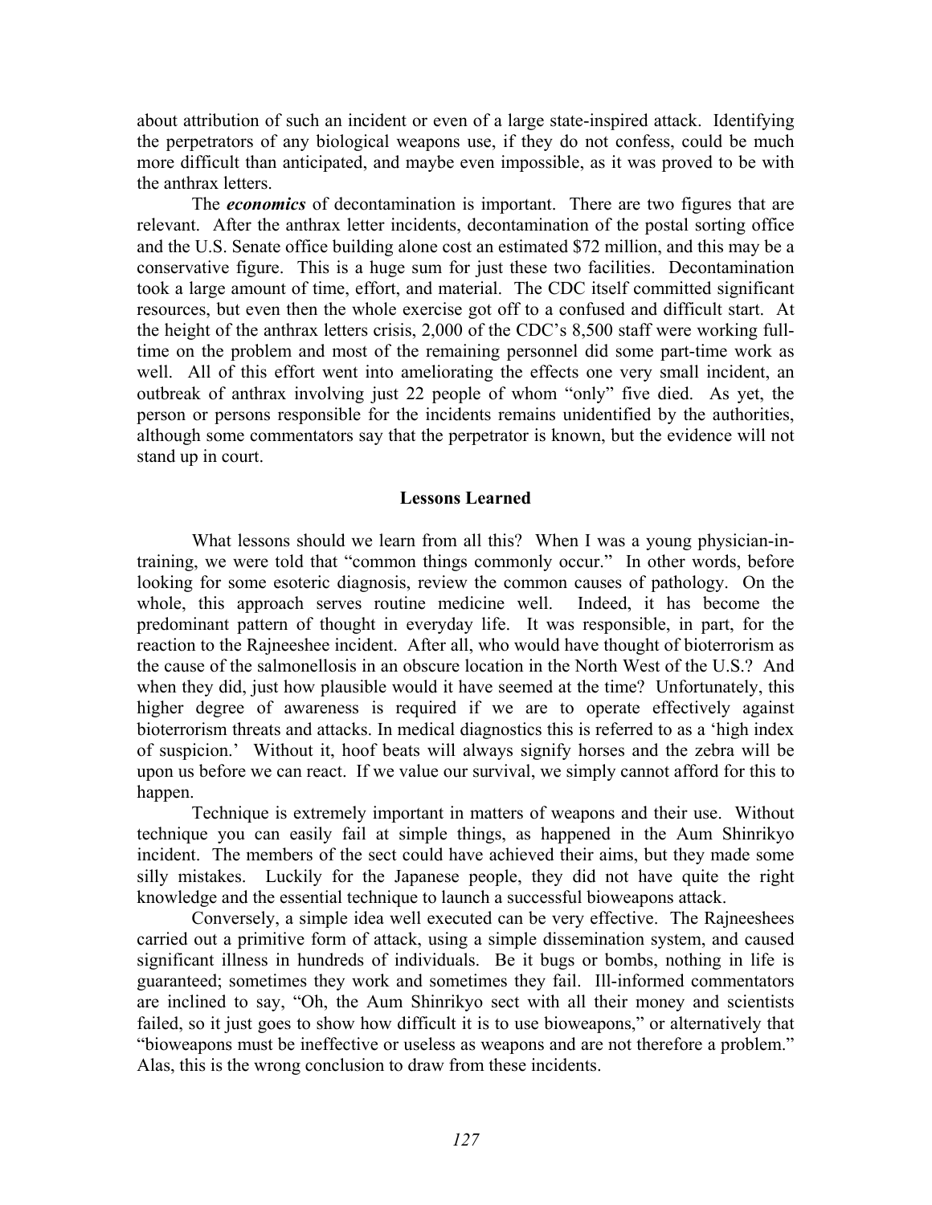about attribution of such an incident or even of a large state-inspired attack. Identifying the perpetrators of any biological weapons use, if they do not confess, could be much more difficult than anticipated, and maybe even impossible, as it was proved to be with the anthrax letters.

The ***economics*** of decontamination is important. There are two figures that are relevant. After the anthrax letter incidents, decontamination of the postal sorting office and the U.S. Senate office building alone cost an estimated $72 million, and this may be a conservative figure. This is a huge sum for just these two facilities. Decontamination took a large amount of time, effort, and material. The CDC itself committed significant resources, but even then the whole exercise got off to a confused and difficult start. At the height of the anthrax letters crisis, 2,000 of the CDC's 8,500 staff were working full-time on the problem and most of the remaining personnel did some part-time work as well. All of this effort went into ameliorating the effects one very small incident, an outbreak of anthrax involving just 22 people of whom "only" five died. As yet, the person or persons responsible for the incidents remains unidentified by the authorities, although some commentators say that the perpetrator is known, but the evidence will not stand up in court.

## Lessons Learned

What lessons should we learn from all this? When I was a young physician-in-training, we were told that "common things commonly occur." In other words, before looking for some esoteric diagnosis, review the common causes of pathology. On the whole, this approach serves routine medicine well. Indeed, it has become the predominant pattern of thought in everyday life. It was responsible, in part, for the reaction to the Rajneeshee incident. After all, who would have thought of bioterrorism as the cause of the salmonellosis in an obscure location in the North West of the U.S.? And when they did, just how plausible would it have seemed at the time? Unfortunately, this higher degree of awareness is required if we are to operate effectively against bioterrorism threats and attacks. In medical diagnostics this is referred to as a 'high index of suspicion.' Without it, hoof beats will always signify horses and the zebra will be upon us before we can react. If we value our survival, we simply cannot afford for this to happen.

Technique is extremely important in matters of weapons and their use. Without technique you can easily fail at simple things, as happened in the Aum Shinrikyo incident. The members of the sect could have achieved their aims, but they made some silly mistakes. Luckily for the Japanese people, they did not have quite the right knowledge and the essential technique to launch a successful bioweapons attack.

Conversely, a simple idea well executed can be very effective. The Rajneeshees carried out a primitive form of attack, using a simple dissemination system, and caused significant illness in hundreds of individuals. Be it bugs or bombs, nothing in life is guaranteed; sometimes they work and sometimes they fail. Ill-informed commentators are inclined to say, "Oh, the Aum Shinrikyo sect with all their money and scientists failed, so it just goes to show how difficult it is to use bioweapons," or alternatively that "bioweapons must be ineffective or useless as weapons and are not therefore a problem." Alas, this is the wrong conclusion to draw from these incidents.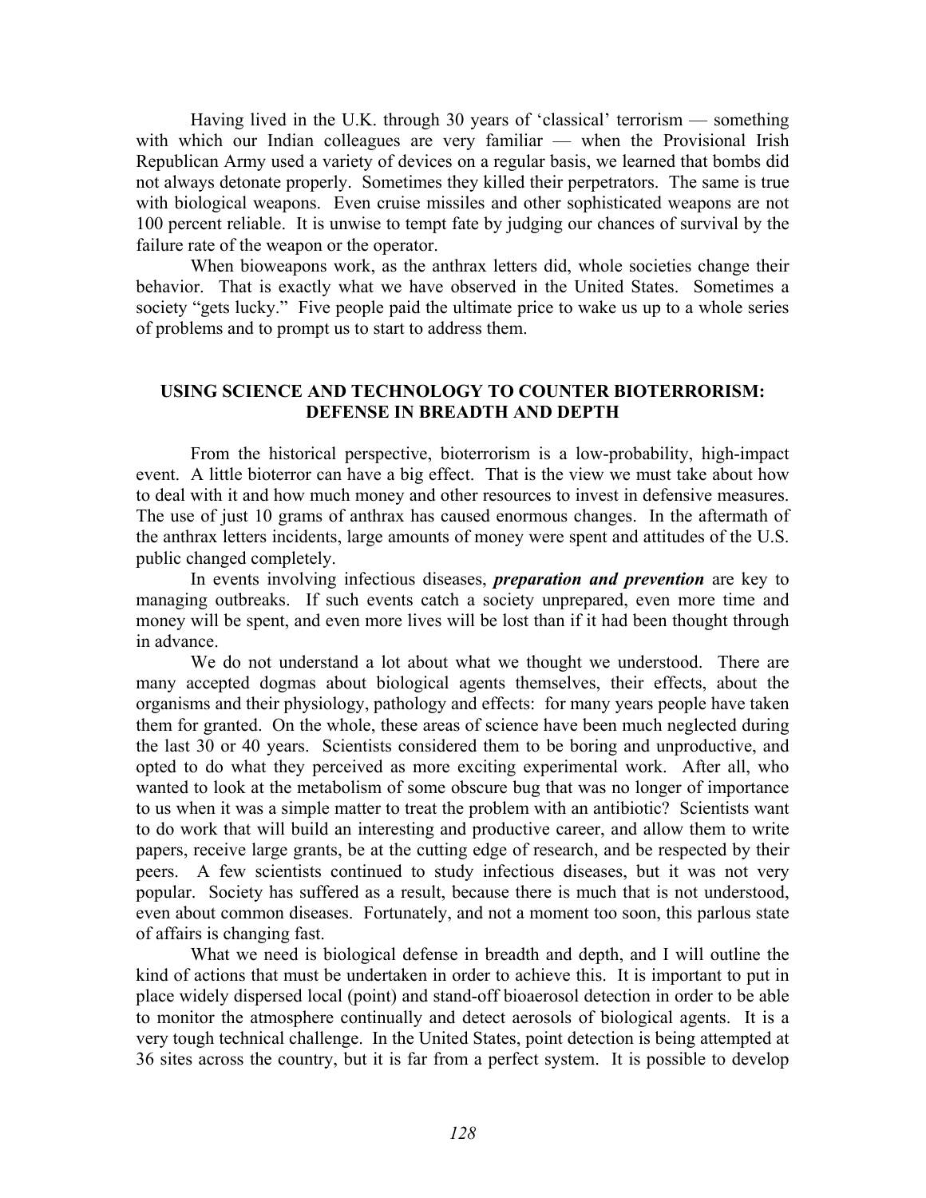Having lived in the U.K. through 30 years of 'classical' terrorism — something with which our Indian colleagues are very familiar — when the Provisional Irish Republican Army used a variety of devices on a regular basis, we learned that bombs did not always detonate properly. Sometimes they killed their perpetrators. The same is true with biological weapons. Even cruise missiles and other sophisticated weapons are not 100 percent reliable. It is unwise to tempt fate by judging our chances of survival by the failure rate of the weapon or the operator.

When bioweapons work, as the anthrax letters did, whole societies change their behavior. That is exactly what we have observed in the United States. Sometimes a society "gets lucky." Five people paid the ultimate price to wake us up to a whole series of problems and to prompt us to start to address them.

## USING SCIENCE AND TECHNOLOGY TO COUNTER BIOTERRORISM: DEFENSE IN BREADTH AND DEPTH

From the historical perspective, bioterrorism is a low-probability, high-impact event. A little bioterror can have a big effect. That is the view we must take about how to deal with it and how much money and other resources to invest in defensive measures. The use of just 10 grams of anthrax has caused enormous changes. In the aftermath of the anthrax letters incidents, large amounts of money were spent and attitudes of the U.S. public changed completely.

In events involving infectious diseases, ***preparation and prevention*** are key to managing outbreaks. If such events catch a society unprepared, even more time and money will be spent, and even more lives will be lost than if it had been thought through in advance.

We do not understand a lot about what we thought we understood. There are many accepted dogmas about biological agents themselves, their effects, about the organisms and their physiology, pathology and effects: for many years people have taken them for granted. On the whole, these areas of science have been much neglected during the last 30 or 40 years. Scientists considered them to be boring and unproductive, and opted to do what they perceived as more exciting experimental work. After all, who wanted to look at the metabolism of some obscure bug that was no longer of importance to us when it was a simple matter to treat the problem with an antibiotic? Scientists want to do work that will build an interesting and productive career, and allow them to write papers, receive large grants, be at the cutting edge of research, and be respected by their peers. A few scientists continued to study infectious diseases, but it was not very popular. Society has suffered as a result, because there is much that is not understood, even about common diseases. Fortunately, and not a moment too soon, this parlous state of affairs is changing fast.

What we need is biological defense in breadth and depth, and I will outline the kind of actions that must be undertaken in order to achieve this. It is important to put in place widely dispersed local (point) and stand-off bioaerosol detection in order to be able to monitor the atmosphere continually and detect aerosols of biological agents. It is a very tough technical challenge. In the United States, point detection is being attempted at 36 sites across the country, but it is far from a perfect system. It is possible to develop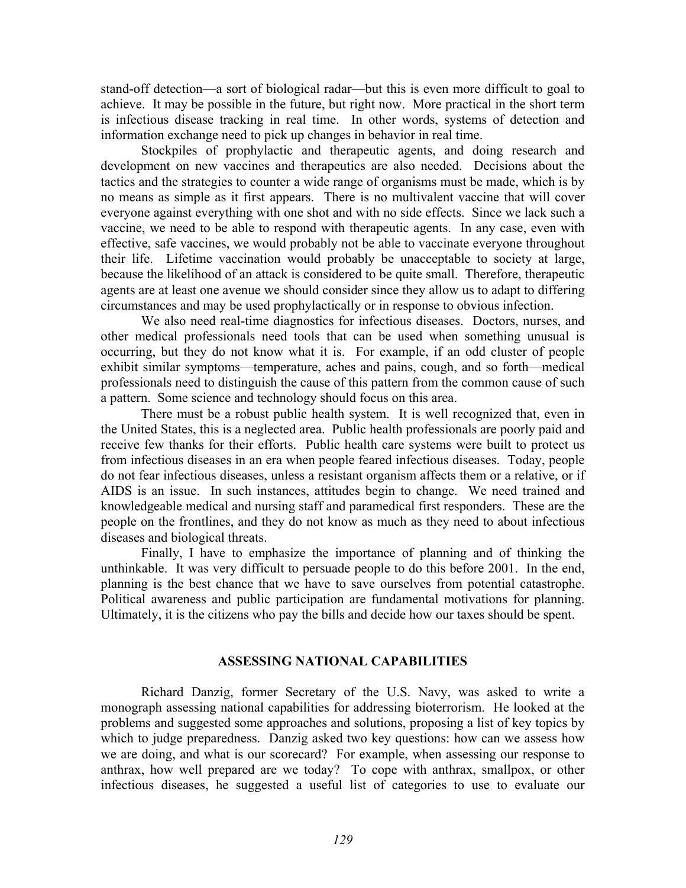stand-off detection—a sort of biological radar—but this is even more difficult to goal to achieve. It may be possible in the future, but right now. More practical in the short term is infectious disease tracking in real time. In other words, systems of detection and information exchange need to pick up changes in behavior in real time.

Stockpiles of prophylactic and therapeutic agents, and doing research and development on new vaccines and therapeutics are also needed. Decisions about the tactics and the strategies to counter a wide range of organisms must be made, which is by no means as simple as it first appears. There is no multivalent vaccine that will cover everyone against everything with one shot and with no side effects. Since we lack such a vaccine, we need to be able to respond with therapeutic agents. In any case, even with effective, safe vaccines, we would probably not be able to vaccinate everyone throughout their life. Lifetime vaccination would probably be unacceptable to society at large, because the likelihood of an attack is considered to be quite small. Therefore, therapeutic agents are at least one avenue we should consider since they allow us to adapt to differing circumstances and may be used prophylactically or in response to obvious infection.

We also need real-time diagnostics for infectious diseases. Doctors, nurses, and other medical professionals need tools that can be used when something unusual is occurring, but they do not know what it is. For example, if an odd cluster of people exhibit similar symptoms—temperature, aches and pains, cough, and so forth—medical professionals need to distinguish the cause of this pattern from the common cause of such a pattern. Some science and technology should focus on this area.

There must be a robust public health system. It is well recognized that, even in the United States, this is a neglected area. Public health professionals are poorly paid and receive few thanks for their efforts. Public health care systems were built to protect us from infectious diseases in an era when people feared infectious diseases. Today, people do not fear infectious diseases, unless a resistant organism affects them or a relative, or if AIDS is an issue. In such instances, attitudes begin to change. We need trained and knowledgeable medical and nursing staff and paramedical first responders. These are the people on the frontlines, and they do not know as much as they need to about infectious diseases and biological threats.

Finally, I have to emphasize the importance of planning and of thinking the unthinkable. It was very difficult to persuade people to do this before 2001. In the end, planning is the best chance that we have to save ourselves from potential catastrophe. Political awareness and public participation are fundamental motivations for planning. Ultimately, it is the citizens who pay the bills and decide how our taxes should be spent.

## ASSESSING NATIONAL CAPABILITIES

Richard Danzig, former Secretary of the U.S. Navy, was asked to write a monograph assessing national capabilities for addressing bioterrorism. He looked at the problems and suggested some approaches and solutions, proposing a list of key topics by which to judge preparedness. Danzig asked two key questions: how can we assess how we are doing, and what is our scorecard? For example, when assessing our response to anthrax, how well prepared are we today? To cope with anthrax, smallpox, or other infectious diseases, he suggested a useful list of categories to use to evaluate our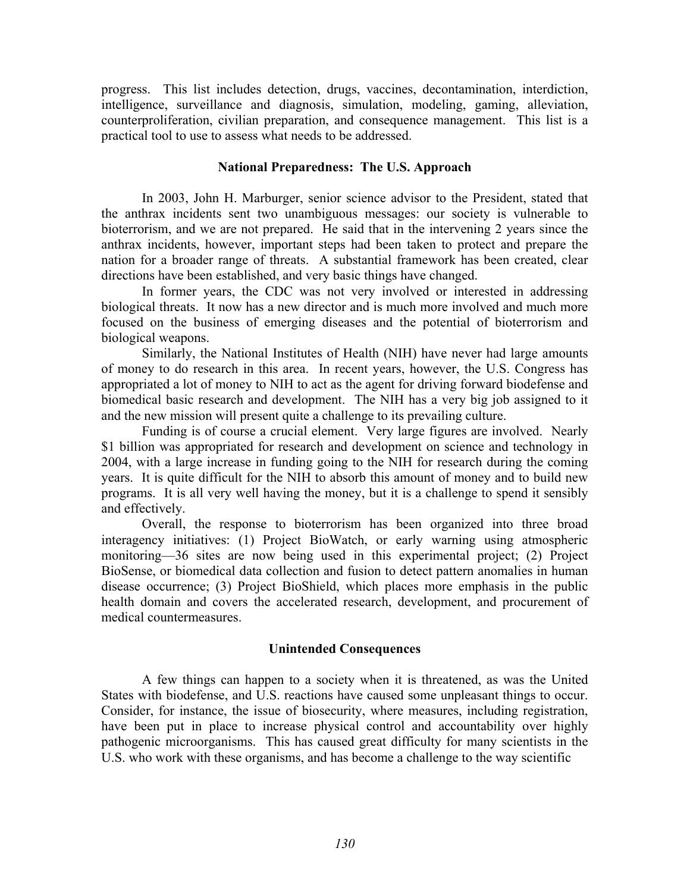progress. This list includes detection, drugs, vaccines, decontamination, interdiction, intelligence, surveillance and diagnosis, simulation, modeling, gaming, alleviation, counterproliferation, civilian preparation, and consequence management. This list is a practical tool to use to assess what needs to be addressed.

### National Preparedness: The U.S. Approach

In 2003, John H. Marburger, senior science advisor to the President, stated that the anthrax incidents sent two unambiguous messages: our society is vulnerable to bioterrorism, and we are not prepared. He said that in the intervening 2 years since the anthrax incidents, however, important steps had been taken to protect and prepare the nation for a broader range of threats. A substantial framework has been created, clear directions have been established, and very basic things have changed.

In former years, the CDC was not very involved or interested in addressing biological threats. It now has a new director and is much more involved and much more focused on the business of emerging diseases and the potential of bioterrorism and biological weapons.

Similarly, the National Institutes of Health (NIH) have never had large amounts of money to do research in this area. In recent years, however, the U.S. Congress has appropriated a lot of money to NIH to act as the agent for driving forward biodefense and biomedical basic research and development. The NIH has a very big job assigned to it and the new mission will present quite a challenge to its prevailing culture.

Funding is of course a crucial element. Very large figures are involved. Nearly $1 billion was appropriated for research and development on science and technology in 2004, with a large increase in funding going to the NIH for research during the coming years. It is quite difficult for the NIH to absorb this amount of money and to build new programs. It is all very well having the money, but it is a challenge to spend it sensibly and effectively.

Overall, the response to bioterrorism has been organized into three broad interagency initiatives: (1) Project BioWatch, or early warning using atmospheric monitoring—36 sites are now being used in this experimental project; (2) Project BioSense, or biomedical data collection and fusion to detect pattern anomalies in human disease occurrence; (3) Project BioShield, which places more emphasis in the public health domain and covers the accelerated research, development, and procurement of medical countermeasures.

### Unintended Consequences

A few things can happen to a society when it is threatened, as was the United States with biodefense, and U.S. reactions have caused some unpleasant things to occur. Consider, for instance, the issue of biosecurity, where measures, including registration, have been put in place to increase physical control and accountability over highly pathogenic microorganisms. This has caused great difficulty for many scientists in the U.S. who work with these organisms, and has become a challenge to the way scientific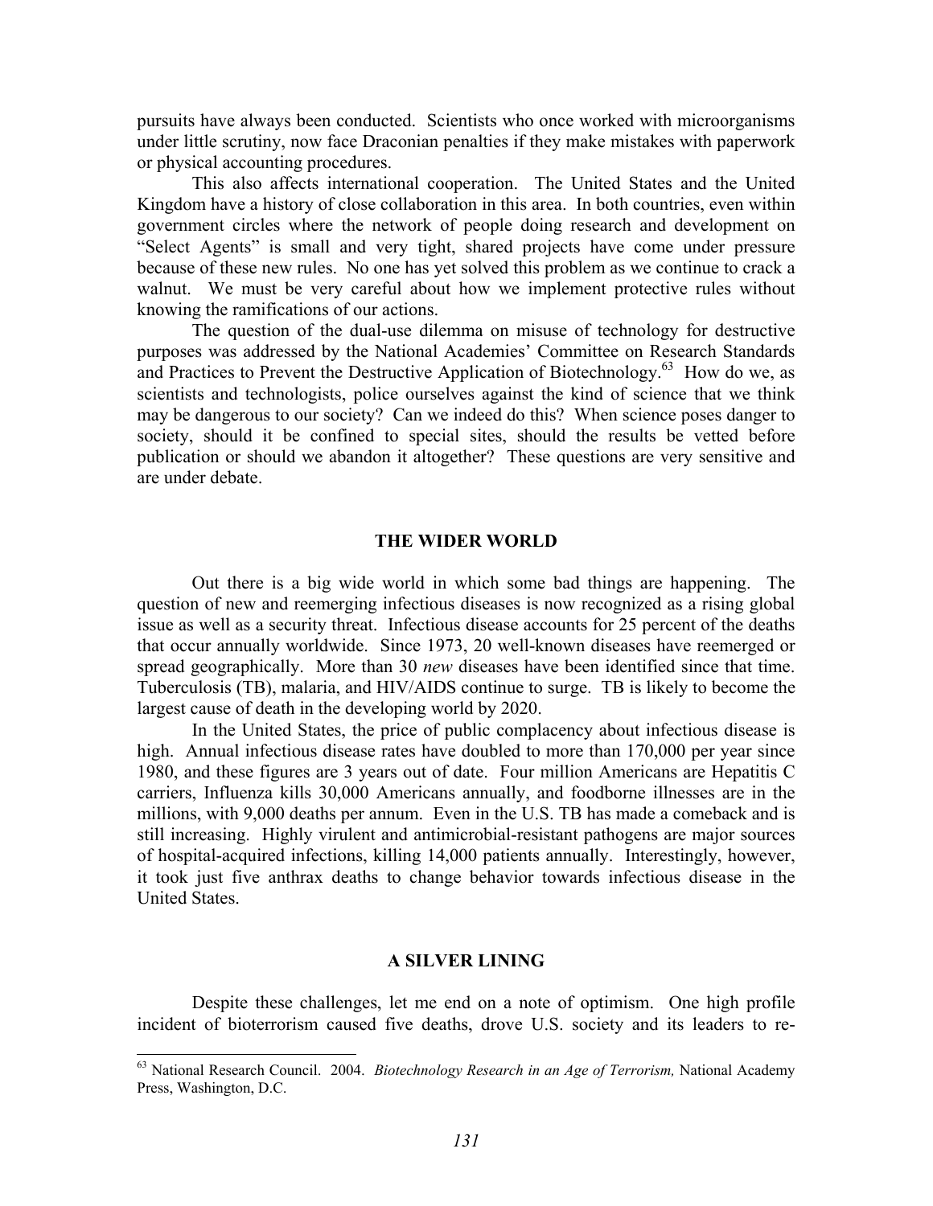pursuits have always been conducted. Scientists who once worked with microorganisms under little scrutiny, now face Draconian penalties if they make mistakes with paperwork or physical accounting procedures.

This also affects international cooperation. The United States and the United Kingdom have a history of close collaboration in this area. In both countries, even within government circles where the network of people doing research and development on "Select Agents" is small and very tight, shared projects have come under pressure because of these new rules. No one has yet solved this problem as we continue to crack a walnut. We must be very careful about how we implement protective rules without knowing the ramifications of our actions.

The question of the dual-use dilemma on misuse of technology for destructive purposes was addressed by the National Academies' Committee on Research Standards and Practices to Prevent the Destructive Application of Biotechnology.[63] How do we, as scientists and technologists, police ourselves against the kind of science that we think may be dangerous to our society? Can we indeed do this? When science poses danger to society, should it be confined to special sites, should the results be vetted before publication or should we abandon it altogether? These questions are very sensitive and are under debate.

## THE WIDER WORLD

Out there is a big wide world in which some bad things are happening. The question of new and reemerging infectious diseases is now recognized as a rising global issue as well as a security threat. Infectious disease accounts for 25 percent of the deaths that occur annually worldwide. Since 1973, 20 well-known diseases have reemerged or spread geographically. More than 30 *new* diseases have been identified since that time. Tuberculosis (TB), malaria, and HIV/AIDS continue to surge. TB is likely to become the largest cause of death in the developing world by 2020.

In the United States, the price of public complacency about infectious disease is high. Annual infectious disease rates have doubled to more than 170,000 per year since 1980, and these figures are 3 years out of date. Four million Americans are Hepatitis C carriers, Influenza kills 30,000 Americans annually, and foodborne illnesses are in the millions, with 9,000 deaths per annum. Even in the U.S. TB has made a comeback and is still increasing. Highly virulent and antimicrobial-resistant pathogens are major sources of hospital-acquired infections, killing 14,000 patients annually. Interestingly, however, it took just five anthrax deaths to change behavior towards infectious disease in the United States.

## A SILVER LINING

Despite these challenges, let me end on a note of optimism. One high profile incident of bioterrorism caused five deaths, drove U.S. society and its leaders to re-

---

[63] National Research Council. 2004. *Biotechnology Research in an Age of Terrorism,* National Academy Press, Washington, D.C.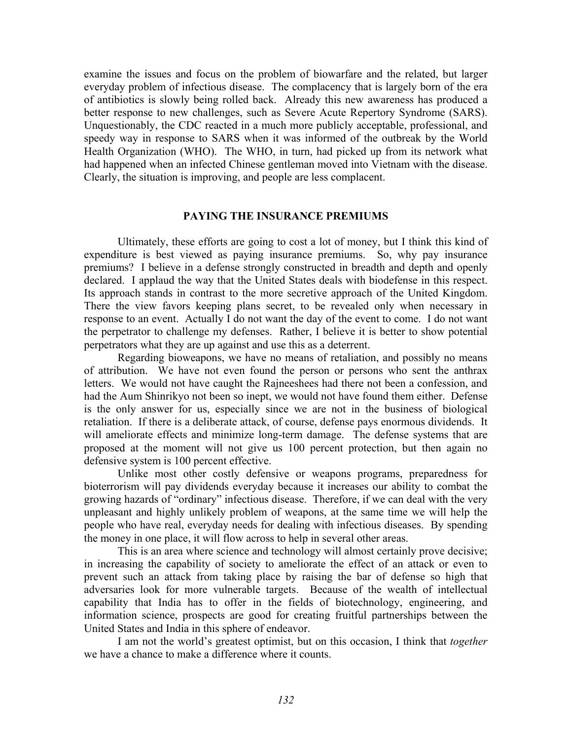examine the issues and focus on the problem of biowarfare and the related, but larger everyday problem of infectious disease. The complacency that is largely born of the era of antibiotics is slowly being rolled back. Already this new awareness has produced a better response to new challenges, such as Severe Acute Repertory Syndrome (SARS). Unquestionably, the CDC reacted in a much more publicly acceptable, professional, and speedy way in response to SARS when it was informed of the outbreak by the World Health Organization (WHO). The WHO, in turn, had picked up from its network what had happened when an infected Chinese gentleman moved into Vietnam with the disease. Clearly, the situation is improving, and people are less complacent.

## PAYING THE INSURANCE PREMIUMS

Ultimately, these efforts are going to cost a lot of money, but I think this kind of expenditure is best viewed as paying insurance premiums. So, why pay insurance premiums? I believe in a defense strongly constructed in breadth and depth and openly declared. I applaud the way that the United States deals with biodefense in this respect. Its approach stands in contrast to the more secretive approach of the United Kingdom. There the view favors keeping plans secret, to be revealed only when necessary in response to an event. Actually I do not want the day of the event to come. I do not want the perpetrator to challenge my defenses. Rather, I believe it is better to show potential perpetrators what they are up against and use this as a deterrent.

Regarding bioweapons, we have no means of retaliation, and possibly no means of attribution. We have not even found the person or persons who sent the anthrax letters. We would not have caught the Rajneeshees had there not been a confession, and had the Aum Shinrikyo not been so inept, we would not have found them either. Defense is the only answer for us, especially since we are not in the business of biological retaliation. If there is a deliberate attack, of course, defense pays enormous dividends. It will ameliorate effects and minimize long-term damage. The defense systems that are proposed at the moment will not give us 100 percent protection, but then again no defensive system is 100 percent effective.

Unlike most other costly defensive or weapons programs, preparedness for bioterrorism will pay dividends everyday because it increases our ability to combat the growing hazards of "ordinary" infectious disease. Therefore, if we can deal with the very unpleasant and highly unlikely problem of weapons, at the same time we will help the people who have real, everyday needs for dealing with infectious diseases. By spending the money in one place, it will flow across to help in several other areas.

This is an area where science and technology will almost certainly prove decisive; in increasing the capability of society to ameliorate the effect of an attack or even to prevent such an attack from taking place by raising the bar of defense so high that adversaries look for more vulnerable targets. Because of the wealth of intellectual capability that India has to offer in the fields of biotechnology, engineering, and information science, prospects are good for creating fruitful partnerships between the United States and India in this sphere of endeavor.

I am not the world's greatest optimist, but on this occasion, I think that *together* we have a chance to make a difference where it counts.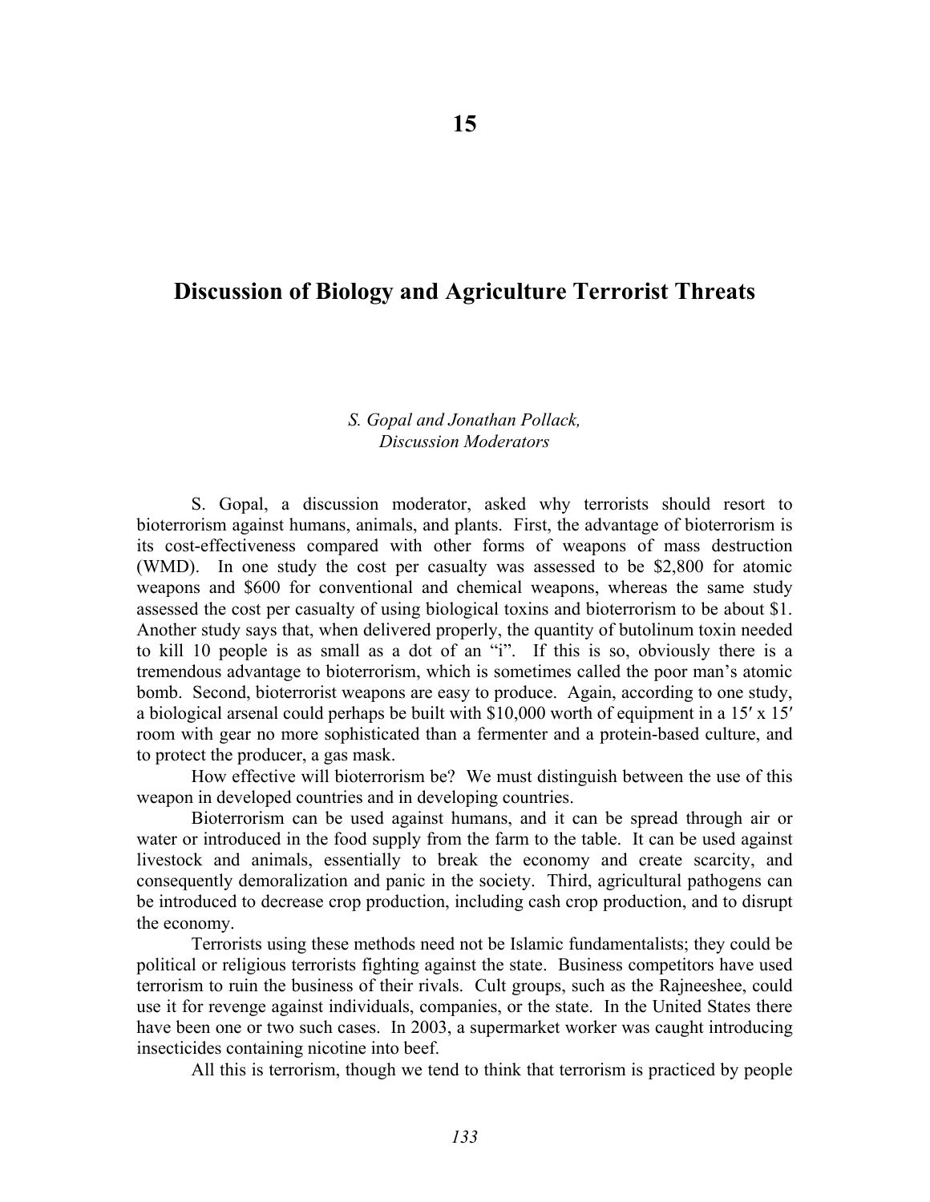# 15

# Discussion of Biology and Agriculture Terrorist Threats

*S. Gopal and Jonathan Pollack,*
*Discussion Moderators*

S. Gopal, a discussion moderator, asked why terrorists should resort to bioterrorism against humans, animals, and plants. First, the advantage of bioterrorism is its cost-effectiveness compared with other forms of weapons of mass destruction (WMD). In one study the cost per casualty was assessed to be $2,800 for atomic weapons and $600 for conventional and chemical weapons, whereas the same study assessed the cost per casualty of using biological toxins and bioterrorism to be about $1. Another study says that, when delivered properly, the quantity of butolinum toxin needed to kill 10 people is as small as a dot of an "i". If this is so, obviously there is a tremendous advantage to bioterrorism, which is sometimes called the poor man's atomic bomb. Second, bioterrorist weapons are easy to produce. Again, according to one study, a biological arsenal could perhaps be built with $10,000 worth of equipment in a 15′ x 15′ room with gear no more sophisticated than a fermenter and a protein-based culture, and to protect the producer, a gas mask.

How effective will bioterrorism be? We must distinguish between the use of this weapon in developed countries and in developing countries.

Bioterrorism can be used against humans, and it can be spread through air or water or introduced in the food supply from the farm to the table. It can be used against livestock and animals, essentially to break the economy and create scarcity, and consequently demoralization and panic in the society. Third, agricultural pathogens can be introduced to decrease crop production, including cash crop production, and to disrupt the economy.

Terrorists using these methods need not be Islamic fundamentalists; they could be political or religious terrorists fighting against the state. Business competitors have used terrorism to ruin the business of their rivals. Cult groups, such as the Rajneeshee, could use it for revenge against individuals, companies, or the state. In the United States there have been one or two such cases. In 2003, a supermarket worker was caught introducing insecticides containing nicotine into beef.

All this is terrorism, though we tend to think that terrorism is practiced by people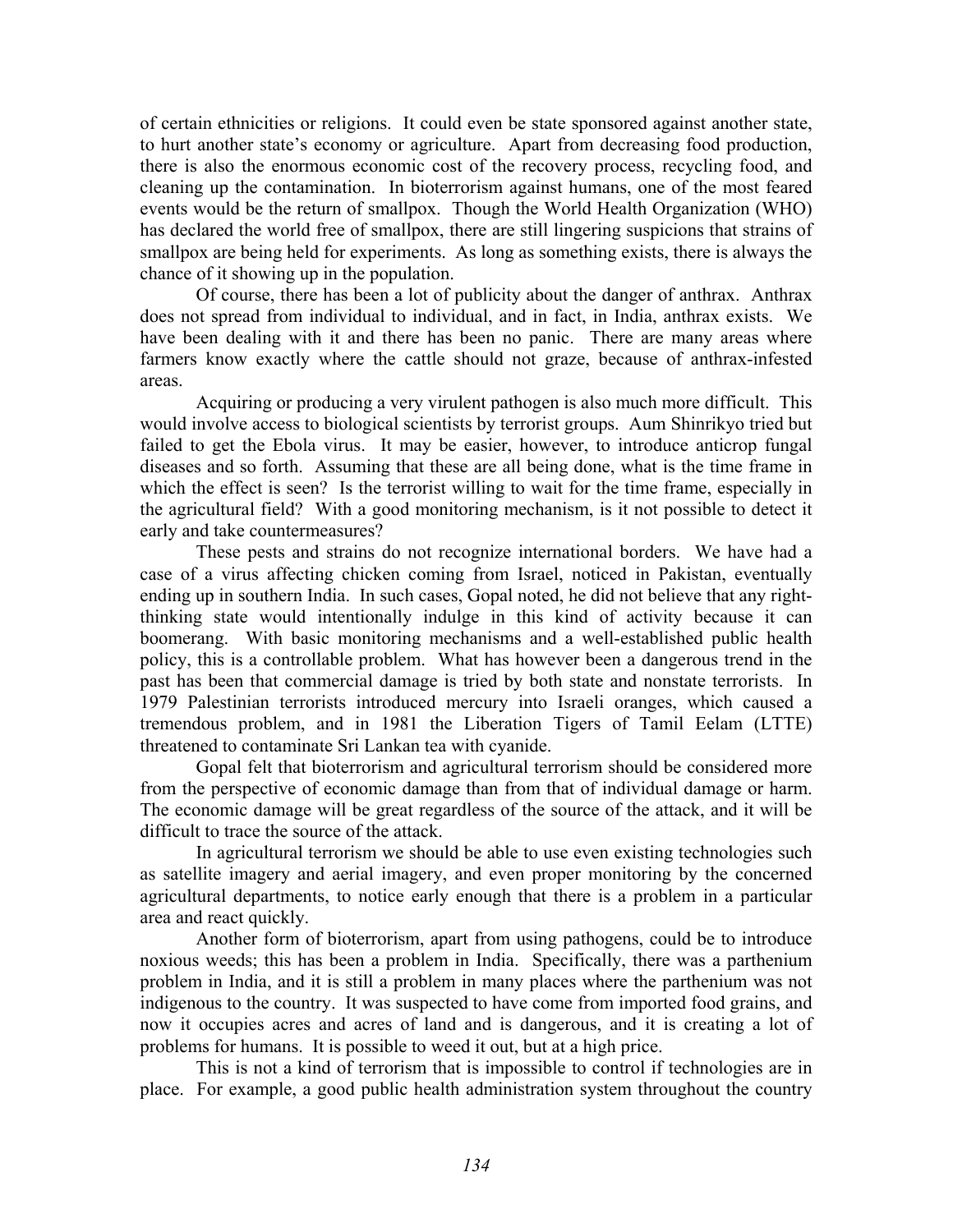of certain ethnicities or religions. It could even be state sponsored against another state, to hurt another state's economy or agriculture. Apart from decreasing food production, there is also the enormous economic cost of the recovery process, recycling food, and cleaning up the contamination. In bioterrorism against humans, one of the most feared events would be the return of smallpox. Though the World Health Organization (WHO) has declared the world free of smallpox, there are still lingering suspicions that strains of smallpox are being held for experiments. As long as something exists, there is always the chance of it showing up in the population.

Of course, there has been a lot of publicity about the danger of anthrax. Anthrax does not spread from individual to individual, and in fact, in India, anthrax exists. We have been dealing with it and there has been no panic. There are many areas where farmers know exactly where the cattle should not graze, because of anthrax-infested areas.

Acquiring or producing a very virulent pathogen is also much more difficult. This would involve access to biological scientists by terrorist groups. Aum Shinrikyo tried but failed to get the Ebola virus. It may be easier, however, to introduce anticrop fungal diseases and so forth. Assuming that these are all being done, what is the time frame in which the effect is seen? Is the terrorist willing to wait for the time frame, especially in the agricultural field? With a good monitoring mechanism, is it not possible to detect it early and take countermeasures?

These pests and strains do not recognize international borders. We have had a case of a virus affecting chicken coming from Israel, noticed in Pakistan, eventually ending up in southern India. In such cases, Gopal noted, he did not believe that any right-thinking state would intentionally indulge in this kind of activity because it can boomerang. With basic monitoring mechanisms and a well-established public health policy, this is a controllable problem. What has however been a dangerous trend in the past has been that commercial damage is tried by both state and nonstate terrorists. In 1979 Palestinian terrorists introduced mercury into Israeli oranges, which caused a tremendous problem, and in 1981 the Liberation Tigers of Tamil Eelam (LTTE) threatened to contaminate Sri Lankan tea with cyanide.

Gopal felt that bioterrorism and agricultural terrorism should be considered more from the perspective of economic damage than from that of individual damage or harm. The economic damage will be great regardless of the source of the attack, and it will be difficult to trace the source of the attack.

In agricultural terrorism we should be able to use even existing technologies such as satellite imagery and aerial imagery, and even proper monitoring by the concerned agricultural departments, to notice early enough that there is a problem in a particular area and react quickly.

Another form of bioterrorism, apart from using pathogens, could be to introduce noxious weeds; this has been a problem in India. Specifically, there was a parthenium problem in India, and it is still a problem in many places where the parthenium was not indigenous to the country. It was suspected to have come from imported food grains, and now it occupies acres and acres of land and is dangerous, and it is creating a lot of problems for humans. It is possible to weed it out, but at a high price.

This is not a kind of terrorism that is impossible to control if technologies are in place. For example, a good public health administration system throughout the country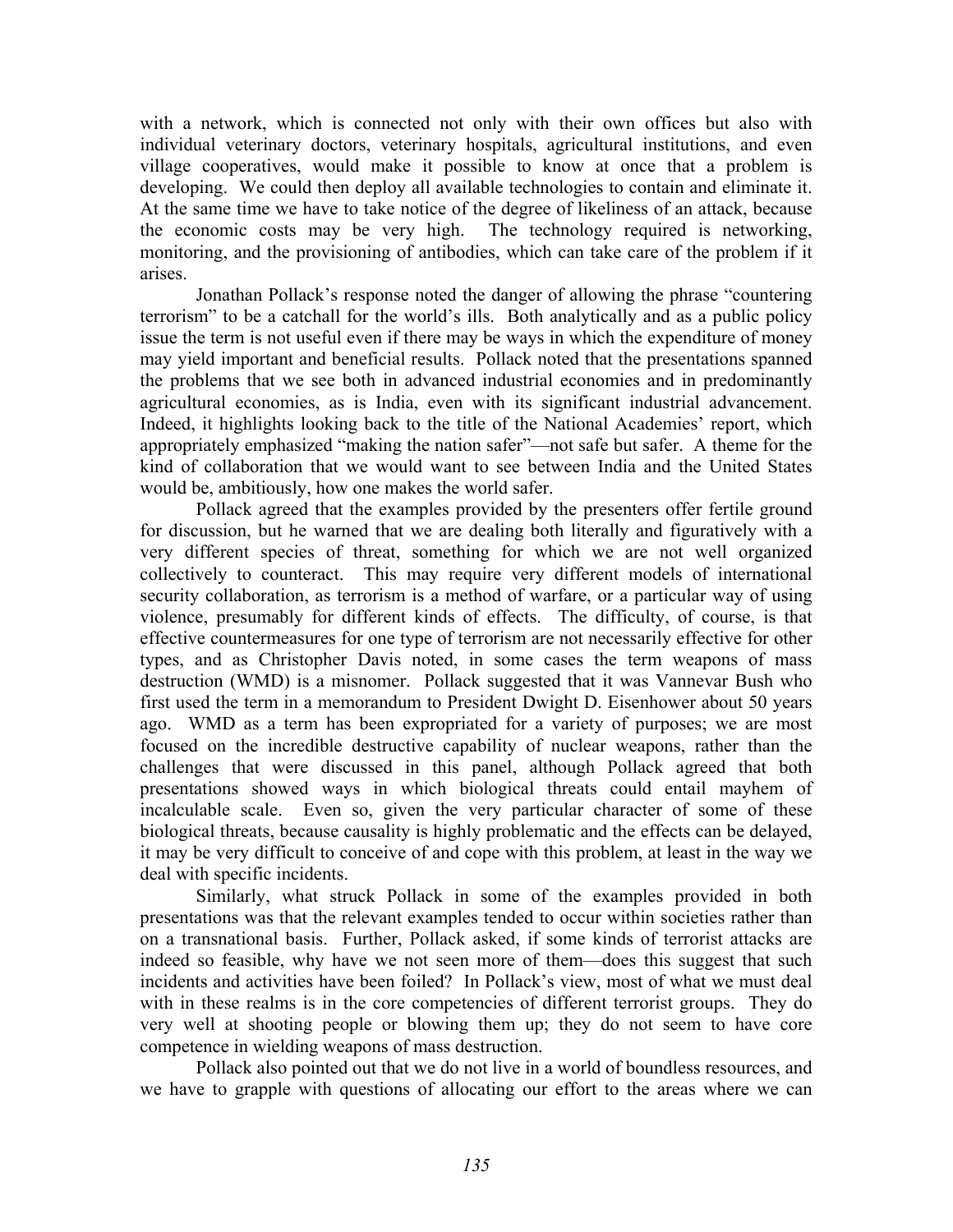with a network, which is connected not only with their own offices but also with individual veterinary doctors, veterinary hospitals, agricultural institutions, and even village cooperatives, would make it possible to know at once that a problem is developing. We could then deploy all available technologies to contain and eliminate it. At the same time we have to take notice of the degree of likeliness of an attack, because the economic costs may be very high. The technology required is networking, monitoring, and the provisioning of antibodies, which can take care of the problem if it arises.

Jonathan Pollack's response noted the danger of allowing the phrase "countering terrorism" to be a catchall for the world's ills. Both analytically and as a public policy issue the term is not useful even if there may be ways in which the expenditure of money may yield important and beneficial results. Pollack noted that the presentations spanned the problems that we see both in advanced industrial economies and in predominantly agricultural economies, as is India, even with its significant industrial advancement. Indeed, it highlights looking back to the title of the National Academies' report, which appropriately emphasized "making the nation safer"—not safe but safer. A theme for the kind of collaboration that we would want to see between India and the United States would be, ambitiously, how one makes the world safer.

Pollack agreed that the examples provided by the presenters offer fertile ground for discussion, but he warned that we are dealing both literally and figuratively with a very different species of threat, something for which we are not well organized collectively to counteract. This may require very different models of international security collaboration, as terrorism is a method of warfare, or a particular way of using violence, presumably for different kinds of effects. The difficulty, of course, is that effective countermeasures for one type of terrorism are not necessarily effective for other types, and as Christopher Davis noted, in some cases the term weapons of mass destruction (WMD) is a misnomer. Pollack suggested that it was Vannevar Bush who first used the term in a memorandum to President Dwight D. Eisenhower about 50 years ago. WMD as a term has been expropriated for a variety of purposes; we are most focused on the incredible destructive capability of nuclear weapons, rather than the challenges that were discussed in this panel, although Pollack agreed that both presentations showed ways in which biological threats could entail mayhem of incalculable scale. Even so, given the very particular character of some of these biological threats, because causality is highly problematic and the effects can be delayed, it may be very difficult to conceive of and cope with this problem, at least in the way we deal with specific incidents.

Similarly, what struck Pollack in some of the examples provided in both presentations was that the relevant examples tended to occur within societies rather than on a transnational basis. Further, Pollack asked, if some kinds of terrorist attacks are indeed so feasible, why have we not seen more of them—does this suggest that such incidents and activities have been foiled? In Pollack's view, most of what we must deal with in these realms is in the core competencies of different terrorist groups. They do very well at shooting people or blowing them up; they do not seem to have core competence in wielding weapons of mass destruction.

Pollack also pointed out that we do not live in a world of boundless resources, and we have to grapple with questions of allocating our effort to the areas where we can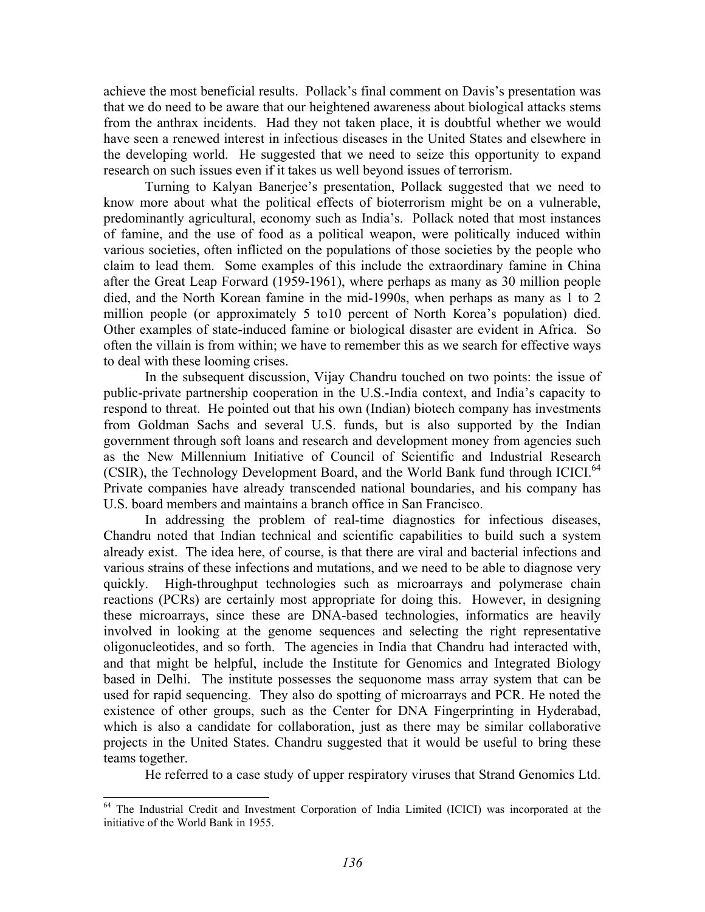achieve the most beneficial results. Pollack's final comment on Davis's presentation was that we do need to be aware that our heightened awareness about biological attacks stems from the anthrax incidents. Had they not taken place, it is doubtful whether we would have seen a renewed interest in infectious diseases in the United States and elsewhere in the developing world. He suggested that we need to seize this opportunity to expand research on such issues even if it takes us well beyond issues of terrorism.

Turning to Kalyan Banerjee's presentation, Pollack suggested that we need to know more about what the political effects of bioterrorism might be on a vulnerable, predominantly agricultural, economy such as India's. Pollack noted that most instances of famine, and the use of food as a political weapon, were politically induced within various societies, often inflicted on the populations of those societies by the people who claim to lead them. Some examples of this include the extraordinary famine in China after the Great Leap Forward (1959-1961), where perhaps as many as 30 million people died, and the North Korean famine in the mid-1990s, when perhaps as many as 1 to 2 million people (or approximately 5 to10 percent of North Korea's population) died. Other examples of state-induced famine or biological disaster are evident in Africa. So often the villain is from within; we have to remember this as we search for effective ways to deal with these looming crises.

In the subsequent discussion, Vijay Chandru touched on two points: the issue of public-private partnership cooperation in the U.S.-India context, and India's capacity to respond to threat. He pointed out that his own (Indian) biotech company has investments from Goldman Sachs and several U.S. funds, but is also supported by the Indian government through soft loans and research and development money from agencies such as the New Millennium Initiative of Council of Scientific and Industrial Research (CSIR), the Technology Development Board, and the World Bank fund through ICICI.[64] Private companies have already transcended national boundaries, and his company has U.S. board members and maintains a branch office in San Francisco.

In addressing the problem of real-time diagnostics for infectious diseases, Chandru noted that Indian technical and scientific capabilities to build such a system already exist. The idea here, of course, is that there are viral and bacterial infections and various strains of these infections and mutations, and we need to be able to diagnose very quickly. High-throughput technologies such as microarrays and polymerase chain reactions (PCRs) are certainly most appropriate for doing this. However, in designing these microarrays, since these are DNA-based technologies, informatics are heavily involved in looking at the genome sequences and selecting the right representative oligonucleotides, and so forth. The agencies in India that Chandru had interacted with, and that might be helpful, include the Institute for Genomics and Integrated Biology based in Delhi. The institute possesses the sequonome mass array system that can be used for rapid sequencing. They also do spotting of microarrays and PCR. He noted the existence of other groups, such as the Center for DNA Fingerprinting in Hyderabad, which is also a candidate for collaboration, just as there may be similar collaborative projects in the United States. Chandru suggested that it would be useful to bring these teams together.

He referred to a case study of upper respiratory viruses that Strand Genomics Ltd.

---

[64] The Industrial Credit and Investment Corporation of India Limited (ICICI) was incorporated at the initiative of the World Bank in 1955.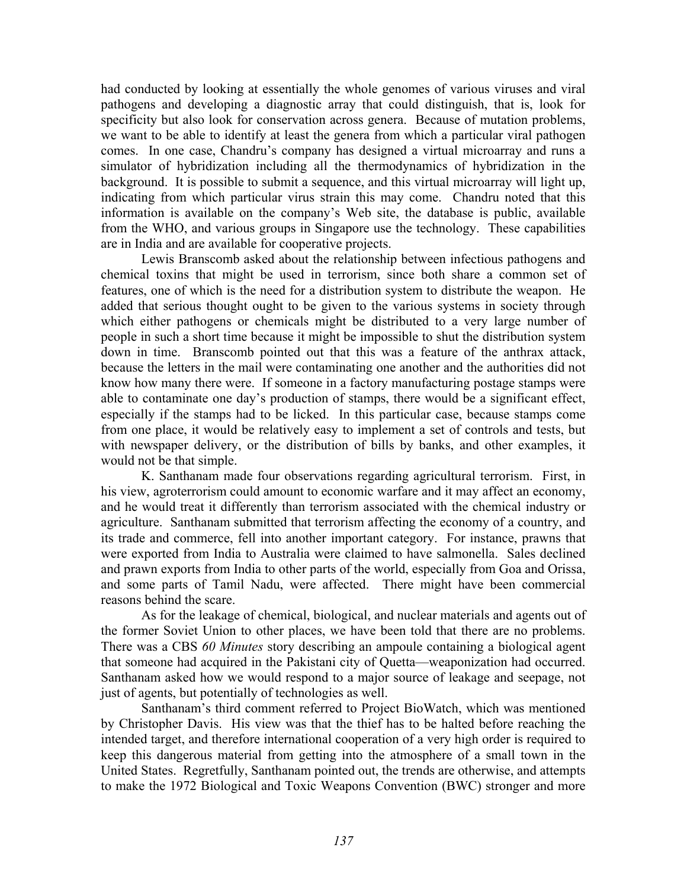had conducted by looking at essentially the whole genomes of various viruses and viral pathogens and developing a diagnostic array that could distinguish, that is, look for specificity but also look for conservation across genera. Because of mutation problems, we want to be able to identify at least the genera from which a particular viral pathogen comes. In one case, Chandru's company has designed a virtual microarray and runs a simulator of hybridization including all the thermodynamics of hybridization in the background. It is possible to submit a sequence, and this virtual microarray will light up, indicating from which particular virus strain this may come. Chandru noted that this information is available on the company's Web site, the database is public, available from the WHO, and various groups in Singapore use the technology. These capabilities are in India and are available for cooperative projects.

Lewis Branscomb asked about the relationship between infectious pathogens and chemical toxins that might be used in terrorism, since both share a common set of features, one of which is the need for a distribution system to distribute the weapon. He added that serious thought ought to be given to the various systems in society through which either pathogens or chemicals might be distributed to a very large number of people in such a short time because it might be impossible to shut the distribution system down in time. Branscomb pointed out that this was a feature of the anthrax attack, because the letters in the mail were contaminating one another and the authorities did not know how many there were. If someone in a factory manufacturing postage stamps were able to contaminate one day's production of stamps, there would be a significant effect, especially if the stamps had to be licked. In this particular case, because stamps come from one place, it would be relatively easy to implement a set of controls and tests, but with newspaper delivery, or the distribution of bills by banks, and other examples, it would not be that simple.

K. Santhanam made four observations regarding agricultural terrorism. First, in his view, agroterrorism could amount to economic warfare and it may affect an economy, and he would treat it differently than terrorism associated with the chemical industry or agriculture. Santhanam submitted that terrorism affecting the economy of a country, and its trade and commerce, fell into another important category. For instance, prawns that were exported from India to Australia were claimed to have salmonella. Sales declined and prawn exports from India to other parts of the world, especially from Goa and Orissa, and some parts of Tamil Nadu, were affected. There might have been commercial reasons behind the scare.

As for the leakage of chemical, biological, and nuclear materials and agents out of the former Soviet Union to other places, we have been told that there are no problems. There was a CBS *60 Minutes* story describing an ampoule containing a biological agent that someone had acquired in the Pakistani city of Quetta—weaponization had occurred. Santhanam asked how we would respond to a major source of leakage and seepage, not just of agents, but potentially of technologies as well.

Santhanam's third comment referred to Project BioWatch, which was mentioned by Christopher Davis. His view was that the thief has to be halted before reaching the intended target, and therefore international cooperation of a very high order is required to keep this dangerous material from getting into the atmosphere of a small town in the United States. Regretfully, Santhanam pointed out, the trends are otherwise, and attempts to make the 1972 Biological and Toxic Weapons Convention (BWC) stronger and more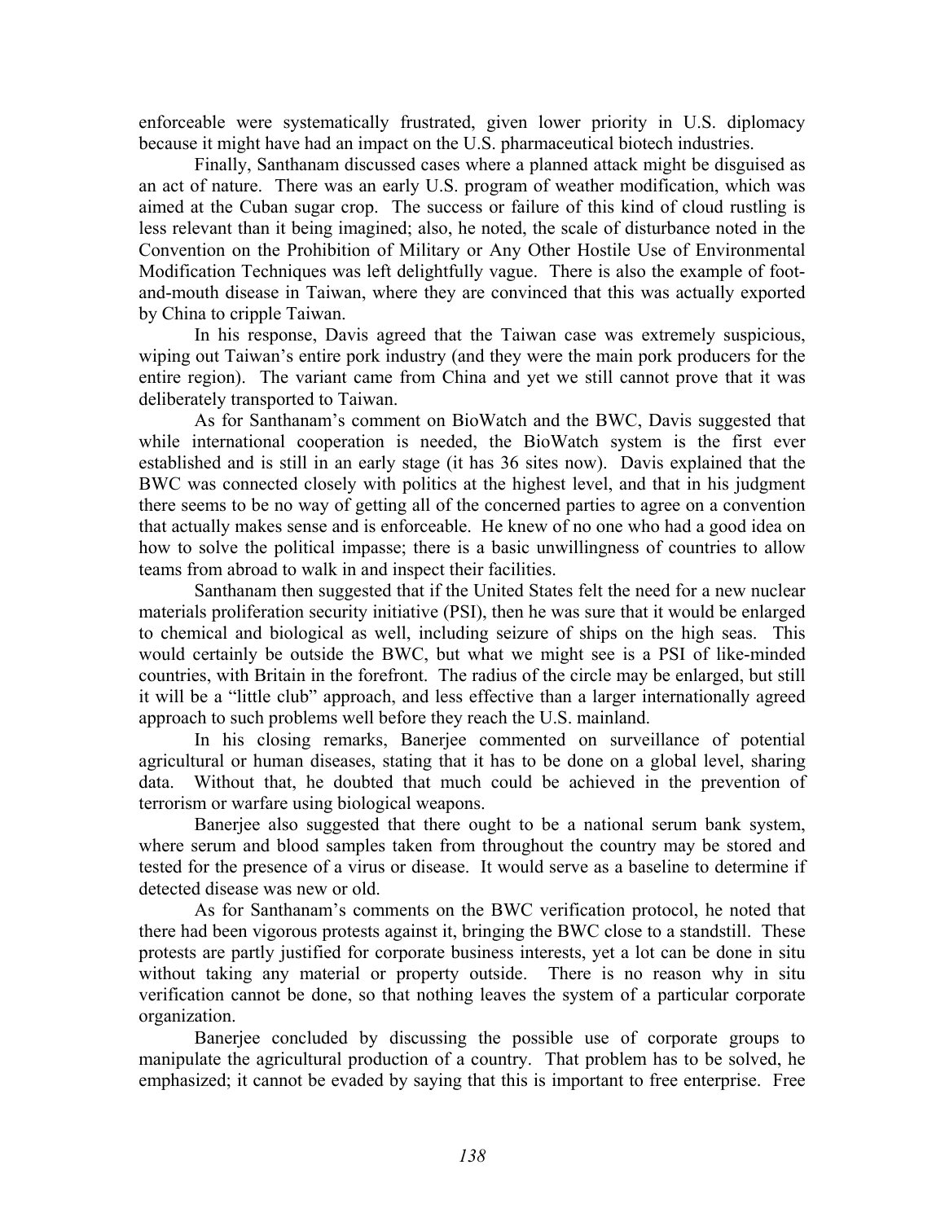enforceable were systematically frustrated, given lower priority in U.S. diplomacy because it might have had an impact on the U.S. pharmaceutical biotech industries.

Finally, Santhanam discussed cases where a planned attack might be disguised as an act of nature. There was an early U.S. program of weather modification, which was aimed at the Cuban sugar crop. The success or failure of this kind of cloud rustling is less relevant than it being imagined; also, he noted, the scale of disturbance noted in the Convention on the Prohibition of Military or Any Other Hostile Use of Environmental Modification Techniques was left delightfully vague. There is also the example of foot-and-mouth disease in Taiwan, where they are convinced that this was actually exported by China to cripple Taiwan.

In his response, Davis agreed that the Taiwan case was extremely suspicious, wiping out Taiwan's entire pork industry (and they were the main pork producers for the entire region). The variant came from China and yet we still cannot prove that it was deliberately transported to Taiwan.

As for Santhanam's comment on BioWatch and the BWC, Davis suggested that while international cooperation is needed, the BioWatch system is the first ever established and is still in an early stage (it has 36 sites now). Davis explained that the BWC was connected closely with politics at the highest level, and that in his judgment there seems to be no way of getting all of the concerned parties to agree on a convention that actually makes sense and is enforceable. He knew of no one who had a good idea on how to solve the political impasse; there is a basic unwillingness of countries to allow teams from abroad to walk in and inspect their facilities.

Santhanam then suggested that if the United States felt the need for a new nuclear materials proliferation security initiative (PSI), then he was sure that it would be enlarged to chemical and biological as well, including seizure of ships on the high seas. This would certainly be outside the BWC, but what we might see is a PSI of like-minded countries, with Britain in the forefront. The radius of the circle may be enlarged, but still it will be a "little club" approach, and less effective than a larger internationally agreed approach to such problems well before they reach the U.S. mainland.

In his closing remarks, Banerjee commented on surveillance of potential agricultural or human diseases, stating that it has to be done on a global level, sharing data. Without that, he doubted that much could be achieved in the prevention of terrorism or warfare using biological weapons.

Banerjee also suggested that there ought to be a national serum bank system, where serum and blood samples taken from throughout the country may be stored and tested for the presence of a virus or disease. It would serve as a baseline to determine if detected disease was new or old.

As for Santhanam's comments on the BWC verification protocol, he noted that there had been vigorous protests against it, bringing the BWC close to a standstill. These protests are partly justified for corporate business interests, yet a lot can be done in situ without taking any material or property outside. There is no reason why in situ verification cannot be done, so that nothing leaves the system of a particular corporate organization.

Banerjee concluded by discussing the possible use of corporate groups to manipulate the agricultural production of a country. That problem has to be solved, he emphasized; it cannot be evaded by saying that this is important to free enterprise. Free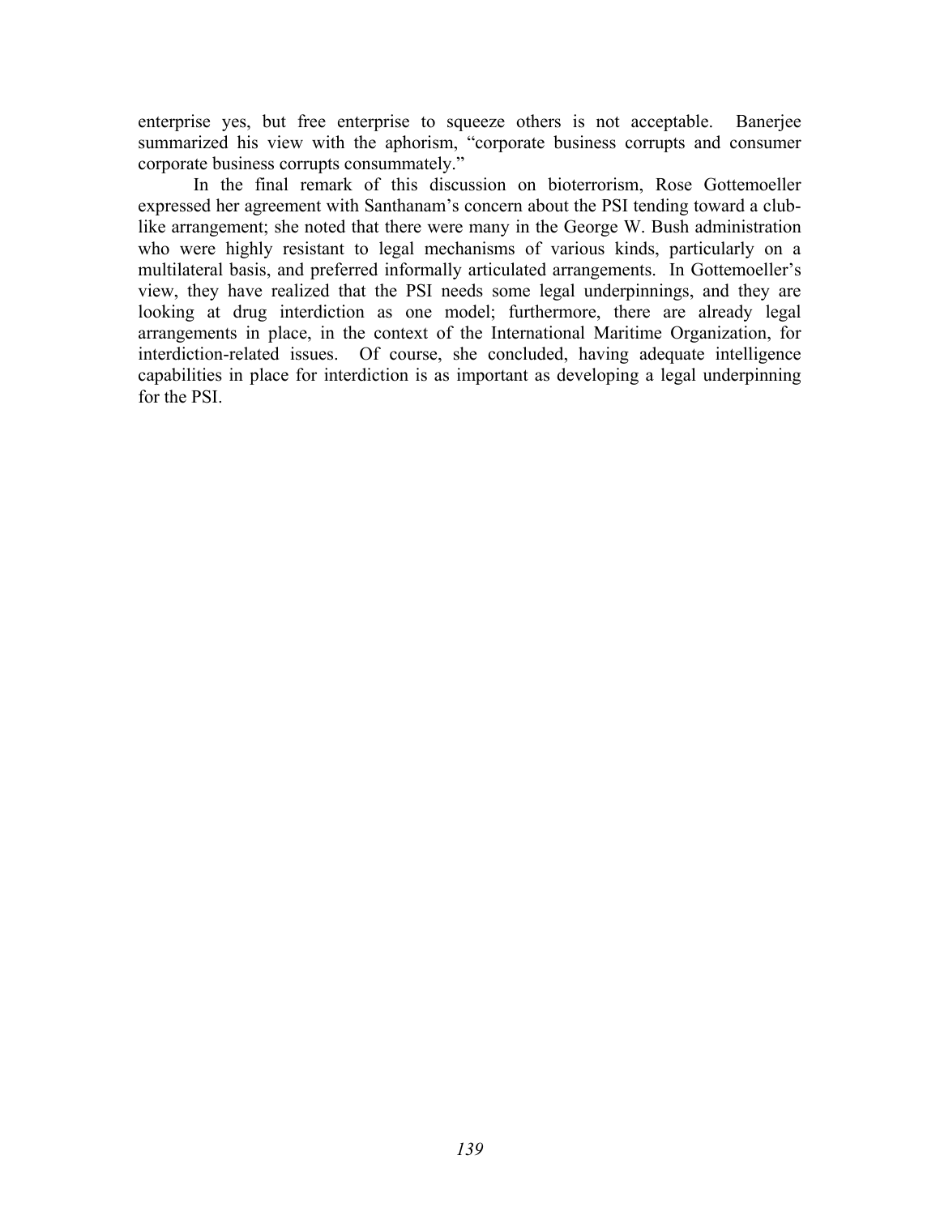enterprise yes, but free enterprise to squeeze others is not acceptable. Banerjee summarized his view with the aphorism, "corporate business corrupts and consumer corporate business corrupts consummately."

In the final remark of this discussion on bioterrorism, Rose Gottemoeller expressed her agreement with Santhanam's concern about the PSI tending toward a club-like arrangement; she noted that there were many in the George W. Bush administration who were highly resistant to legal mechanisms of various kinds, particularly on a multilateral basis, and preferred informally articulated arrangements. In Gottemoeller's view, they have realized that the PSI needs some legal underpinnings, and they are looking at drug interdiction as one model; furthermore, there are already legal arrangements in place, in the context of the International Maritime Organization, for interdiction-related issues. Of course, she concluded, having adequate intelligence capabilities in place for interdiction is as important as developing a legal underpinning for the PSI.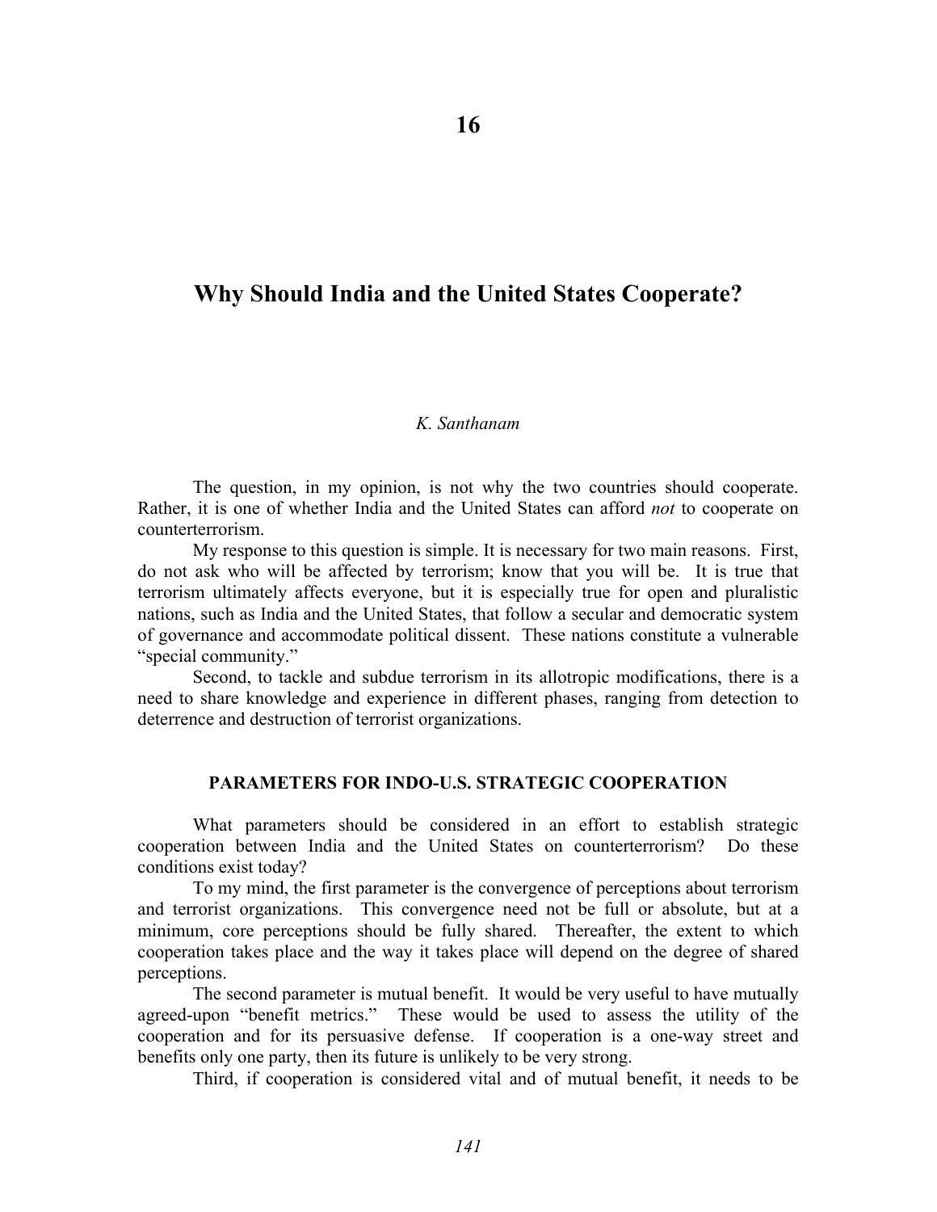# 16

# Why Should India and the United States Cooperate?

*K. Santhanam*

The question, in my opinion, is not why the two countries should cooperate. Rather, it is one of whether India and the United States can afford *not* to cooperate on counterterrorism.

My response to this question is simple. It is necessary for two main reasons. First, do not ask who will be affected by terrorism; know that you will be. It is true that terrorism ultimately affects everyone, but it is especially true for open and pluralistic nations, such as India and the United States, that follow a secular and democratic system of governance and accommodate political dissent. These nations constitute a vulnerable "special community."

Second, to tackle and subdue terrorism in its allotropic modifications, there is a need to share knowledge and experience in different phases, ranging from detection to deterrence and destruction of terrorist organizations.

## PARAMETERS FOR INDO-U.S. STRATEGIC COOPERATION

What parameters should be considered in an effort to establish strategic cooperation between India and the United States on counterterrorism? Do these conditions exist today?

To my mind, the first parameter is the convergence of perceptions about terrorism and terrorist organizations. This convergence need not be full or absolute, but at a minimum, core perceptions should be fully shared. Thereafter, the extent to which cooperation takes place and the way it takes place will depend on the degree of shared perceptions.

The second parameter is mutual benefit. It would be very useful to have mutually agreed-upon "benefit metrics." These would be used to assess the utility of the cooperation and for its persuasive defense. If cooperation is a one-way street and benefits only one party, then its future is unlikely to be very strong.

Third, if cooperation is considered vital and of mutual benefit, it needs to be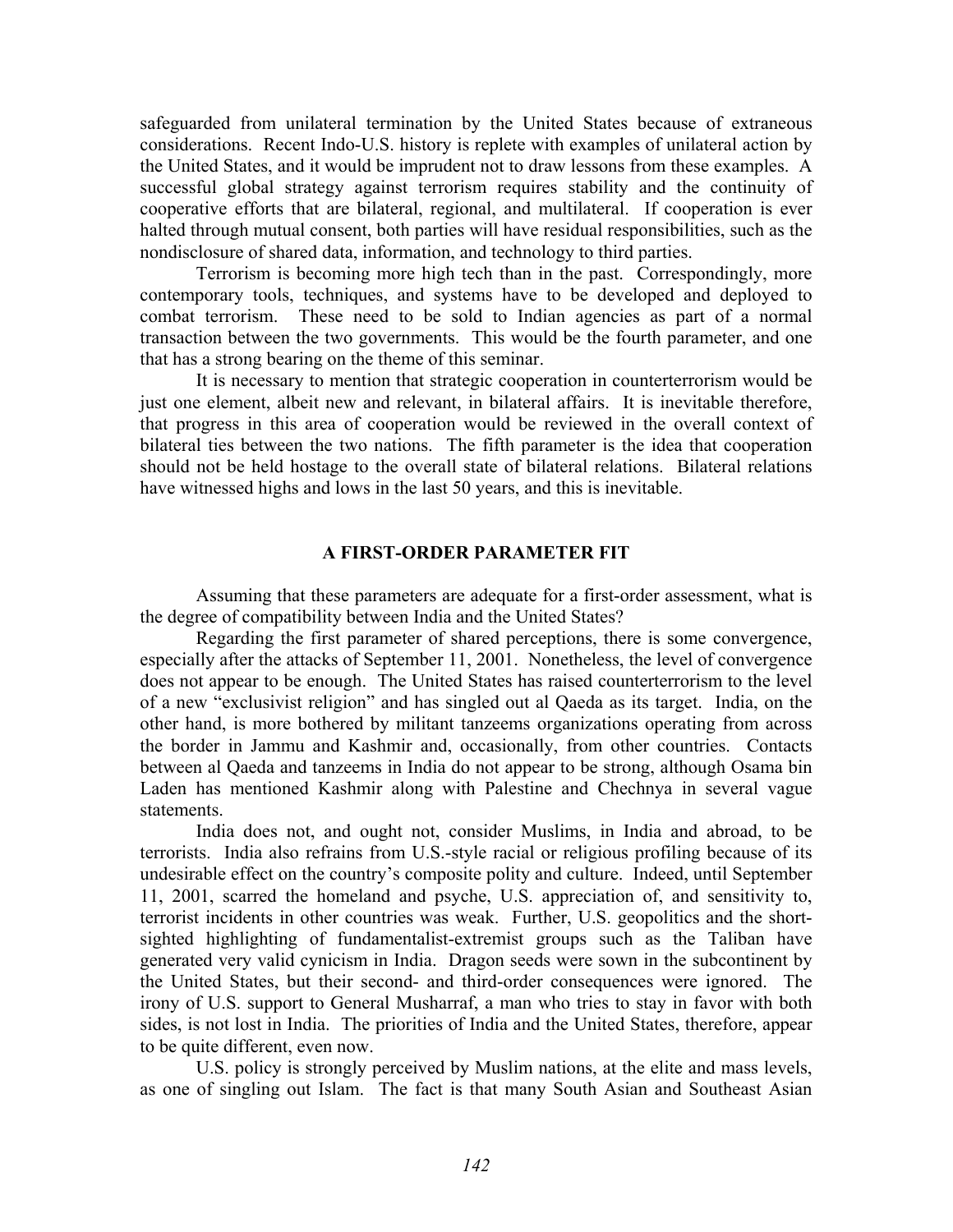safeguarded from unilateral termination by the United States because of extraneous considerations. Recent Indo-U.S. history is replete with examples of unilateral action by the United States, and it would be imprudent not to draw lessons from these examples. A successful global strategy against terrorism requires stability and the continuity of cooperative efforts that are bilateral, regional, and multilateral. If cooperation is ever halted through mutual consent, both parties will have residual responsibilities, such as the nondisclosure of shared data, information, and technology to third parties.

Terrorism is becoming more high tech than in the past. Correspondingly, more contemporary tools, techniques, and systems have to be developed and deployed to combat terrorism. These need to be sold to Indian agencies as part of a normal transaction between the two governments. This would be the fourth parameter, and one that has a strong bearing on the theme of this seminar.

It is necessary to mention that strategic cooperation in counterterrorism would be just one element, albeit new and relevant, in bilateral affairs. It is inevitable therefore, that progress in this area of cooperation would be reviewed in the overall context of bilateral ties between the two nations. The fifth parameter is the idea that cooperation should not be held hostage to the overall state of bilateral relations. Bilateral relations have witnessed highs and lows in the last 50 years, and this is inevitable.

## A FIRST-ORDER PARAMETER FIT

Assuming that these parameters are adequate for a first-order assessment, what is the degree of compatibility between India and the United States?

Regarding the first parameter of shared perceptions, there is some convergence, especially after the attacks of September 11, 2001. Nonetheless, the level of convergence does not appear to be enough. The United States has raised counterterrorism to the level of a new "exclusivist religion" and has singled out al Qaeda as its target. India, on the other hand, is more bothered by militant tanzeems organizations operating from across the border in Jammu and Kashmir and, occasionally, from other countries. Contacts between al Qaeda and tanzeems in India do not appear to be strong, although Osama bin Laden has mentioned Kashmir along with Palestine and Chechnya in several vague statements.

India does not, and ought not, consider Muslims, in India and abroad, to be terrorists. India also refrains from U.S.-style racial or religious profiling because of its undesirable effect on the country's composite polity and culture. Indeed, until September 11, 2001, scarred the homeland and psyche, U.S. appreciation of, and sensitivity to, terrorist incidents in other countries was weak. Further, U.S. geopolitics and the short-sighted highlighting of fundamentalist-extremist groups such as the Taliban have generated very valid cynicism in India. Dragon seeds were sown in the subcontinent by the United States, but their second- and third-order consequences were ignored. The irony of U.S. support to General Musharraf, a man who tries to stay in favor with both sides, is not lost in India. The priorities of India and the United States, therefore, appear to be quite different, even now.

U.S. policy is strongly perceived by Muslim nations, at the elite and mass levels, as one of singling out Islam. The fact is that many South Asian and Southeast Asian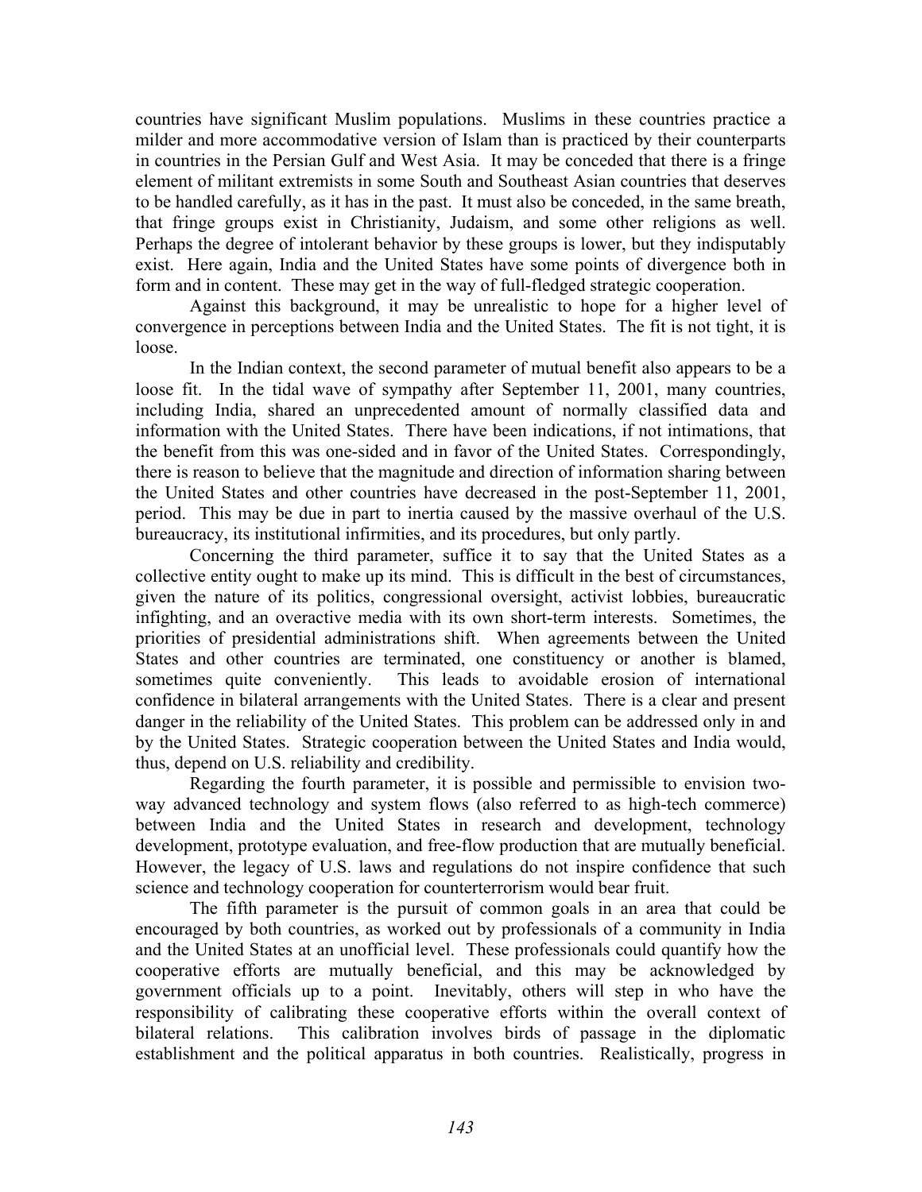countries have significant Muslim populations. Muslims in these countries practice a milder and more accommodative version of Islam than is practiced by their counterparts in countries in the Persian Gulf and West Asia. It may be conceded that there is a fringe element of militant extremists in some South and Southeast Asian countries that deserves to be handled carefully, as it has in the past. It must also be conceded, in the same breath, that fringe groups exist in Christianity, Judaism, and some other religions as well. Perhaps the degree of intolerant behavior by these groups is lower, but they indisputably exist. Here again, India and the United States have some points of divergence both in form and in content. These may get in the way of full-fledged strategic cooperation.

Against this background, it may be unrealistic to hope for a higher level of convergence in perceptions between India and the United States. The fit is not tight, it is loose.

In the Indian context, the second parameter of mutual benefit also appears to be a loose fit. In the tidal wave of sympathy after September 11, 2001, many countries, including India, shared an unprecedented amount of normally classified data and information with the United States. There have been indications, if not intimations, that the benefit from this was one-sided and in favor of the United States. Correspondingly, there is reason to believe that the magnitude and direction of information sharing between the United States and other countries have decreased in the post-September 11, 2001, period. This may be due in part to inertia caused by the massive overhaul of the U.S. bureaucracy, its institutional infirmities, and its procedures, but only partly.

Concerning the third parameter, suffice it to say that the United States as a collective entity ought to make up its mind. This is difficult in the best of circumstances, given the nature of its politics, congressional oversight, activist lobbies, bureaucratic infighting, and an overactive media with its own short-term interests. Sometimes, the priorities of presidential administrations shift. When agreements between the United States and other countries are terminated, one constituency or another is blamed, sometimes quite conveniently. This leads to avoidable erosion of international confidence in bilateral arrangements with the United States. There is a clear and present danger in the reliability of the United States. This problem can be addressed only in and by the United States. Strategic cooperation between the United States and India would, thus, depend on U.S. reliability and credibility.

Regarding the fourth parameter, it is possible and permissible to envision two-way advanced technology and system flows (also referred to as high-tech commerce) between India and the United States in research and development, technology development, prototype evaluation, and free-flow production that are mutually beneficial. However, the legacy of U.S. laws and regulations do not inspire confidence that such science and technology cooperation for counterterrorism would bear fruit.

The fifth parameter is the pursuit of common goals in an area that could be encouraged by both countries, as worked out by professionals of a community in India and the United States at an unofficial level. These professionals could quantify how the cooperative efforts are mutually beneficial, and this may be acknowledged by government officials up to a point. Inevitably, others will step in who have the responsibility of calibrating these cooperative efforts within the overall context of bilateral relations. This calibration involves birds of passage in the diplomatic establishment and the political apparatus in both countries. Realistically, progress in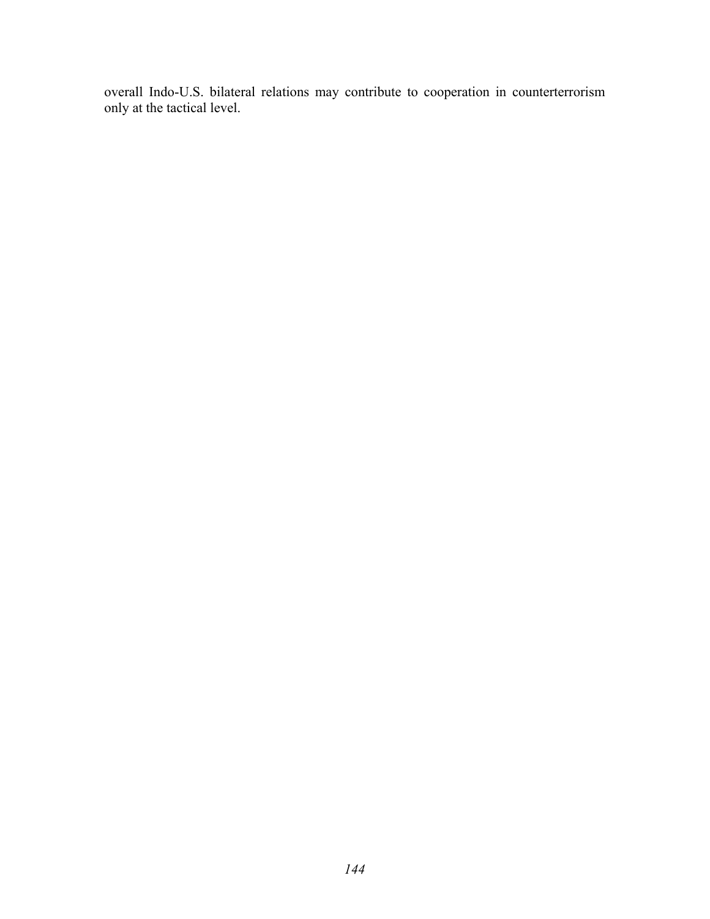overall Indo-U.S. bilateral relations may contribute to cooperation in counterterrorism only at the tactical level.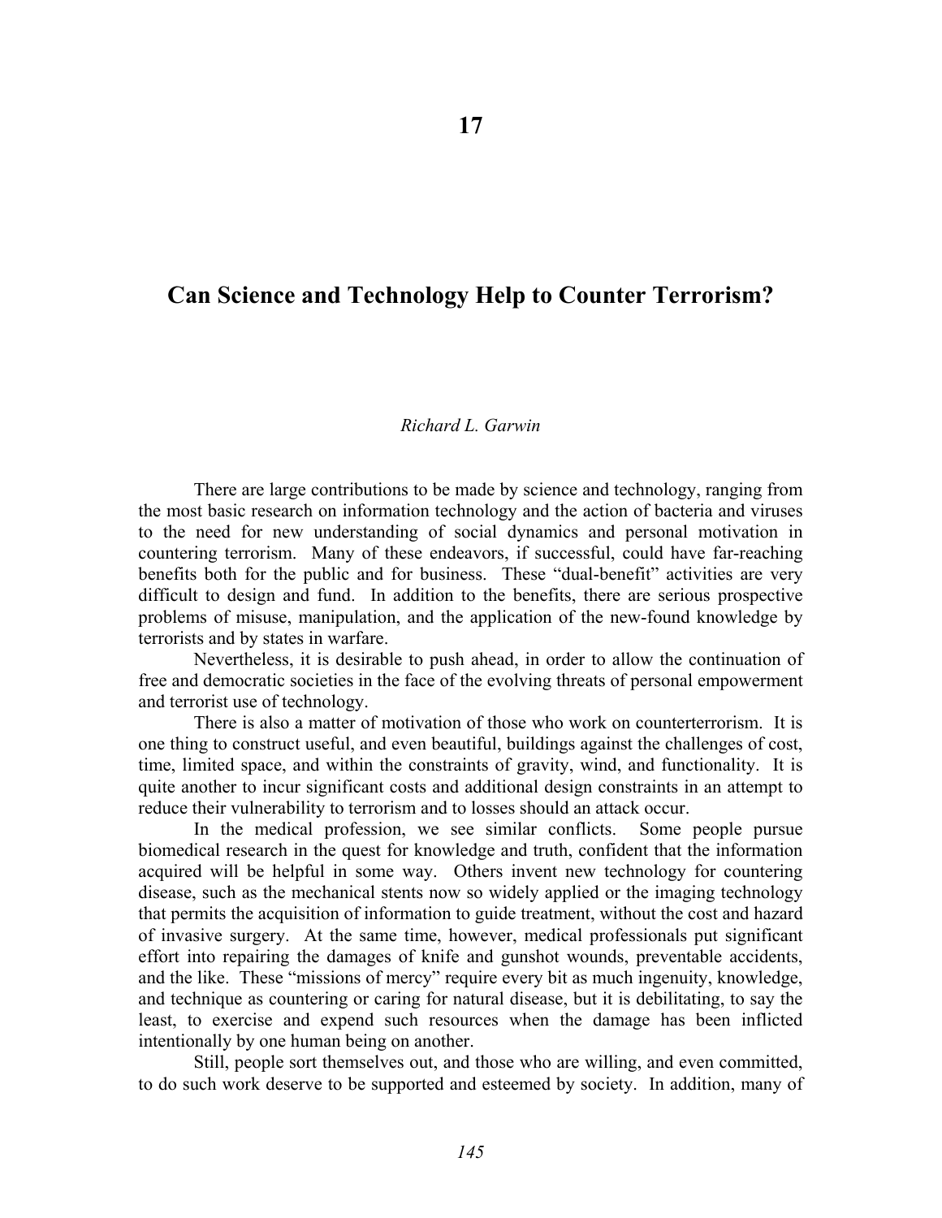# 17

# Can Science and Technology Help to Counter Terrorism?

*Richard L. Garwin*

There are large contributions to be made by science and technology, ranging from the most basic research on information technology and the action of bacteria and viruses to the need for new understanding of social dynamics and personal motivation in countering terrorism. Many of these endeavors, if successful, could have far-reaching benefits both for the public and for business. These "dual-benefit" activities are very difficult to design and fund. In addition to the benefits, there are serious prospective problems of misuse, manipulation, and the application of the new-found knowledge by terrorists and by states in warfare.

Nevertheless, it is desirable to push ahead, in order to allow the continuation of free and democratic societies in the face of the evolving threats of personal empowerment and terrorist use of technology.

There is also a matter of motivation of those who work on counterterrorism. It is one thing to construct useful, and even beautiful, buildings against the challenges of cost, time, limited space, and within the constraints of gravity, wind, and functionality. It is quite another to incur significant costs and additional design constraints in an attempt to reduce their vulnerability to terrorism and to losses should an attack occur.

In the medical profession, we see similar conflicts. Some people pursue biomedical research in the quest for knowledge and truth, confident that the information acquired will be helpful in some way. Others invent new technology for countering disease, such as the mechanical stents now so widely applied or the imaging technology that permits the acquisition of information to guide treatment, without the cost and hazard of invasive surgery. At the same time, however, medical professionals put significant effort into repairing the damages of knife and gunshot wounds, preventable accidents, and the like. These "missions of mercy" require every bit as much ingenuity, knowledge, and technique as countering or caring for natural disease, but it is debilitating, to say the least, to exercise and expend such resources when the damage has been inflicted intentionally by one human being on another.

Still, people sort themselves out, and those who are willing, and even committed, to do such work deserve to be supported and esteemed by society. In addition, many of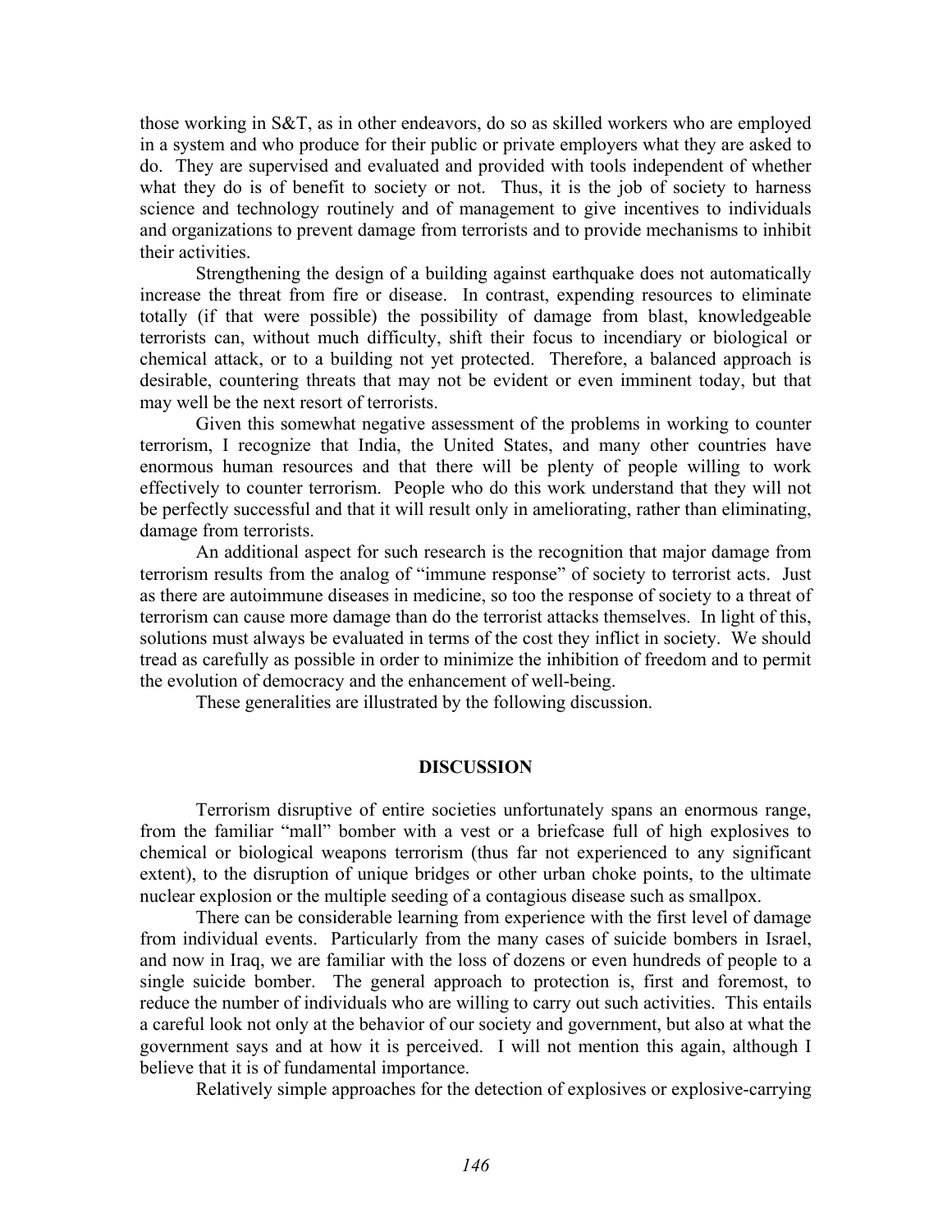those working in S&T, as in other endeavors, do so as skilled workers who are employed in a system and who produce for their public or private employers what they are asked to do. They are supervised and evaluated and provided with tools independent of whether what they do is of benefit to society or not. Thus, it is the job of society to harness science and technology routinely and of management to give incentives to individuals and organizations to prevent damage from terrorists and to provide mechanisms to inhibit their activities.

Strengthening the design of a building against earthquake does not automatically increase the threat from fire or disease. In contrast, expending resources to eliminate totally (if that were possible) the possibility of damage from blast, knowledgeable terrorists can, without much difficulty, shift their focus to incendiary or biological or chemical attack, or to a building not yet protected. Therefore, a balanced approach is desirable, countering threats that may not be evident or even imminent today, but that may well be the next resort of terrorists.

Given this somewhat negative assessment of the problems in working to counter terrorism, I recognize that India, the United States, and many other countries have enormous human resources and that there will be plenty of people willing to work effectively to counter terrorism. People who do this work understand that they will not be perfectly successful and that it will result only in ameliorating, rather than eliminating, damage from terrorists.

An additional aspect for such research is the recognition that major damage from terrorism results from the analog of "immune response" of society to terrorist acts. Just as there are autoimmune diseases in medicine, so too the response of society to a threat of terrorism can cause more damage than do the terrorist attacks themselves. In light of this, solutions must always be evaluated in terms of the cost they inflict in society. We should tread as carefully as possible in order to minimize the inhibition of freedom and to permit the evolution of democracy and the enhancement of well-being.

These generalities are illustrated by the following discussion.

## DISCUSSION

Terrorism disruptive of entire societies unfortunately spans an enormous range, from the familiar "mall" bomber with a vest or a briefcase full of high explosives to chemical or biological weapons terrorism (thus far not experienced to any significant extent), to the disruption of unique bridges or other urban choke points, to the ultimate nuclear explosion or the multiple seeding of a contagious disease such as smallpox.

There can be considerable learning from experience with the first level of damage from individual events. Particularly from the many cases of suicide bombers in Israel, and now in Iraq, we are familiar with the loss of dozens or even hundreds of people to a single suicide bomber. The general approach to protection is, first and foremost, to reduce the number of individuals who are willing to carry out such activities. This entails a careful look not only at the behavior of our society and government, but also at what the government says and at how it is perceived. I will not mention this again, although I believe that it is of fundamental importance.

Relatively simple approaches for the detection of explosives or explosive-carrying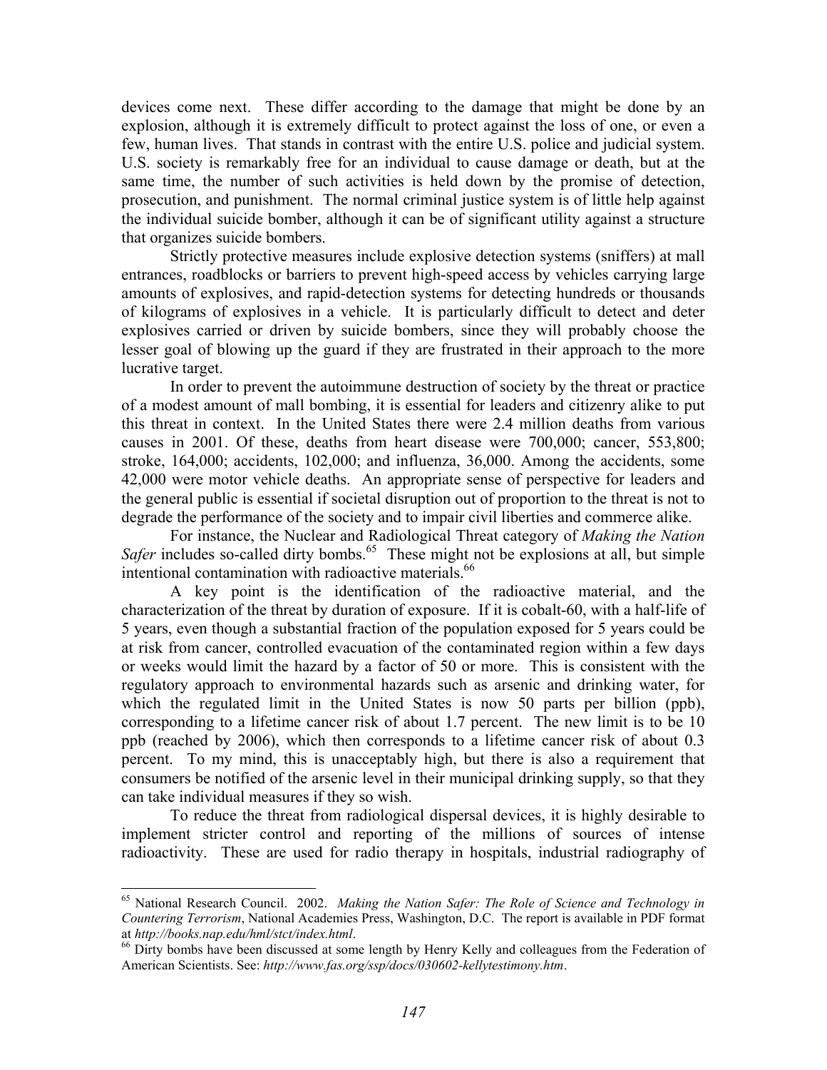devices come next. These differ according to the damage that might be done by an explosion, although it is extremely difficult to protect against the loss of one, or even a few, human lives. That stands in contrast with the entire U.S. police and judicial system. U.S. society is remarkably free for an individual to cause damage or death, but at the same time, the number of such activities is held down by the promise of detection, prosecution, and punishment. The normal criminal justice system is of little help against the individual suicide bomber, although it can be of significant utility against a structure that organizes suicide bombers.

Strictly protective measures include explosive detection systems (sniffers) at mall entrances, roadblocks or barriers to prevent high-speed access by vehicles carrying large amounts of explosives, and rapid-detection systems for detecting hundreds or thousands of kilograms of explosives in a vehicle. It is particularly difficult to detect and deter explosives carried or driven by suicide bombers, since they will probably choose the lesser goal of blowing up the guard if they are frustrated in their approach to the more lucrative target.

In order to prevent the autoimmune destruction of society by the threat or practice of a modest amount of mall bombing, it is essential for leaders and citizenry alike to put this threat in context. In the United States there were 2.4 million deaths from various causes in 2001. Of these, deaths from heart disease were 700,000; cancer, 553,800; stroke, 164,000; accidents, 102,000; and influenza, 36,000. Among the accidents, some 42,000 were motor vehicle deaths. An appropriate sense of perspective for leaders and the general public is essential if societal disruption out of proportion to the threat is not to degrade the performance of the society and to impair civil liberties and commerce alike.

For instance, the Nuclear and Radiological Threat category of *Making the Nation Safer* includes so-called dirty bombs.[65] These might not be explosions at all, but simple intentional contamination with radioactive materials.[66]

A key point is the identification of the radioactive material, and the characterization of the threat by duration of exposure. If it is cobalt-60, with a half-life of 5 years, even though a substantial fraction of the population exposed for 5 years could be at risk from cancer, controlled evacuation of the contaminated region within a few days or weeks would limit the hazard by a factor of 50 or more. This is consistent with the regulatory approach to environmental hazards such as arsenic and drinking water, for which the regulated limit in the United States is now 50 parts per billion (ppb), corresponding to a lifetime cancer risk of about 1.7 percent. The new limit is to be 10 ppb (reached by 2006), which then corresponds to a lifetime cancer risk of about 0.3 percent. To my mind, this is unacceptably high, but there is also a requirement that consumers be notified of the arsenic level in their municipal drinking supply, so that they can take individual measures if they so wish.

To reduce the threat from radiological dispersal devices, it is highly desirable to implement stricter control and reporting of the millions of sources of intense radioactivity. These are used for radio therapy in hospitals, industrial radiography of

---

[65] National Research Council. 2002. *Making the Nation Safer: The Role of Science and Technology in Countering Terrorism*, National Academies Press, Washington, D.C. The report is available in PDF format at *http://books.nap.edu/hml/stct/index.html*.

[66] Dirty bombs have been discussed at some length by Henry Kelly and colleagues from the Federation of American Scientists. See: *http://www.fas.org/ssp/docs/030602-kellytestimony.htm*.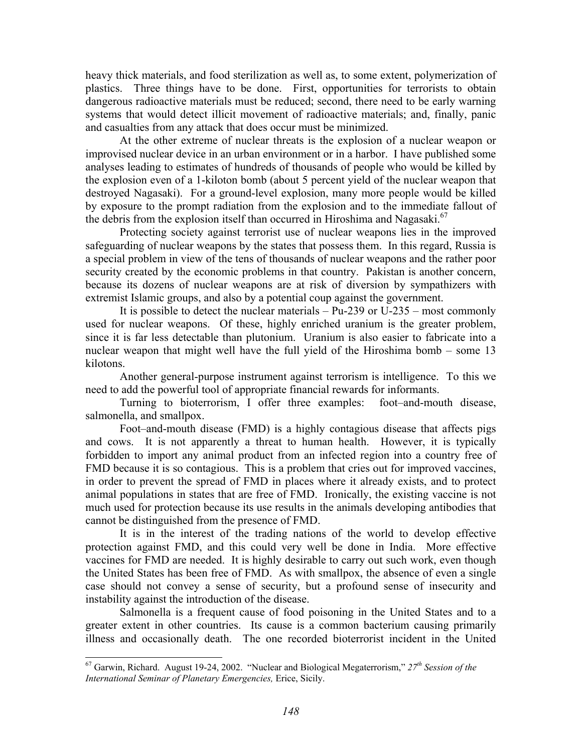heavy thick materials, and food sterilization as well as, to some extent, polymerization of plastics. Three things have to be done. First, opportunities for terrorists to obtain dangerous radioactive materials must be reduced; second, there need to be early warning systems that would detect illicit movement of radioactive materials; and, finally, panic and casualties from any attack that does occur must be minimized.

At the other extreme of nuclear threats is the explosion of a nuclear weapon or improvised nuclear device in an urban environment or in a harbor. I have published some analyses leading to estimates of hundreds of thousands of people who would be killed by the explosion even of a 1-kiloton bomb (about 5 percent yield of the nuclear weapon that destroyed Nagasaki). For a ground-level explosion, many more people would be killed by exposure to the prompt radiation from the explosion and to the immediate fallout of the debris from the explosion itself than occurred in Hiroshima and Nagasaki.[67]

Protecting society against terrorist use of nuclear weapons lies in the improved safeguarding of nuclear weapons by the states that possess them. In this regard, Russia is a special problem in view of the tens of thousands of nuclear weapons and the rather poor security created by the economic problems in that country. Pakistan is another concern, because its dozens of nuclear weapons are at risk of diversion by sympathizers with extremist Islamic groups, and also by a potential coup against the government.

It is possible to detect the nuclear materials – Pu-239 or U-235 – most commonly used for nuclear weapons. Of these, highly enriched uranium is the greater problem, since it is far less detectable than plutonium. Uranium is also easier to fabricate into a nuclear weapon that might well have the full yield of the Hiroshima bomb – some 13 kilotons.

Another general-purpose instrument against terrorism is intelligence. To this we need to add the powerful tool of appropriate financial rewards for informants.

Turning to bioterrorism, I offer three examples: foot–and-mouth disease, salmonella, and smallpox.

Foot–and-mouth disease (FMD) is a highly contagious disease that affects pigs and cows. It is not apparently a threat to human health. However, it is typically forbidden to import any animal product from an infected region into a country free of FMD because it is so contagious. This is a problem that cries out for improved vaccines, in order to prevent the spread of FMD in places where it already exists, and to protect animal populations in states that are free of FMD. Ironically, the existing vaccine is not much used for protection because its use results in the animals developing antibodies that cannot be distinguished from the presence of FMD.

It is in the interest of the trading nations of the world to develop effective protection against FMD, and this could very well be done in India. More effective vaccines for FMD are needed. It is highly desirable to carry out such work, even though the United States has been free of FMD. As with smallpox, the absence of even a single case should not convey a sense of security, but a profound sense of insecurity and instability against the introduction of the disease.

Salmonella is a frequent cause of food poisoning in the United States and to a greater extent in other countries. Its cause is a common bacterium causing primarily illness and occasionally death. The one recorded bioterrorist incident in the United

---

[67] Garwin, Richard. August 19-24, 2002. "Nuclear and Biological Megaterrorism," *27th Session of the International Seminar of Planetary Emergencies,* Erice, Sicily.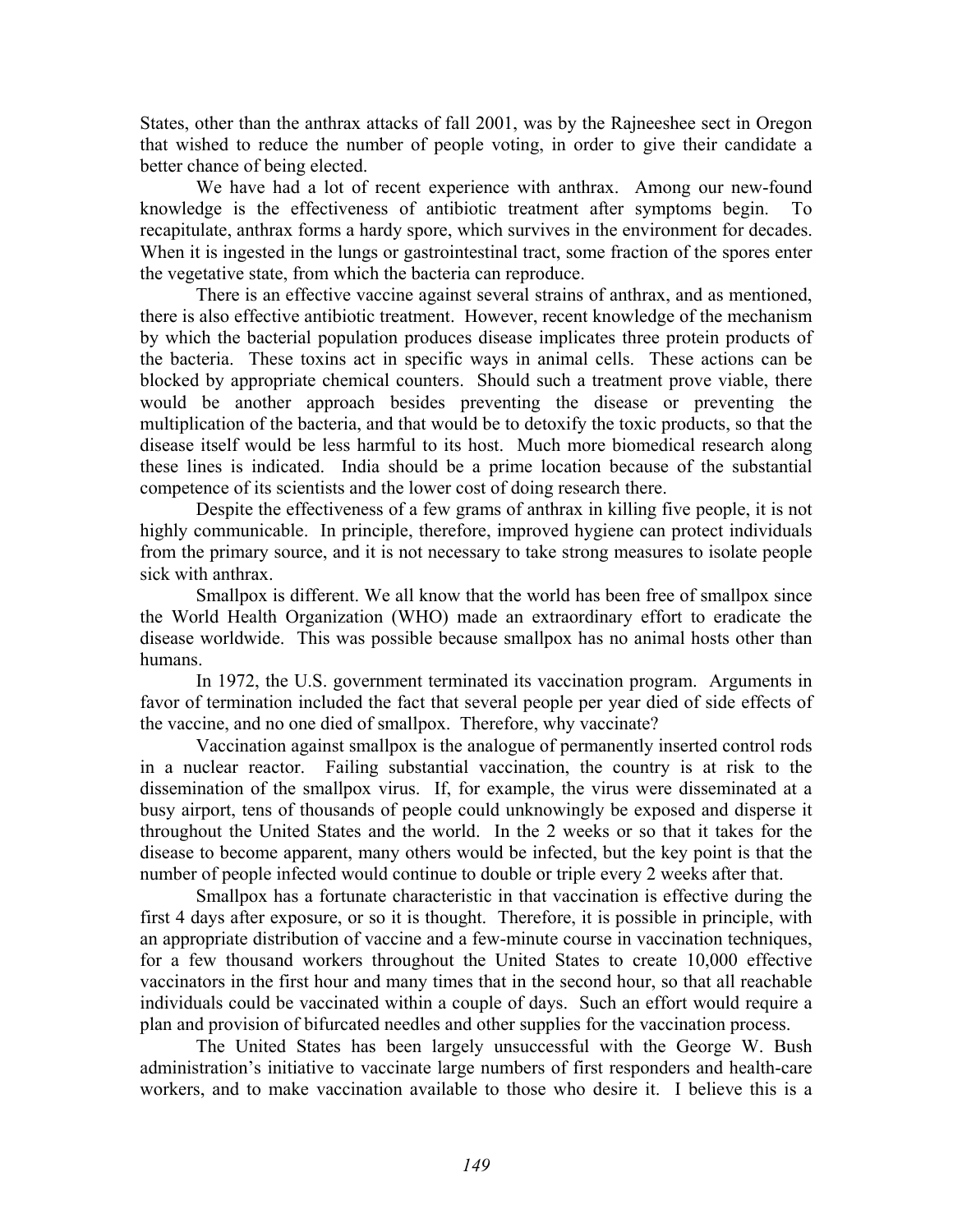States, other than the anthrax attacks of fall 2001, was by the Rajneeshee sect in Oregon that wished to reduce the number of people voting, in order to give their candidate a better chance of being elected.

We have had a lot of recent experience with anthrax. Among our new-found knowledge is the effectiveness of antibiotic treatment after symptoms begin. To recapitulate, anthrax forms a hardy spore, which survives in the environment for decades. When it is ingested in the lungs or gastrointestinal tract, some fraction of the spores enter the vegetative state, from which the bacteria can reproduce.

There is an effective vaccine against several strains of anthrax, and as mentioned, there is also effective antibiotic treatment. However, recent knowledge of the mechanism by which the bacterial population produces disease implicates three protein products of the bacteria. These toxins act in specific ways in animal cells. These actions can be blocked by appropriate chemical counters. Should such a treatment prove viable, there would be another approach besides preventing the disease or preventing the multiplication of the bacteria, and that would be to detoxify the toxic products, so that the disease itself would be less harmful to its host. Much more biomedical research along these lines is indicated. India should be a prime location because of the substantial competence of its scientists and the lower cost of doing research there.

Despite the effectiveness of a few grams of anthrax in killing five people, it is not highly communicable. In principle, therefore, improved hygiene can protect individuals from the primary source, and it is not necessary to take strong measures to isolate people sick with anthrax.

Smallpox is different. We all know that the world has been free of smallpox since the World Health Organization (WHO) made an extraordinary effort to eradicate the disease worldwide. This was possible because smallpox has no animal hosts other than humans.

In 1972, the U.S. government terminated its vaccination program. Arguments in favor of termination included the fact that several people per year died of side effects of the vaccine, and no one died of smallpox. Therefore, why vaccinate?

Vaccination against smallpox is the analogue of permanently inserted control rods in a nuclear reactor. Failing substantial vaccination, the country is at risk to the dissemination of the smallpox virus. If, for example, the virus were disseminated at a busy airport, tens of thousands of people could unknowingly be exposed and disperse it throughout the United States and the world. In the 2 weeks or so that it takes for the disease to become apparent, many others would be infected, but the key point is that the number of people infected would continue to double or triple every 2 weeks after that.

Smallpox has a fortunate characteristic in that vaccination is effective during the first 4 days after exposure, or so it is thought. Therefore, it is possible in principle, with an appropriate distribution of vaccine and a few-minute course in vaccination techniques, for a few thousand workers throughout the United States to create 10,000 effective vaccinators in the first hour and many times that in the second hour, so that all reachable individuals could be vaccinated within a couple of days. Such an effort would require a plan and provision of bifurcated needles and other supplies for the vaccination process.

The United States has been largely unsuccessful with the George W. Bush administration's initiative to vaccinate large numbers of first responders and health-care workers, and to make vaccination available to those who desire it. I believe this is a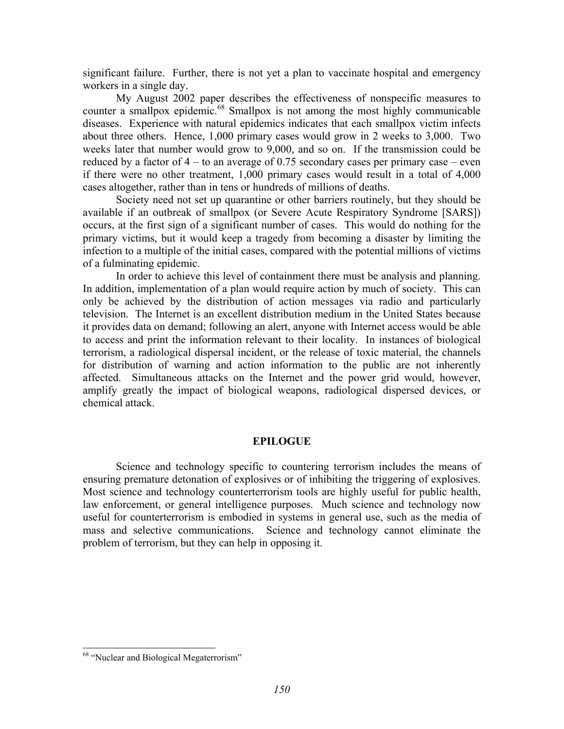significant failure. Further, there is not yet a plan to vaccinate hospital and emergency workers in a single day.

My August 2002 paper describes the effectiveness of nonspecific measures to counter a smallpox epidemic.[68] Smallpox is not among the most highly communicable diseases. Experience with natural epidemics indicates that each smallpox victim infects about three others. Hence, 1,000 primary cases would grow in 2 weeks to 3,000. Two weeks later that number would grow to 9,000, and so on. If the transmission could be reduced by a factor of 4 – to an average of 0.75 secondary cases per primary case – even if there were no other treatment, 1,000 primary cases would result in a total of 4,000 cases altogether, rather than in tens or hundreds of millions of deaths.

Society need not set up quarantine or other barriers routinely, but they should be available if an outbreak of smallpox (or Severe Acute Respiratory Syndrome [SARS]) occurs, at the first sign of a significant number of cases. This would do nothing for the primary victims, but it would keep a tragedy from becoming a disaster by limiting the infection to a multiple of the initial cases, compared with the potential millions of victims of a fulminating epidemic.

In order to achieve this level of containment there must be analysis and planning. In addition, implementation of a plan would require action by much of society. This can only be achieved by the distribution of action messages via radio and particularly television. The Internet is an excellent distribution medium in the United States because it provides data on demand; following an alert, anyone with Internet access would be able to access and print the information relevant to their locality. In instances of biological terrorism, a radiological dispersal incident, or the release of toxic material, the channels for distribution of warning and action information to the public are not inherently affected. Simultaneous attacks on the Internet and the power grid would, however, amplify greatly the impact of biological weapons, radiological dispersed devices, or chemical attack.

## EPILOGUE

Science and technology specific to countering terrorism includes the means of ensuring premature detonation of explosives or of inhibiting the triggering of explosives. Most science and technology counterterrorism tools are highly useful for public health, law enforcement, or general intelligence purposes. Much science and technology now useful for counterterrorism is embodied in systems in general use, such as the media of mass and selective communications. Science and technology cannot eliminate the problem of terrorism, but they can help in opposing it.

---

[68] "Nuclear and Biological Megaterrorism"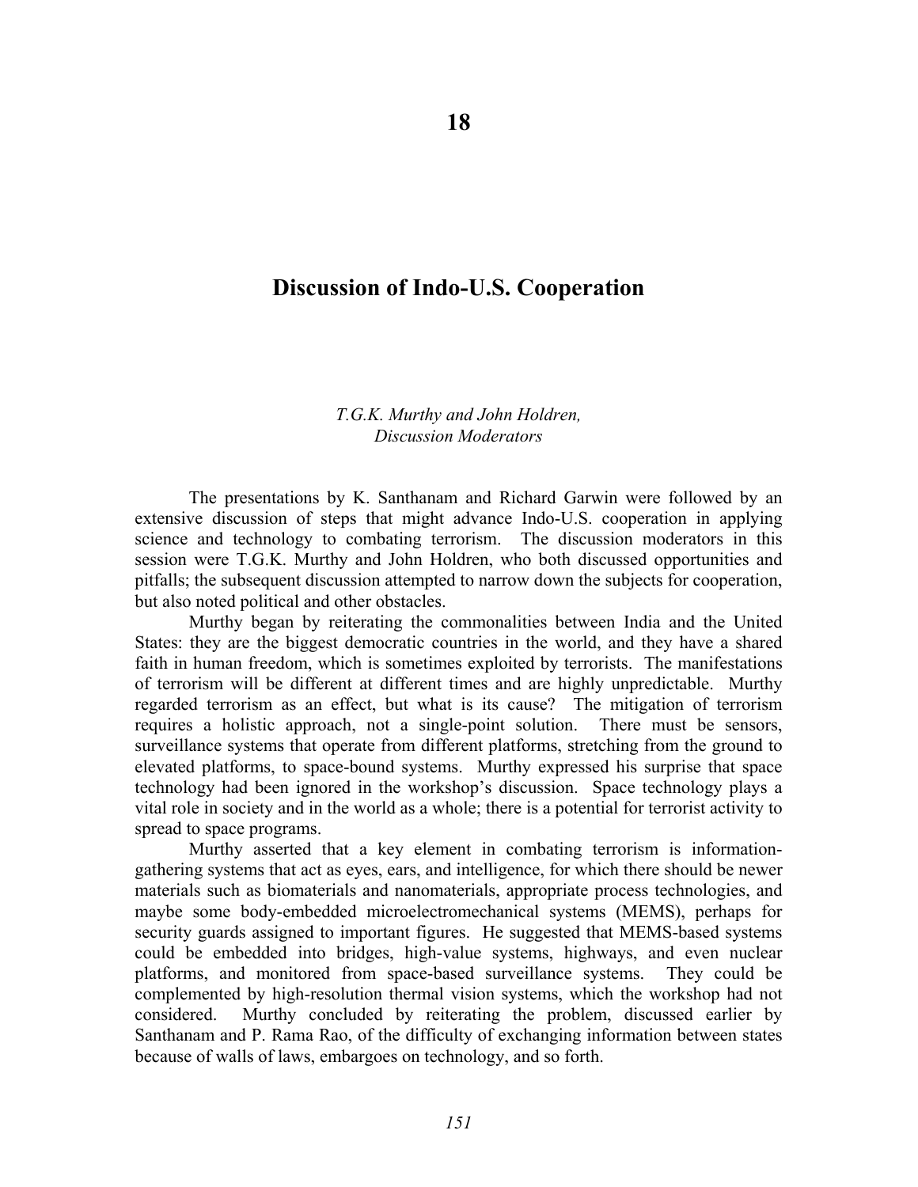# 18

# Discussion of Indo-U.S. Cooperation

*T.G.K. Murthy and John Holdren,*
*Discussion Moderators*

The presentations by K. Santhanam and Richard Garwin were followed by an extensive discussion of steps that might advance Indo-U.S. cooperation in applying science and technology to combating terrorism. The discussion moderators in this session were T.G.K. Murthy and John Holdren, who both discussed opportunities and pitfalls; the subsequent discussion attempted to narrow down the subjects for cooperation, but also noted political and other obstacles.

Murthy began by reiterating the commonalities between India and the United States: they are the biggest democratic countries in the world, and they have a shared faith in human freedom, which is sometimes exploited by terrorists. The manifestations of terrorism will be different at different times and are highly unpredictable. Murthy regarded terrorism as an effect, but what is its cause? The mitigation of terrorism requires a holistic approach, not a single-point solution. There must be sensors, surveillance systems that operate from different platforms, stretching from the ground to elevated platforms, to space-bound systems. Murthy expressed his surprise that space technology had been ignored in the workshop's discussion. Space technology plays a vital role in society and in the world as a whole; there is a potential for terrorist activity to spread to space programs.

Murthy asserted that a key element in combating terrorism is information-gathering systems that act as eyes, ears, and intelligence, for which there should be newer materials such as biomaterials and nanomaterials, appropriate process technologies, and maybe some body-embedded microelectromechanical systems (MEMS), perhaps for security guards assigned to important figures. He suggested that MEMS-based systems could be embedded into bridges, high-value systems, highways, and even nuclear platforms, and monitored from space-based surveillance systems. They could be complemented by high-resolution thermal vision systems, which the workshop had not considered. Murthy concluded by reiterating the problem, discussed earlier by Santhanam and P. Rama Rao, of the difficulty of exchanging information between states because of walls of laws, embargoes on technology, and so forth.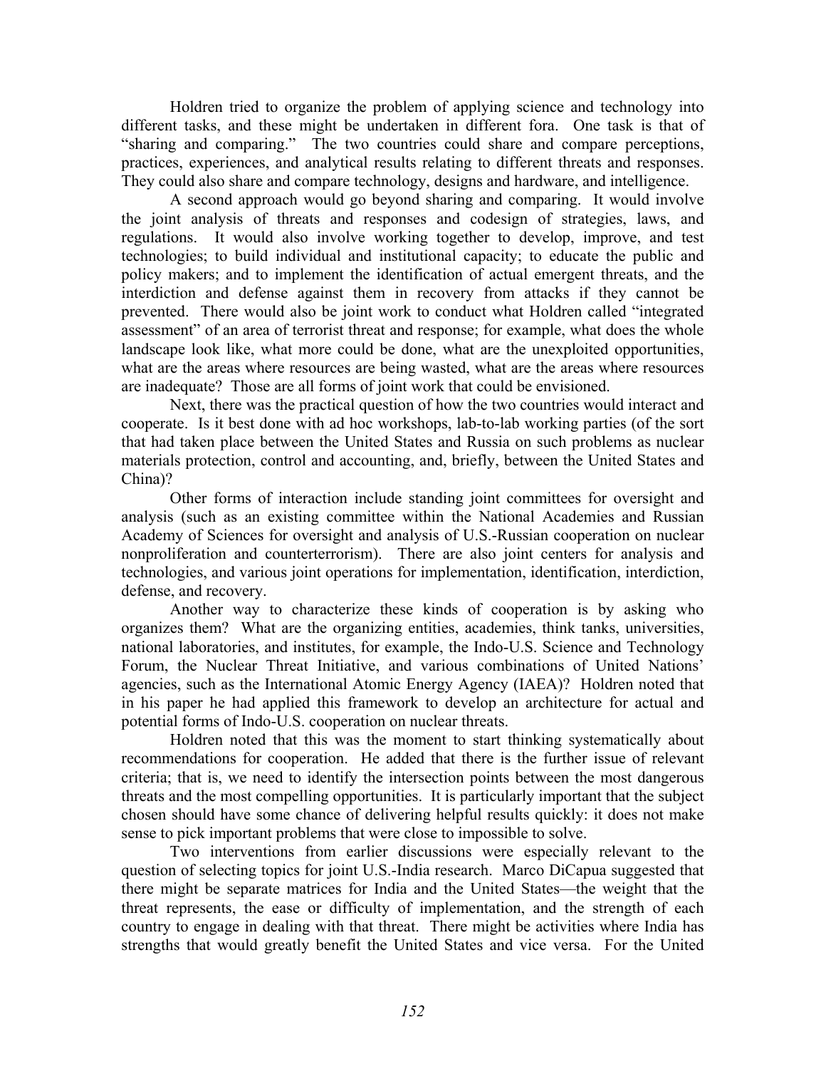Holdren tried to organize the problem of applying science and technology into different tasks, and these might be undertaken in different fora. One task is that of "sharing and comparing." The two countries could share and compare perceptions, practices, experiences, and analytical results relating to different threats and responses. They could also share and compare technology, designs and hardware, and intelligence.

A second approach would go beyond sharing and comparing. It would involve the joint analysis of threats and responses and codesign of strategies, laws, and regulations. It would also involve working together to develop, improve, and test technologies; to build individual and institutional capacity; to educate the public and policy makers; and to implement the identification of actual emergent threats, and the interdiction and defense against them in recovery from attacks if they cannot be prevented. There would also be joint work to conduct what Holdren called "integrated assessment" of an area of terrorist threat and response; for example, what does the whole landscape look like, what more could be done, what are the unexploited opportunities, what are the areas where resources are being wasted, what are the areas where resources are inadequate? Those are all forms of joint work that could be envisioned.

Next, there was the practical question of how the two countries would interact and cooperate. Is it best done with ad hoc workshops, lab-to-lab working parties (of the sort that had taken place between the United States and Russia on such problems as nuclear materials protection, control and accounting, and, briefly, between the United States and China)?

Other forms of interaction include standing joint committees for oversight and analysis (such as an existing committee within the National Academies and Russian Academy of Sciences for oversight and analysis of U.S.-Russian cooperation on nuclear nonproliferation and counterterrorism). There are also joint centers for analysis and technologies, and various joint operations for implementation, identification, interdiction, defense, and recovery.

Another way to characterize these kinds of cooperation is by asking who organizes them? What are the organizing entities, academies, think tanks, universities, national laboratories, and institutes, for example, the Indo-U.S. Science and Technology Forum, the Nuclear Threat Initiative, and various combinations of United Nations' agencies, such as the International Atomic Energy Agency (IAEA)? Holdren noted that in his paper he had applied this framework to develop an architecture for actual and potential forms of Indo-U.S. cooperation on nuclear threats.

Holdren noted that this was the moment to start thinking systematically about recommendations for cooperation. He added that there is the further issue of relevant criteria; that is, we need to identify the intersection points between the most dangerous threats and the most compelling opportunities. It is particularly important that the subject chosen should have some chance of delivering helpful results quickly: it does not make sense to pick important problems that were close to impossible to solve.

Two interventions from earlier discussions were especially relevant to the question of selecting topics for joint U.S.-India research. Marco DiCapua suggested that there might be separate matrices for India and the United States—the weight that the threat represents, the ease or difficulty of implementation, and the strength of each country to engage in dealing with that threat. There might be activities where India has strengths that would greatly benefit the United States and vice versa. For the United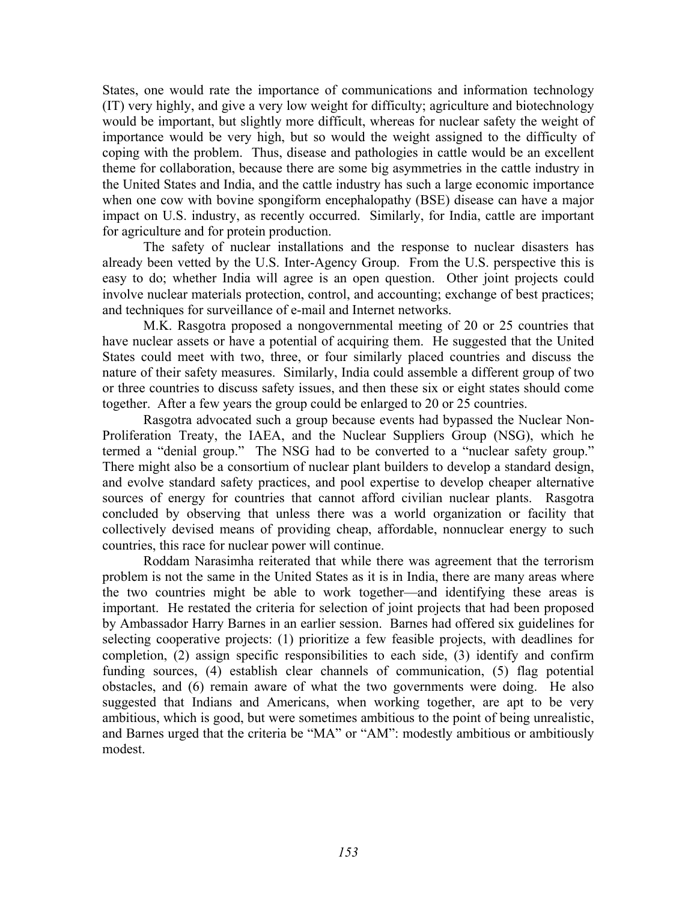States, one would rate the importance of communications and information technology (IT) very highly, and give a very low weight for difficulty; agriculture and biotechnology would be important, but slightly more difficult, whereas for nuclear safety the weight of importance would be very high, but so would the weight assigned to the difficulty of coping with the problem. Thus, disease and pathologies in cattle would be an excellent theme for collaboration, because there are some big asymmetries in the cattle industry in the United States and India, and the cattle industry has such a large economic importance when one cow with bovine spongiform encephalopathy (BSE) disease can have a major impact on U.S. industry, as recently occurred. Similarly, for India, cattle are important for agriculture and for protein production.

The safety of nuclear installations and the response to nuclear disasters has already been vetted by the U.S. Inter-Agency Group. From the U.S. perspective this is easy to do; whether India will agree is an open question. Other joint projects could involve nuclear materials protection, control, and accounting; exchange of best practices; and techniques for surveillance of e-mail and Internet networks.

M.K. Rasgotra proposed a nongovernmental meeting of 20 or 25 countries that have nuclear assets or have a potential of acquiring them. He suggested that the United States could meet with two, three, or four similarly placed countries and discuss the nature of their safety measures. Similarly, India could assemble a different group of two or three countries to discuss safety issues, and then these six or eight states should come together. After a few years the group could be enlarged to 20 or 25 countries.

Rasgotra advocated such a group because events had bypassed the Nuclear Non-Proliferation Treaty, the IAEA, and the Nuclear Suppliers Group (NSG), which he termed a "denial group." The NSG had to be converted to a "nuclear safety group." There might also be a consortium of nuclear plant builders to develop a standard design, and evolve standard safety practices, and pool expertise to develop cheaper alternative sources of energy for countries that cannot afford civilian nuclear plants. Rasgotra concluded by observing that unless there was a world organization or facility that collectively devised means of providing cheap, affordable, nonnuclear energy to such countries, this race for nuclear power will continue.

Roddam Narasimha reiterated that while there was agreement that the terrorism problem is not the same in the United States as it is in India, there are many areas where the two countries might be able to work together—and identifying these areas is important. He restated the criteria for selection of joint projects that had been proposed by Ambassador Harry Barnes in an earlier session. Barnes had offered six guidelines for selecting cooperative projects: (1) prioritize a few feasible projects, with deadlines for completion, (2) assign specific responsibilities to each side, (3) identify and confirm funding sources, (4) establish clear channels of communication, (5) flag potential obstacles, and (6) remain aware of what the two governments were doing. He also suggested that Indians and Americans, when working together, are apt to be very ambitious, which is good, but were sometimes ambitious to the point of being unrealistic, and Barnes urged that the criteria be "MA" or "AM": modestly ambitious or ambitiously modest.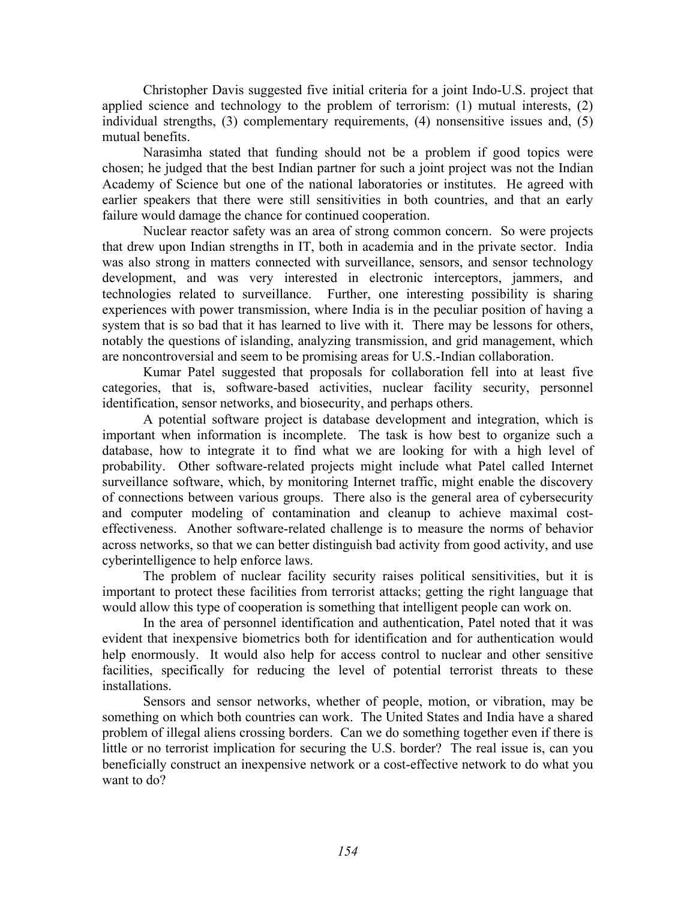Christopher Davis suggested five initial criteria for a joint Indo-U.S. project that applied science and technology to the problem of terrorism: (1) mutual interests, (2) individual strengths, (3) complementary requirements, (4) nonsensitive issues and, (5) mutual benefits.

Narasimha stated that funding should not be a problem if good topics were chosen; he judged that the best Indian partner for such a joint project was not the Indian Academy of Science but one of the national laboratories or institutes. He agreed with earlier speakers that there were still sensitivities in both countries, and that an early failure would damage the chance for continued cooperation.

Nuclear reactor safety was an area of strong common concern. So were projects that drew upon Indian strengths in IT, both in academia and in the private sector. India was also strong in matters connected with surveillance, sensors, and sensor technology development, and was very interested in electronic interceptors, jammers, and technologies related to surveillance. Further, one interesting possibility is sharing experiences with power transmission, where India is in the peculiar position of having a system that is so bad that it has learned to live with it. There may be lessons for others, notably the questions of islanding, analyzing transmission, and grid management, which are noncontroversial and seem to be promising areas for U.S.-Indian collaboration.

Kumar Patel suggested that proposals for collaboration fell into at least five categories, that is, software-based activities, nuclear facility security, personnel identification, sensor networks, and biosecurity, and perhaps others.

A potential software project is database development and integration, which is important when information is incomplete. The task is how best to organize such a database, how to integrate it to find what we are looking for with a high level of probability. Other software-related projects might include what Patel called Internet surveillance software, which, by monitoring Internet traffic, might enable the discovery of connections between various groups. There also is the general area of cybersecurity and computer modeling of contamination and cleanup to achieve maximal cost-effectiveness. Another software-related challenge is to measure the norms of behavior across networks, so that we can better distinguish bad activity from good activity, and use cyberintelligence to help enforce laws.

The problem of nuclear facility security raises political sensitivities, but it is important to protect these facilities from terrorist attacks; getting the right language that would allow this type of cooperation is something that intelligent people can work on.

In the area of personnel identification and authentication, Patel noted that it was evident that inexpensive biometrics both for identification and for authentication would help enormously. It would also help for access control to nuclear and other sensitive facilities, specifically for reducing the level of potential terrorist threats to these installations.

Sensors and sensor networks, whether of people, motion, or vibration, may be something on which both countries can work. The United States and India have a shared problem of illegal aliens crossing borders. Can we do something together even if there is little or no terrorist implication for securing the U.S. border? The real issue is, can you beneficially construct an inexpensive network or a cost-effective network to do what you want to do?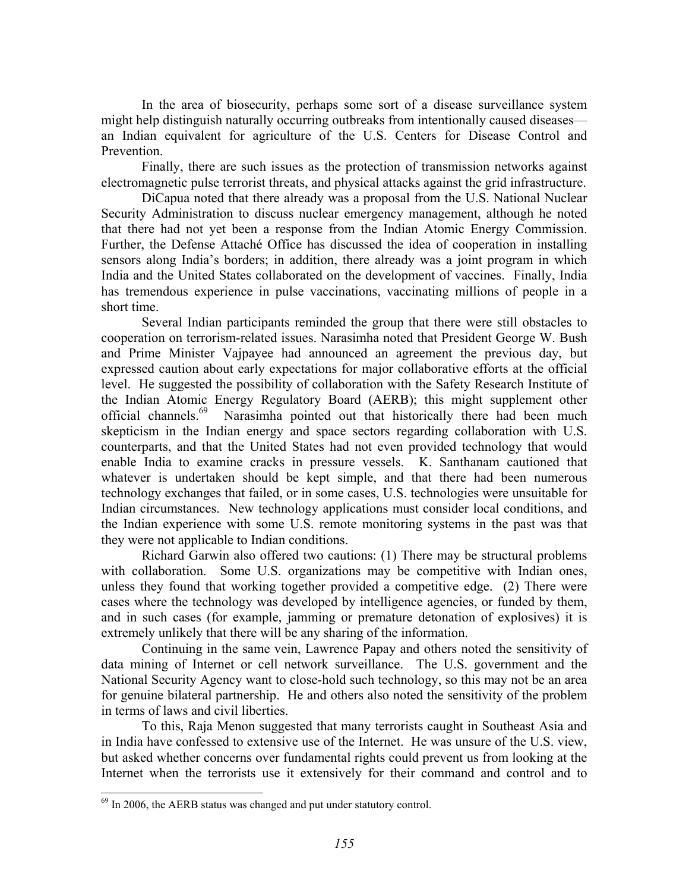In the area of biosecurity, perhaps some sort of a disease surveillance system might help distinguish naturally occurring outbreaks from intentionally caused diseases—an Indian equivalent for agriculture of the U.S. Centers for Disease Control and Prevention.

Finally, there are such issues as the protection of transmission networks against electromagnetic pulse terrorist threats, and physical attacks against the grid infrastructure.

DiCapua noted that there already was a proposal from the U.S. National Nuclear Security Administration to discuss nuclear emergency management, although he noted that there had not yet been a response from the Indian Atomic Energy Commission. Further, the Defense Attaché Office has discussed the idea of cooperation in installing sensors along India's borders; in addition, there already was a joint program in which India and the United States collaborated on the development of vaccines. Finally, India has tremendous experience in pulse vaccinations, vaccinating millions of people in a short time.

Several Indian participants reminded the group that there were still obstacles to cooperation on terrorism-related issues. Narasimha noted that President George W. Bush and Prime Minister Vajpayee had announced an agreement the previous day, but expressed caution about early expectations for major collaborative efforts at the official level. He suggested the possibility of collaboration with the Safety Research Institute of the Indian Atomic Energy Regulatory Board (AERB); this might supplement other official channels.[69] Narasimha pointed out that historically there had been much skepticism in the Indian energy and space sectors regarding collaboration with U.S. counterparts, and that the United States had not even provided technology that would enable India to examine cracks in pressure vessels. K. Santhanam cautioned that whatever is undertaken should be kept simple, and that there had been numerous technology exchanges that failed, or in some cases, U.S. technologies were unsuitable for Indian circumstances. New technology applications must consider local conditions, and the Indian experience with some U.S. remote monitoring systems in the past was that they were not applicable to Indian conditions.

Richard Garwin also offered two cautions: (1) There may be structural problems with collaboration. Some U.S. organizations may be competitive with Indian ones, unless they found that working together provided a competitive edge. (2) There were cases where the technology was developed by intelligence agencies, or funded by them, and in such cases (for example, jamming or premature detonation of explosives) it is extremely unlikely that there will be any sharing of the information.

Continuing in the same vein, Lawrence Papay and others noted the sensitivity of data mining of Internet or cell network surveillance. The U.S. government and the National Security Agency want to close-hold such technology, so this may not be an area for genuine bilateral partnership. He and others also noted the sensitivity of the problem in terms of laws and civil liberties.

To this, Raja Menon suggested that many terrorists caught in Southeast Asia and in India have confessed to extensive use of the Internet. He was unsure of the U.S. view, but asked whether concerns over fundamental rights could prevent us from looking at the Internet when the terrorists use it extensively for their command and control and to

[69] In 2006, the AERB status was changed and put under statutory control.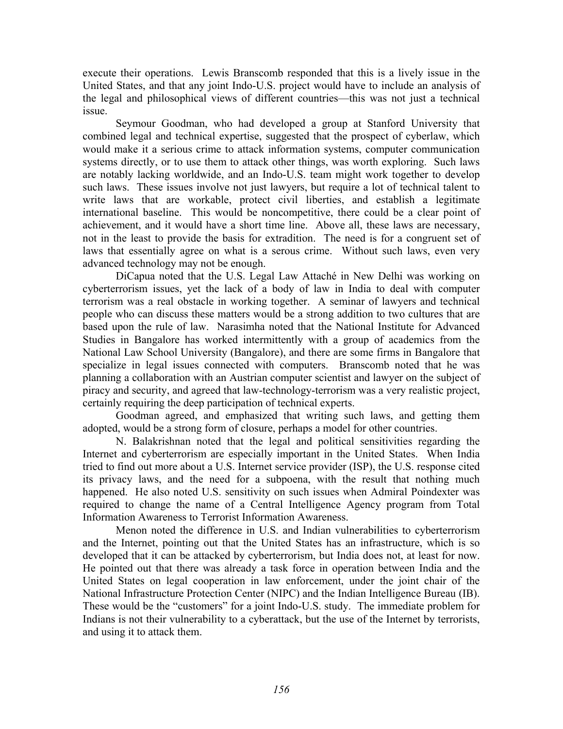execute their operations. Lewis Branscomb responded that this is a lively issue in the United States, and that any joint Indo-U.S. project would have to include an analysis of the legal and philosophical views of different countries—this was not just a technical issue.

Seymour Goodman, who had developed a group at Stanford University that combined legal and technical expertise, suggested that the prospect of cyberlaw, which would make it a serious crime to attack information systems, computer communication systems directly, or to use them to attack other things, was worth exploring. Such laws are notably lacking worldwide, and an Indo-U.S. team might work together to develop such laws. These issues involve not just lawyers, but require a lot of technical talent to write laws that are workable, protect civil liberties, and establish a legitimate international baseline. This would be noncompetitive, there could be a clear point of achievement, and it would have a short time line. Above all, these laws are necessary, not in the least to provide the basis for extradition. The need is for a congruent set of laws that essentially agree on what is a serous crime. Without such laws, even very advanced technology may not be enough.

DiCapua noted that the U.S. Legal Law Attaché in New Delhi was working on cyberterrorism issues, yet the lack of a body of law in India to deal with computer terrorism was a real obstacle in working together. A seminar of lawyers and technical people who can discuss these matters would be a strong addition to two cultures that are based upon the rule of law. Narasimha noted that the National Institute for Advanced Studies in Bangalore has worked intermittently with a group of academics from the National Law School University (Bangalore), and there are some firms in Bangalore that specialize in legal issues connected with computers. Branscomb noted that he was planning a collaboration with an Austrian computer scientist and lawyer on the subject of piracy and security, and agreed that law-technology-terrorism was a very realistic project, certainly requiring the deep participation of technical experts.

Goodman agreed, and emphasized that writing such laws, and getting them adopted, would be a strong form of closure, perhaps a model for other countries.

N. Balakrishnan noted that the legal and political sensitivities regarding the Internet and cyberterrorism are especially important in the United States. When India tried to find out more about a U.S. Internet service provider (ISP), the U.S. response cited its privacy laws, and the need for a subpoena, with the result that nothing much happened. He also noted U.S. sensitivity on such issues when Admiral Poindexter was required to change the name of a Central Intelligence Agency program from Total Information Awareness to Terrorist Information Awareness.

Menon noted the difference in U.S. and Indian vulnerabilities to cyberterrorism and the Internet, pointing out that the United States has an infrastructure, which is so developed that it can be attacked by cyberterrorism, but India does not, at least for now. He pointed out that there was already a task force in operation between India and the United States on legal cooperation in law enforcement, under the joint chair of the National Infrastructure Protection Center (NIPC) and the Indian Intelligence Bureau (IB). These would be the "customers" for a joint Indo-U.S. study. The immediate problem for Indians is not their vulnerability to a cyberattack, but the use of the Internet by terrorists, and using it to attack them.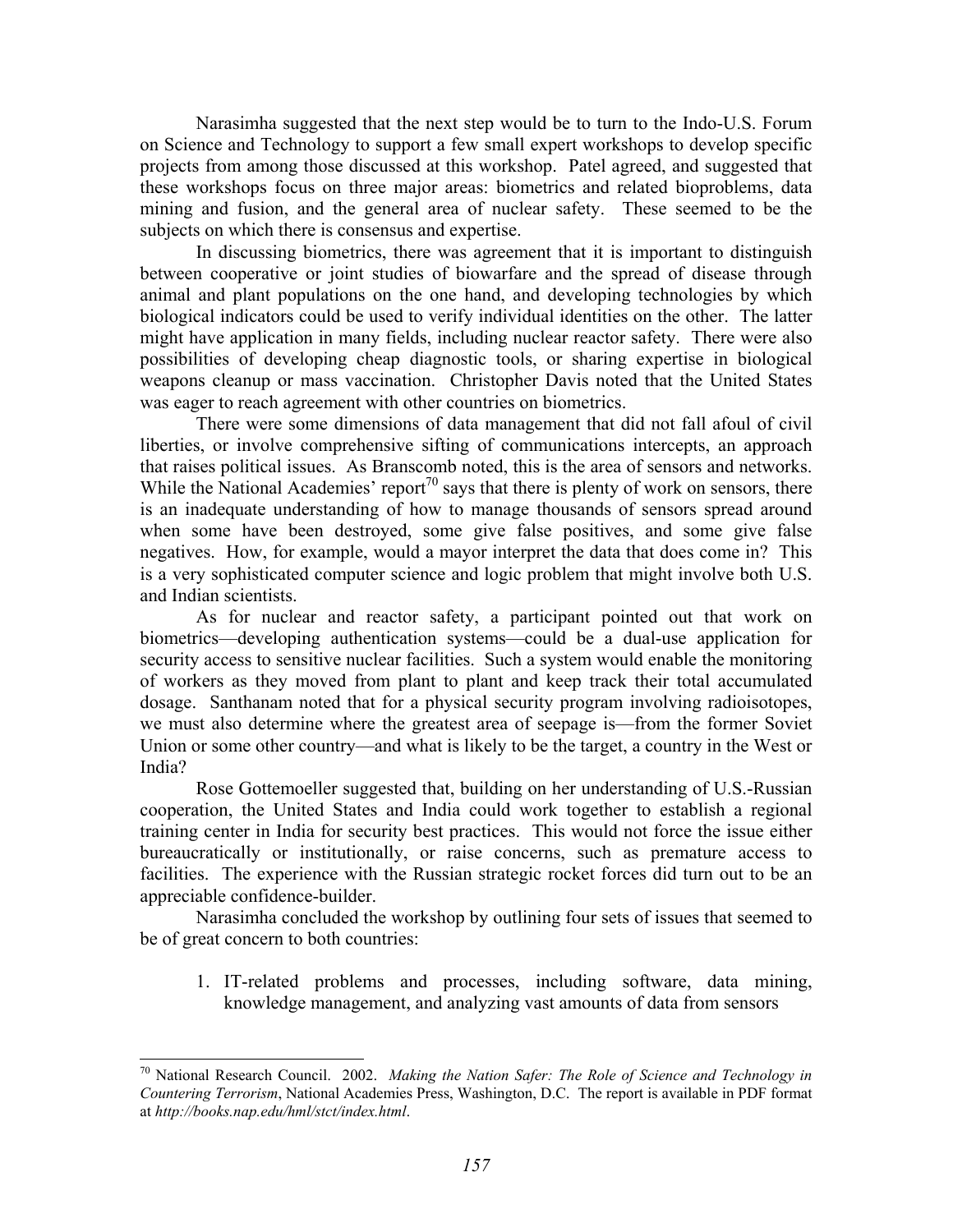Narasimha suggested that the next step would be to turn to the Indo-U.S. Forum on Science and Technology to support a few small expert workshops to develop specific projects from among those discussed at this workshop. Patel agreed, and suggested that these workshops focus on three major areas: biometrics and related bioproblems, data mining and fusion, and the general area of nuclear safety. These seemed to be the subjects on which there is consensus and expertise.

In discussing biometrics, there was agreement that it is important to distinguish between cooperative or joint studies of biowarfare and the spread of disease through animal and plant populations on the one hand, and developing technologies by which biological indicators could be used to verify individual identities on the other. The latter might have application in many fields, including nuclear reactor safety. There were also possibilities of developing cheap diagnostic tools, or sharing expertise in biological weapons cleanup or mass vaccination. Christopher Davis noted that the United States was eager to reach agreement with other countries on biometrics.

There were some dimensions of data management that did not fall afoul of civil liberties, or involve comprehensive sifting of communications intercepts, an approach that raises political issues. As Branscomb noted, this is the area of sensors and networks. While the National Academies' report[70] says that there is plenty of work on sensors, there is an inadequate understanding of how to manage thousands of sensors spread around when some have been destroyed, some give false positives, and some give false negatives. How, for example, would a mayor interpret the data that does come in? This is a very sophisticated computer science and logic problem that might involve both U.S. and Indian scientists.

As for nuclear and reactor safety, a participant pointed out that work on biometrics—developing authentication systems—could be a dual-use application for security access to sensitive nuclear facilities. Such a system would enable the monitoring of workers as they moved from plant to plant and keep track their total accumulated dosage. Santhanam noted that for a physical security program involving radioisotopes, we must also determine where the greatest area of seepage is—from the former Soviet Union or some other country—and what is likely to be the target, a country in the West or India?

Rose Gottemoeller suggested that, building on her understanding of U.S.-Russian cooperation, the United States and India could work together to establish a regional training center in India for security best practices. This would not force the issue either bureaucratically or institutionally, or raise concerns, such as premature access to facilities. The experience with the Russian strategic rocket forces did turn out to be an appreciable confidence-builder.

Narasimha concluded the workshop by outlining four sets of issues that seemed to be of great concern to both countries:

1. IT-related problems and processes, including software, data mining, knowledge management, and analyzing vast amounts of data from sensors

---

[70] National Research Council. 2002. *Making the Nation Safer: The Role of Science and Technology in Countering Terrorism*, National Academies Press, Washington, D.C. The report is available in PDF format at *http://books.nap.edu/hml/stct/index.html*.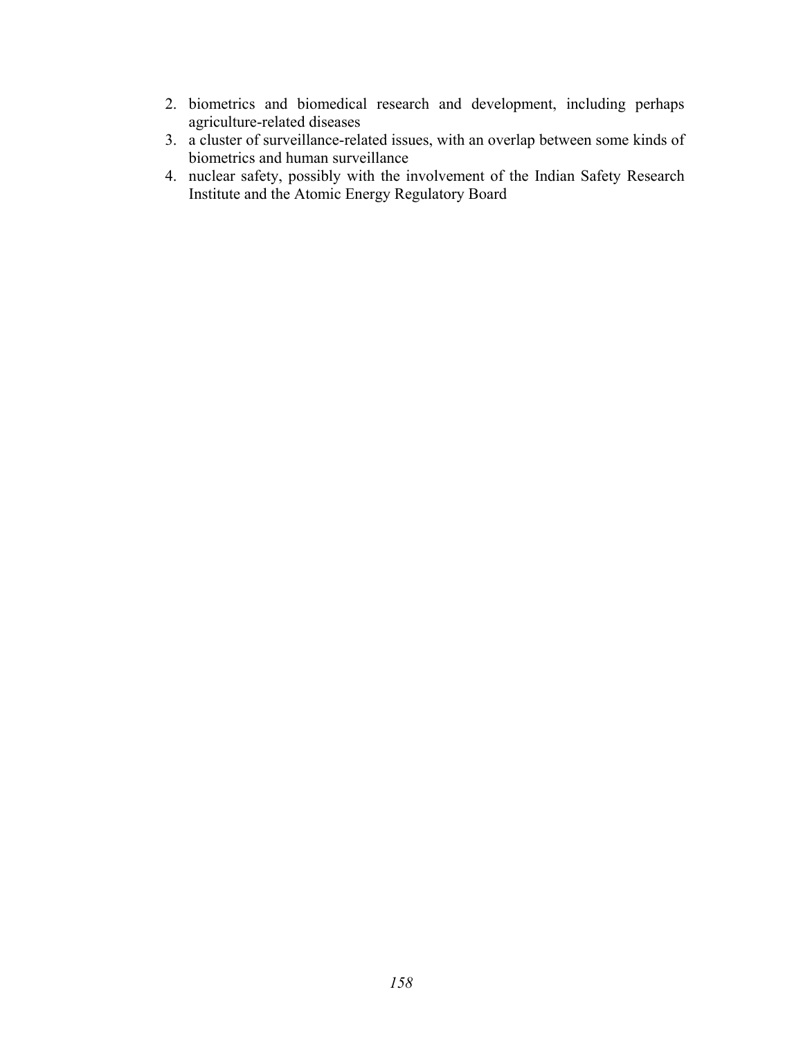2. biometrics and biomedical research and development, including perhaps agriculture-related diseases
3. a cluster of surveillance-related issues, with an overlap between some kinds of biometrics and human surveillance
4. nuclear safety, possibly with the involvement of the Indian Safety Research Institute and the Atomic Energy Regulatory Board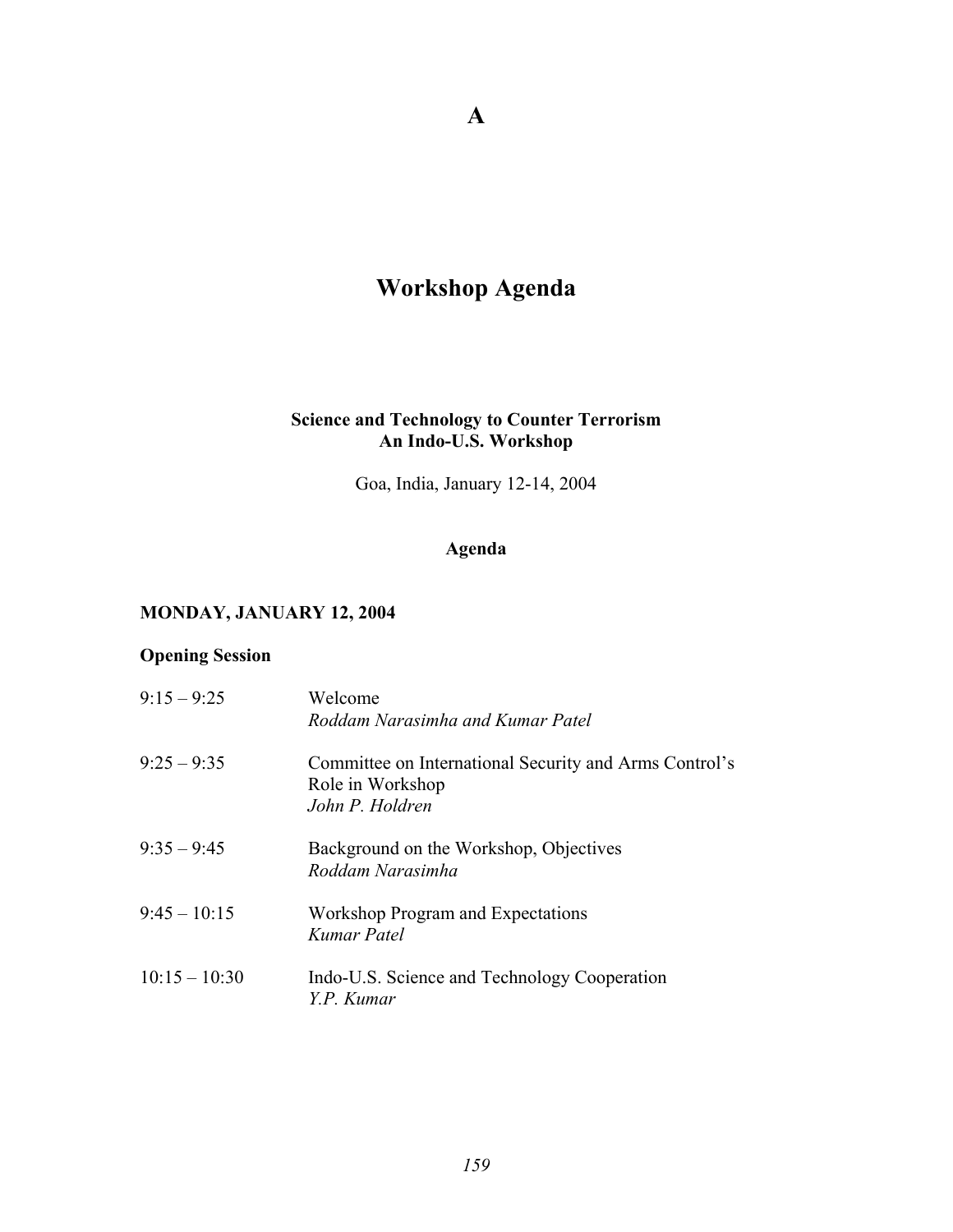# A

# Workshop Agenda

**Science and Technology to Counter Terrorism**
**An Indo-U.S. Workshop**

Goa, India, January 12-14, 2004

**Agenda**

**MONDAY, JANUARY 12, 2004**

**Opening Session**

| | |
|---|---|
| 9:15 – 9:25 | Welcome<br>*Roddam Narasimha and Kumar Patel* |
| 9:25 – 9:35 | Committee on International Security and Arms Control's Role in Workshop<br>*John P. Holdren* |
| 9:35 – 9:45 | Background on the Workshop, Objectives<br>*Roddam Narasimha* |
| 9:45 – 10:15 | Workshop Program and Expectations<br>*Kumar Patel* |
| 10:15 – 10:30 | Indo-U.S. Science and Technology Cooperation<br>*Y.P. Kumar* |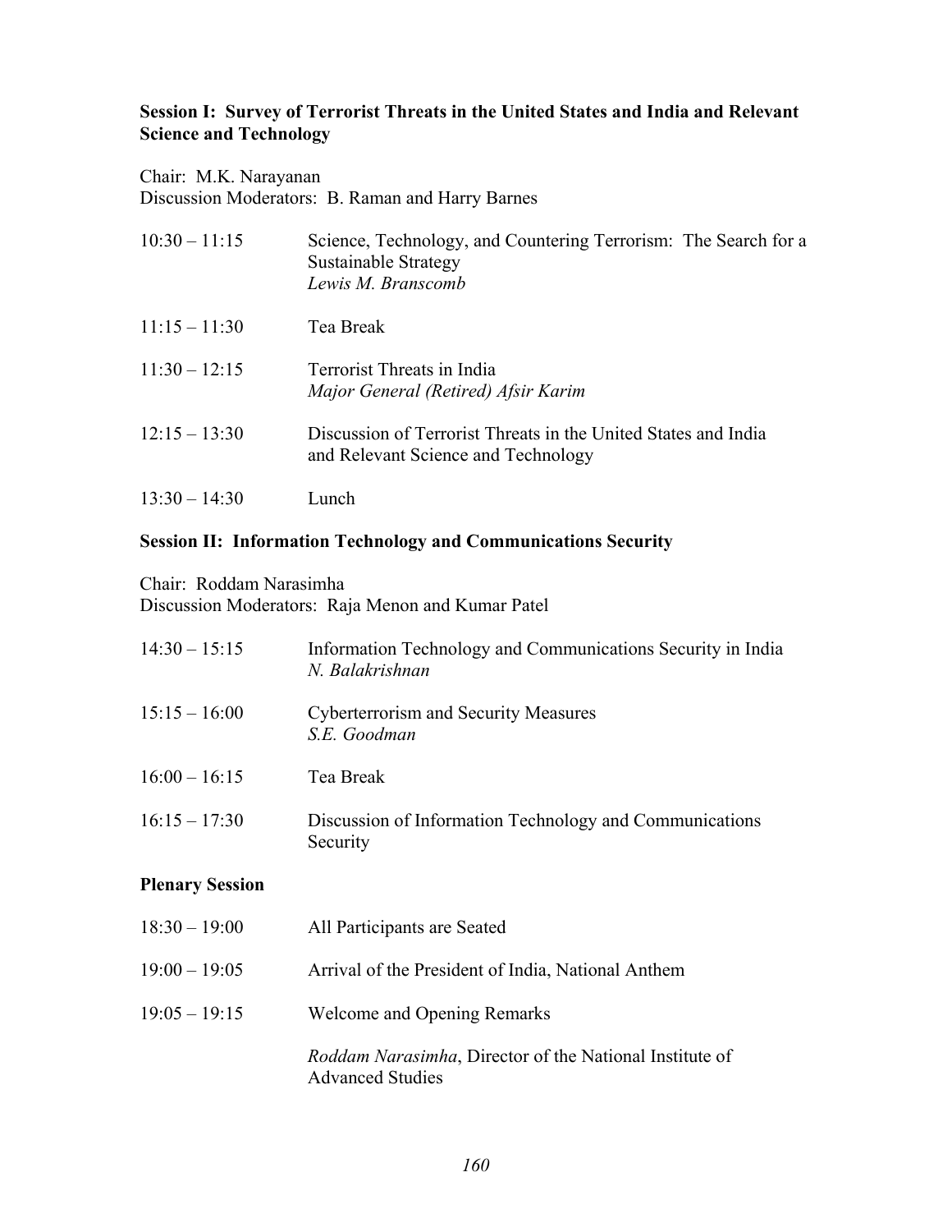### Session I: Survey of Terrorist Threats in the United States and India and Relevant Science and Technology

Chair: M.K. Narayanan
Discussion Moderators: B. Raman and Harry Barnes

| | |
|---|---|
| 10:30 – 11:15 | Science, Technology, and Countering Terrorism: The Search for a Sustainable Strategy<br>*Lewis M. Branscomb* |
| 11:15 – 11:30 | Tea Break |
| 11:30 – 12:15 | Terrorist Threats in India<br>*Major General (Retired) Afsir Karim* |
| 12:15 – 13:30 | Discussion of Terrorist Threats in the United States and India and Relevant Science and Technology |
| 13:30 – 14:30 | Lunch |

### Session II: Information Technology and Communications Security

Chair: Roddam Narasimha
Discussion Moderators: Raja Menon and Kumar Patel

| | |
|---|---|
| 14:30 – 15:15 | Information Technology and Communications Security in India<br>*N. Balakrishnan* |
| 15:15 – 16:00 | Cyberterrorism and Security Measures<br>*S.E. Goodman* |
| 16:00 – 16:15 | Tea Break |
| 16:15 – 17:30 | Discussion of Information Technology and Communications Security |

### Plenary Session

| | |
|---|---|
| 18:30 – 19:00 | All Participants are Seated |
| 19:00 – 19:05 | Arrival of the President of India, National Anthem |
| 19:05 – 19:15 | Welcome and Opening Remarks<br><br>*Roddam Narasimha*, Director of the National Institute of Advanced Studies |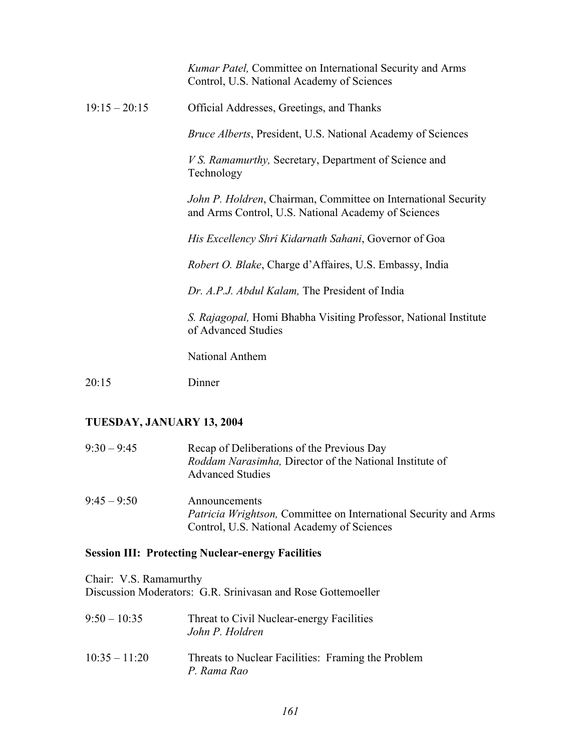| | |
|---|---|
| | *Kumar Patel,* Committee on International Security and Arms Control, U.S. National Academy of Sciences |
| 19:15 – 20:15 | Official Addresses, Greetings, and Thanks |
| | *Bruce Alberts*, President, U.S. National Academy of Sciences |
| | *V S. Ramamurthy,* Secretary, Department of Science and Technology |
| | *John P. Holdren*, Chairman, Committee on International Security and Arms Control, U.S. National Academy of Sciences |
| | *His Excellency Shri Kidarnath Sahani*, Governor of Goa |
| | *Robert O. Blake*, Charge d'Affaires, U.S. Embassy, India |
| | *Dr. A.P.J. Abdul Kalam,* The President of India |
| | *S. Rajagopal,* Homi Bhabha Visiting Professor, National Institute of Advanced Studies |
| | National Anthem |
| 20:15 | Dinner |

**TUESDAY, JANUARY 13, 2004**

| | |
|---|---|
| 9:30 – 9:45 | Recap of Deliberations of the Previous Day<br>*Roddam Narasimha,* Director of the National Institute of Advanced Studies |
| 9:45 – 9:50 | Announcements<br>*Patricia Wrightson,* Committee on International Security and Arms Control, U.S. National Academy of Sciences |

**Session III: Protecting Nuclear-energy Facilities**

Chair: V.S. Ramamurthy
Discussion Moderators: G.R. Srinivasan and Rose Gottemoeller

| | |
|---|---|
| 9:50 – 10:35 | Threat to Civil Nuclear-energy Facilities<br>*John P. Holdren* |
| 10:35 – 11:20 | Threats to Nuclear Facilities: Framing the Problem<br>*P. Rama Rao* |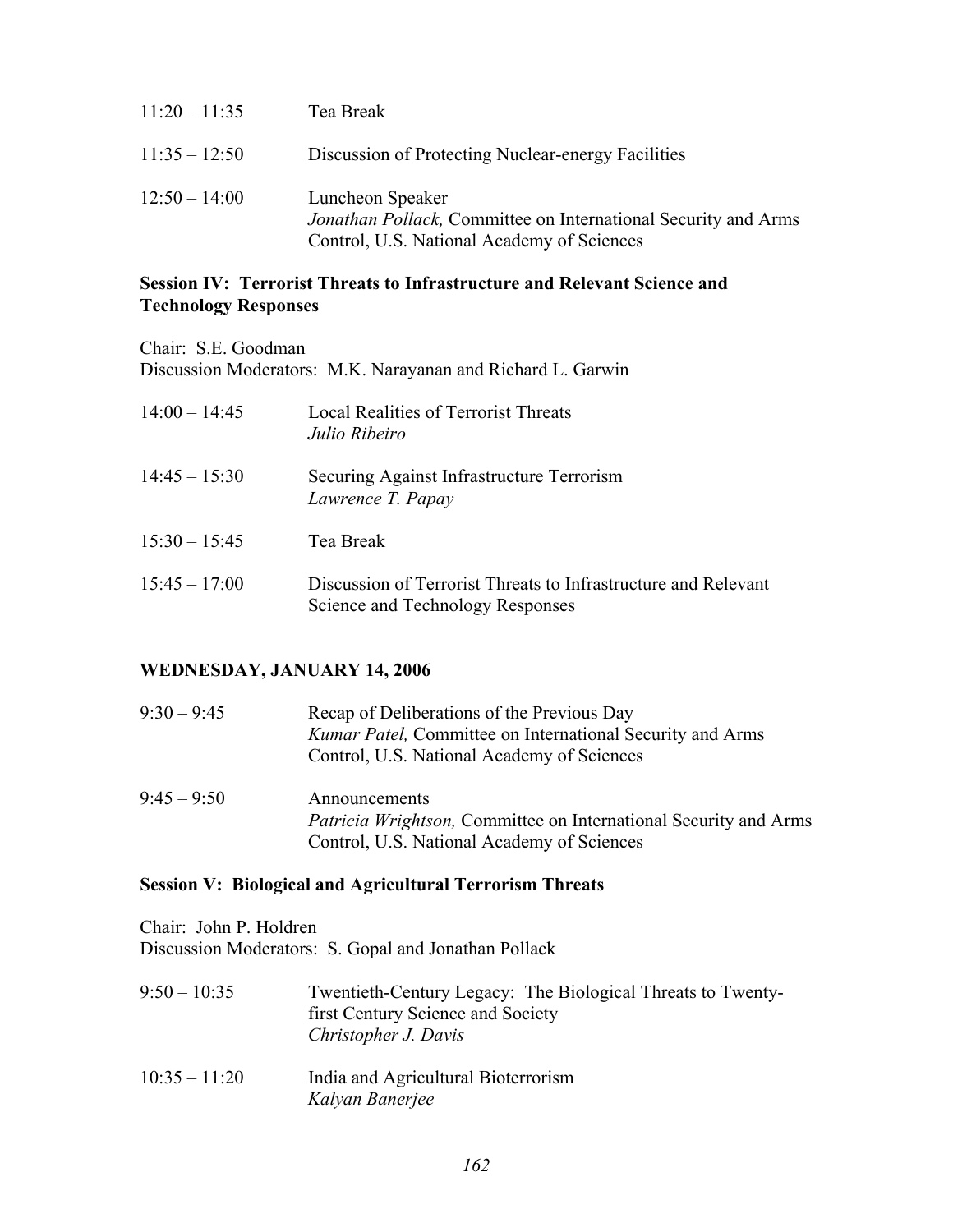| | |
|---|---|
| 11:20 – 11:35 | Tea Break |
| 11:35 – 12:50 | Discussion of Protecting Nuclear-energy Facilities |
| 12:50 – 14:00 | Luncheon Speaker<br>*Jonathan Pollack,* Committee on International Security and Arms Control, U.S. National Academy of Sciences |

### Session IV: Terrorist Threats to Infrastructure and Relevant Science and Technology Responses

Chair: S.E. Goodman
Discussion Moderators: M.K. Narayanan and Richard L. Garwin

| | |
|---|---|
| 14:00 – 14:45 | Local Realities of Terrorist Threats<br>*Julio Ribeiro* |
| 14:45 – 15:30 | Securing Against Infrastructure Terrorism<br>*Lawrence T. Papay* |
| 15:30 – 15:45 | Tea Break |
| 15:45 – 17:00 | Discussion of Terrorist Threats to Infrastructure and Relevant Science and Technology Responses |

### WEDNESDAY, JANUARY 14, 2006

| | |
|---|---|
| 9:30 – 9:45 | Recap of Deliberations of the Previous Day<br>*Kumar Patel,* Committee on International Security and Arms Control, U.S. National Academy of Sciences |
| 9:45 – 9:50 | Announcements<br>*Patricia Wrightson,* Committee on International Security and Arms Control, U.S. National Academy of Sciences |

### Session V: Biological and Agricultural Terrorism Threats

Chair: John P. Holdren
Discussion Moderators: S. Gopal and Jonathan Pollack

| | |
|---|---|
| 9:50 – 10:35 | Twentieth-Century Legacy: The Biological Threats to Twenty-first Century Science and Society<br>*Christopher J. Davis* |
| 10:35 – 11:20 | India and Agricultural Bioterrorism<br>*Kalyan Banerjee* |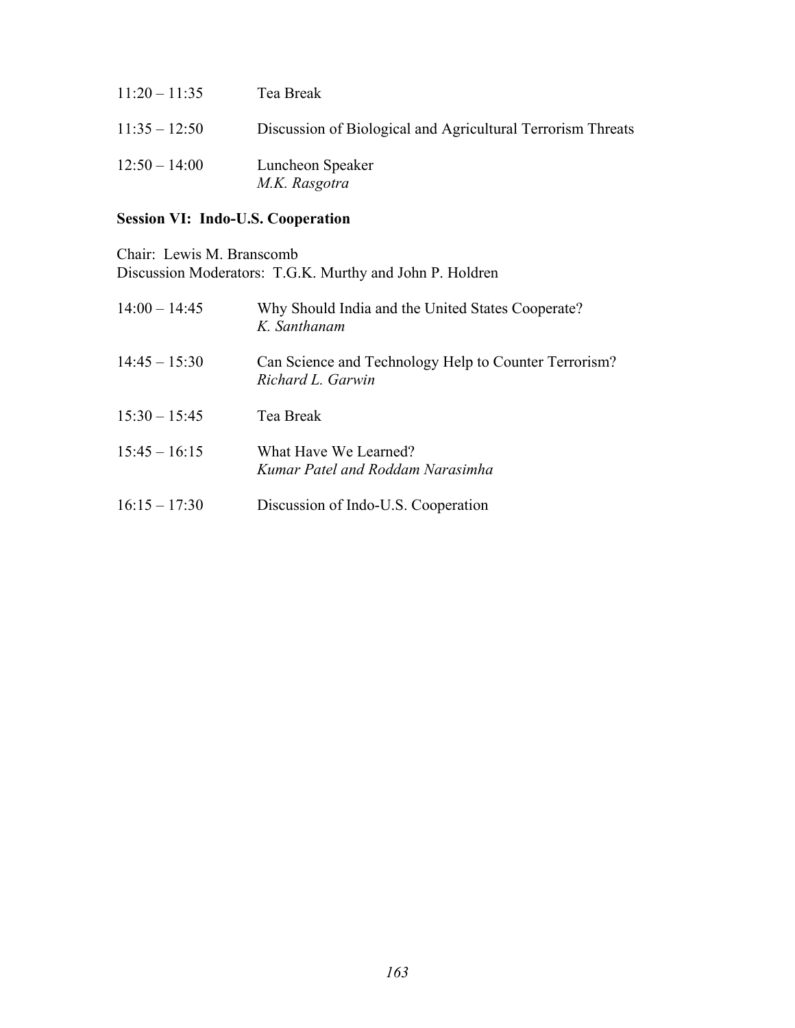11:20 – 11:35 Tea Break

11:35 – 12:50 Discussion of Biological and Agricultural Terrorism Threats

12:50 – 14:00 Luncheon Speaker
*M.K. Rasgotra*

**Session VI: Indo-U.S. Cooperation**

Chair: Lewis M. Branscomb
Discussion Moderators: T.G.K. Murthy and John P. Holdren

14:00 – 14:45 Why Should India and the United States Cooperate?
*K. Santhanam*

14:45 – 15:30 Can Science and Technology Help to Counter Terrorism?
*Richard L. Garwin*

15:30 – 15:45 Tea Break

15:45 – 16:15 What Have We Learned?
*Kumar Patel and Roddam Narasimha*

16:15 – 17:30 Discussion of Indo-U.S. Cooperation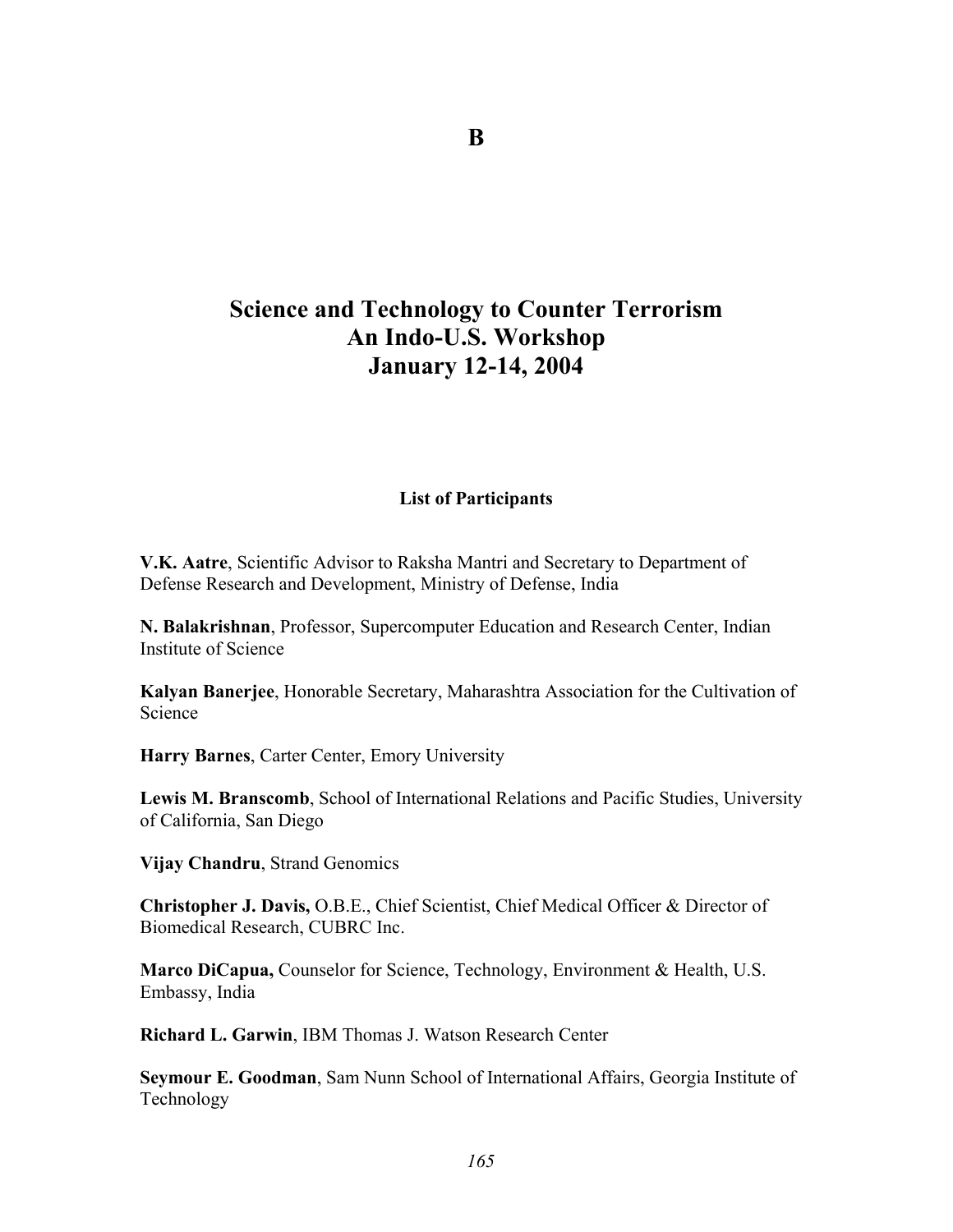# B

# Science and Technology to Counter Terrorism
# An Indo-U.S. Workshop
# January 12-14, 2004

### List of Participants

**V.K. Aatre**, Scientific Advisor to Raksha Mantri and Secretary to Department of Defense Research and Development, Ministry of Defense, India

**N. Balakrishnan**, Professor, Supercomputer Education and Research Center, Indian Institute of Science

**Kalyan Banerjee**, Honorable Secretary, Maharashtra Association for the Cultivation of Science

**Harry Barnes**, Carter Center, Emory University

**Lewis M. Branscomb**, School of International Relations and Pacific Studies, University of California, San Diego

**Vijay Chandru**, Strand Genomics

**Christopher J. Davis,** O.B.E., Chief Scientist, Chief Medical Officer & Director of Biomedical Research, CUBRC Inc.

**Marco DiCapua,** Counselor for Science, Technology, Environment & Health, U.S. Embassy, India

**Richard L. Garwin**, IBM Thomas J. Watson Research Center

**Seymour E. Goodman**, Sam Nunn School of International Affairs, Georgia Institute of Technology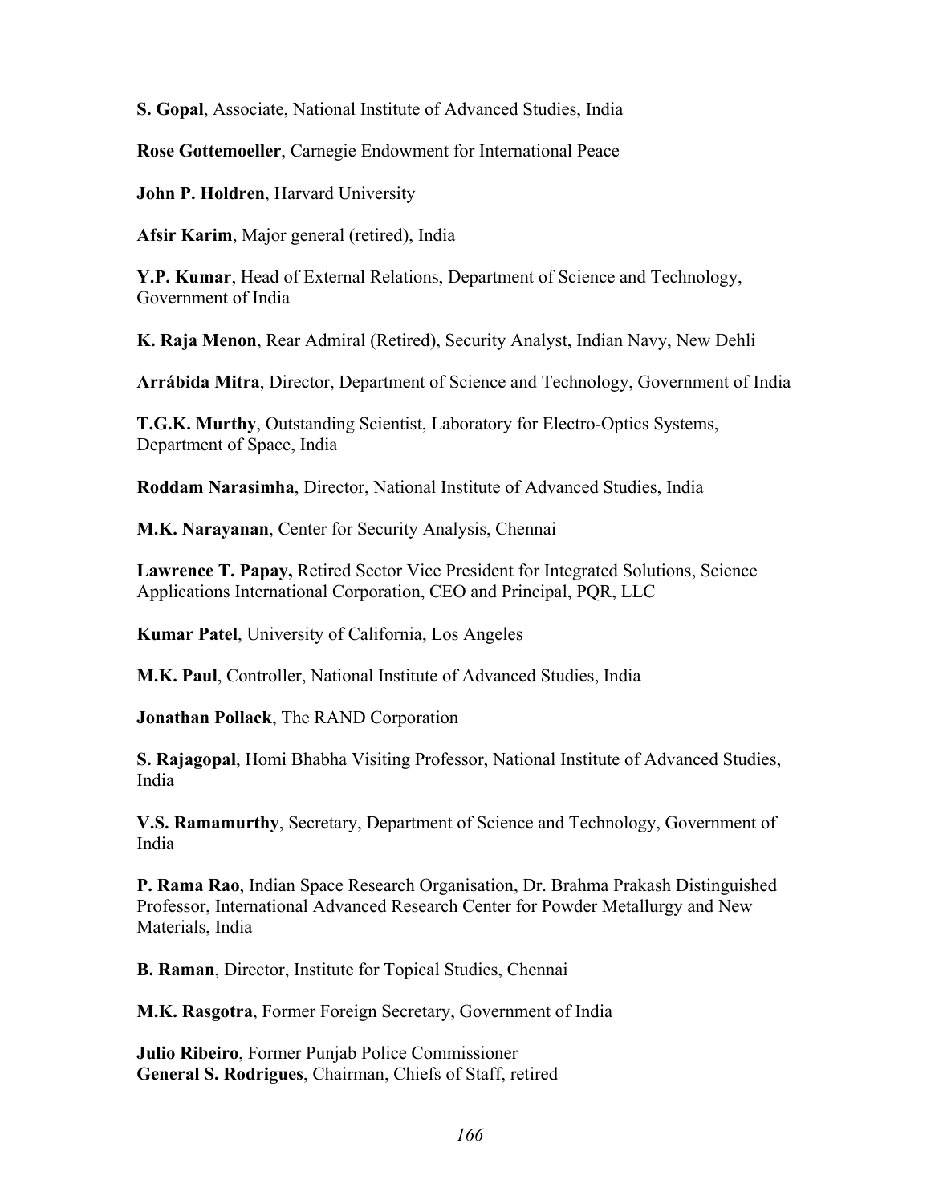**S. Gopal**, Associate, National Institute of Advanced Studies, India

**Rose Gottemoeller**, Carnegie Endowment for International Peace

**John P. Holdren**, Harvard University

**Afsir Karim**, Major general (retired), India

**Y.P. Kumar**, Head of External Relations, Department of Science and Technology, Government of India

**K. Raja Menon**, Rear Admiral (Retired), Security Analyst, Indian Navy, New Dehli

**Arrábida Mitra**, Director, Department of Science and Technology, Government of India

**T.G.K. Murthy**, Outstanding Scientist, Laboratory for Electro-Optics Systems, Department of Space, India

**Roddam Narasimha**, Director, National Institute of Advanced Studies, India

**M.K. Narayanan**, Center for Security Analysis, Chennai

**Lawrence T. Papay,** Retired Sector Vice President for Integrated Solutions, Science Applications International Corporation, CEO and Principal, PQR, LLC

**Kumar Patel**, University of California, Los Angeles

**M.K. Paul**, Controller, National Institute of Advanced Studies, India

**Jonathan Pollack**, The RAND Corporation

**S. Rajagopal**, Homi Bhabha Visiting Professor, National Institute of Advanced Studies, India

**V.S. Ramamurthy**, Secretary, Department of Science and Technology, Government of India

**P. Rama Rao**, Indian Space Research Organisation, Dr. Brahma Prakash Distinguished Professor, International Advanced Research Center for Powder Metallurgy and New Materials, India

**B. Raman**, Director, Institute for Topical Studies, Chennai

**M.K. Rasgotra**, Former Foreign Secretary, Government of India

**Julio Ribeiro**, Former Punjab Police Commissioner
**General S. Rodrigues**, Chairman, Chiefs of Staff, retired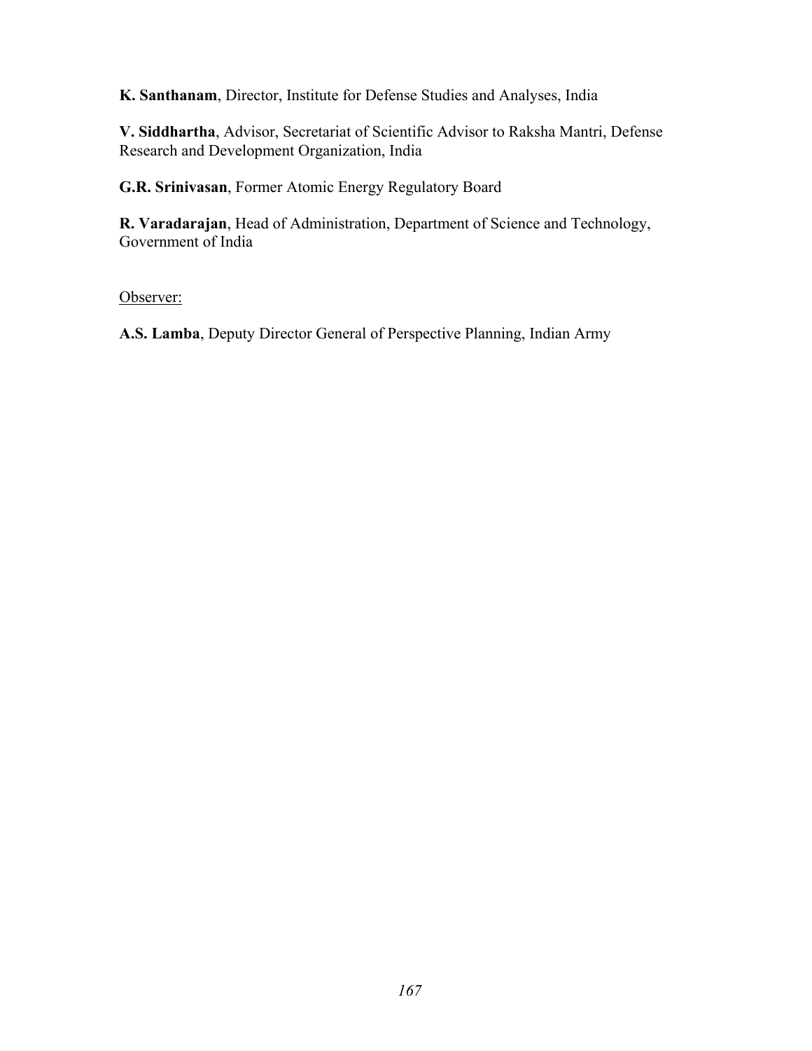**K. Santhanam**, Director, Institute for Defense Studies and Analyses, India

**V. Siddhartha**, Advisor, Secretariat of Scientific Advisor to Raksha Mantri, Defense Research and Development Organization, India

**G.R. Srinivasan**, Former Atomic Energy Regulatory Board

**R. Varadarajan**, Head of Administration, Department of Science and Technology, Government of India

Observer:

**A.S. Lamba**, Deputy Director General of Perspective Planning, Indian Army